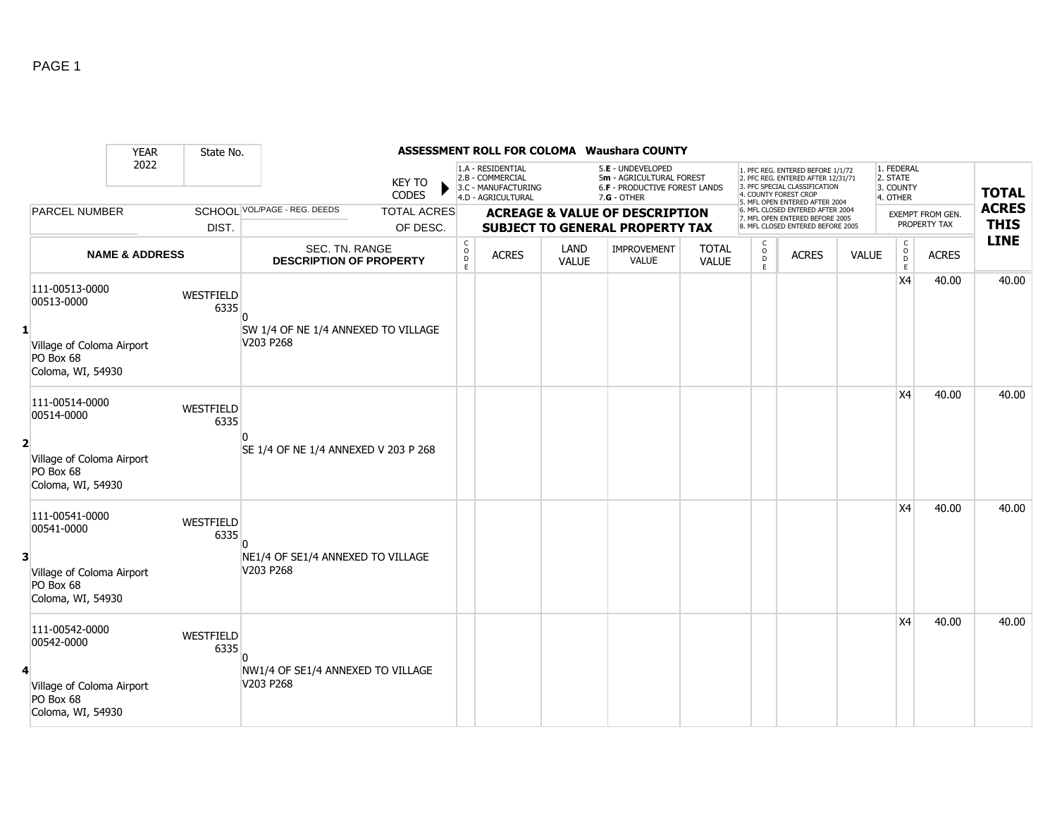**ASSESSMENT ROLL FOR COLOMA Waushara COUNTY**

| YEAR | State No. | | | | | | |
|---|---|---|---|---|---|---|---|
| 2022 | | | | | | | |

KEY TO CODES:
- 1.A - RESIDENTIAL
- 2.B - COMMERCIAL
- 3.C - MANUFACTURING
- 4.D - AGRICULTURAL
- 5.E - UNDEVELOPED
- 5m - AGRICULTURAL FOREST
- 6.F - PRODUCTIVE FOREST LANDS
- 7.G - OTHER

- 1. PFC REG. ENTERED BEFORE 1/1/72
- 2. PFC REG. ENTERED AFTER 12/31/71
- 3. PFC SPECIAL CLASSIFICATION
- 4. COUNTY FOREST CROP
- 5. MFL OPEN ENTERED AFTER 2004
- 6. MFL CLOSED ENTERED AFTER 2004
- 7. MFL OPEN ENTERED BEFORE 2005
- 8. MFL CLOSED ENTERED BEFORE 2005

- 1. FEDERAL
- 2. STATE
- 3. COUNTY
- 4. OTHER

| | PARCEL NUMBER / NAME & ADDRESS | SCHOOL DIST. | VOL/PAGE - REG. DEEDS / SEC. TN. RANGE DESCRIPTION OF PROPERTY | TOTAL ACRES OF DESC. | CODE | ACRES | LAND VALUE | IMPROVEMENT VALUE | TOTAL VALUE | CODE | ACRES | VALUE | EXEMPT FROM GEN. PROPERTY TAX CODE | EXEMPT FROM GEN. PROPERTY TAX ACRES | TOTAL ACRES THIS LINE |
|---|---|---|---|---|---|---|---|---|---|---|---|---|---|---|---|
| 1 | 111-00513-0000<br>00513-0000<br>Village of Coloma Airport<br>PO Box 68<br>Coloma, WI, 54930 | WESTFIELD 6335 | 0<br>SW 1/4 OF NE 1/4 ANNEXED TO VILLAGE V203 P268 | | | | | | | | | | X4 | 40.00 | 40.00 |
| 2 | 111-00514-0000<br>00514-0000<br>Village of Coloma Airport<br>PO Box 68<br>Coloma, WI, 54930 | WESTFIELD 6335 | 0<br>SE 1/4 OF NE 1/4 ANNEXED V 203 P 268 | | | | | | | | | | X4 | 40.00 | 40.00 |
| 3 | 111-00541-0000<br>00541-0000<br>Village of Coloma Airport<br>PO Box 68<br>Coloma, WI, 54930 | WESTFIELD 6335 | 0<br>NE1/4 OF SE1/4 ANNEXED TO VILLAGE V203 P268 | | | | | | | | | | X4 | 40.00 | 40.00 |
| 4 | 111-00542-0000<br>00542-0000<br>Village of Coloma Airport<br>PO Box 68<br>Coloma, WI, 54930 | WESTFIELD 6335 | 0<br>NW1/4 OF SE1/4 ANNEXED TO VILLAGE V203 P268 | | | | | | | | | | X4 | 40.00 | 40.00 |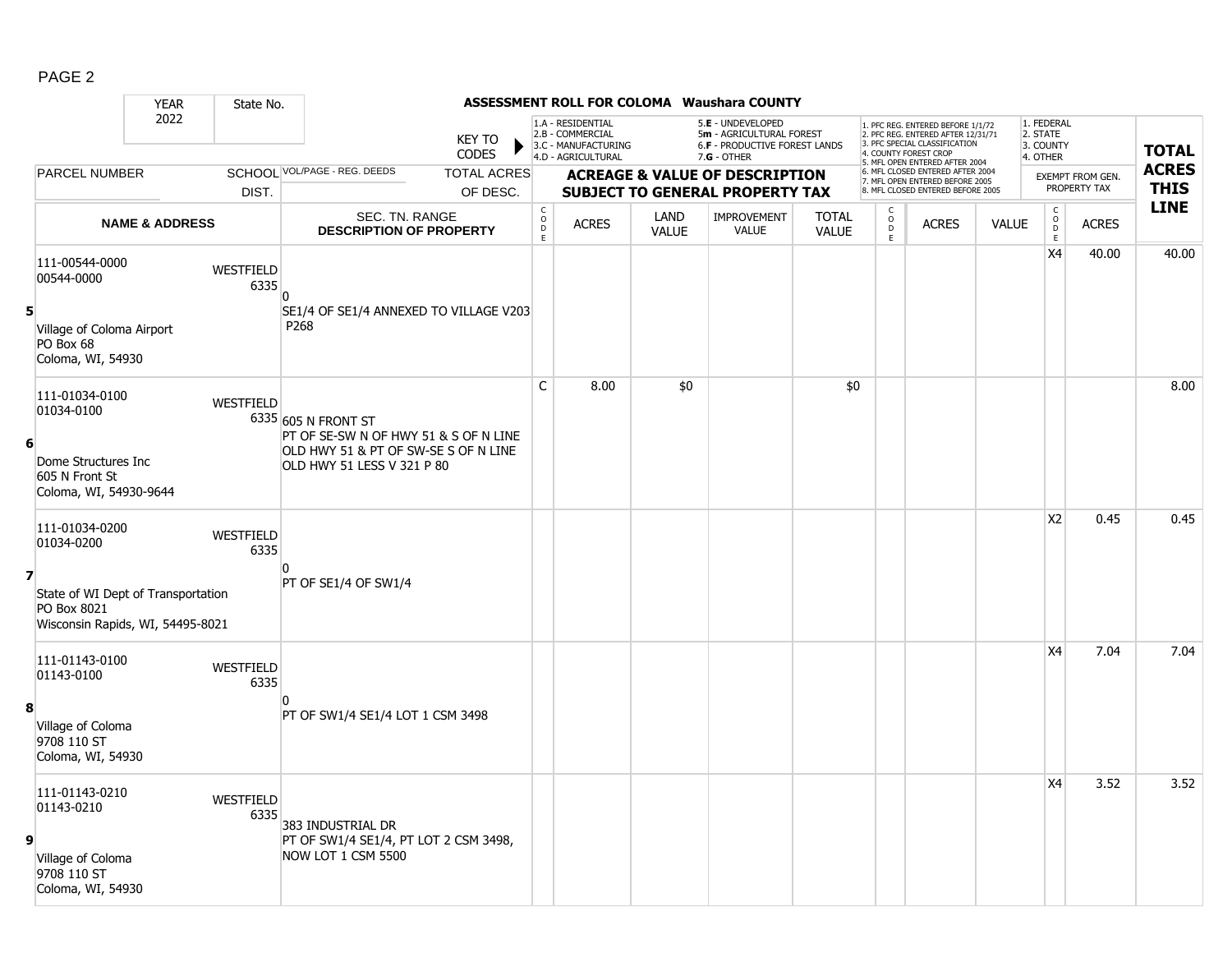## ASSESSMENT ROLL FOR COLOMA Waushara COUNTY

YEAR: 2022 | State No.

KEY TO CODES:
- 1.A - RESIDENTIAL
- 2.B - COMMERCIAL
- 3.C - MANUFACTURING
- 4.D - AGRICULTURAL
- 5.E - UNDEVELOPED
- 5m - AGRICULTURAL FOREST
- 6.F - PRODUCTIVE FOREST LANDS
- 7.G - OTHER

Forest crop codes:
1. PFC REG. ENTERED BEFORE 1/1/72
2. PFC REG. ENTERED AFTER 12/31/71
3. PFC SPECIAL CLASSIFICATION
4. COUNTY FOREST CROP
5. MFL OPEN ENTERED AFTER 2004
6. MFL CLOSED ENTERED AFTER 2004
7. MFL OPEN ENTERED BEFORE 2005
8. MFL CLOSED ENTERED BEFORE 2005

Exempt codes:
1. FEDERAL
2. STATE
3. COUNTY
4. OTHER

| | PARCEL NUMBER / NAME & ADDRESS | SCHOOL DIST. | VOL/PAGE - REG. DEEDS / SEC. TN. RANGE / DESCRIPTION OF PROPERTY | CODE | ACRES | LAND VALUE | IMPROVEMENT VALUE | TOTAL VALUE | CODE | ACRES | VALUE | CODE | EXEMPT ACRES | TOTAL ACRES THIS LINE |
|---|---|---|---|---|---|---|---|---|---|---|---|---|---|---|
| 5 | 111-00544-0000<br>00544-0000<br>Village of Coloma Airport<br>PO Box 68<br>Coloma, WI, 54930 | WESTFIELD 6335 | 0<br>SE1/4 OF SE1/4 ANNEXED TO VILLAGE V203 P268 | | | | | | | | | X4 | 40.00 | 40.00 |
| 6 | 111-01034-0100<br>01034-0100<br>Dome Structures Inc<br>605 N Front St<br>Coloma, WI, 54930-9644 | WESTFIELD 6335 | 605 N FRONT ST<br>PT OF SE-SW N OF HWY 51 & S OF N LINE OLD HWY 51 & PT OF SW-SE S OF N LINE OLD HWY 51 LESS V 321 P 80 | C | 8.00 | $0 | | $0 | | | | | | 8.00 |
| 7 | 111-01034-0200<br>01034-0200<br>State of WI Dept of Transportation<br>PO Box 8021<br>Wisconsin Rapids, WI, 54495-8021 | WESTFIELD 6335 | 0<br>PT OF SE1/4 OF SW1/4 | | | | | | | | | X2 | 0.45 | 0.45 |
| 8 | 111-01143-0100<br>01143-0100<br>Village of Coloma<br>9708 110 ST<br>Coloma, WI, 54930 | WESTFIELD 6335 | 0<br>PT OF SW1/4 SE1/4 LOT 1 CSM 3498 | | | | | | | | | X4 | 7.04 | 7.04 |
| 9 | 111-01143-0210<br>01143-0210<br>Village of Coloma<br>9708 110 ST<br>Coloma, WI, 54930 | WESTFIELD 6335 | 383 INDUSTRIAL DR<br>PT OF SW1/4 SE1/4, PT LOT 2 CSM 3498, NOW LOT 1 CSM 5500 | | | | | | | | | X4 | 3.52 | 3.52 |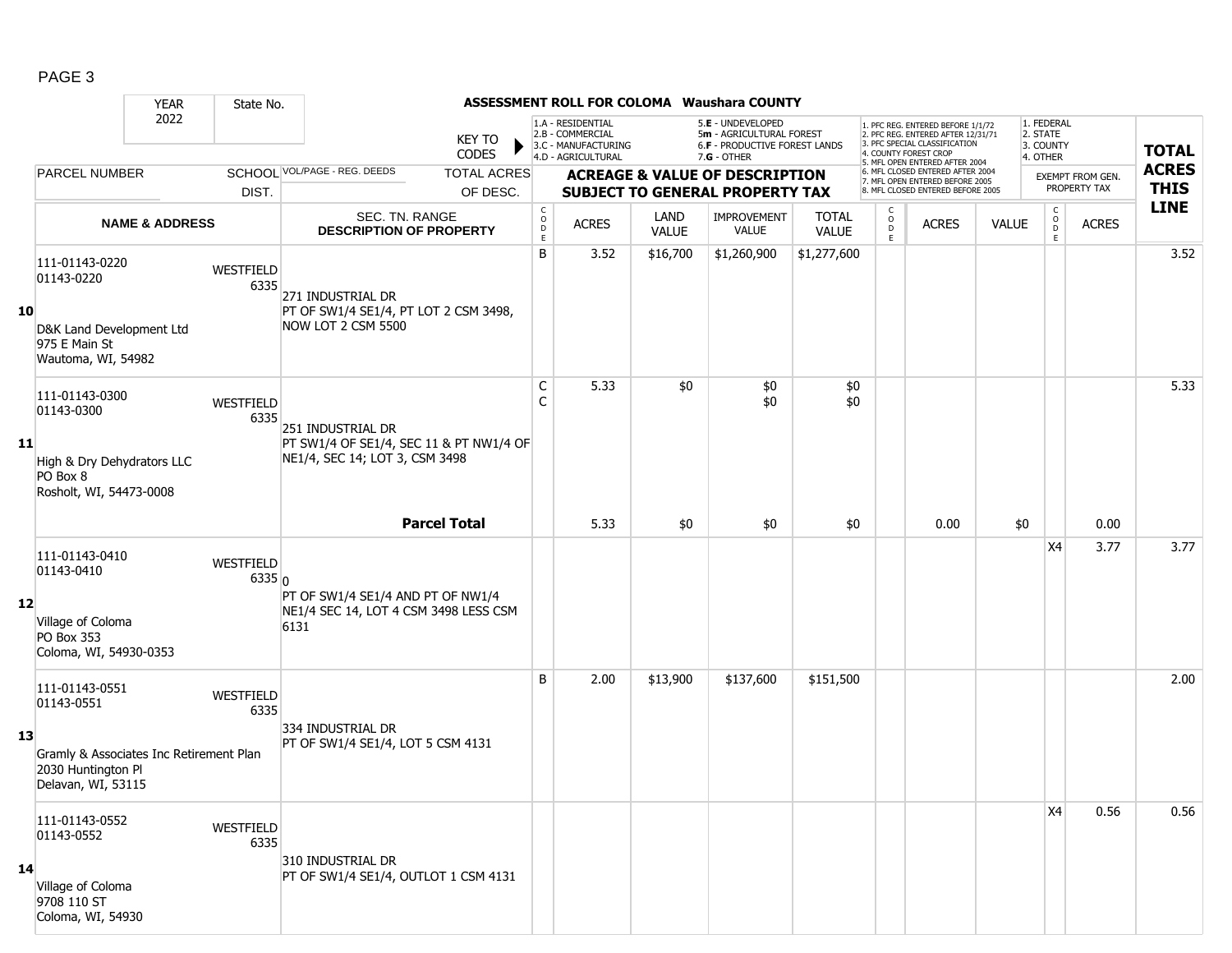# ASSESSMENT ROLL FOR COLOMA Waushara COUNTY

| YEAR | State No. |
|---|---|
| 2022 | |

KEY TO CODES:
- 1.A - RESIDENTIAL
- 2.B - COMMERCIAL
- 3.C - MANUFACTURING
- 4.D - AGRICULTURAL
- 5.E - UNDEVELOPED
- 5m - AGRICULTURAL FOREST
- 6.F - PRODUCTIVE FOREST LANDS
- 7.G - OTHER

- 1. PFC REG. ENTERED BEFORE 1/1/72
- 2. PFC REG. ENTERED AFTER 12/31/71
- 3. PFC SPECIAL CLASSIFICATION
- 4. COUNTY FOREST CROP
- 5. MFL OPEN ENTERED AFTER 2004
- 6. MFL CLOSED ENTERED AFTER 2004
- 7. MFL OPEN ENTERED BEFORE 2005
- 8. MFL CLOSED ENTERED BEFORE 2005

- 1. FEDERAL
- 2. STATE
- 3. COUNTY
- 4. OTHER

| | PARCEL NUMBER / NAME & ADDRESS | SCHOOL DIST. | VOL/PAGE - REG. DEEDS / SEC. TN. RANGE / DESCRIPTION OF PROPERTY | CODE | ACRES | LAND VALUE | IMPROVEMENT VALUE | TOTAL VALUE | CODE | ACRES | VALUE | CODE | EXEMPT ACRES | TOTAL ACRES THIS LINE |
|---|---|---|---|---|---|---|---|---|---|---|---|---|---|---|
| 10 | 111-01143-0220<br>01143-0220<br>D&K Land Development Ltd<br>975 E Main St<br>Wautoma, WI, 54982 | WESTFIELD 6335 | 271 INDUSTRIAL DR<br>PT OF SW1/4 SE1/4, PT LOT 2 CSM 3498, NOW LOT 2 CSM 5500 | B | 3.52 | $16,700 | $1,260,900 | $1,277,600 | | | | | | 3.52 |
| 11 | 111-01143-0300<br>01143-0300<br>High & Dry Dehydrators LLC<br>PO Box 8<br>Rosholt, WI, 54473-0008 | WESTFIELD 6335 | 251 INDUSTRIAL DR<br>PT SW1/4 OF SE1/4, SEC 11 & PT NW1/4 OF NE1/4, SEC 14; LOT 3, CSM 3498 | C<br>C | 5.33 | $0 | $0<br>$0 | $0<br>$0 | | | | | | 5.33 |
| | | | **Parcel Total** | | 5.33 | $0 | $0 | $0 | | 0.00 | $0 | | 0.00 | |
| 12 | 111-01143-0410<br>01143-0410<br>Village of Coloma<br>PO Box 353<br>Coloma, WI, 54930-0353 | WESTFIELD 6335 | 0<br>PT OF SW1/4 SE1/4 AND PT OF NW1/4 NE1/4 SEC 14, LOT 4 CSM 3498 LESS CSM 6131 | | | | | | | | | X4 | 3.77 | 3.77 |
| 13 | 111-01143-0551<br>01143-0551<br>Gramly & Associates Inc Retirement Plan<br>2030 Huntington Pl<br>Delavan, WI, 53115 | WESTFIELD 6335 | 334 INDUSTRIAL DR<br>PT OF SW1/4 SE1/4, LOT 5 CSM 4131 | B | 2.00 | $13,900 | $137,600 | $151,500 | | | | | | 2.00 |
| 14 | 111-01143-0552<br>01143-0552<br>Village of Coloma<br>9708 110 ST<br>Coloma, WI, 54930 | WESTFIELD 6335 | 310 INDUSTRIAL DR<br>PT OF SW1/4 SE1/4, OUTLOT 1 CSM 4131 | | | | | | | | | X4 | 0.56 | 0.56 |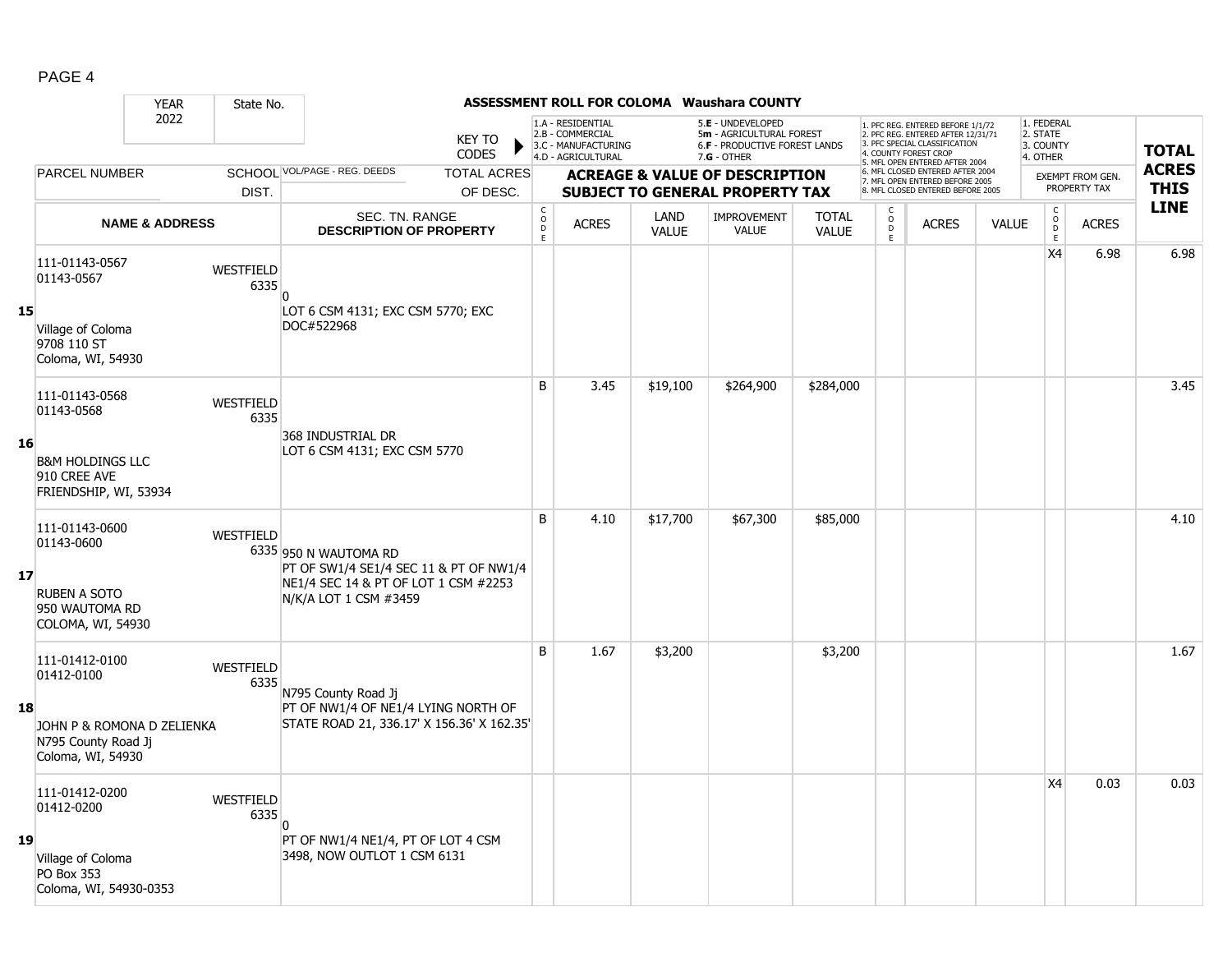PAGE 4

**ASSESSMENT ROLL FOR COLOMA Waushara COUNTY**

| YEAR | State No. |
|---|---|
| 2022 | |

KEY TO CODES:
1.A - RESIDENTIAL
2.B - COMMERCIAL
3.C - MANUFACTURING
4.D - AGRICULTURAL
5.E - UNDEVELOPED
5m - AGRICULTURAL FOREST
6.F - PRODUCTIVE FOREST LANDS
7.G - OTHER

1. PFC REG. ENTERED BEFORE 1/1/72
2. PFC REG. ENTERED AFTER 12/31/71
3. PFC SPECIAL CLASSIFICATION
4. COUNTY FOREST CROP
5. MFL OPEN ENTERED AFTER 2004
6. MFL CLOSED ENTERED AFTER 2004
7. MFL OPEN ENTERED BEFORE 2005
8. MFL CLOSED ENTERED BEFORE 2005

1. FEDERAL
2. STATE
3. COUNTY
4. OTHER

| LINE | PARCEL NUMBER / NAME & ADDRESS | SCHOOL DIST. | VOL/PAGE - REG. DEEDS / SEC. TN. RANGE / DESCRIPTION OF PROPERTY | CODE | ACRES | LAND VALUE | IMPROVEMENT VALUE | TOTAL VALUE | CODE | ACRES | VALUE | CODE | EXEMPT ACRES | TOTAL ACRES THIS LINE |
|---|---|---|---|---|---|---|---|---|---|---|---|---|---|---|
| 15 | 111-01143-0567<br>01143-0567<br>Village of Coloma<br>9708 110 ST<br>Coloma, WI, 54930 | WESTFIELD 6335 | 0<br>LOT 6 CSM 4131; EXC CSM 5770; EXC DOC#522968 | | | | | | | | | X4 | 6.98 | 6.98 |
| 16 | 111-01143-0568<br>01143-0568<br>B&M HOLDINGS LLC<br>910 CREE AVE<br>FRIENDSHIP, WI, 53934 | WESTFIELD 6335 | 368 INDUSTRIAL DR<br>LOT 6 CSM 4131; EXC CSM 5770 | B | 3.45 | $19,100 | $264,900 | $284,000 | | | | | | 3.45 |
| 17 | 111-01143-0600<br>01143-0600<br>RUBEN A SOTO<br>950 WAUTOMA RD<br>COLOMA, WI, 54930 | WESTFIELD 6335 | 950 N WAUTOMA RD<br>PT OF SW1/4 SE1/4 SEC 11 & PT OF NW1/4 NE1/4 SEC 14 & PT OF LOT 1 CSM #2253 N/K/A LOT 1 CSM #3459 | B | 4.10 | $17,700 | $67,300 | $85,000 | | | | | | 4.10 |
| 18 | 111-01412-0100<br>01412-0100<br>JOHN P & ROMONA D ZELIENKA<br>N795 County Road Jj<br>Coloma, WI, 54930 | WESTFIELD 6335 | N795 County Road Jj<br>PT OF NW1/4 OF NE1/4 LYING NORTH OF STATE ROAD 21, 336.17' X 156.36' X 162.35' | B | 1.67 | $3,200 | | $3,200 | | | | | | 1.67 |
| 19 | 111-01412-0200<br>01412-0200<br>Village of Coloma<br>PO Box 353<br>Coloma, WI, 54930-0353 | WESTFIELD 6335 | 0<br>PT OF NW1/4 NE1/4, PT OF LOT 4 CSM 3498, NOW OUTLOT 1 CSM 6131 | | | | | | | | | X4 | 0.03 | 0.03 |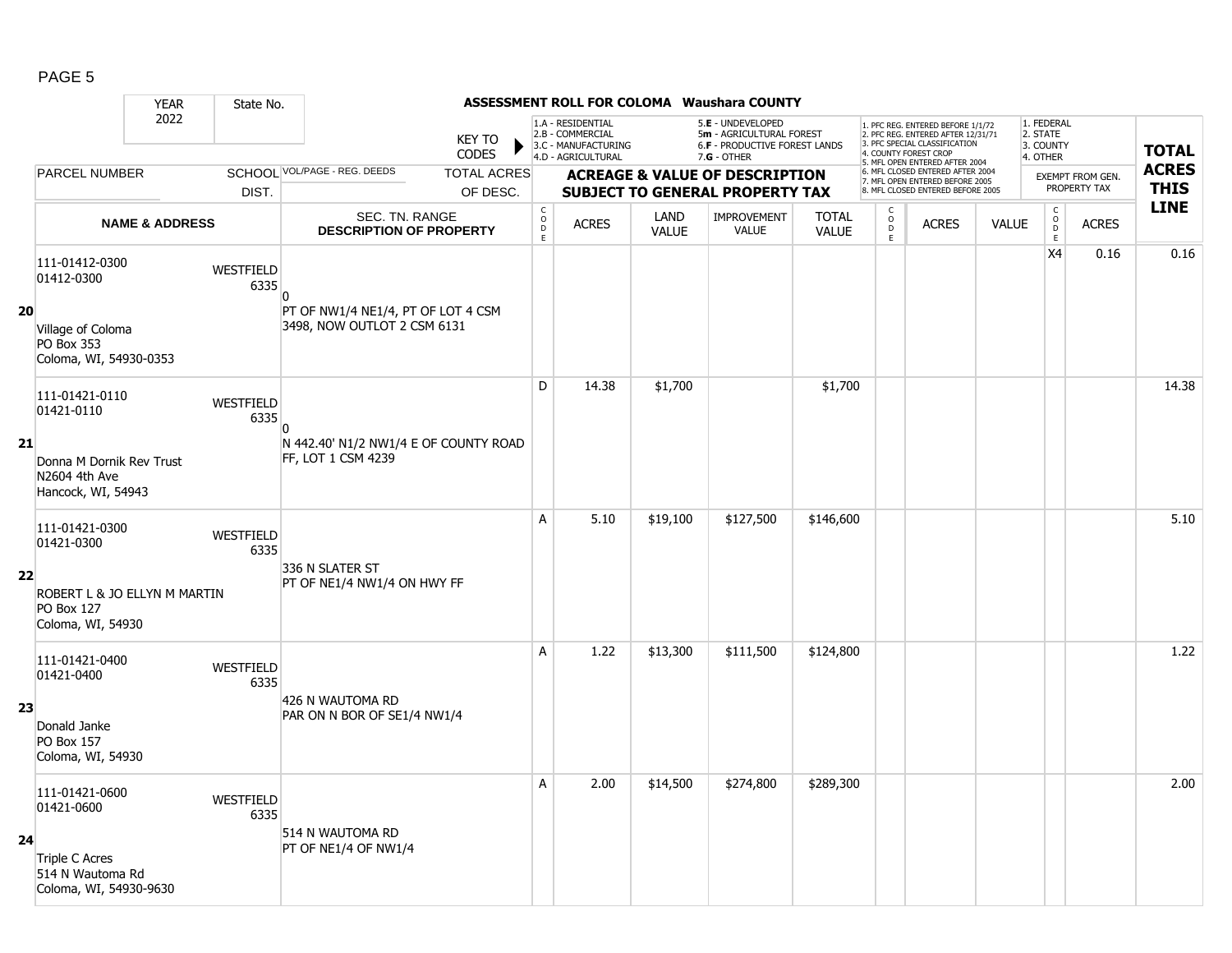# ASSESSMENT ROLL FOR COLOMA Waushara COUNTY

| YEAR | State No. | | | |
|---|---|---|---|---|
| 2022 | | | | |

KEY TO CODES:
- 1.A - RESIDENTIAL
- 2.B - COMMERCIAL
- 3.C - MANUFACTURING
- 4.D - AGRICULTURAL
- 5.E - UNDEVELOPED
- 5m - AGRICULTURAL FOREST
- 6.F - PRODUCTIVE FOREST LANDS
- 7.G - OTHER

- 1. PFC REG. ENTERED BEFORE 1/1/72
- 2. PFC REG. ENTERED AFTER 12/31/71
- 3. PFC SPECIAL CLASSIFICATION
- 4. COUNTY FOREST CROP
- 5. MFL OPEN ENTERED AFTER 2004
- 6. MFL CLOSED ENTERED AFTER 2004
- 7. MFL OPEN ENTERED BEFORE 2005
- 8. MFL CLOSED ENTERED BEFORE 2005

- 1. FEDERAL
- 2. STATE
- 3. COUNTY
- 4. OTHER

| | PARCEL NUMBER / NAME & ADDRESS | SCHOOL DIST. | VOL/PAGE - REG. DEEDS / SEC. TN. RANGE / DESCRIPTION OF PROPERTY | CODE | ACRES | LAND VALUE | IMPROVEMENT VALUE | TOTAL VALUE | CODE | ACRES | VALUE | CODE | EXEMPT FROM GEN. PROPERTY TAX ACRES | TOTAL ACRES THIS LINE |
|---|---|---|---|---|---|---|---|---|---|---|---|---|---|---|
| 20 | 111-01412-0300<br>01412-0300<br><br>Village of Coloma<br>PO Box 353<br>Coloma, WI, 54930-0353 | WESTFIELD 6335 | 0<br>PT OF NW1/4 NE1/4, PT OF LOT 4 CSM 3498, NOW OUTLOT 2 CSM 6131 | | | | | | | | | X4 | 0.16 | 0.16 |
| 21 | 111-01421-0110<br>01421-0110<br><br>Donna M Dornik Rev Trust<br>N2604 4th Ave<br>Hancock, WI, 54943 | WESTFIELD 6335 | 0<br>N 442.40' N1/2 NW1/4 E OF COUNTY ROAD FF, LOT 1 CSM 4239 | D | 14.38 | $1,700 | | $1,700 | | | | | | 14.38 |
| 22 | 111-01421-0300<br>01421-0300<br><br>ROBERT L & JO ELLYN M MARTIN<br>PO Box 127<br>Coloma, WI, 54930 | WESTFIELD 6335 | 336 N SLATER ST<br>PT OF NE1/4 NW1/4 ON HWY FF | A | 5.10 | $19,100 | $127,500 | $146,600 | | | | | | 5.10 |
| 23 | 111-01421-0400<br>01421-0400<br><br>Donald Janke<br>PO Box 157<br>Coloma, WI, 54930 | WESTFIELD 6335 | 426 N WAUTOMA RD<br>PAR ON N BOR OF SE1/4 NW1/4 | A | 1.22 | $13,300 | $111,500 | $124,800 | | | | | | 1.22 |
| 24 | 111-01421-0600<br>01421-0600<br><br>Triple C Acres<br>514 N Wautoma Rd<br>Coloma, WI, 54930-9630 | WESTFIELD 6335 | 514 N WAUTOMA RD<br>PT OF NE1/4 OF NW1/4 | A | 2.00 | $14,500 | $274,800 | $289,300 | | | | | | 2.00 |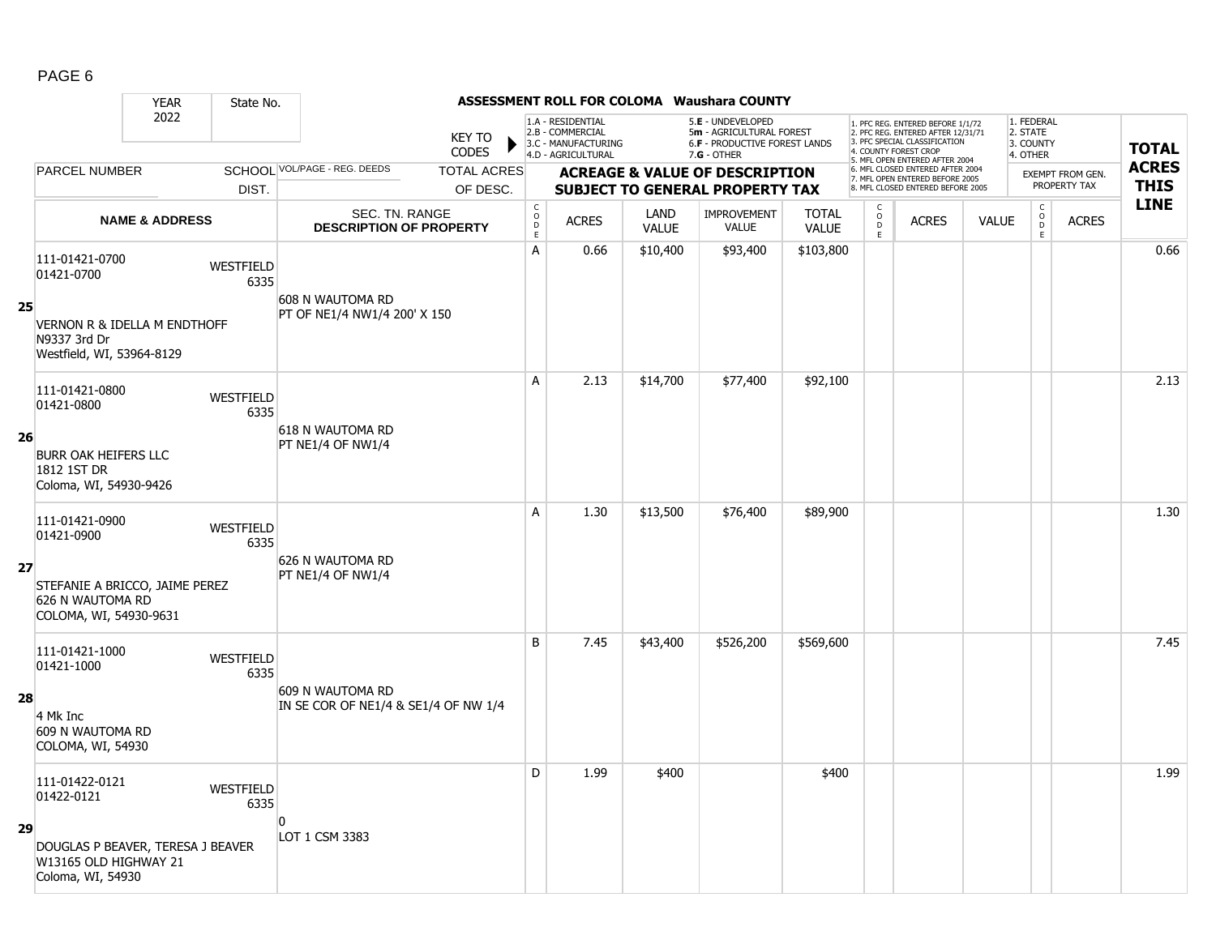# ASSESSMENT ROLL FOR COLOMA Waushara COUNTY

| YEAR | State No. | | |
|---|---|---|---|
| 2022 | | | |

KEY TO CODES:
1.A - RESIDENTIAL, 2.B - COMMERCIAL, 3.C - MANUFACTURING, 4.D - AGRICULTURAL, 5.E - UNDEVELOPED, 5m - AGRICULTURAL FOREST, 6.F - PRODUCTIVE FOREST LANDS, 7.G - OTHER

1. PFC REG. ENTERED BEFORE 1/1/72, 2. PFC REG. ENTERED AFTER 12/31/71, 3. PFC SPECIAL CLASSIFICATION, 4. COUNTY FOREST CROP, 5. MFL OPEN ENTERED AFTER 2004, 6. MFL CLOSED ENTERED AFTER 2004, 7. MFL OPEN ENTERED BEFORE 2005, 8. MFL CLOSED ENTERED BEFORE 2005

1. FEDERAL, 2. STATE, 3. COUNTY, 4. OTHER

| | PARCEL NUMBER / NAME & ADDRESS | SCHOOL DIST. | VOL/PAGE - REG. DEEDS / SEC. TN. RANGE / DESCRIPTION OF PROPERTY | CODE | ACRES | LAND VALUE | IMPROVEMENT VALUE | TOTAL VALUE | CODE | ACRES | VALUE | CODE | EXEMPT FROM GEN. PROPERTY TAX ACRES | TOTAL ACRES THIS LINE |
|---|---|---|---|---|---|---|---|---|---|---|---|---|---|---|
| 25 | 111-01421-0700<br>01421-0700<br><br>VERNON R & IDELLA M ENDTHOFF<br>N9337 3rd Dr<br>Westfield, WI, 53964-8129 | WESTFIELD 6335 | 608 N WAUTOMA RD<br>PT OF NE1/4 NW1/4 200' X 150 | A | 0.66 | $10,400 | $93,400 | $103,800 | | | | | | 0.66 |
| 26 | 111-01421-0800<br>01421-0800<br><br>BURR OAK HEIFERS LLC<br>1812 1ST DR<br>Coloma, WI, 54930-9426 | WESTFIELD 6335 | 618 N WAUTOMA RD<br>PT NE1/4 OF NW1/4 | A | 2.13 | $14,700 | $77,400 | $92,100 | | | | | | 2.13 |
| 27 | 111-01421-0900<br>01421-0900<br><br>STEFANIE A BRICCO, JAIME PEREZ<br>626 N WAUTOMA RD<br>COLOMA, WI, 54930-9631 | WESTFIELD 6335 | 626 N WAUTOMA RD<br>PT NE1/4 OF NW1/4 | A | 1.30 | $13,500 | $76,400 | $89,900 | | | | | | 1.30 |
| 28 | 111-01421-1000<br>01421-1000<br><br>4 Mk Inc<br>609 N WAUTOMA RD<br>COLOMA, WI, 54930 | WESTFIELD 6335 | 609 N WAUTOMA RD<br>IN SE COR OF NE1/4 & SE1/4 OF NW 1/4 | B | 7.45 | $43,400 | $526,200 | $569,600 | | | | | | 7.45 |
| 29 | 111-01422-0121<br>01422-0121<br><br>DOUGLAS P BEAVER, TERESA J BEAVER<br>W13165 OLD HIGHWAY 21<br>Coloma, WI, 54930 | WESTFIELD 6335 | 0<br>LOT 1 CSM 3383 | D | 1.99 | $400 | | $400 | | | | | | 1.99 |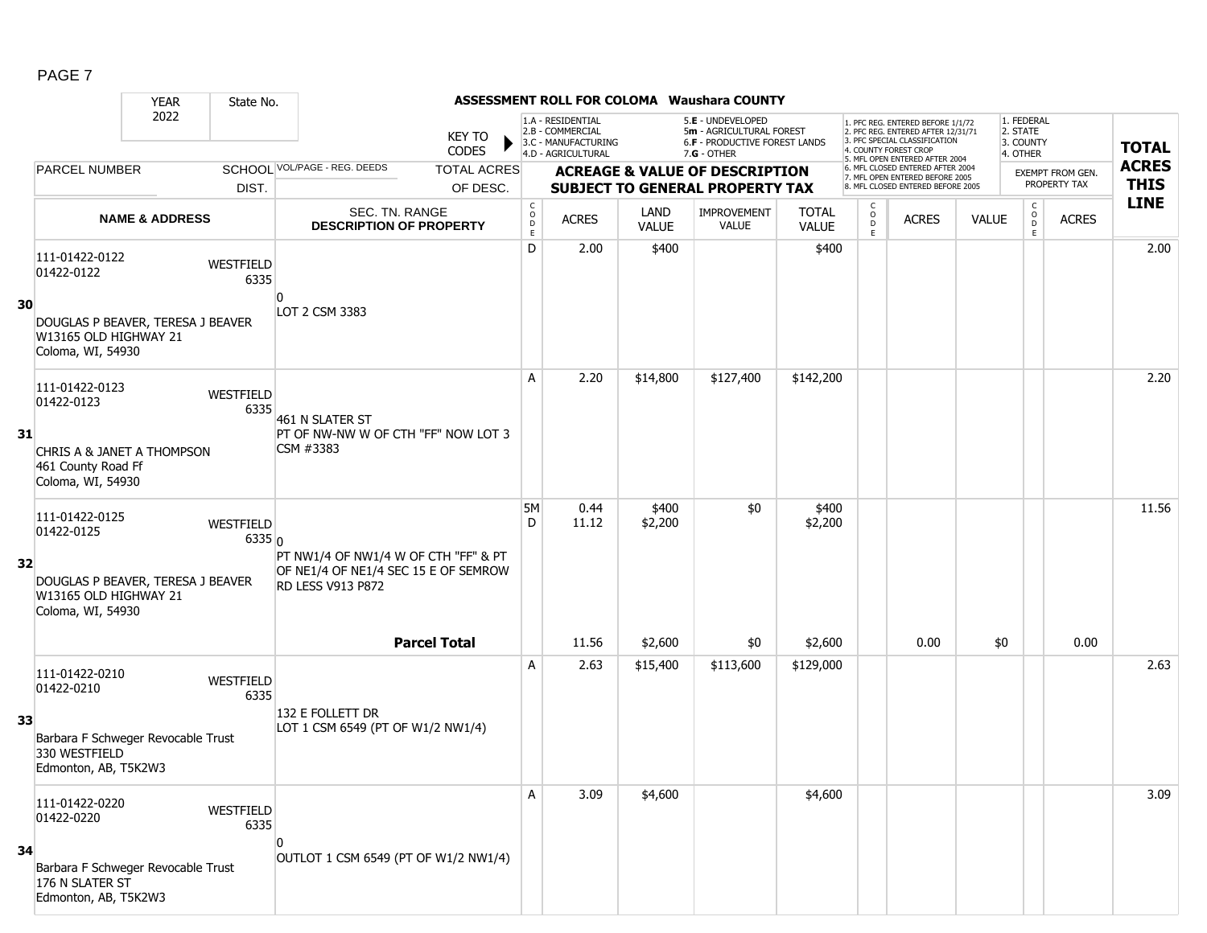PAGE 7

**ASSESSMENT ROLL FOR COLOMA Waushara COUNTY**

YEAR 2022 | State No.

KEY TO CODES: 1.A - RESIDENTIAL, 2.B - COMMERCIAL, 3.C - MANUFACTURING, 4.D - AGRICULTURAL, 5.E - UNDEVELOPED, 5m - AGRICULTURAL FOREST, 6.F - PRODUCTIVE FOREST LANDS, 7.G - OTHER

1. PFC REG. ENTERED BEFORE 1/1/72, 2. PFC REG. ENTERED AFTER 12/31/71, 3. PFC SPECIAL CLASSIFICATION, 4. COUNTY FOREST CROP, 5. MFL OPEN ENTERED AFTER 2004, 6. MFL CLOSED ENTERED AFTER 2004, 7. MFL OPEN ENTERED BEFORE 2005, 8. MFL CLOSED ENTERED BEFORE 2005

1. FEDERAL, 2. STATE, 3. COUNTY, 4. OTHER

| | PARCEL NUMBER / NAME & ADDRESS | SCHOOL DIST. | VOL/PAGE - REG. DEEDS / SEC. TN. RANGE / DESCRIPTION OF PROPERTY | CODE | ACRES | LAND VALUE | IMPROVEMENT VALUE | TOTAL VALUE | CODE | ACRES | VALUE | CODE | EXEMPT ACRES | TOTAL ACRES THIS LINE |
|---|---|---|---|---|---|---|---|---|---|---|---|---|---|---|
| 30 | 111-01422-0122<br>01422-0122<br>DOUGLAS P BEAVER, TERESA J BEAVER<br>W13165 OLD HIGHWAY 21<br>Coloma, WI, 54930 | WESTFIELD 6335 | 0<br>LOT 2 CSM 3383 | D | 2.00 | $400 | | $400 | | | | | | 2.00 |
| 31 | 111-01422-0123<br>01422-0123<br>CHRIS A & JANET A THOMPSON<br>461 County Road Ff<br>Coloma, WI, 54930 | WESTFIELD 6335 | 461 N SLATER ST<br>PT OF NW-NW W OF CTH "FF" NOW LOT 3 CSM #3383 | A | 2.20 | $14,800 | $127,400 | $142,200 | | | | | | 2.20 |
| 32 | 111-01422-0125<br>01422-0125<br>DOUGLAS P BEAVER, TERESA J BEAVER<br>W13165 OLD HIGHWAY 21<br>Coloma, WI, 54930 | WESTFIELD 6335 | 0<br>PT NW1/4 OF NW1/4 W OF CTH "FF" & PT OF NE1/4 OF NE1/4 SEC 15 E OF SEMROW RD LESS V913 P872 | 5M<br>D | 0.44<br>11.12 | $400<br>$2,200 | $0 | $400<br>$2,200 | | | | | | 11.56 |
| | | | **Parcel Total** | | 11.56 | $2,600 | $0 | $2,600 | | 0.00 | $0 | | 0.00 | |
| 33 | 111-01422-0210<br>01422-0210<br>Barbara F Schweger Revocable Trust<br>330 WESTFIELD<br>Edmonton, AB, T5K2W3 | WESTFIELD 6335 | 132 E FOLLETT DR<br>LOT 1 CSM 6549 (PT OF W1/2 NW1/4) | A | 2.63 | $15,400 | $113,600 | $129,000 | | | | | | 2.63 |
| 34 | 111-01422-0220<br>01422-0220<br>Barbara F Schweger Revocable Trust<br>176 N SLATER ST<br>Edmonton, AB, T5K2W3 | WESTFIELD 6335 | 0<br>OUTLOT 1 CSM 6549 (PT OF W1/2 NW1/4) | A | 3.09 | $4,600 | | $4,600 | | | | | | 3.09 |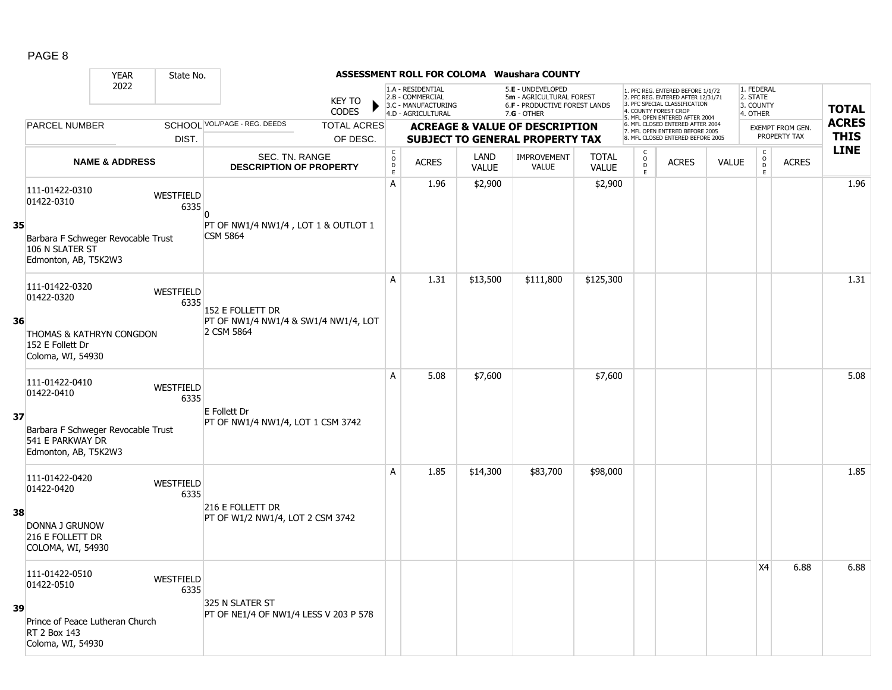# ASSESSMENT ROLL FOR COLOMA Waushara COUNTY

YEAR: 2022 | State No.

KEY TO CODES:
- 1.A - RESIDENTIAL
- 2.B - COMMERCIAL
- 3.C - MANUFACTURING
- 4.D - AGRICULTURAL
- 5.E - UNDEVELOPED
- 5m - AGRICULTURAL FOREST
- 6.F - PRODUCTIVE FOREST LANDS
- 7.G - OTHER

PFC/MFL codes:
1. PFC REG. ENTERED BEFORE 1/1/72
2. PFC REG. ENTERED AFTER 12/31/71
3. PFC SPECIAL CLASSIFICATION
4. COUNTY FOREST CROP
5. MFL OPEN ENTERED AFTER 2004
6. MFL CLOSED ENTERED AFTER 2004
7. MFL OPEN ENTERED BEFORE 2005
8. MFL CLOSED ENTERED BEFORE 2005

Exempt codes:
1. FEDERAL
2. STATE
3. COUNTY
4. OTHER

| LINE | PARCEL NUMBER / NAME & ADDRESS | SCHOOL DIST. | VOL/PAGE - REG. DEEDS / SEC. TN. RANGE / DESCRIPTION OF PROPERTY | CODE | ACRES | LAND VALUE | IMPROVEMENT VALUE | TOTAL VALUE | CODE | ACRES | VALUE | CODE | EXEMPT ACRES | TOTAL ACRES THIS LINE |
|---|---|---|---|---|---|---|---|---|---|---|---|---|---|---|
| 35 | 111-01422-0310<br>01422-0310<br>Barbara F Schweger Revocable Trust<br>106 N SLATER ST<br>Edmonton, AB, T5K2W3 | WESTFIELD 6335 | 0<br>PT OF NW1/4 NW1/4 , LOT 1 & OUTLOT 1 CSM 5864 | A | 1.96 | $2,900 | | $2,900 | | | | | | 1.96 |
| 36 | 111-01422-0320<br>01422-0320<br>THOMAS & KATHRYN CONGDON<br>152 E Follett Dr<br>Coloma, WI, 54930 | WESTFIELD 6335 | 152 E FOLLETT DR<br>PT OF NW1/4 NW1/4 & SW1/4 NW1/4, LOT 2 CSM 5864 | A | 1.31 | $13,500 | $111,800 | $125,300 | | | | | | 1.31 |
| 37 | 111-01422-0410<br>01422-0410<br>Barbara F Schweger Revocable Trust<br>541 E PARKWAY DR<br>Edmonton, AB, T5K2W3 | WESTFIELD 6335 | E Follett Dr<br>PT OF NW1/4 NW1/4, LOT 1 CSM 3742 | A | 5.08 | $7,600 | | $7,600 | | | | | | 5.08 |
| 38 | 111-01422-0420<br>01422-0420<br>DONNA J GRUNOW<br>216 E FOLLETT DR<br>COLOMA, WI, 54930 | WESTFIELD 6335 | 216 E FOLLETT DR<br>PT OF W1/2 NW1/4, LOT 2 CSM 3742 | A | 1.85 | $14,300 | $83,700 | $98,000 | | | | | | 1.85 |
| 39 | 111-01422-0510<br>01422-0510<br>Prince of Peace Lutheran Church<br>RT 2 Box 143<br>Coloma, WI, 54930 | WESTFIELD 6335 | 325 N SLATER ST<br>PT OF NE1/4 OF NW1/4 LESS V 203 P 578 | | | | | | | | | X4 | 6.88 | 6.88 |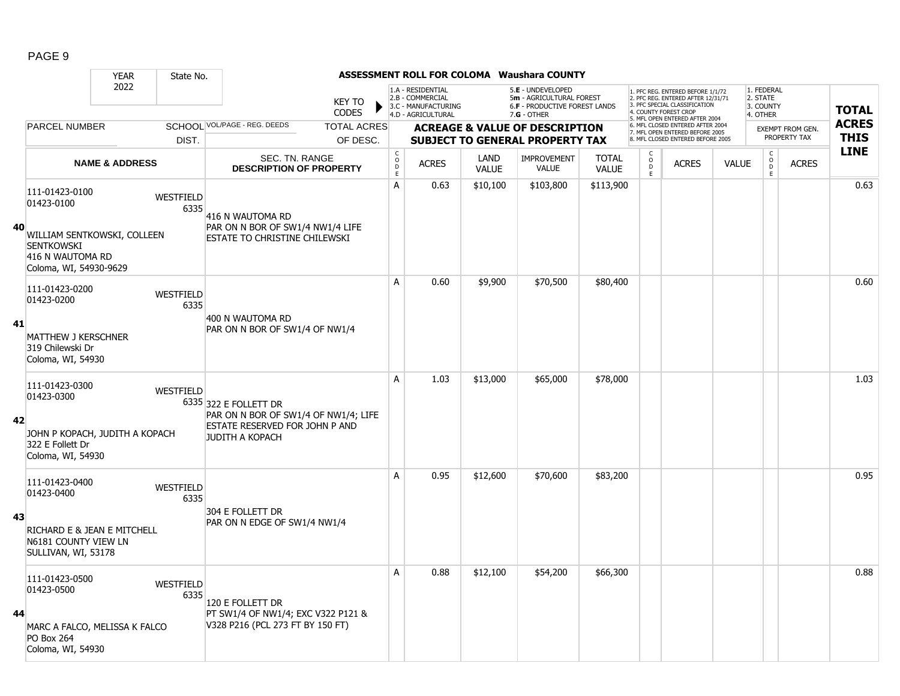# ASSESSMENT ROLL FOR COLOMA Waushara COUNTY

| YEAR | State No. |
|---|---|
| 2022 | |

KEY TO CODES: 1.A - RESIDENTIAL; 2.B - COMMERCIAL; 3.C - MANUFACTURING; 4.D - AGRICULTURAL; 5.E - UNDEVELOPED; 5m - AGRICULTURAL FOREST; 6.F - PRODUCTIVE FOREST LANDS; 7.G - OTHER

1. PFC REG. ENTERED BEFORE 1/1/72; 2. PFC REG. ENTERED AFTER 12/31/71; 3. PFC SPECIAL CLASSIFICATION; 4. COUNTY FOREST CROP; 5. MFL OPEN ENTERED AFTER 2004; 6. MFL CLOSED ENTERED AFTER 2004; 7. MFL OPEN ENTERED BEFORE 2005; 8. MFL CLOSED ENTERED BEFORE 2005

1. FEDERAL; 2. STATE; 3. COUNTY; 4. OTHER

| | PARCEL NUMBER / NAME & ADDRESS | SCHOOL DIST. | VOL/PAGE - REG. DEEDS / SEC. TN. RANGE / DESCRIPTION OF PROPERTY | CODE | ACRES | LAND VALUE | IMPROVEMENT VALUE | TOTAL VALUE | CODE | ACRES | VALUE | CODE | ACRES (EXEMPT FROM GEN. PROPERTY TAX) | TOTAL ACRES THIS LINE |
|---|---|---|---|---|---|---|---|---|---|---|---|---|---|---|
| 40 | 111-01423-0100<br>01423-0100<br>WILLIAM SENTKOWSKI, COLLEEN SENTKOWSKI<br>416 N WAUTOMA RD<br>Coloma, WI, 54930-9629 | WESTFIELD 6335 | 416 N WAUTOMA RD<br>PAR ON N BOR OF SW1/4 NW1/4 LIFE ESTATE TO CHRISTINE CHILEWSKI | A | 0.63 | $10,100 | $103,800 | $113,900 | | | | | | 0.63 |
| 41 | 111-01423-0200<br>01423-0200<br>MATTHEW J KERSCHNER<br>319 Chilewski Dr<br>Coloma, WI, 54930 | WESTFIELD 6335 | 400 N WAUTOMA RD<br>PAR ON N BOR OF SW1/4 OF NW1/4 | A | 0.60 | $9,900 | $70,500 | $80,400 | | | | | | 0.60 |
| 42 | 111-01423-0300<br>01423-0300<br>JOHN P KOPACH, JUDITH A KOPACH<br>322 E Follett Dr<br>Coloma, WI, 54930 | WESTFIELD 6335 | 322 E FOLLETT DR<br>PAR ON N BOR OF SW1/4 OF NW1/4; LIFE ESTATE RESERVED FOR JOHN P AND JUDITH A KOPACH | A | 1.03 | $13,000 | $65,000 | $78,000 | | | | | | 1.03 |
| 43 | 111-01423-0400<br>01423-0400<br>RICHARD E & JEAN E MITCHELL<br>N6181 COUNTY VIEW LN<br>SULLIVAN, WI, 53178 | WESTFIELD 6335 | 304 E FOLLETT DR<br>PAR ON N EDGE OF SW1/4 NW1/4 | A | 0.95 | $12,600 | $70,600 | $83,200 | | | | | | 0.95 |
| 44 | 111-01423-0500<br>01423-0500<br>MARC A FALCO, MELISSA K FALCO<br>PO Box 264<br>Coloma, WI, 54930 | WESTFIELD 6335 | 120 E FOLLETT DR<br>PT SW1/4 OF NW1/4; EXC V322 P121 & V328 P216 (PCL 273 FT BY 150 FT) | A | 0.88 | $12,100 | $54,200 | $66,300 | | | | | | 0.88 |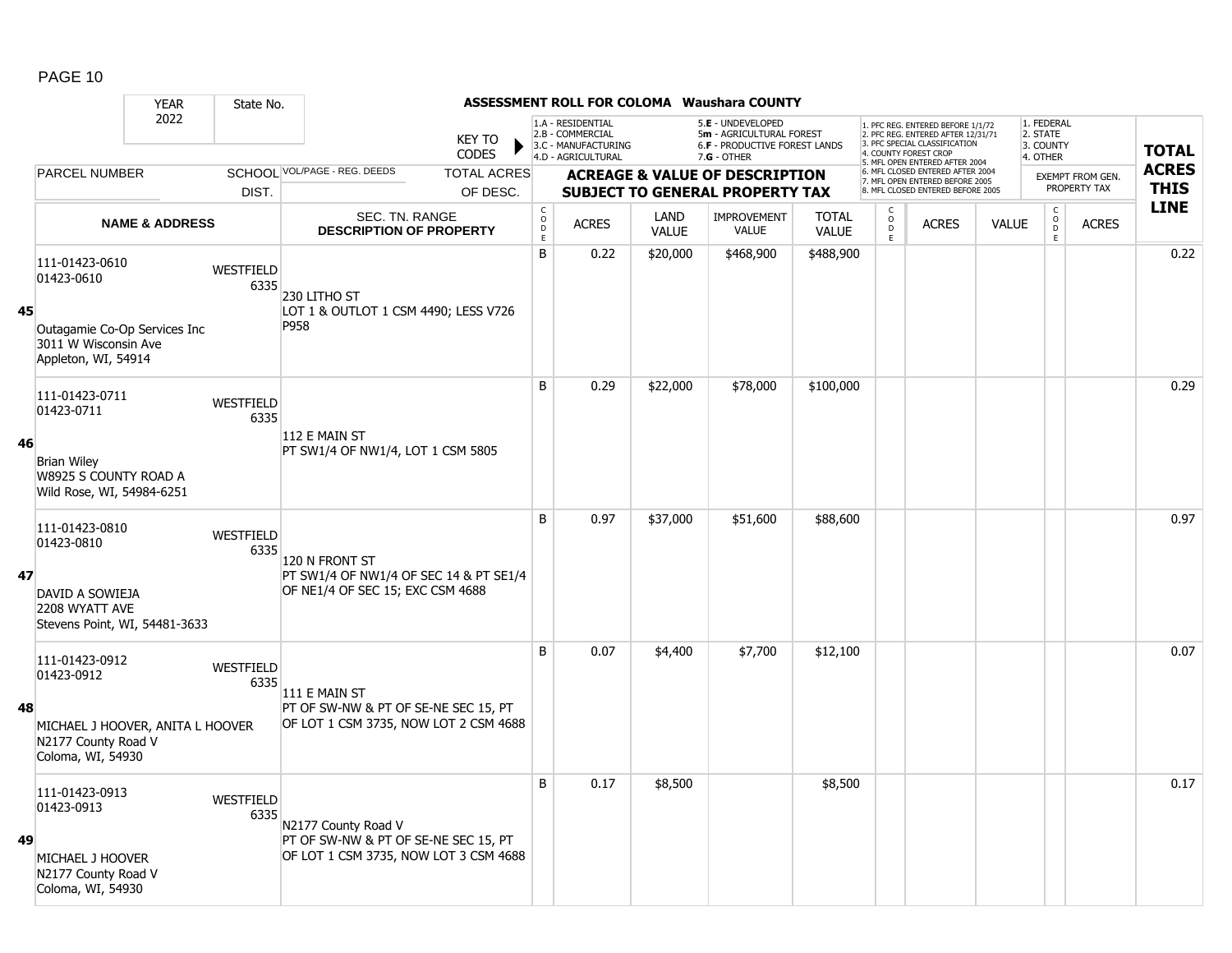**ASSESSMENT ROLL FOR COLOMA Waushara COUNTY**

| YEAR | State No. | | KEY TO CODES | 1.A - RESIDENTIAL 2.B - COMMERCIAL 3.C - MANUFACTURING 4.D - AGRICULTURAL | | 5.E - UNDEVELOPED 5m - AGRICULTURAL FOREST 6.F - PRODUCTIVE FOREST LANDS 7.G - OTHER | | 1. PFC REG. ENTERED BEFORE 1/1/72 2. PFC REG. ENTERED AFTER 12/31/71 3. PFC SPECIAL CLASSIFICATION 4. COUNTY FOREST CROP 5. MFL OPEN ENTERED AFTER 2004 6. MFL CLOSED ENTERED AFTER 2004 7. MFL OPEN ENTERED BEFORE 2005 8. MFL CLOSED ENTERED BEFORE 2005 | | | 1. FEDERAL 2. STATE 3. COUNTY 4. OTHER | | TOTAL ACRES THIS LINE |
|---|---|---|---|---|---|---|---|---|---|---|---|---|---|
| 2022 | | | | | | | | | | | | | |
| PARCEL NUMBER | SCHOOL DIST. | VOL/PAGE - REG. DEEDS | TOTAL ACRES OF DESC. | ACREAGE & VALUE OF DESCRIPTION SUBJECT TO GENERAL PROPERTY TAX | | | | | | | EXEMPT FROM GEN. PROPERTY TAX | | |
| NAME & ADDRESS | | SEC. TN. RANGE DESCRIPTION OF PROPERTY | CODE | ACRES | LAND VALUE | IMPROVEMENT VALUE | TOTAL VALUE | CODE | ACRES | VALUE | CODE | ACRES | |
| **45** 111-01423-0610 01423-0610 Outagamie Co-Op Services Inc 3011 W Wisconsin Ave Appleton, WI, 54914 | WESTFIELD 6335 | 230 LITHO ST LOT 1 & OUTLOT 1 CSM 4490; LESS V726 P958 | B | 0.22 | $20,000 | $468,900 | $488,900 | | | | | | 0.22 |
| **46** 111-01423-0711 01423-0711 Brian Wiley W8925 S COUNTY ROAD A Wild Rose, WI, 54984-6251 | WESTFIELD 6335 | 112 E MAIN ST PT SW1/4 OF NW1/4, LOT 1 CSM 5805 | B | 0.29 | $22,000 | $78,000 | $100,000 | | | | | | 0.29 |
| **47** 111-01423-0810 01423-0810 DAVID A SOWIEJA 2208 WYATT AVE Stevens Point, WI, 54481-3633 | WESTFIELD 6335 | 120 N FRONT ST PT SW1/4 OF NW1/4 OF SEC 14 & PT SE1/4 OF NE1/4 OF SEC 15; EXC CSM 4688 | B | 0.97 | $37,000 | $51,600 | $88,600 | | | | | | 0.97 |
| **48** 111-01423-0912 01423-0912 MICHAEL J HOOVER, ANITA L HOOVER N2177 County Road V Coloma, WI, 54930 | WESTFIELD 6335 | 111 E MAIN ST PT OF SW-NW & PT OF SE-NE SEC 15, PT OF LOT 1 CSM 3735, NOW LOT 2 CSM 4688 | B | 0.07 | $4,400 | $7,700 | $12,100 | | | | | | 0.07 |
| **49** 111-01423-0913 01423-0913 MICHAEL J HOOVER N2177 County Road V Coloma, WI, 54930 | WESTFIELD 6335 | N2177 County Road V PT OF SW-NW & PT OF SE-NE SEC 15, PT OF LOT 1 CSM 3735, NOW LOT 3 CSM 4688 | B | 0.17 | $8,500 | | $8,500 | | | | | | 0.17 |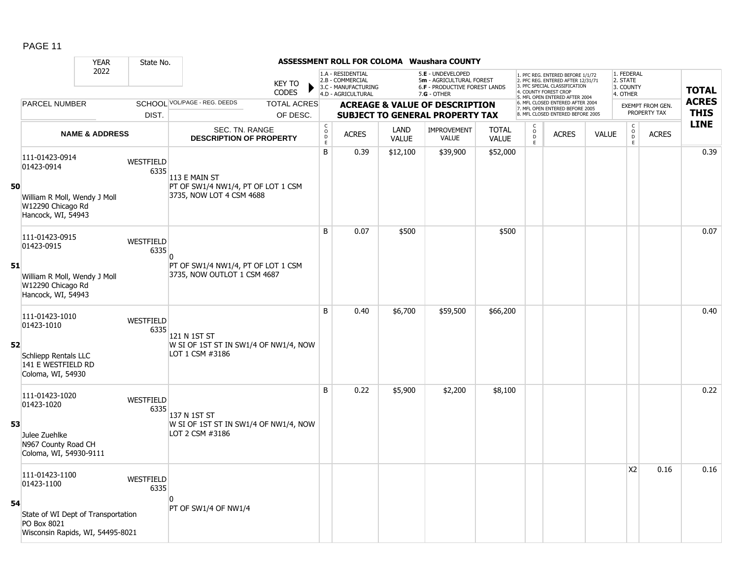# ASSESSMENT ROLL FOR COLOMA Waushara COUNTY

YEAR: 2022 | State No.

KEY TO CODES:
- 1.A - RESIDENTIAL
- 2.B - COMMERCIAL
- 3.C - MANUFACTURING
- 4.D - AGRICULTURAL
- 5.E - UNDEVELOPED
- 5m - AGRICULTURAL FOREST
- 6.F - PRODUCTIVE FOREST LANDS
- 7.G - OTHER

PFC/MFL CODES:
1. PFC REG. ENTERED BEFORE 1/1/72
2. PFC REG. ENTERED AFTER 12/31/71
3. PFC SPECIAL CLASSIFICATION
4. COUNTY FOREST CROP
5. MFL OPEN ENTERED AFTER 2004
6. MFL CLOSED ENTERED AFTER 2004
7. MFL OPEN ENTERED BEFORE 2005
8. MFL CLOSED ENTERED BEFORE 2005

EXEMPT CODES:
1. FEDERAL
2. STATE
3. COUNTY
4. OTHER

| | PARCEL NUMBER / NAME & ADDRESS | SCHOOL DIST. | VOL/PAGE - REG. DEEDS / SEC. TN. RANGE / DESCRIPTION OF PROPERTY | CODE | ACRES | LAND VALUE | IMPROVEMENT VALUE | TOTAL VALUE | CODE | ACRES | VALUE | CODE | EXEMPT ACRES | TOTAL ACRES THIS LINE |
|---|---|---|---|---|---|---|---|---|---|---|---|---|---|---|
| 50 | 111-01423-0914<br>01423-0914<br>William R Moll, Wendy J Moll<br>W12290 Chicago Rd<br>Hancock, WI, 54943 | WESTFIELD 6335 | 113 E MAIN ST<br>PT OF SW1/4 NW1/4, PT OF LOT 1 CSM 3735, NOW LOT 4 CSM 4688 | B | 0.39 | $12,100 | $39,900 | $52,000 | | | | | | 0.39 |
| 51 | 111-01423-0915<br>01423-0915<br>William R Moll, Wendy J Moll<br>W12290 Chicago Rd<br>Hancock, WI, 54943 | WESTFIELD 6335 | 0<br>PT OF SW1/4 NW1/4, PT OF LOT 1 CSM 3735, NOW OUTLOT 1 CSM 4687 | B | 0.07 | $500 | | $500 | | | | | | 0.07 |
| 52 | 111-01423-1010<br>01423-1010<br>Schliepp Rentals LLC<br>141 E WESTFIELD RD<br>Coloma, WI, 54930 | WESTFIELD 6335 | 121 N 1ST ST<br>W SI OF 1ST ST IN SW1/4 OF NW1/4, NOW LOT 1 CSM #3186 | B | 0.40 | $6,700 | $59,500 | $66,200 | | | | | | 0.40 |
| 53 | 111-01423-1020<br>01423-1020<br>Julee Zuehlke<br>N967 County Road CH<br>Coloma, WI, 54930-9111 | WESTFIELD 6335 | 137 N 1ST ST<br>W SI OF 1ST ST IN SW1/4 OF NW1/4, NOW LOT 2 CSM #3186 | B | 0.22 | $5,900 | $2,200 | $8,100 | | | | | | 0.22 |
| 54 | 111-01423-1100<br>01423-1100<br>State of WI Dept of Transportation<br>PO Box 8021<br>Wisconsin Rapids, WI, 54495-8021 | WESTFIELD 6335 | 0<br>PT OF SW1/4 OF NW1/4 | | | | | | | | | X2 | 0.16 | 0.16 |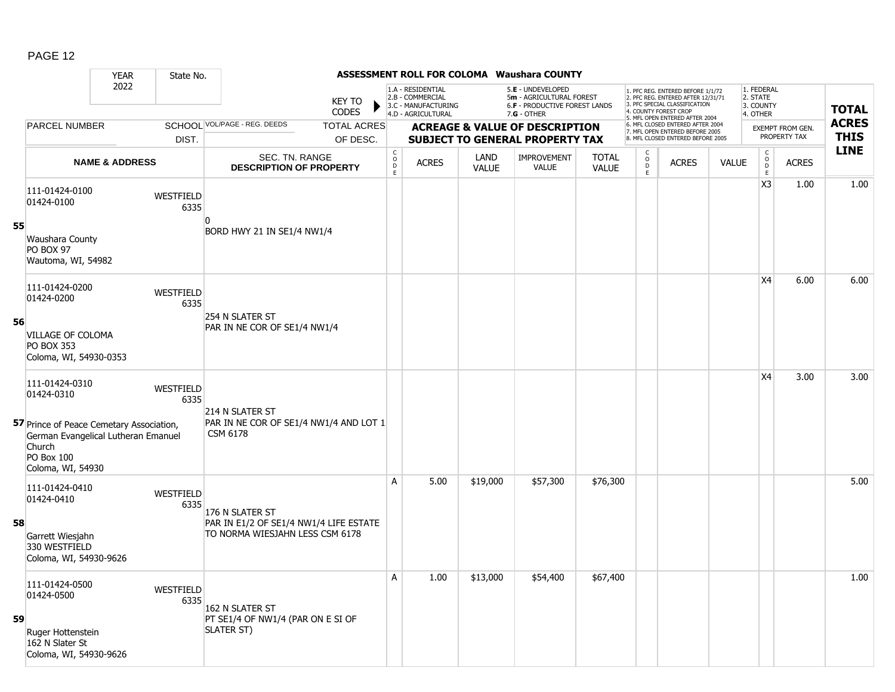## ASSESSMENT ROLL FOR COLOMA Waushara COUNTY

YEAR 2022 | State No.

KEY TO CODES:
- 1.A - RESIDENTIAL
- 2.B - COMMERCIAL
- 3.C - MANUFACTURING
- 4.D - AGRICULTURAL
- 5.E - UNDEVELOPED
- 5m - AGRICULTURAL FOREST
- 6.F - PRODUCTIVE FOREST LANDS
- 7.G - OTHER

- 1. PFC REG. ENTERED BEFORE 1/1/72
- 2. PFC REG. ENTERED AFTER 12/31/71
- 3. PFC SPECIAL CLASSIFICATION
- 4. COUNTY FOREST CROP
- 5. MFL OPEN ENTERED AFTER 2004
- 6. MFL CLOSED ENTERED AFTER 2004
- 7. MFL OPEN ENTERED BEFORE 2005
- 8. MFL CLOSED ENTERED BEFORE 2005

- 1. FEDERAL
- 2. STATE
- 3. COUNTY
- 4. OTHER

| Line | PARCEL NUMBER / NAME & ADDRESS | SCHOOL DIST. | VOL/PAGE - REG. DEEDS / SEC. TN. RANGE / DESCRIPTION OF PROPERTY | CODE | ACRES | LAND VALUE | IMPROVEMENT VALUE | TOTAL VALUE | CODE | ACRES | VALUE | CODE | EXEMPT ACRES | TOTAL ACRES THIS LINE |
|---|---|---|---|---|---|---|---|---|---|---|---|---|---|---|
| 55 | 111-01424-0100<br>01424-0100<br>Waushara County<br>PO BOX 97<br>Wautoma, WI, 54982 | WESTFIELD 6335 | 0<br>BORD HWY 21 IN SE1/4 NW1/4 | | | | | | | | | X3 | 1.00 | 1.00 |
| 56 | 111-01424-0200<br>01424-0200<br>VILLAGE OF COLOMA<br>PO BOX 353<br>Coloma, WI, 54930-0353 | WESTFIELD 6335 | 254 N SLATER ST<br>PAR IN NE COR OF SE1/4 NW1/4 | | | | | | | | | X4 | 6.00 | 6.00 |
| 57 | 111-01424-0310<br>01424-0310<br>Prince of Peace Cemetary Association, German Evangelical Lutheran Emanuel Church<br>PO Box 100<br>Coloma, WI, 54930 | WESTFIELD 6335 | 214 N SLATER ST<br>PAR IN NE COR OF SE1/4 NW1/4 AND LOT 1 CSM 6178 | | | | | | | | | X4 | 3.00 | 3.00 |
| 58 | 111-01424-0410<br>01424-0410<br>Garrett Wiesjahn<br>330 WESTFIELD<br>Coloma, WI, 54930-9626 | WESTFIELD 6335 | 176 N SLATER ST<br>PAR IN E1/2 OF SE1/4 NW1/4 LIFE ESTATE TO NORMA WIESJAHN LESS CSM 6178 | A | 5.00 | $19,000 | $57,300 | $76,300 | | | | | | 5.00 |
| 59 | 111-01424-0500<br>01424-0500<br>Ruger Hottenstein<br>162 N Slater St<br>Coloma, WI, 54930-9626 | WESTFIELD 6335 | 162 N SLATER ST<br>PT SE1/4 OF NW1/4 (PAR ON E SI OF SLATER ST) | A | 1.00 | $13,000 | $54,400 | $67,400 | | | | | | 1.00 |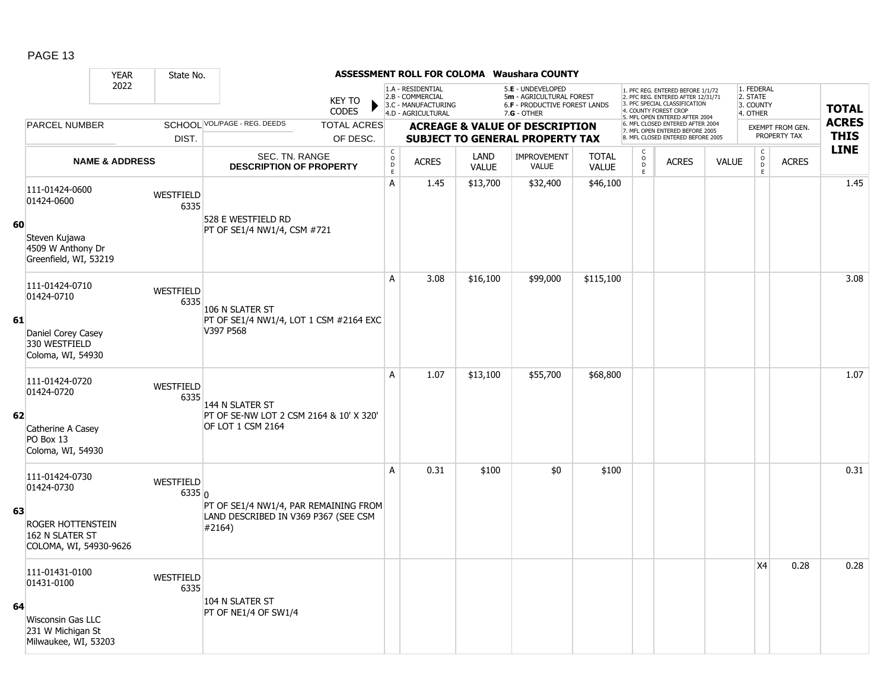## ASSESSMENT ROLL FOR COLOMA Waushara COUNTY

| YEAR | State No. | | KEY TO CODES | 1.A - RESIDENTIAL 2.B - COMMERCIAL 3.C - MANUFACTURING 4.D - AGRICULTURAL | | 5.E - UNDEVELOPED 5m - AGRICULTURAL FOREST 6.F - PRODUCTIVE FOREST LANDS 7.G - OTHER | | | 1. PFC REG. ENTERED BEFORE 1/1/72 2. PFC REG. ENTERED AFTER 12/31/71 3. PFC SPECIAL CLASSIFICATION 4. COUNTY FOREST CROP 5. MFL OPEN ENTERED AFTER 2004 6. MFL CLOSED ENTERED AFTER 2004 7. MFL OPEN ENTERED BEFORE 2005 8. MFL CLOSED ENTERED BEFORE 2005 | | | 1. FEDERAL 2. STATE 3. COUNTY 4. OTHER | | TOTAL ACRES THIS LINE |
|---|---|---|---|---|---|---|---|---|---|---|---|---|---|---|
| 2022 | | | | | | | | | | | | | | |
| PARCEL NUMBER | SCHOOL DIST. | VOL/PAGE - REG. DEEDS | TOTAL ACRES OF DESC. | ACREAGE & VALUE OF DESCRIPTION SUBJECT TO GENERAL PROPERTY TAX | | | | | | | | EXEMPT FROM GEN. PROPERTY TAX | | |
| NAME & ADDRESS | | SEC. TN. RANGE DESCRIPTION OF PROPERTY | | CODE | ACRES | LAND VALUE | IMPROVEMENT VALUE | TOTAL VALUE | CODE | ACRES | VALUE | CODE | ACRES | |
| **60** 111-01424-0600 01424-0600 Steven Kujawa 4509 W Anthony Dr Greenfield, WI, 53219 | WESTFIELD 6335 | 528 E WESTFIELD RD PT OF SE1/4 NW1/4, CSM #721 | | A | 1.45 | $13,700 | $32,400 | $46,100 | | | | | | 1.45 |
| **61** 111-01424-0710 01424-0710 Daniel Corey Casey 330 WESTFIELD Coloma, WI, 54930 | WESTFIELD 6335 | 106 N SLATER ST PT OF SE1/4 NW1/4, LOT 1 CSM #2164 EXC V397 P568 | | A | 3.08 | $16,100 | $99,000 | $115,100 | | | | | | 3.08 |
| **62** 111-01424-0720 01424-0720 Catherine A Casey PO Box 13 Coloma, WI, 54930 | WESTFIELD 6335 | 144 N SLATER ST PT OF SE-NW LOT 2 CSM 2164 & 10' X 320' OF LOT 1 CSM 2164 | | A | 1.07 | $13,100 | $55,700 | $68,800 | | | | | | 1.07 |
| **63** 111-01424-0730 01424-0730 ROGER HOTTENSTEIN 162 N SLATER ST COLOMA, WI, 54930-9626 | WESTFIELD 6335 | 0 PT OF SE1/4 NW1/4, PAR REMAINING FROM LAND DESCRIBED IN V369 P367 (SEE CSM #2164) | | A | 0.31 | $100 | $0 | $100 | | | | | | 0.31 |
| **64** 111-01431-0100 01431-0100 Wisconsin Gas LLC 231 W Michigan St Milwaukee, WI, 53203 | WESTFIELD 6335 | 104 N SLATER ST PT OF NE1/4 OF SW1/4 | | | | | | | | | | X4 | 0.28 | 0.28 |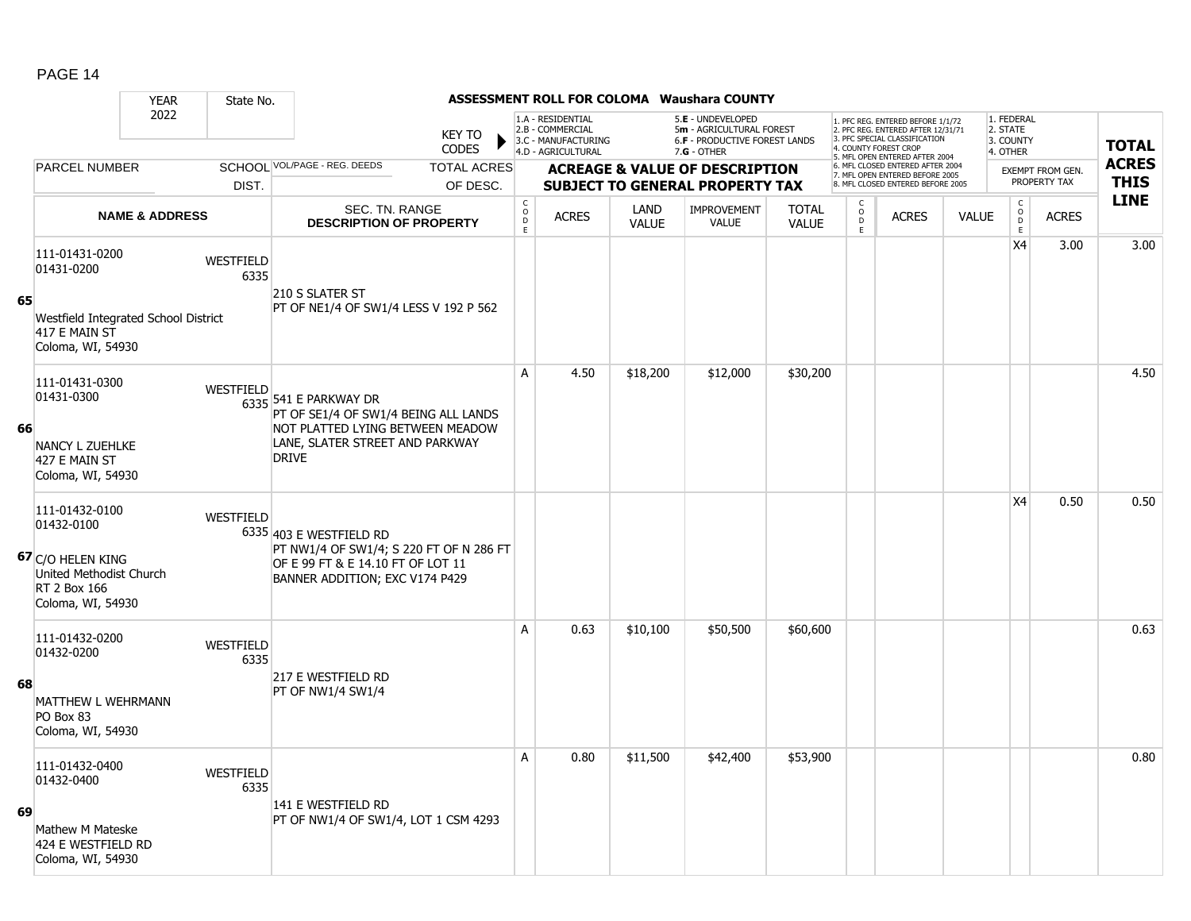# ASSESSMENT ROLL FOR COLOMA Waushara COUNTY

YEAR: 2022 | State No.

KEY TO CODES:
- 1.A - RESIDENTIAL
- 2.B - COMMERCIAL
- 3.C - MANUFACTURING
- 4.D - AGRICULTURAL
- 5.E - UNDEVELOPED
- 5m - AGRICULTURAL FOREST
- 6.F - PRODUCTIVE FOREST LANDS
- 7.G - OTHER

- 1. PFC REG. ENTERED BEFORE 1/1/72
- 2. PFC REG. ENTERED AFTER 12/31/71
- 3. PFC SPECIAL CLASSIFICATION
- 4. COUNTY FOREST CROP
- 5. MFL OPEN ENTERED AFTER 2004
- 6. MFL CLOSED ENTERED AFTER 2004
- 7. MFL OPEN ENTERED BEFORE 2005
- 8. MFL CLOSED ENTERED BEFORE 2005

- 1. FEDERAL
- 2. STATE
- 3. COUNTY
- 4. OTHER

| Line | PARCEL NUMBER / NAME & ADDRESS | SCHOOL DIST. | VOL/PAGE - REG. DEEDS / SEC. TN. RANGE / DESCRIPTION OF PROPERTY | CODE | ACRES | LAND VALUE | IMPROVEMENT VALUE | TOTAL VALUE | CODE | ACRES | VALUE | CODE (EXEMPT) | ACRES (EXEMPT FROM GEN. PROPERTY TAX) | TOTAL ACRES THIS LINE |
|---|---|---|---|---|---|---|---|---|---|---|---|---|---|---|
| 65 | 111-01431-0200<br>01431-0200<br><br>Westfield Integrated School District<br>417 E MAIN ST<br>Coloma, WI, 54930 | WESTFIELD 6335 | 210 S SLATER ST<br>PT OF NE1/4 OF SW1/4 LESS V 192 P 562 | | | | | | | | | X4 | 3.00 | 3.00 |
| 66 | 111-01431-0300<br>01431-0300<br><br>NANCY L ZUEHLKE<br>427 E MAIN ST<br>Coloma, WI, 54930 | WESTFIELD 6335 | 541 E PARKWAY DR<br>PT OF SE1/4 OF SW1/4 BEING ALL LANDS NOT PLATTED LYING BETWEEN MEADOW LANE, SLATER STREET AND PARKWAY DRIVE | A | 4.50 | $18,200 | $12,000 | $30,200 | | | | | | 4.50 |
| 67 | 111-01432-0100<br>01432-0100<br><br>C/O HELEN KING<br>United Methodist Church<br>RT 2 Box 166<br>Coloma, WI, 54930 | WESTFIELD 6335 | 403 E WESTFIELD RD<br>PT NW1/4 OF SW1/4; S 220 FT OF N 286 FT OF E 99 FT & E 14.10 FT OF LOT 11 BANNER ADDITION; EXC V174 P429 | | | | | | | | | X4 | 0.50 | 0.50 |
| 68 | 111-01432-0200<br>01432-0200<br><br>MATTHEW L WEHRMANN<br>PO Box 83<br>Coloma, WI, 54930 | WESTFIELD 6335 | 217 E WESTFIELD RD<br>PT OF NW1/4 SW1/4 | A | 0.63 | $10,100 | $50,500 | $60,600 | | | | | | 0.63 |
| 69 | 111-01432-0400<br>01432-0400<br><br>Mathew M Mateske<br>424 E WESTFIELD RD<br>Coloma, WI, 54930 | WESTFIELD 6335 | 141 E WESTFIELD RD<br>PT OF NW1/4 OF SW1/4, LOT 1 CSM 4293 | A | 0.80 | $11,500 | $42,400 | $53,900 | | | | | | 0.80 |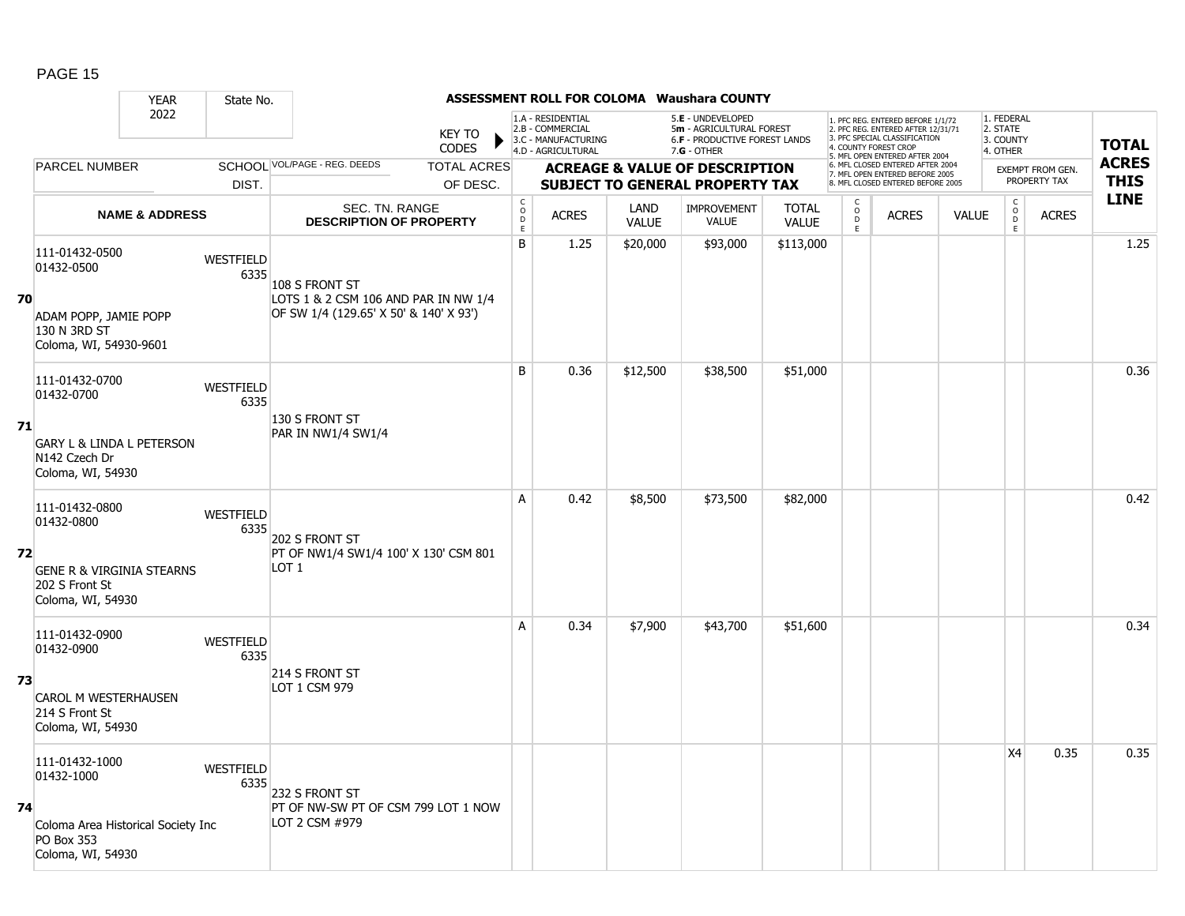**ASSESSMENT ROLL FOR COLOMA Waushara COUNTY**

YEAR 2022 | State No.

KEY TO CODES: 1.A - RESIDENTIAL, 2.B - COMMERCIAL, 3.C - MANUFACTURING, 4.D - AGRICULTURAL, 5.E - UNDEVELOPED, 5m - AGRICULTURAL FOREST, 6.F - PRODUCTIVE FOREST LANDS, 7.G - OTHER

1. PFC REG. ENTERED BEFORE 1/1/72, 2. PFC REG. ENTERED AFTER 12/31/71, 3. PFC SPECIAL CLASSIFICATION, 4. COUNTY FOREST CROP, 5. MFL OPEN ENTERED AFTER 2004, 6. MFL CLOSED ENTERED AFTER 2004, 7. MFL OPEN ENTERED BEFORE 2005, 8. MFL CLOSED ENTERED BEFORE 2005

1. FEDERAL, 2. STATE, 3. COUNTY, 4. OTHER

| | PARCEL NUMBER / NAME & ADDRESS | SCHOOL DIST. | VOL/PAGE - REG. DEEDS / SEC. TN. RANGE DESCRIPTION OF PROPERTY | TOTAL ACRES OF DESC. | CODE | ACRES | LAND VALUE | IMPROVEMENT VALUE | TOTAL VALUE | CODE | ACRES | VALUE | CODE (EXEMPT) | ACRES (EXEMPT) | TOTAL ACRES THIS LINE |
|---|---|---|---|---|---|---|---|---|---|---|---|---|---|---|---|
| 70 | 111-01432-0500<br>01432-0500<br>ADAM POPP, JAMIE POPP<br>130 N 3RD ST<br>Coloma, WI, 54930-9601 | WESTFIELD 6335 | 108 S FRONT ST<br>LOTS 1 & 2 CSM 106 AND PAR IN NW 1/4 OF SW 1/4 (129.65' X 50' & 140' X 93') | | B | 1.25 | $20,000 | $93,000 | $113,000 | | | | | | 1.25 |
| 71 | 111-01432-0700<br>01432-0700<br>GARY L & LINDA L PETERSON<br>N142 Czech Dr<br>Coloma, WI, 54930 | WESTFIELD 6335 | 130 S FRONT ST<br>PAR IN NW1/4 SW1/4 | | B | 0.36 | $12,500 | $38,500 | $51,000 | | | | | | 0.36 |
| 72 | 111-01432-0800<br>01432-0800<br>GENE R & VIRGINIA STEARNS<br>202 S Front St<br>Coloma, WI, 54930 | WESTFIELD 6335 | 202 S FRONT ST<br>PT OF NW1/4 SW1/4 100' X 130' CSM 801 LOT 1 | | A | 0.42 | $8,500 | $73,500 | $82,000 | | | | | | 0.42 |
| 73 | 111-01432-0900<br>01432-0900<br>CAROL M WESTERHAUSEN<br>214 S Front St<br>Coloma, WI, 54930 | WESTFIELD 6335 | 214 S FRONT ST<br>LOT 1 CSM 979 | | A | 0.34 | $7,900 | $43,700 | $51,600 | | | | | | 0.34 |
| 74 | 111-01432-1000<br>01432-1000<br>Coloma Area Historical Society Inc<br>PO Box 353<br>Coloma, WI, 54930 | WESTFIELD 6335 | 232 S FRONT ST<br>PT OF NW-SW PT OF CSM 799 LOT 1 NOW LOT 2 CSM #979 | | | | | | | | | | X4 | 0.35 | 0.35 |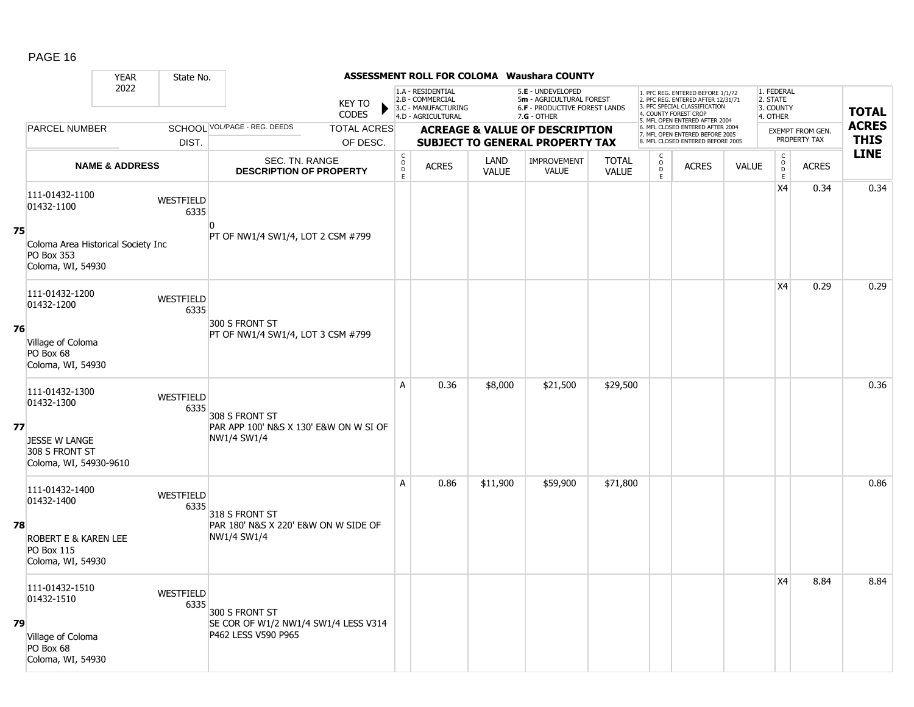# ASSESSMENT ROLL FOR COLOMA Waushara COUNTY

YEAR 2022 | State No.

KEY TO CODES: 1.A - RESIDENTIAL, 2.B - COMMERCIAL, 3.C - MANUFACTURING, 4.D - AGRICULTURAL, 5.E - UNDEVELOPED, 5m - AGRICULTURAL FOREST, 6.F - PRODUCTIVE FOREST LANDS, 7.G - OTHER

1. PFC REG. ENTERED BEFORE 1/1/72, 2. PFC REG. ENTERED AFTER 12/31/71, 3. PFC SPECIAL CLASSIFICATION, 4. COUNTY FOREST CROP, 5. MFL OPEN ENTERED AFTER 2004, 6. MFL CLOSED ENTERED AFTER 2004, 7. MFL OPEN ENTERED BEFORE 2005, 8. MFL CLOSED ENTERED BEFORE 2005

1. FEDERAL, 2. STATE, 3. COUNTY, 4. OTHER

| | PARCEL NUMBER / NAME & ADDRESS | SCHOOL DIST. | VOL/PAGE - REG. DEEDS / SEC. TN. RANGE / DESCRIPTION OF PROPERTY | TOTAL ACRES OF DESC. | CODE | ACRES | LAND VALUE | IMPROVEMENT VALUE | TOTAL VALUE | CODE | ACRES | VALUE | CODE | EXEMPT FROM GEN. PROPERTY TAX ACRES | TOTAL ACRES THIS LINE |
|---|---|---|---|---|---|---|---|---|---|---|---|---|---|---|---|
| 75 | 111-01432-1100<br>01432-1100<br>Coloma Area Historical Society Inc<br>PO Box 353<br>Coloma, WI, 54930 | WESTFIELD 6335 | 0<br>PT OF NW1/4 SW1/4, LOT 2 CSM #799 | | | | | | | | | | X4 | 0.34 | 0.34 |
| 76 | 111-01432-1200<br>01432-1200<br>Village of Coloma<br>PO Box 68<br>Coloma, WI, 54930 | WESTFIELD 6335 | 300 S FRONT ST<br>PT OF NW1/4 SW1/4, LOT 3 CSM #799 | | | | | | | | | | X4 | 0.29 | 0.29 |
| 77 | 111-01432-1300<br>01432-1300<br>JESSE W LANGE<br>308 S FRONT ST<br>Coloma, WI, 54930-9610 | WESTFIELD 6335 | 308 S FRONT ST<br>PAR APP 100' N&S X 130' E&W ON W SI OF NW1/4 SW1/4 | | A | 0.36 | $8,000 | $21,500 | $29,500 | | | | | | 0.36 |
| 78 | 111-01432-1400<br>01432-1400<br>ROBERT E & KAREN LEE<br>PO Box 115<br>Coloma, WI, 54930 | WESTFIELD 6335 | 318 S FRONT ST<br>PAR 180' N&S X 220' E&W ON W SIDE OF NW1/4 SW1/4 | | A | 0.86 | $11,900 | $59,900 | $71,800 | | | | | | 0.86 |
| 79 | 111-01432-1510<br>01432-1510<br>Village of Coloma<br>PO Box 68<br>Coloma, WI, 54930 | WESTFIELD 6335 | 300 S FRONT ST<br>SE COR OF W1/2 NW1/4 SW1/4 LESS V314 P462 LESS V590 P965 | | | | | | | | | | X4 | 8.84 | 8.84 |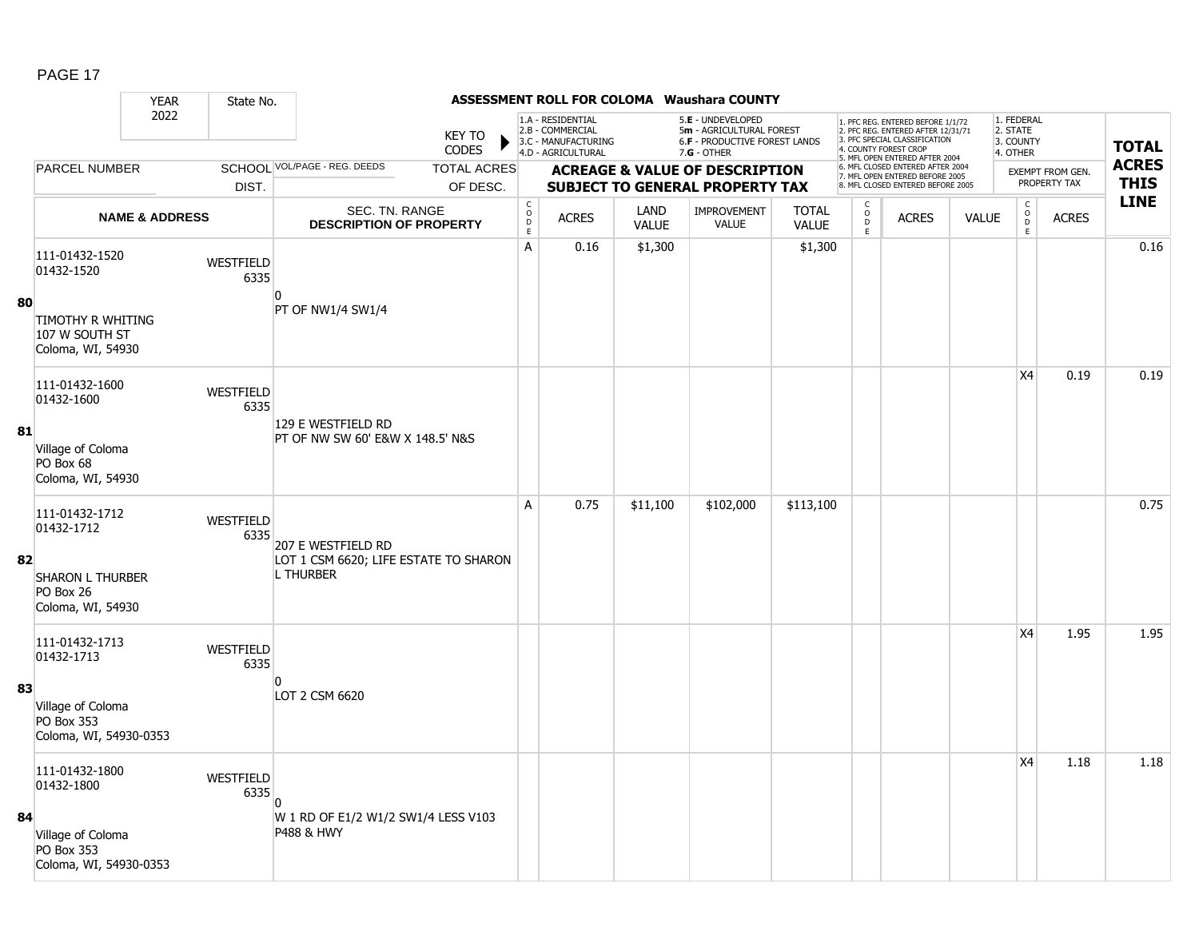# ASSESSMENT ROLL FOR COLOMA Waushara COUNTY

YEAR 2022 | State No.

KEY TO CODES:
- 1.A - RESIDENTIAL
- 2.B - COMMERCIAL
- 3.C - MANUFACTURING
- 4.D - AGRICULTURAL
- 5.E - UNDEVELOPED
- 5m - AGRICULTURAL FOREST
- 6.F - PRODUCTIVE FOREST LANDS
- 7.G - OTHER

- 1. PFC REG. ENTERED BEFORE 1/1/72
- 2. PFC REG. ENTERED AFTER 12/31/71
- 3. PFC SPECIAL CLASSIFICATION
- 4. COUNTY FOREST CROP
- 5. MFL OPEN ENTERED AFTER 2004
- 6. MFL CLOSED ENTERED AFTER 2004
- 7. MFL OPEN ENTERED BEFORE 2005
- 8. MFL CLOSED ENTERED BEFORE 2005

- 1. FEDERAL
- 2. STATE
- 3. COUNTY
- 4. OTHER

| | PARCEL NUMBER / NAME & ADDRESS | SCHOOL DIST. | VOL/PAGE - REG. DEEDS / SEC. TN. RANGE / DESCRIPTION OF PROPERTY | CODE | ACRES | LAND VALUE | IMPROVEMENT VALUE | TOTAL VALUE | CODE | ACRES | VALUE | CODE | EXEMPT ACRES | TOTAL ACRES THIS LINE |
|---|---|---|---|---|---|---|---|---|---|---|---|---|---|---|
| 80 | 111-01432-1520<br>01432-1520<br>TIMOTHY R WHITING<br>107 W SOUTH ST<br>Coloma, WI, 54930 | WESTFIELD 6335 | 0<br>PT OF NW1/4 SW1/4 | A | 0.16 | $1,300 | | $1,300 | | | | | | 0.16 |
| 81 | 111-01432-1600<br>01432-1600<br>Village of Coloma<br>PO Box 68<br>Coloma, WI, 54930 | WESTFIELD 6335 | 129 E WESTFIELD RD<br>PT OF NW SW 60' E&W X 148.5' N&S | | | | | | | | | X4 | 0.19 | 0.19 |
| 82 | 111-01432-1712<br>01432-1712<br>SHARON L THURBER<br>PO Box 26<br>Coloma, WI, 54930 | WESTFIELD 6335 | 207 E WESTFIELD RD<br>LOT 1 CSM 6620; LIFE ESTATE TO SHARON L THURBER | A | 0.75 | $11,100 | $102,000 | $113,100 | | | | | | 0.75 |
| 83 | 111-01432-1713<br>01432-1713<br>Village of Coloma<br>PO Box 353<br>Coloma, WI, 54930-0353 | WESTFIELD 6335 | 0<br>LOT 2 CSM 6620 | | | | | | | | | X4 | 1.95 | 1.95 |
| 84 | 111-01432-1800<br>01432-1800<br>Village of Coloma<br>PO Box 353<br>Coloma, WI, 54930-0353 | WESTFIELD 6335 | 0<br>W 1 RD OF E1/2 W1/2 SW1/4 LESS V103 P488 & HWY | | | | | | | | | X4 | 1.18 | 1.18 |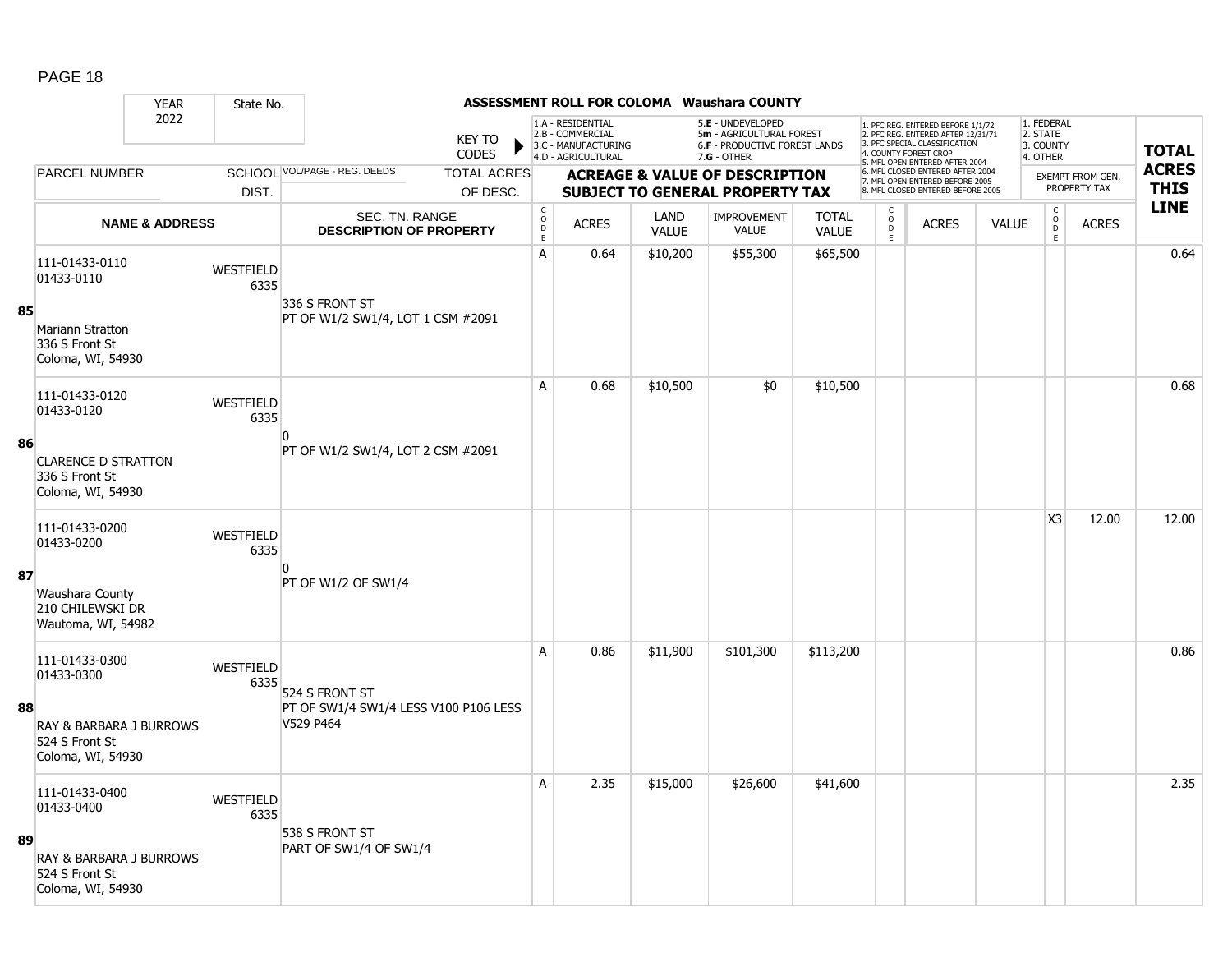**ASSESSMENT ROLL FOR COLOMA Waushara COUNTY**

YEAR 2022 | State No.

KEY TO CODES: 1.A - RESIDENTIAL, 2.B - COMMERCIAL, 3.C - MANUFACTURING, 4.D - AGRICULTURAL, 5.E - UNDEVELOPED, 5m - AGRICULTURAL FOREST, 6.F - PRODUCTIVE FOREST LANDS, 7.G - OTHER

1. PFC REG. ENTERED BEFORE 1/1/72, 2. PFC REG. ENTERED AFTER 12/31/71, 3. PFC SPECIAL CLASSIFICATION, 4. COUNTY FOREST CROP, 5. MFL OPEN ENTERED AFTER 2004, 6. MFL CLOSED ENTERED AFTER 2004, 7. MFL OPEN ENTERED BEFORE 2005, 8. MFL CLOSED ENTERED BEFORE 2005

1. FEDERAL, 2. STATE, 3. COUNTY, 4. OTHER

| | PARCEL NUMBER / NAME & ADDRESS | SCHOOL DIST. | VOL/PAGE - REG. DEEDS / SEC. TN. RANGE / DESCRIPTION OF PROPERTY | CODE | ACRES | LAND VALUE | IMPROVEMENT VALUE | TOTAL VALUE | CODE | ACRES | VALUE | CODE | EXEMPT ACRES | TOTAL ACRES THIS LINE |
|---|---|---|---|---|---|---|---|---|---|---|---|---|---|---|
| 85 | 111-01433-0110<br>01433-0110<br>Mariann Stratton<br>336 S Front St<br>Coloma, WI, 54930 | WESTFIELD 6335 | 336 S FRONT ST<br>PT OF W1/2 SW1/4, LOT 1 CSM #2091 | A | 0.64 | $10,200 | $55,300 | $65,500 | | | | | | 0.64 |
| 86 | 111-01433-0120<br>01433-0120<br>CLARENCE D STRATTON<br>336 S Front St<br>Coloma, WI, 54930 | WESTFIELD 6335 | 0<br>PT OF W1/2 SW1/4, LOT 2 CSM #2091 | A | 0.68 | $10,500 | $0 | $10,500 | | | | | | 0.68 |
| 87 | 111-01433-0200<br>01433-0200<br>Waushara County<br>210 CHILEWSKI DR<br>Wautoma, WI, 54982 | WESTFIELD 6335 | 0<br>PT OF W1/2 OF SW1/4 | | | | | | | | | X3 | 12.00 | 12.00 |
| 88 | 111-01433-0300<br>01433-0300<br>RAY & BARBARA J BURROWS<br>524 S Front St<br>Coloma, WI, 54930 | WESTFIELD 6335 | 524 S FRONT ST<br>PT OF SW1/4 SW1/4 LESS V100 P106 LESS V529 P464 | A | 0.86 | $11,900 | $101,300 | $113,200 | | | | | | 0.86 |
| 89 | 111-01433-0400<br>01433-0400<br>RAY & BARBARA J BURROWS<br>524 S Front St<br>Coloma, WI, 54930 | WESTFIELD 6335 | 538 S FRONT ST<br>PART OF SW1/4 OF SW1/4 | A | 2.35 | $15,000 | $26,600 | $41,600 | | | | | | 2.35 |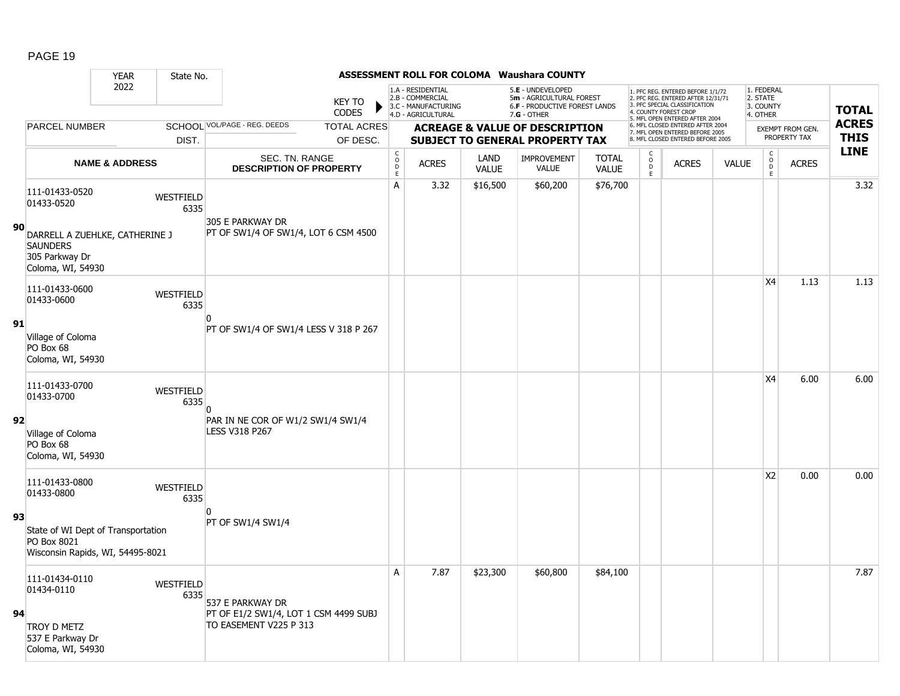# ASSESSMENT ROLL FOR COLOMA Waushara COUNTY

| YEAR | State No. | | |
|---|---|---|---|
| 2022 | | | |

KEY TO CODES:
- 1.A - RESIDENTIAL
- 2.B - COMMERCIAL
- 3.C - MANUFACTURING
- 4.D - AGRICULTURAL
- 5.E - UNDEVELOPED
- 5m - AGRICULTURAL FOREST
- 6.F - PRODUCTIVE FOREST LANDS
- 7.G - OTHER

- 1. PFC REG. ENTERED BEFORE 1/1/72
- 2. PFC REG. ENTERED AFTER 12/31/71
- 3. PFC SPECIAL CLASSIFICATION
- 4. COUNTY FOREST CROP
- 5. MFL OPEN ENTERED AFTER 2004
- 6. MFL CLOSED ENTERED AFTER 2004
- 7. MFL OPEN ENTERED BEFORE 2005
- 8. MFL CLOSED ENTERED BEFORE 2005

- 1. FEDERAL
- 2. STATE
- 3. COUNTY
- 4. OTHER

| | PARCEL NUMBER / NAME & ADDRESS | SCHOOL DIST. | VOL/PAGE - REG. DEEDS / SEC. TN. RANGE / DESCRIPTION OF PROPERTY | CODE | ACRES | LAND VALUE | IMPROVEMENT VALUE | TOTAL VALUE | CODE | ACRES | VALUE | CODE | EXEMPT ACRES | TOTAL ACRES THIS LINE |
|---|---|---|---|---|---|---|---|---|---|---|---|---|---|---|
| 90 | 111-01433-0520<br>01433-0520<br>DARRELL A ZUEHLKE, CATHERINE J SAUNDERS<br>305 Parkway Dr<br>Coloma, WI, 54930 | WESTFIELD 6335 | 305 E PARKWAY DR<br>PT OF SW1/4 OF SW1/4, LOT 6 CSM 4500 | A | 3.32 | $16,500 | $60,200 | $76,700 | | | | | | 3.32 |
| 91 | 111-01433-0600<br>01433-0600<br>Village of Coloma<br>PO Box 68<br>Coloma, WI, 54930 | WESTFIELD 6335 | 0<br>PT OF SW1/4 OF SW1/4 LESS V 318 P 267 | | | | | | | | | X4 | 1.13 | 1.13 |
| 92 | 111-01433-0700<br>01433-0700<br>Village of Coloma<br>PO Box 68<br>Coloma, WI, 54930 | WESTFIELD 6335 | 0<br>PAR IN NE COR OF W1/2 SW1/4 SW1/4 LESS V318 P267 | | | | | | | | | X4 | 6.00 | 6.00 |
| 93 | 111-01433-0800<br>01433-0800<br>State of WI Dept of Transportation<br>PO Box 8021<br>Wisconsin Rapids, WI, 54495-8021 | WESTFIELD 6335 | 0<br>PT OF SW1/4 SW1/4 | | | | | | | | | X2 | 0.00 | 0.00 |
| 94 | 111-01434-0110<br>01434-0110<br>TROY D METZ<br>537 E Parkway Dr<br>Coloma, WI, 54930 | WESTFIELD 6335 | 537 E PARKWAY DR<br>PT OF E1/2 SW1/4, LOT 1 CSM 4499 SUBJ TO EASEMENT V225 P 313 | A | 7.87 | $23,300 | $60,800 | $84,100 | | | | | | 7.87 |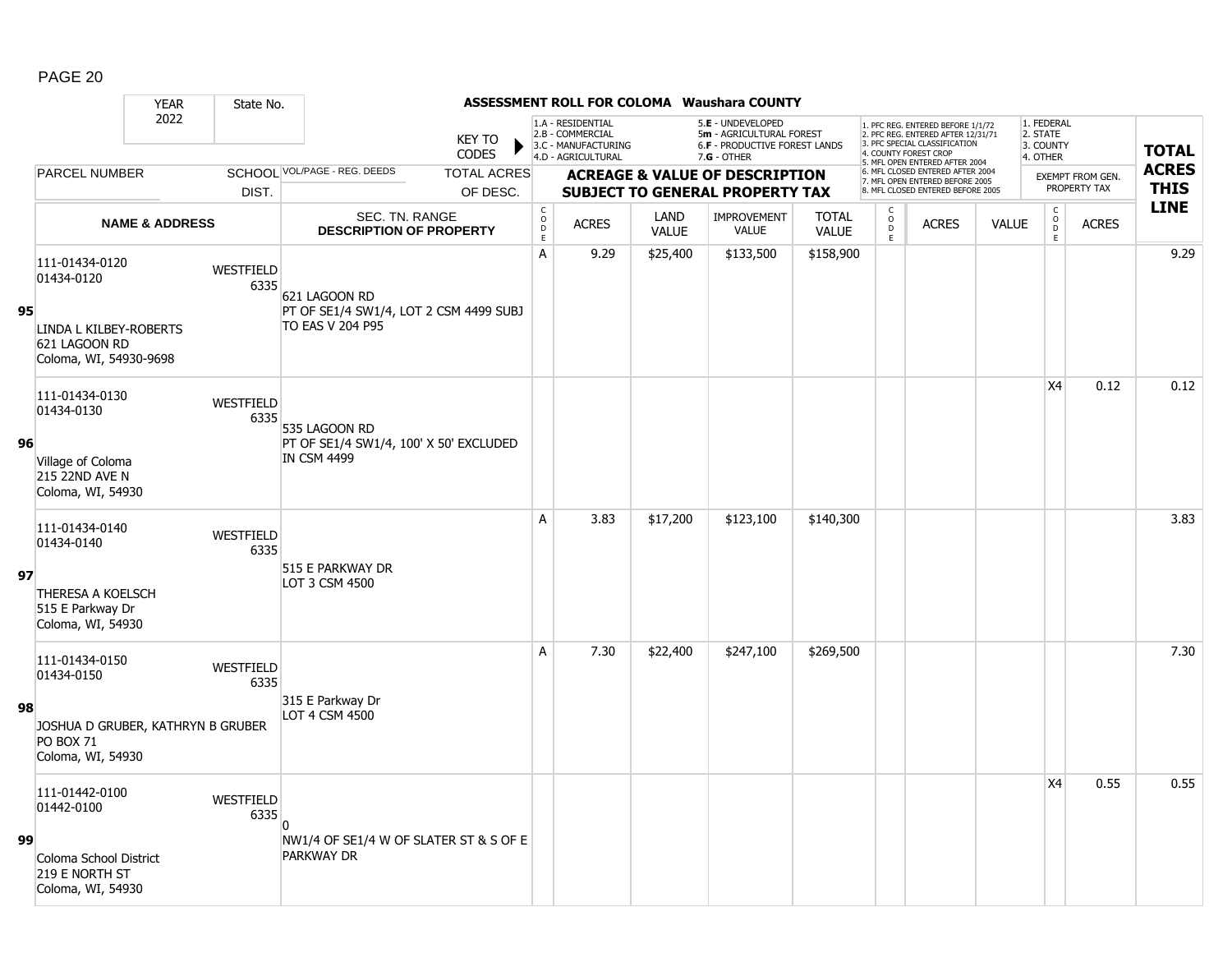## ASSESSMENT ROLL FOR COLOMA Waushara COUNTY

YEAR 2022 | State No.

KEY TO CODES:
- 1.A - RESIDENTIAL
- 2.B - COMMERCIAL
- 3.C - MANUFACTURING
- 4.D - AGRICULTURAL
- 5.E - UNDEVELOPED
- 5m - AGRICULTURAL FOREST
- 6.F - PRODUCTIVE FOREST LANDS
- 7.G - OTHER

1. PFC REG. ENTERED BEFORE 1/1/72
2. PFC REG. ENTERED AFTER 12/31/71
3. PFC SPECIAL CLASSIFICATION
4. COUNTY FOREST CROP
5. MFL OPEN ENTERED AFTER 2004
6. MFL CLOSED ENTERED AFTER 2004
7. MFL OPEN ENTERED BEFORE 2005
8. MFL CLOSED ENTERED BEFORE 2005

1. FEDERAL
2. STATE
3. COUNTY
4. OTHER

| Line | Parcel Number / Name & Address | School Dist. | Vol/Page - Reg. Deeds / Sec. Tn. Range / Description of Property | Code | Acres | Land Value | Improvement Value | Total Value | Code | Acres | Value | Exempt Code | Exempt Acres | Total Acres This Line |
|---|---|---|---|---|---|---|---|---|---|---|---|---|---|---|
| 95 | 111-01434-0120<br>01434-0120<br>LINDA L KILBEY-ROBERTS<br>621 LAGOON RD<br>Coloma, WI, 54930-9698 | WESTFIELD 6335 | 621 LAGOON RD<br>PT OF SE1/4 SW1/4, LOT 2 CSM 4499 SUBJ TO EAS V 204 P95 | A | 9.29 | $25,400 | $133,500 | $158,900 | | | | | | 9.29 |
| 96 | 111-01434-0130<br>01434-0130<br>Village of Coloma<br>215 22ND AVE N<br>Coloma, WI, 54930 | WESTFIELD 6335 | 535 LAGOON RD<br>PT OF SE1/4 SW1/4, 100' X 50' EXCLUDED IN CSM 4499 | | | | | | | | | X4 | 0.12 | 0.12 |
| 97 | 111-01434-0140<br>01434-0140<br>THERESA A KOELSCH<br>515 E Parkway Dr<br>Coloma, WI, 54930 | WESTFIELD 6335 | 515 E PARKWAY DR<br>LOT 3 CSM 4500 | A | 3.83 | $17,200 | $123,100 | $140,300 | | | | | | 3.83 |
| 98 | 111-01434-0150<br>01434-0150<br>JOSHUA D GRUBER, KATHRYN B GRUBER<br>PO BOX 71<br>Coloma, WI, 54930 | WESTFIELD 6335 | 315 E Parkway Dr<br>LOT 4 CSM 4500 | A | 7.30 | $22,400 | $247,100 | $269,500 | | | | | | 7.30 |
| 99 | 111-01442-0100<br>01442-0100<br>Coloma School District<br>219 E NORTH ST<br>Coloma, WI, 54930 | WESTFIELD 6335 | 0<br>NW1/4 OF SE1/4 W OF SLATER ST & S OF E PARKWAY DR | | | | | | | | | X4 | 0.55 | 0.55 |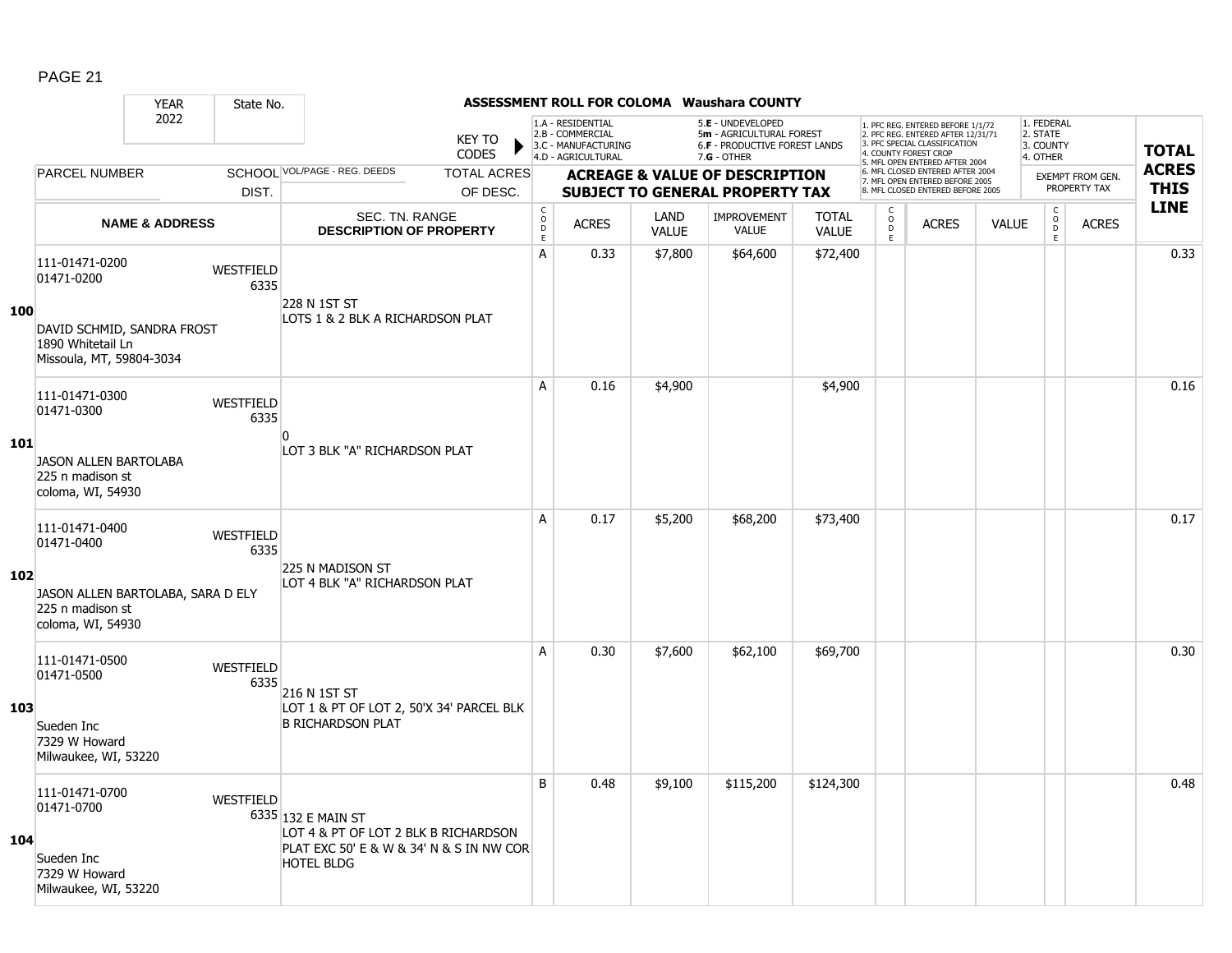PAGE 21

**ASSESSMENT ROLL FOR COLOMA Waushara COUNTY**

| YEAR | State No. |
|---|---|
| 2022 | |

KEY TO CODES: 1.A - RESIDENTIAL, 2.B - COMMERCIAL, 3.C - MANUFACTURING, 4.D - AGRICULTURAL, 5.E - UNDEVELOPED, 5m - AGRICULTURAL FOREST, 6.F - PRODUCTIVE FOREST LANDS, 7.G - OTHER

1. PFC REG. ENTERED BEFORE 1/1/72, 2. PFC REG. ENTERED AFTER 12/31/71, 3. PFC SPECIAL CLASSIFICATION, 4. COUNTY FOREST CROP, 5. MFL OPEN ENTERED AFTER 2004, 6. MFL CLOSED ENTERED AFTER 2004, 7. MFL OPEN ENTERED BEFORE 2005, 8. MFL CLOSED ENTERED BEFORE 2005

1. FEDERAL, 2. STATE, 3. COUNTY, 4. OTHER

| | PARCEL NUMBER / NAME & ADDRESS | SCHOOL DIST. | VOL/PAGE - REG. DEEDS / SEC. TN. RANGE / DESCRIPTION OF PROPERTY | CODE | ACRES | LAND VALUE | IMPROVEMENT VALUE | TOTAL VALUE | CODE | ACRES | VALUE | CODE | ACRES (EXEMPT FROM GEN. PROPERTY TAX) | TOTAL ACRES THIS LINE |
|---|---|---|---|---|---|---|---|---|---|---|---|---|---|---|
| 100 | 111-01471-0200<br>01471-0200<br>DAVID SCHMID, SANDRA FROST<br>1890 Whitetail Ln<br>Missoula, MT, 59804-3034 | WESTFIELD 6335 | 228 N 1ST ST<br>LOTS 1 & 2 BLK A RICHARDSON PLAT | A | 0.33 | $7,800 | $64,600 | $72,400 | | | | | | 0.33 |
| 101 | 111-01471-0300<br>01471-0300<br>JASON ALLEN BARTOLABA<br>225 n madison st<br>coloma, WI, 54930 | WESTFIELD 6335 | 0<br>LOT 3 BLK "A" RICHARDSON PLAT | A | 0.16 | $4,900 | | $4,900 | | | | | | 0.16 |
| 102 | 111-01471-0400<br>01471-0400<br>JASON ALLEN BARTOLABA, SARA D ELY<br>225 n madison st<br>coloma, WI, 54930 | WESTFIELD 6335 | 225 N MADISON ST<br>LOT 4 BLK "A" RICHARDSON PLAT | A | 0.17 | $5,200 | $68,200 | $73,400 | | | | | | 0.17 |
| 103 | 111-01471-0500<br>01471-0500<br>Sueden Inc<br>7329 W Howard<br>Milwaukee, WI, 53220 | WESTFIELD 6335 | 216 N 1ST ST<br>LOT 1 & PT OF LOT 2, 50'X 34' PARCEL BLK B RICHARDSON PLAT | A | 0.30 | $7,600 | $62,100 | $69,700 | | | | | | 0.30 |
| 104 | 111-01471-0700<br>01471-0700<br>Sueden Inc<br>7329 W Howard<br>Milwaukee, WI, 53220 | WESTFIELD 6335 | 132 E MAIN ST<br>LOT 4 & PT OF LOT 2 BLK B RICHARDSON PLAT EXC 50' E & W & 34' N & S IN NW COR HOTEL BLDG | B | 0.48 | $9,100 | $115,200 | $124,300 | | | | | | 0.48 |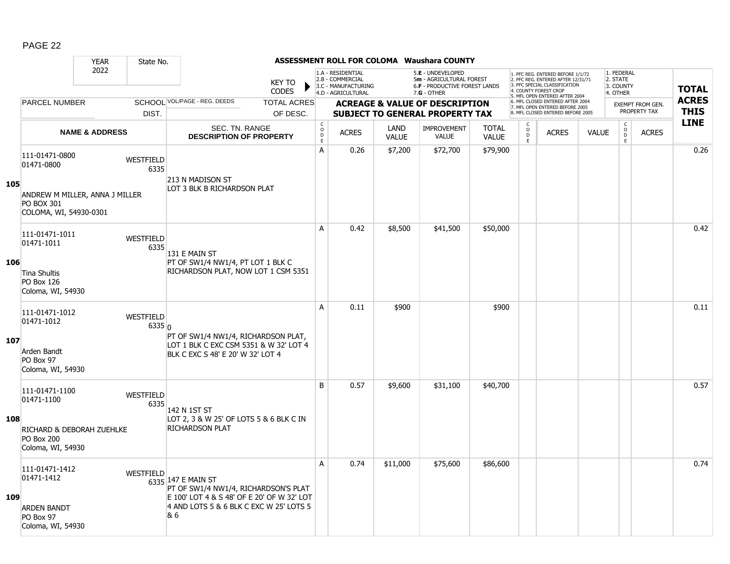## ASSESSMENT ROLL FOR COLOMA Waushara COUNTY

| YEAR 2022 | State No. | | | | | | | | | | | | | | |
|---|---|---|---|---|---|---|---|---|---|---|---|---|---|---|---|

KEY TO CODES: 1.A - RESIDENTIAL, 2.B - COMMERCIAL, 3.C - MANUFACTURING, 4.D - AGRICULTURAL, 5.E - UNDEVELOPED, 5m - AGRICULTURAL FOREST, 6.F - PRODUCTIVE FOREST LANDS, 7.G - OTHER

1. PFC REG. ENTERED BEFORE 1/1/72, 2. PFC REG. ENTERED AFTER 12/31/71, 3. PFC SPECIAL CLASSIFICATION, 4. COUNTY FOREST CROP, 5. MFL OPEN ENTERED AFTER 2004, 6. MFL CLOSED ENTERED AFTER 2004, 7. MFL OPEN ENTERED BEFORE 2005, 8. MFL CLOSED ENTERED BEFORE 2005

1. FEDERAL, 2. STATE, 3. COUNTY, 4. OTHER

| | PARCEL NUMBER / NAME & ADDRESS | SCHOOL DIST. | VOL/PAGE - REG. DEEDS / SEC. TN. RANGE / DESCRIPTION OF PROPERTY | CODE | ACRES | LAND VALUE | IMPROVEMENT VALUE | TOTAL VALUE | CODE | ACRES | VALUE | CODE | ACRES (EXEMPT FROM GEN. PROPERTY TAX) | TOTAL ACRES THIS LINE |
|---|---|---|---|---|---|---|---|---|---|---|---|---|---|---|
| 105 | 111-01471-0800<br>01471-0800<br>ANDREW M MILLER, ANNA J MILLER<br>PO BOX 301<br>COLOMA, WI, 54930-0301 | WESTFIELD 6335 | 213 N MADISON ST<br>LOT 3 BLK B RICHARDSON PLAT | A | 0.26 | $7,200 | $72,700 | $79,900 | | | | | | 0.26 |
| 106 | 111-01471-1011<br>01471-1011<br>Tina Shultis<br>PO Box 126<br>Coloma, WI, 54930 | WESTFIELD 6335 | 131 E MAIN ST<br>PT OF SW1/4 NW1/4, PT LOT 1 BLK C RICHARDSON PLAT, NOW LOT 1 CSM 5351 | A | 0.42 | $8,500 | $41,500 | $50,000 | | | | | | 0.42 |
| 107 | 111-01471-1012<br>01471-1012<br>Arden Bandt<br>PO Box 97<br>Coloma, WI, 54930 | WESTFIELD 6335 | 0<br>PT OF SW1/4 NW1/4, RICHARDSON PLAT, LOT 1 BLK C EXC CSM 5351 & W 32' LOT 4 BLK C EXC S 48' E 20' W 32' LOT 4 | A | 0.11 | $900 | | $900 | | | | | | 0.11 |
| 108 | 111-01471-1100<br>01471-1100<br>RICHARD & DEBORAH ZUEHLKE<br>PO Box 200<br>Coloma, WI, 54930 | WESTFIELD 6335 | 142 N 1ST ST<br>LOT 2, 3 & W 25' OF LOTS 5 & 6 BLK C IN RICHARDSON PLAT | B | 0.57 | $9,600 | $31,100 | $40,700 | | | | | | 0.57 |
| 109 | 111-01471-1412<br>01471-1412<br>ARDEN BANDT<br>PO Box 97<br>Coloma, WI, 54930 | WESTFIELD 6335 | 147 E MAIN ST<br>PT OF SW1/4 NW1/4, RICHARDSON'S PLAT E 100' LOT 4 & S 48' OF E 20' OF W 32' LOT 4 AND LOTS 5 & 6 BLK C EXC W 25' LOTS 5 & 6 | A | 0.74 | $11,000 | $75,600 | $86,600 | | | | | | 0.74 |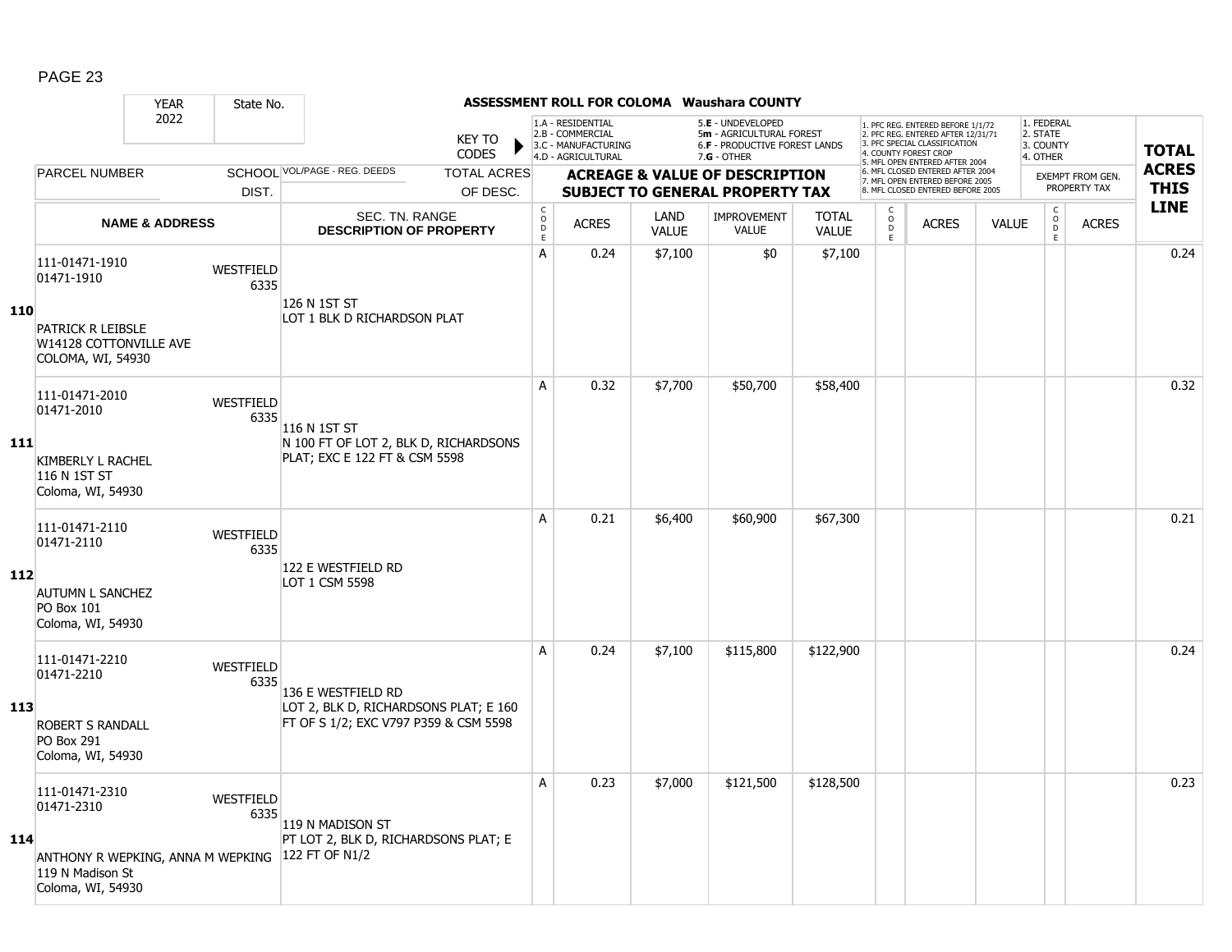**ASSESSMENT ROLL FOR COLOMA Waushara COUNTY**

YEAR 2022 | State No.

KEY TO CODES: 1.A - RESIDENTIAL, 2.B - COMMERCIAL, 3.C - MANUFACTURING, 4.D - AGRICULTURAL, 5.E - UNDEVELOPED, 5m - AGRICULTURAL FOREST, 6.F - PRODUCTIVE FOREST LANDS, 7.G - OTHER

1. PFC REG. ENTERED BEFORE 1/1/72, 2. PFC REG. ENTERED AFTER 12/31/71, 3. PFC SPECIAL CLASSIFICATION, 4. COUNTY FOREST CROP, 5. MFL OPEN ENTERED AFTER 2004, 6. MFL CLOSED ENTERED AFTER 2004, 7. MFL OPEN ENTERED BEFORE 2005, 8. MFL CLOSED ENTERED BEFORE 2005

1. FEDERAL, 2. STATE, 3. COUNTY, 4. OTHER

| LINE | PARCEL NUMBER / NAME & ADDRESS | SCHOOL DIST. | VOL/PAGE - REG. DEEDS / SEC. TN. RANGE / DESCRIPTION OF PROPERTY | TOTAL ACRES OF DESC. | CODE | ACRES | LAND VALUE | IMPROVEMENT VALUE | TOTAL VALUE | CODE | ACRES | VALUE | CODE | EXEMPT FROM GEN. PROPERTY TAX ACRES | TOTAL ACRES THIS LINE |
|---|---|---|---|---|---|---|---|---|---|---|---|---|---|---|---|
| 110 | 111-01471-1910<br>01471-1910<br>PATRICK R LEIBSLE<br>W14128 COTTONVILLE AVE<br>COLOMA, WI, 54930 | WESTFIELD 6335 | 126 N 1ST ST<br>LOT 1 BLK D RICHARDSON PLAT | | A | 0.24 | $7,100 | $0 | $7,100 | | | | | | 0.24 |
| 111 | 111-01471-2010<br>01471-2010<br>KIMBERLY L RACHEL<br>116 N 1ST ST<br>Coloma, WI, 54930 | WESTFIELD 6335 | 116 N 1ST ST<br>N 100 FT OF LOT 2, BLK D, RICHARDSONS PLAT; EXC E 122 FT & CSM 5598 | | A | 0.32 | $7,700 | $50,700 | $58,400 | | | | | | 0.32 |
| 112 | 111-01471-2110<br>01471-2110<br>AUTUMN L SANCHEZ<br>PO Box 101<br>Coloma, WI, 54930 | WESTFIELD 6335 | 122 E WESTFIELD RD<br>LOT 1 CSM 5598 | | A | 0.21 | $6,400 | $60,900 | $67,300 | | | | | | 0.21 |
| 113 | 111-01471-2210<br>01471-2210<br>ROBERT S RANDALL<br>PO Box 291<br>Coloma, WI, 54930 | WESTFIELD 6335 | 136 E WESTFIELD RD<br>LOT 2, BLK D, RICHARDSONS PLAT; E 160 FT OF S 1/2; EXC V797 P359 & CSM 5598 | | A | 0.24 | $7,100 | $115,800 | $122,900 | | | | | | 0.24 |
| 114 | 111-01471-2310<br>01471-2310<br>ANTHONY R WEPKING, ANNA M WEPKING<br>119 N Madison St<br>Coloma, WI, 54930 | WESTFIELD 6335 | 119 N MADISON ST<br>PT LOT 2, BLK D, RICHARDSONS PLAT; E 122 FT OF N1/2 | | A | 0.23 | $7,000 | $121,500 | $128,500 | | | | | | 0.23 |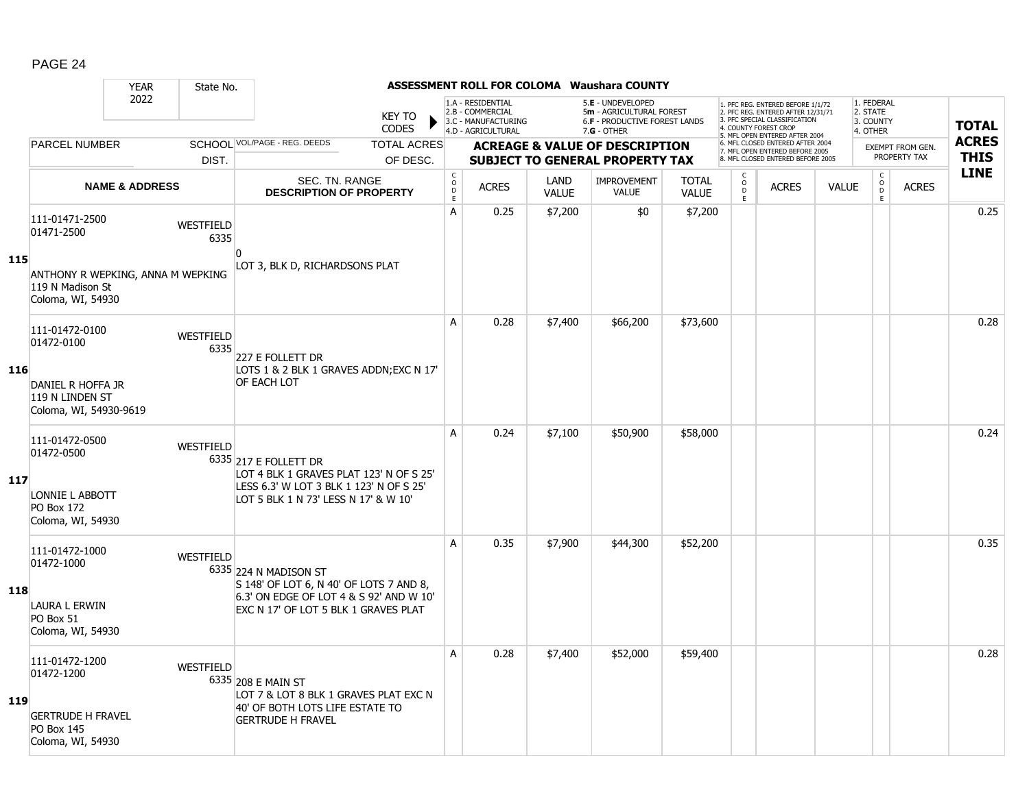## ASSESSMENT ROLL FOR COLOMA Waushara COUNTY

| YEAR | State No. | | KEY TO CODES | 1.A - RESIDENTIAL<br>2.B - COMMERCIAL<br>3.C - MANUFACTURING<br>4.D - AGRICULTURAL | | 5.E - UNDEVELOPED<br>5m - AGRICULTURAL FOREST<br>6.F - PRODUCTIVE FOREST LANDS<br>7.G - OTHER | | | 1. PFC REG. ENTERED BEFORE 1/1/72<br>2. PFC REG. ENTERED AFTER 12/31/71<br>3. PFC SPECIAL CLASSIFICATION<br>4. COUNTY FOREST CROP<br>5. MFL OPEN ENTERED AFTER 2004<br>6. MFL CLOSED ENTERED AFTER 2004<br>7. MFL OPEN ENTERED BEFORE 2005<br>8. MFL CLOSED ENTERED BEFORE 2005 | | | 1. FEDERAL<br>2. STATE<br>3. COUNTY<br>4. OTHER | | |
|---|---|---|---|---|---|---|---|---|---|---|---|---|---|---|
| 2022 | | | | | | | | | | | | | | |
| PARCEL NUMBER | SCHOOL DIST. | VOL/PAGE - REG. DEEDS | TOTAL ACRES OF DESC. | ACREAGE & VALUE OF DESCRIPTION SUBJECT TO GENERAL PROPERTY TAX | | | | | | | | EXEMPT FROM GEN. PROPERTY TAX | | TOTAL ACRES THIS LINE |
| NAME & ADDRESS | | SEC. TN. RANGE DESCRIPTION OF PROPERTY | | CODE | ACRES | LAND VALUE | IMPROVEMENT VALUE | TOTAL VALUE | CODE | ACRES | VALUE | CODE | ACRES | |
| **115** 111-01471-2500<br>01471-2500<br>ANTHONY R WEPKING, ANNA M WEPKING<br>119 N Madison St<br>Coloma, WI, 54930 | WESTFIELD 6335 | 0<br>LOT 3, BLK D, RICHARDSONS PLAT | | A | 0.25 | $7,200 | $0 | $7,200 | | | | | | 0.25 |
| **116** 111-01472-0100<br>01472-0100<br>DANIEL R HOFFA JR<br>119 N LINDEN ST<br>Coloma, WI, 54930-9619 | WESTFIELD 6335 | 227 E FOLLETT DR<br>LOTS 1 & 2 BLK 1 GRAVES ADDN;EXC N 17' OF EACH LOT | | A | 0.28 | $7,400 | $66,200 | $73,600 | | | | | | 0.28 |
| **117** 111-01472-0500<br>01472-0500<br>LONNIE L ABBOTT<br>PO Box 172<br>Coloma, WI, 54930 | WESTFIELD 6335 | 217 E FOLLETT DR<br>LOT 4 BLK 1 GRAVES PLAT 123' N OF S 25' LESS 6.3' W LOT 3 BLK 1 123' N OF S 25' LOT 5 BLK 1 N 73' LESS N 17' & W 10' | | A | 0.24 | $7,100 | $50,900 | $58,000 | | | | | | 0.24 |
| **118** 111-01472-1000<br>01472-1000<br>LAURA L ERWIN<br>PO Box 51<br>Coloma, WI, 54930 | WESTFIELD 6335 | 224 N MADISON ST<br>S 148' OF LOT 6, N 40' OF LOTS 7 AND 8, 6.3' ON EDGE OF LOT 4 & S 92' AND W 10' EXC N 17' OF LOT 5 BLK 1 GRAVES PLAT | | A | 0.35 | $7,900 | $44,300 | $52,200 | | | | | | 0.35 |
| **119** 111-01472-1200<br>01472-1200<br>GERTRUDE H FRAVEL<br>PO Box 145<br>Coloma, WI, 54930 | WESTFIELD 6335 | 208 E MAIN ST<br>LOT 7 & LOT 8 BLK 1 GRAVES PLAT EXC N 40' OF BOTH LOTS LIFE ESTATE TO GERTRUDE H FRAVEL | | A | 0.28 | $7,400 | $52,000 | $59,400 | | | | | | 0.28 |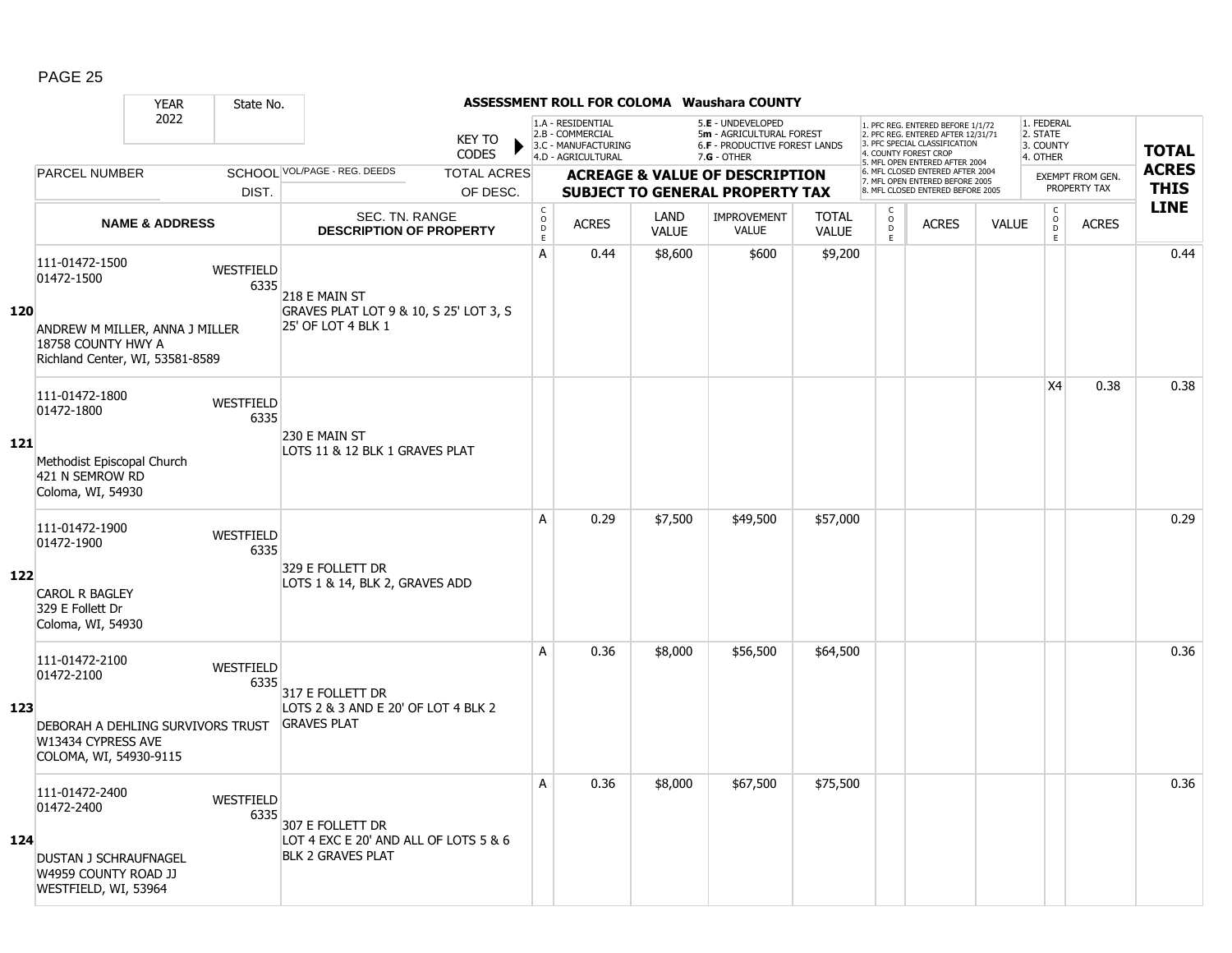**ASSESSMENT ROLL FOR COLOMA Waushara COUNTY**

YEAR 2022 | State No.

KEY TO CODES:
- 1.A - RESIDENTIAL
- 2.B - COMMERCIAL
- 3.C - MANUFACTURING
- 4.D - AGRICULTURAL
- 5.E - UNDEVELOPED
- 5m - AGRICULTURAL FOREST
- 6.F - PRODUCTIVE FOREST LANDS
- 7.G - OTHER

- 1. PFC REG. ENTERED BEFORE 1/1/72
- 2. PFC REG. ENTERED AFTER 12/31/71
- 3. PFC SPECIAL CLASSIFICATION
- 4. COUNTY FOREST CROP
- 5. MFL OPEN ENTERED AFTER 2004
- 6. MFL CLOSED ENTERED AFTER 2004
- 7. MFL OPEN ENTERED BEFORE 2005
- 8. MFL CLOSED ENTERED BEFORE 2005

- 1. FEDERAL
- 2. STATE
- 3. COUNTY
- 4. OTHER

| LINE | PARCEL NUMBER / NAME & ADDRESS | SCHOOL DIST. | VOL/PAGE - REG. DEEDS / SEC. TN. RANGE / DESCRIPTION OF PROPERTY | TOTAL ACRES OF DESC. | CODE | ACRES | LAND VALUE | IMPROVEMENT VALUE | TOTAL VALUE | CODE | ACRES | VALUE | CODE | EXEMPT ACRES | TOTAL ACRES THIS LINE |
|---|---|---|---|---|---|---|---|---|---|---|---|---|---|---|---|
| 120 | 111-01472-1500<br>01472-1500<br>ANDREW M MILLER, ANNA J MILLER<br>18758 COUNTY HWY A<br>Richland Center, WI, 53581-8589 | WESTFIELD 6335 | 218 E MAIN ST<br>GRAVES PLAT LOT 9 & 10, S 25' LOT 3, S 25' OF LOT 4 BLK 1 | | A | 0.44 | $8,600 | $600 | $9,200 | | | | | | 0.44 |
| 121 | 111-01472-1800<br>01472-1800<br>Methodist Episcopal Church<br>421 N SEMROW RD<br>Coloma, WI, 54930 | WESTFIELD 6335 | 230 E MAIN ST<br>LOTS 11 & 12 BLK 1 GRAVES PLAT | | | | | | | | | | X4 | 0.38 | 0.38 |
| 122 | 111-01472-1900<br>01472-1900<br>CAROL R BAGLEY<br>329 E Follett Dr<br>Coloma, WI, 54930 | WESTFIELD 6335 | 329 E FOLLETT DR<br>LOTS 1 & 14, BLK 2, GRAVES ADD | | A | 0.29 | $7,500 | $49,500 | $57,000 | | | | | | 0.29 |
| 123 | 111-01472-2100<br>01472-2100<br>DEBORAH A DEHLING SURVIVORS TRUST<br>W13434 CYPRESS AVE<br>COLOMA, WI, 54930-9115 | WESTFIELD 6335 | 317 E FOLLETT DR<br>LOTS 2 & 3 AND E 20' OF LOT 4 BLK 2 GRAVES PLAT | | A | 0.36 | $8,000 | $56,500 | $64,500 | | | | | | 0.36 |
| 124 | 111-01472-2400<br>01472-2400<br>DUSTAN J SCHRAUFNAGEL<br>W4959 COUNTY ROAD JJ<br>WESTFIELD, WI, 53964 | WESTFIELD 6335 | 307 E FOLLETT DR<br>LOT 4 EXC E 20' AND ALL OF LOTS 5 & 6 BLK 2 GRAVES PLAT | | A | 0.36 | $8,000 | $67,500 | $75,500 | | | | | | 0.36 |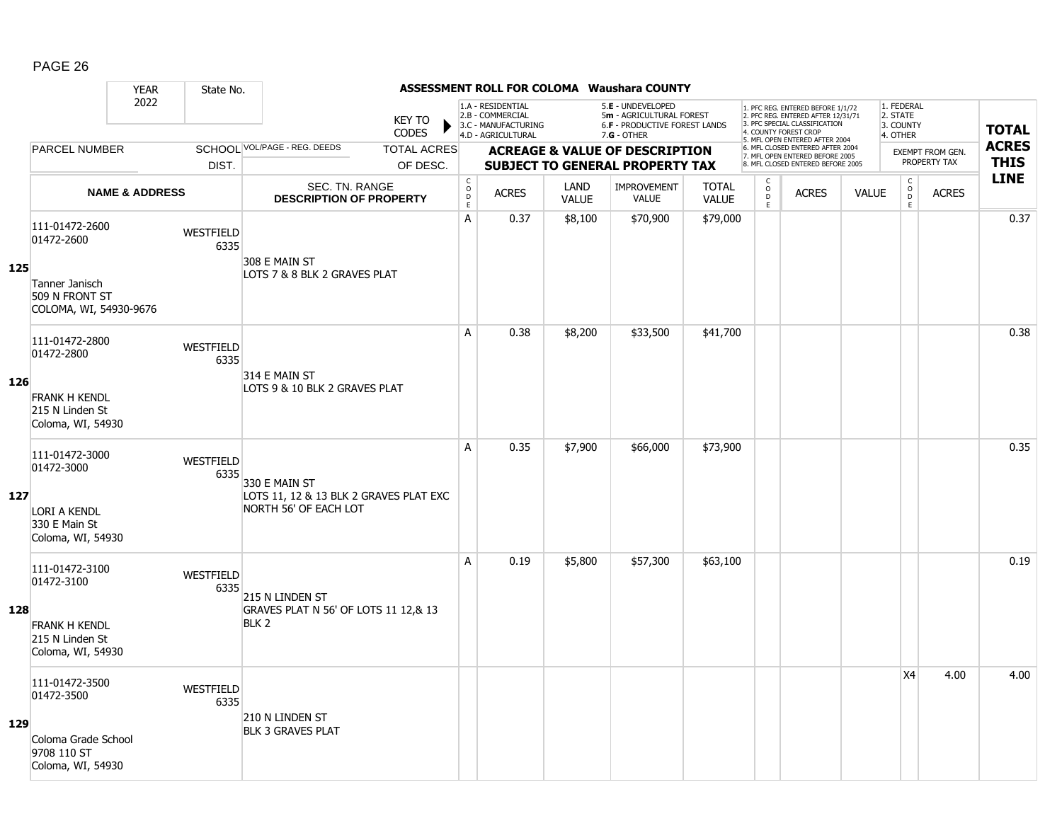**ASSESSMENT ROLL FOR COLOMA Waushara COUNTY**

YEAR 2022 | State No.

KEY TO CODES:
- 1.A - RESIDENTIAL
- 2.B - COMMERCIAL
- 3.C - MANUFACTURING
- 4.D - AGRICULTURAL
- 5.E - UNDEVELOPED
- 5m - AGRICULTURAL FOREST
- 6.F - PRODUCTIVE FOREST LANDS
- 7.G - OTHER

- 1. PFC REG. ENTERED BEFORE 1/1/72
- 2. PFC REG. ENTERED AFTER 12/31/71
- 3. PFC SPECIAL CLASSIFICATION
- 4. COUNTY FOREST CROP
- 5. MFL OPEN ENTERED AFTER 2004
- 6. MFL CLOSED ENTERED AFTER 2004
- 7. MFL OPEN ENTERED BEFORE 2005
- 8. MFL CLOSED ENTERED BEFORE 2005

- 1. FEDERAL
- 2. STATE
- 3. COUNTY
- 4. OTHER

| | PARCEL NUMBER / NAME & ADDRESS | SCHOOL DIST. | VOL/PAGE - REG. DEEDS / SEC. TN. RANGE / DESCRIPTION OF PROPERTY | CODE | ACRES | LAND VALUE | IMPROVEMENT VALUE | TOTAL VALUE | CODE | ACRES | VALUE | CODE (EXEMPT) | ACRES (EXEMPT) | TOTAL ACRES THIS LINE |
|---|---|---|---|---|---|---|---|---|---|---|---|---|---|---|
| 125 | 111-01472-2600<br>01472-2600<br>Tanner Janisch<br>509 N FRONT ST<br>COLOMA, WI, 54930-9676 | WESTFIELD 6335 | 308 E MAIN ST<br>LOTS 7 & 8 BLK 2 GRAVES PLAT | A | 0.37 | $8,100 | $70,900 | $79,000 | | | | | | 0.37 |
| 126 | 111-01472-2800<br>01472-2800<br>FRANK H KENDL<br>215 N Linden St<br>Coloma, WI, 54930 | WESTFIELD 6335 | 314 E MAIN ST<br>LOTS 9 & 10 BLK 2 GRAVES PLAT | A | 0.38 | $8,200 | $33,500 | $41,700 | | | | | | 0.38 |
| 127 | 111-01472-3000<br>01472-3000<br>LORI A KENDL<br>330 E Main St<br>Coloma, WI, 54930 | WESTFIELD 6335 | 330 E MAIN ST<br>LOTS 11, 12 & 13 BLK 2 GRAVES PLAT EXC NORTH 56' OF EACH LOT | A | 0.35 | $7,900 | $66,000 | $73,900 | | | | | | 0.35 |
| 128 | 111-01472-3100<br>01472-3100<br>FRANK H KENDL<br>215 N Linden St<br>Coloma, WI, 54930 | WESTFIELD 6335 | 215 N LINDEN ST<br>GRAVES PLAT N 56' OF LOTS 11 12,& 13 BLK 2 | A | 0.19 | $5,800 | $57,300 | $63,100 | | | | | | 0.19 |
| 129 | 111-01472-3500<br>01472-3500<br>Coloma Grade School<br>9708 110 ST<br>Coloma, WI, 54930 | WESTFIELD 6335 | 210 N LINDEN ST<br>BLK 3 GRAVES PLAT | | | | | | | | | X4 | 4.00 | 4.00 |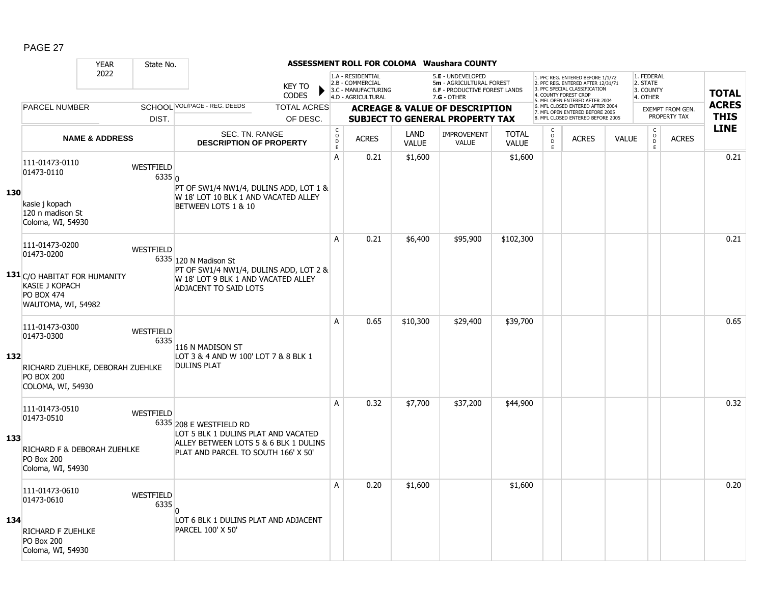# ASSESSMENT ROLL FOR COLOMA Waushara COUNTY

YEAR 2022 | State No.

KEY TO CODES:
1.A - RESIDENTIAL
2.B - COMMERCIAL
3.C - MANUFACTURING
4.D - AGRICULTURAL
5.E - UNDEVELOPED
5m - AGRICULTURAL FOREST
6.F - PRODUCTIVE FOREST LANDS
7.G - OTHER

1. PFC REG. ENTERED BEFORE 1/1/72
2. PFC REG. ENTERED AFTER 12/31/71
3. PFC SPECIAL CLASSIFICATION
4. COUNTY FOREST CROP
5. MFL OPEN ENTERED AFTER 2004
6. MFL CLOSED ENTERED AFTER 2004
7. MFL OPEN ENTERED BEFORE 2005
8. MFL CLOSED ENTERED BEFORE 2005

1. FEDERAL
2. STATE
3. COUNTY
4. OTHER

| | PARCEL NUMBER / NAME & ADDRESS | SCHOOL DIST. | VOL/PAGE - REG. DEEDS / SEC. TN. RANGE / DESCRIPTION OF PROPERTY | CODE | ACRES | LAND VALUE | IMPROVEMENT VALUE | TOTAL VALUE | CODE | ACRES | VALUE | CODE | ACRES (EXEMPT FROM GEN. PROPERTY TAX) | TOTAL ACRES THIS LINE |
|---|---|---|---|---|---|---|---|---|---|---|---|---|---|---|
| 130 | 111-01473-0110<br>01473-0110<br>kasie j kopach<br>120 n madison St<br>Coloma, WI, 54930 | WESTFIELD 6335 | 0<br>PT OF SW1/4 NW1/4, DULINS ADD, LOT 1 & W 18' LOT 10 BLK 1 AND VACATED ALLEY BETWEEN LOTS 1 & 10 | A | 0.21 | $1,600 | | $1,600 | | | | | | 0.21 |
| 131 | 111-01473-0200<br>01473-0200<br>C/O HABITAT FOR HUMANITY<br>KASIE J KOPACH<br>PO BOX 474<br>WAUTOMA, WI, 54982 | WESTFIELD 6335 | 120 N Madison St<br>PT OF SW1/4 NW1/4, DULINS ADD, LOT 2 & W 18' LOT 9 BLK 1 AND VACATED ALLEY ADJACENT TO SAID LOTS | A | 0.21 | $6,400 | $95,900 | $102,300 | | | | | | 0.21 |
| 132 | 111-01473-0300<br>01473-0300<br>RICHARD ZUEHLKE, DEBORAH ZUEHLKE<br>PO BOX 200<br>COLOMA, WI, 54930 | WESTFIELD 6335 | 116 N MADISON ST<br>LOT 3 & 4 AND W 100' LOT 7 & 8 BLK 1 DULINS PLAT | A | 0.65 | $10,300 | $29,400 | $39,700 | | | | | | 0.65 |
| 133 | 111-01473-0510<br>01473-0510<br>RICHARD F & DEBORAH ZUEHLKE<br>PO Box 200<br>Coloma, WI, 54930 | WESTFIELD 6335 | 208 E WESTFIELD RD<br>LOT 5 BLK 1 DULINS PLAT AND VACATED ALLEY BETWEEN LOTS 5 & 6 BLK 1 DULINS PLAT AND PARCEL TO SOUTH 166' X 50' | A | 0.32 | $7,700 | $37,200 | $44,900 | | | | | | 0.32 |
| 134 | 111-01473-0610<br>01473-0610<br>RICHARD F ZUEHLKE<br>PO Box 200<br>Coloma, WI, 54930 | WESTFIELD 6335 | 0<br>LOT 6 BLK 1 DULINS PLAT AND ADJACENT PARCEL 100' X 50' | A | 0.20 | $1,600 | | $1,600 | | | | | | 0.20 |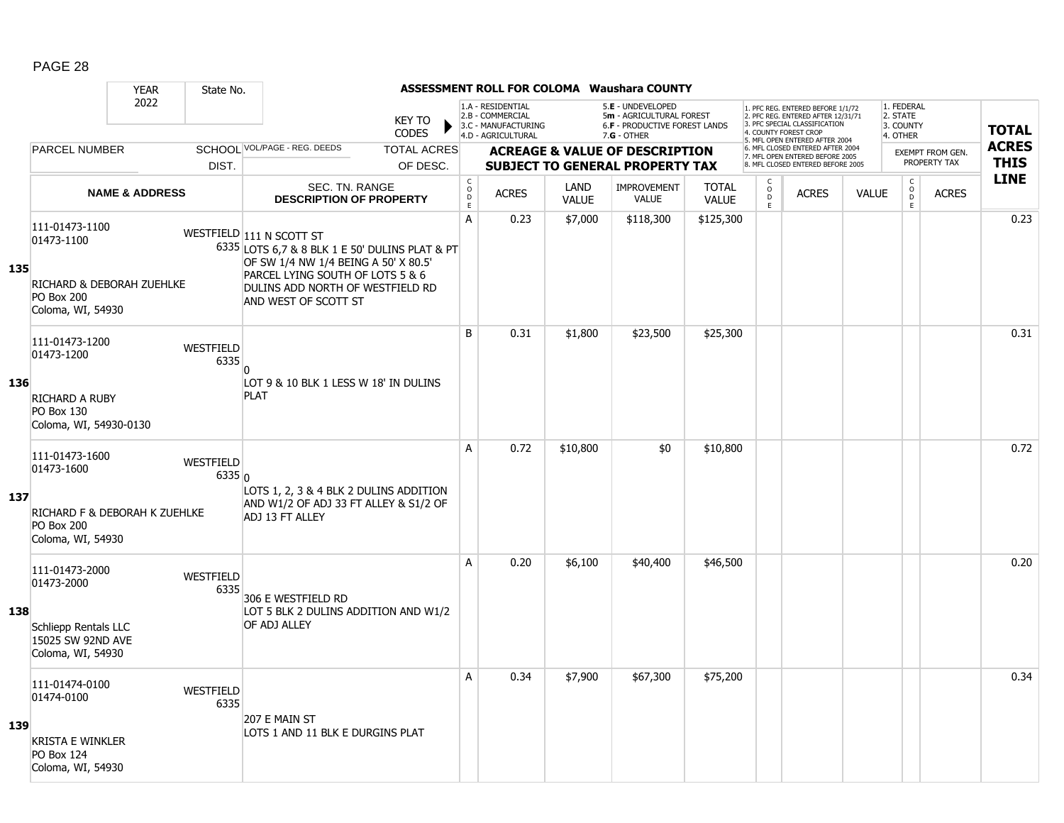## ASSESSMENT ROLL FOR COLOMA Waushara COUNTY

YEAR 2022 | State No.

KEY TO CODES: 1.A - RESIDENTIAL, 2.B - COMMERCIAL, 3.C - MANUFACTURING, 4.D - AGRICULTURAL, 5.E - UNDEVELOPED, 5m - AGRICULTURAL FOREST, 6.F - PRODUCTIVE FOREST LANDS, 7.G - OTHER

1. PFC REG. ENTERED BEFORE 1/1/72, 2. PFC REG. ENTERED AFTER 12/31/71, 3. PFC SPECIAL CLASSIFICATION, 4. COUNTY FOREST CROP, 5. MFL OPEN ENTERED AFTER 2004, 6. MFL CLOSED ENTERED AFTER 2004, 7. MFL OPEN ENTERED BEFORE 2005, 8. MFL CLOSED ENTERED BEFORE 2005

1. FEDERAL, 2. STATE, 3. COUNTY, 4. OTHER

| | PARCEL NUMBER / NAME & ADDRESS | SCHOOL DIST. | VOL/PAGE - REG. DEEDS / SEC. TN. RANGE / DESCRIPTION OF PROPERTY | CODE | ACRES | LAND VALUE | IMPROVEMENT VALUE | TOTAL VALUE | CODE | ACRES | VALUE | CODE | ACRES (EXEMPT FROM GEN. PROPERTY TAX) | TOTAL ACRES THIS LINE |
|---|---|---|---|---|---|---|---|---|---|---|---|---|---|---|
| 135 | 111-01473-1100<br>01473-1100<br>RICHARD & DEBORAH ZUEHLKE<br>PO Box 200<br>Coloma, WI, 54930 | WESTFIELD 6335 | 111 N SCOTT ST<br>LOTS 6,7 & 8 BLK 1 E 50' DULINS PLAT & PT OF SW 1/4 NW 1/4 BEING A 50' X 80.5' PARCEL LYING SOUTH OF LOTS 5 & 6 DULINS ADD NORTH OF WESTFIELD RD AND WEST OF SCOTT ST | A | 0.23 | $7,000 | $118,300 | $125,300 | | | | | | 0.23 |
| 136 | 111-01473-1200<br>01473-1200<br>RICHARD A RUBY<br>PO Box 130<br>Coloma, WI, 54930-0130 | WESTFIELD 6335 | 0<br>LOT 9 & 10 BLK 1 LESS W 18' IN DULINS PLAT | B | 0.31 | $1,800 | $23,500 | $25,300 | | | | | | 0.31 |
| 137 | 111-01473-1600<br>01473-1600<br>RICHARD F & DEBORAH K ZUEHLKE<br>PO Box 200<br>Coloma, WI, 54930 | WESTFIELD 6335 | 0<br>LOTS 1, 2, 3 & 4 BLK 2 DULINS ADDITION AND W1/2 OF ADJ 33 FT ALLEY & S1/2 OF ADJ 13 FT ALLEY | A | 0.72 | $10,800 | $0 | $10,800 | | | | | | 0.72 |
| 138 | 111-01473-2000<br>01473-2000<br>Schliepp Rentals LLC<br>15025 SW 92ND AVE<br>Coloma, WI, 54930 | WESTFIELD 6335 | 306 E WESTFIELD RD<br>LOT 5 BLK 2 DULINS ADDITION AND W1/2 OF ADJ ALLEY | A | 0.20 | $6,100 | $40,400 | $46,500 | | | | | | 0.20 |
| 139 | 111-01474-0100<br>01474-0100<br>KRISTA E WINKLER<br>PO Box 124<br>Coloma, WI, 54930 | WESTFIELD 6335 | 207 E MAIN ST<br>LOTS 1 AND 11 BLK E DURGINS PLAT | A | 0.34 | $7,900 | $67,300 | $75,200 | | | | | | 0.34 |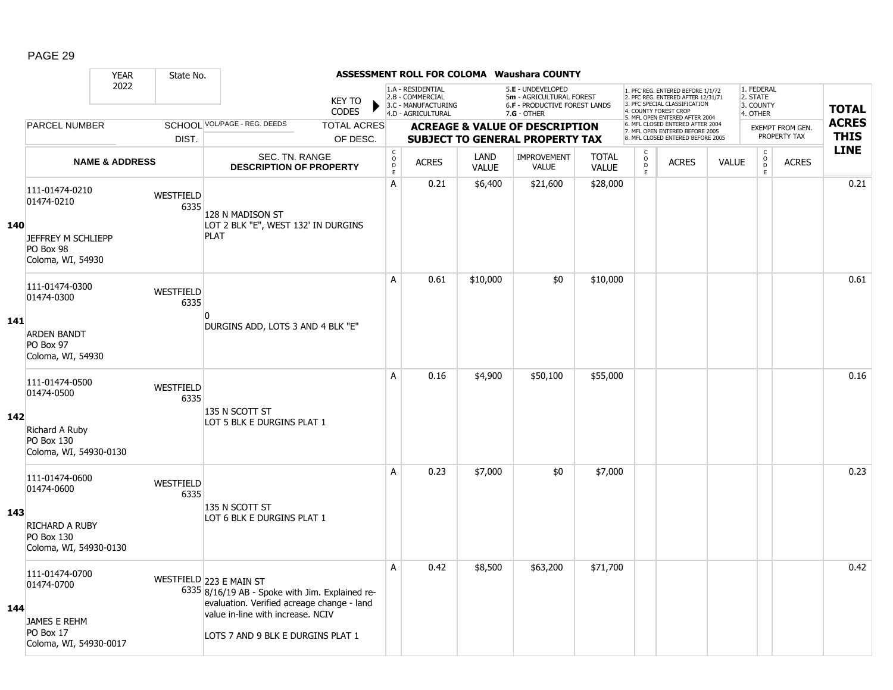## ASSESSMENT ROLL FOR COLOMA Waushara COUNTY

YEAR 2022 | State No.

KEY TO CODES:
1.A - RESIDENTIAL
2.B - COMMERCIAL
3.C - MANUFACTURING
4.D - AGRICULTURAL
5.E - UNDEVELOPED
5m - AGRICULTURAL FOREST
6.F - PRODUCTIVE FOREST LANDS
7.G - OTHER

1. PFC REG. ENTERED BEFORE 1/1/72
2. PFC REG. ENTERED AFTER 12/31/71
3. PFC SPECIAL CLASSIFICATION
4. COUNTY FOREST CROP
5. MFL OPEN ENTERED AFTER 2004
6. MFL CLOSED ENTERED AFTER 2004
7. MFL OPEN ENTERED BEFORE 2005
8. MFL CLOSED ENTERED BEFORE 2005

1. FEDERAL
2. STATE
3. COUNTY
4. OTHER

| LINE | PARCEL NUMBER / NAME & ADDRESS | SCHOOL DIST. | VOL/PAGE - REG. DEEDS / SEC. TN. RANGE / DESCRIPTION OF PROPERTY | CODE | ACRES | LAND VALUE | IMPROVEMENT VALUE | TOTAL VALUE | CODE | ACRES | VALUE | CODE | EXEMPT ACRES | TOTAL ACRES THIS LINE |
|---|---|---|---|---|---|---|---|---|---|---|---|---|---|---|
| 140 | 111-01474-0210<br>01474-0210<br>JEFFREY M SCHLIEPP<br>PO Box 98<br>Coloma, WI, 54930 | WESTFIELD 6335 | 128 N MADISON ST<br>LOT 2 BLK "E", WEST 132' IN DURGINS PLAT | A | 0.21 | $6,400 | $21,600 | $28,000 | | | | | | 0.21 |
| 141 | 111-01474-0300<br>01474-0300<br>ARDEN BANDT<br>PO Box 97<br>Coloma, WI, 54930 | WESTFIELD 6335 | 0<br>DURGINS ADD, LOTS 3 AND 4 BLK "E" | A | 0.61 | $10,000 | $0 | $10,000 | | | | | | 0.61 |
| 142 | 111-01474-0500<br>01474-0500<br>Richard A Ruby<br>PO Box 130<br>Coloma, WI, 54930-0130 | WESTFIELD 6335 | 135 N SCOTT ST<br>LOT 5 BLK E DURGINS PLAT 1 | A | 0.16 | $4,900 | $50,100 | $55,000 | | | | | | 0.16 |
| 143 | 111-01474-0600<br>01474-0600<br>RICHARD A RUBY<br>PO Box 130<br>Coloma, WI, 54930-0130 | WESTFIELD 6335 | 135 N SCOTT ST<br>LOT 6 BLK E DURGINS PLAT 1 | A | 0.23 | $7,000 | $0 | $7,000 | | | | | | 0.23 |
| 144 | 111-01474-0700<br>01474-0700<br>JAMES E REHM<br>PO Box 17<br>Coloma, WI, 54930-0017 | WESTFIELD 6335 | 223 E MAIN ST<br>8/16/19 AB - Spoke with Jim. Explained re-evaluation. Verified acreage change - land value in-line with increase. NCIV<br>LOTS 7 AND 9 BLK E DURGINS PLAT 1 | A | 0.42 | $8,500 | $63,200 | $71,700 | | | | | | 0.42 |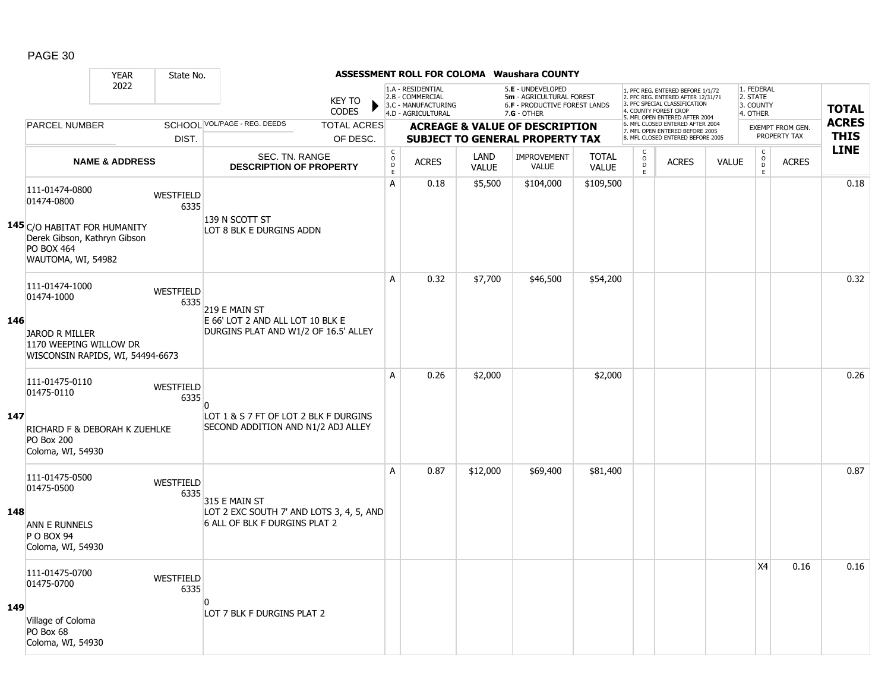**ASSESSMENT ROLL FOR COLOMA Waushara COUNTY**

YEAR 2022 | State No.

KEY TO CODES: 1.A - RESIDENTIAL, 2.B - COMMERCIAL, 3.C - MANUFACTURING, 4.D - AGRICULTURAL, 5.E - UNDEVELOPED, 5m - AGRICULTURAL FOREST, 6.F - PRODUCTIVE FOREST LANDS, 7.G - OTHER

1. PFC REG. ENTERED BEFORE 1/1/72, 2. PFC REG. ENTERED AFTER 12/31/71, 3. PFC SPECIAL CLASSIFICATION, 4. COUNTY FOREST CROP, 5. MFL OPEN ENTERED AFTER 2004, 6. MFL CLOSED ENTERED AFTER 2004, 7. MFL OPEN ENTERED BEFORE 2005, 8. MFL CLOSED ENTERED BEFORE 2005

1. FEDERAL, 2. STATE, 3. COUNTY, 4. OTHER

| Line | PARCEL NUMBER / NAME & ADDRESS | SCHOOL DIST. | VOL/PAGE - REG. DEEDS / SEC. TN. RANGE / DESCRIPTION OF PROPERTY | CODE | ACRES | LAND VALUE | IMPROVEMENT VALUE | TOTAL VALUE | CODE | ACRES | VALUE | CODE | EXEMPT ACRES | TOTAL ACRES THIS LINE |
|---|---|---|---|---|---|---|---|---|---|---|---|---|---|---|
| 145 | 111-01474-0800<br>01474-0800<br>C/O HABITAT FOR HUMANITY<br>Derek Gibson, Kathryn Gibson<br>PO BOX 464<br>WAUTOMA, WI, 54982 | WESTFIELD 6335 | 139 N SCOTT ST<br>LOT 8 BLK E DURGINS ADDN | A | 0.18 | $5,500 | $104,000 | $109,500 | | | | | | 0.18 |
| 146 | 111-01474-1000<br>01474-1000<br>JAROD R MILLER<br>1170 WEEPING WILLOW DR<br>WISCONSIN RAPIDS, WI, 54494-6673 | WESTFIELD 6335 | 219 E MAIN ST<br>E 66' LOT 2 AND ALL LOT 10 BLK E DURGINS PLAT AND W1/2 OF 16.5' ALLEY | A | 0.32 | $7,700 | $46,500 | $54,200 | | | | | | 0.32 |
| 147 | 111-01475-0110<br>01475-0110<br>RICHARD F & DEBORAH K ZUEHLKE<br>PO Box 200<br>Coloma, WI, 54930 | WESTFIELD 6335 | 0<br>LOT 1 & S 7 FT OF LOT 2 BLK F DURGINS SECOND ADDITION AND N1/2 ADJ ALLEY | A | 0.26 | $2,000 | | $2,000 | | | | | | 0.26 |
| 148 | 111-01475-0500<br>01475-0500<br>ANN E RUNNELS<br>P O BOX 94<br>Coloma, WI, 54930 | WESTFIELD 6335 | 315 E MAIN ST<br>LOT 2 EXC SOUTH 7' AND LOTS 3, 4, 5, AND 6 ALL OF BLK F DURGINS PLAT 2 | A | 0.87 | $12,000 | $69,400 | $81,400 | | | | | | 0.87 |
| 149 | 111-01475-0700<br>01475-0700<br>Village of Coloma<br>PO Box 68<br>Coloma, WI, 54930 | WESTFIELD 6335 | 0<br>LOT 7 BLK F DURGINS PLAT 2 | | | | | | | | | X4 | 0.16 | 0.16 |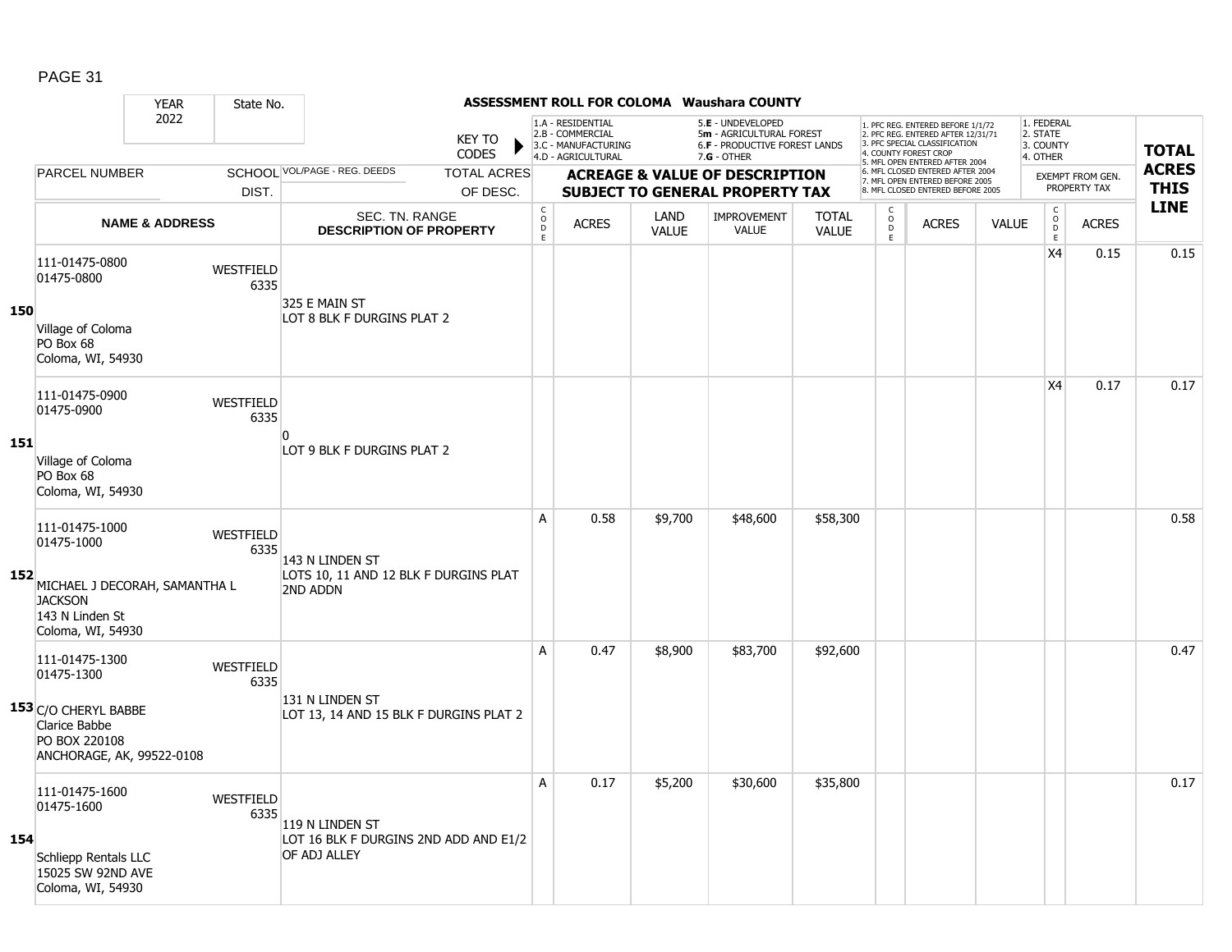# ASSESSMENT ROLL FOR COLOMA Waushara COUNTY

YEAR 2022 | State No.

KEY TO CODES: 1.A - RESIDENTIAL, 2.B - COMMERCIAL, 3.C - MANUFACTURING, 4.D - AGRICULTURAL, 5.E - UNDEVELOPED, 5m - AGRICULTURAL FOREST, 6.F - PRODUCTIVE FOREST LANDS, 7.G - OTHER

1. PFC REG. ENTERED BEFORE 1/1/72, 2. PFC REG. ENTERED AFTER 12/31/71, 3. PFC SPECIAL CLASSIFICATION, 4. COUNTY FOREST CROP, 5. MFL OPEN ENTERED AFTER 2004, 6. MFL CLOSED ENTERED AFTER 2004, 7. MFL OPEN ENTERED BEFORE 2005, 8. MFL CLOSED ENTERED BEFORE 2005

1. FEDERAL, 2. STATE, 3. COUNTY, 4. OTHER

| LINE | PARCEL NUMBER / NAME & ADDRESS | SCHOOL DIST. | VOL/PAGE - REG. DEEDS / SEC. TN. RANGE / DESCRIPTION OF PROPERTY | CODE | ACRES | LAND VALUE | IMPROVEMENT VALUE | TOTAL VALUE | CODE | ACRES | VALUE | CODE (EXEMPT) | ACRES (EXEMPT FROM GEN. PROPERTY TAX) | TOTAL ACRES THIS LINE |
|---|---|---|---|---|---|---|---|---|---|---|---|---|---|---|
| 150 | 111-01475-0800 01475-0800 Village of Coloma PO Box 68 Coloma, WI, 54930 | WESTFIELD 6335 | 325 E MAIN ST LOT 8 BLK F DURGINS PLAT 2 | | | | | | | | | X4 | 0.15 | 0.15 |
| 151 | 111-01475-0900 01475-0900 Village of Coloma PO Box 68 Coloma, WI, 54930 | WESTFIELD 6335 | 0 LOT 9 BLK F DURGINS PLAT 2 | | | | | | | | | X4 | 0.17 | 0.17 |
| 152 | 111-01475-1000 01475-1000 MICHAEL J DECORAH, SAMANTHA L JACKSON 143 N Linden St Coloma, WI, 54930 | WESTFIELD 6335 | 143 N LINDEN ST LOTS 10, 11 AND 12 BLK F DURGINS PLAT 2ND ADDN | A | 0.58 | $9,700 | $48,600 | $58,300 | | | | | | 0.58 |
| 153 | 111-01475-1300 01475-1300 C/O CHERYL BABBE Clarice Babbe PO BOX 220108 ANCHORAGE, AK, 99522-0108 | WESTFIELD 6335 | 131 N LINDEN ST LOT 13, 14 AND 15 BLK F DURGINS PLAT 2 | A | 0.47 | $8,900 | $83,700 | $92,600 | | | | | | 0.47 |
| 154 | 111-01475-1600 01475-1600 Schliepp Rentals LLC 15025 SW 92ND AVE Coloma, WI, 54930 | WESTFIELD 6335 | 119 N LINDEN ST LOT 16 BLK F DURGINS 2ND ADD AND E1/2 OF ADJ ALLEY | A | 0.17 | $5,200 | $30,600 | $35,800 | | | | | | 0.17 |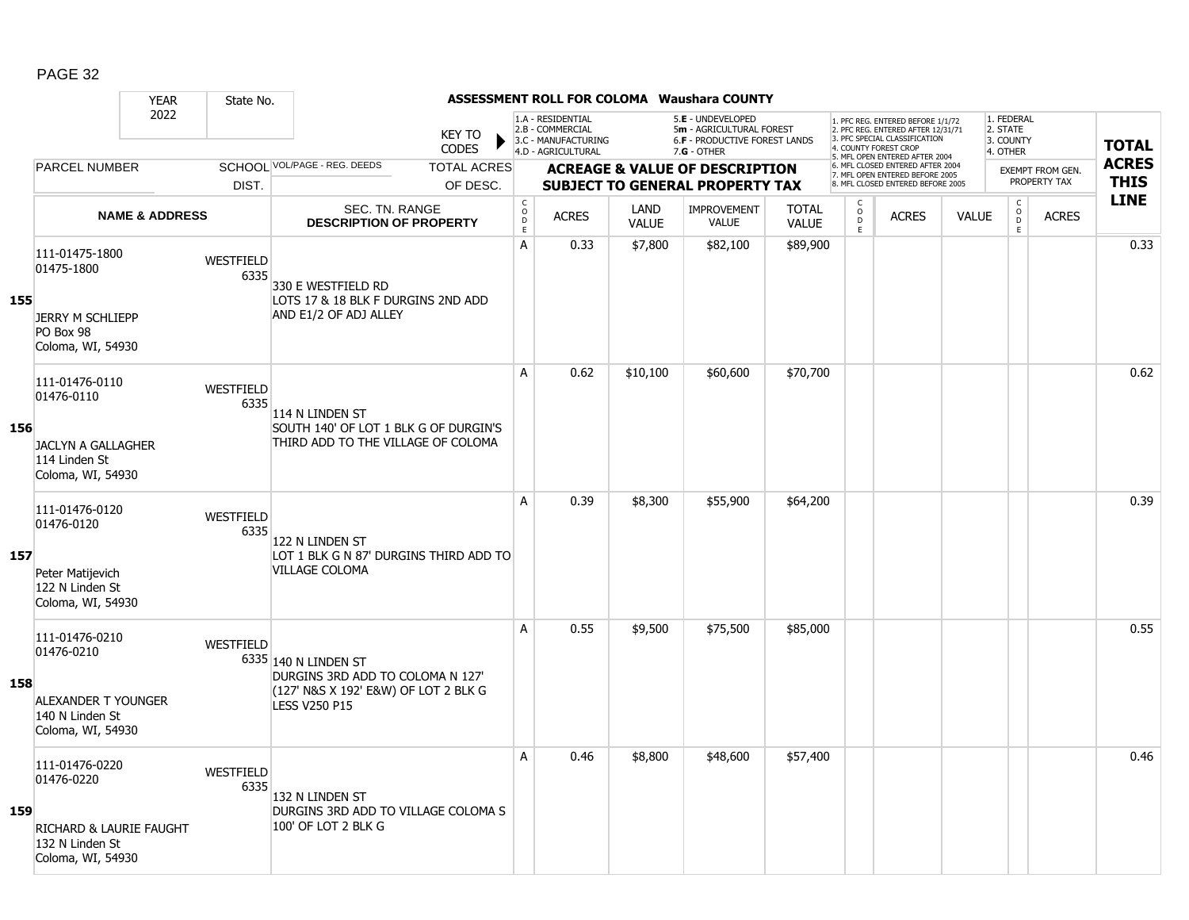# ASSESSMENT ROLL FOR COLOMA Waushara COUNTY

YEAR 2022 | State No.

KEY TO CODES: 1.A - RESIDENTIAL, 2.B - COMMERCIAL, 3.C - MANUFACTURING, 4.D - AGRICULTURAL, 5.E - UNDEVELOPED, 5m - AGRICULTURAL FOREST, 6.F - PRODUCTIVE FOREST LANDS, 7.G - OTHER

1. PFC REG. ENTERED BEFORE 1/1/72, 2. PFC REG. ENTERED AFTER 12/31/71, 3. PFC SPECIAL CLASSIFICATION, 4. COUNTY FOREST CROP, 5. MFL OPEN ENTERED AFTER 2004, 6. MFL CLOSED ENTERED AFTER 2004, 7. MFL OPEN ENTERED BEFORE 2005, 8. MFL CLOSED ENTERED BEFORE 2005

1. FEDERAL, 2. STATE, 3. COUNTY, 4. OTHER — EXEMPT FROM GEN. PROPERTY TAX

| | PARCEL NUMBER / NAME & ADDRESS | SCHOOL DIST. | VOL/PAGE - REG. DEEDS / SEC. TN. RANGE / DESCRIPTION OF PROPERTY | CODE | ACRES | LAND VALUE | IMPROVEMENT VALUE | TOTAL VALUE | CODE | ACRES | VALUE | CODE | ACRES | TOTAL ACRES THIS LINE |
|---|---|---|---|---|---|---|---|---|---|---|---|---|---|---|
| 155 | 111-01475-1800<br>01475-1800<br>JERRY M SCHLIEPP<br>PO Box 98<br>Coloma, WI, 54930 | WESTFIELD 6335 | 330 E WESTFIELD RD<br>LOTS 17 & 18 BLK F DURGINS 2ND ADD AND E1/2 OF ADJ ALLEY | A | 0.33 | $7,800 | $82,100 | $89,900 | | | | | | 0.33 |
| 156 | 111-01476-0110<br>01476-0110<br>JACLYN A GALLAGHER<br>114 Linden St<br>Coloma, WI, 54930 | WESTFIELD 6335 | 114 N LINDEN ST<br>SOUTH 140' OF LOT 1 BLK G OF DURGIN'S THIRD ADD TO THE VILLAGE OF COLOMA | A | 0.62 | $10,100 | $60,600 | $70,700 | | | | | | 0.62 |
| 157 | 111-01476-0120<br>01476-0120<br>Peter Matijevich<br>122 N Linden St<br>Coloma, WI, 54930 | WESTFIELD 6335 | 122 N LINDEN ST<br>LOT 1 BLK G N 87' DURGINS THIRD ADD TO VILLAGE COLOMA | A | 0.39 | $8,300 | $55,900 | $64,200 | | | | | | 0.39 |
| 158 | 111-01476-0210<br>01476-0210<br>ALEXANDER T YOUNGER<br>140 N Linden St<br>Coloma, WI, 54930 | WESTFIELD 6335 | 140 N LINDEN ST<br>DURGINS 3RD ADD TO COLOMA N 127' (127' N&S X 192' E&W) OF LOT 2 BLK G LESS V250 P15 | A | 0.55 | $9,500 | $75,500 | $85,000 | | | | | | 0.55 |
| 159 | 111-01476-0220<br>01476-0220<br>RICHARD & LAURIE FAUGHT<br>132 N Linden St<br>Coloma, WI, 54930 | WESTFIELD 6335 | 132 N LINDEN ST<br>DURGINS 3RD ADD TO VILLAGE COLOMA S 100' OF LOT 2 BLK G | A | 0.46 | $8,800 | $48,600 | $57,400 | | | | | | 0.46 |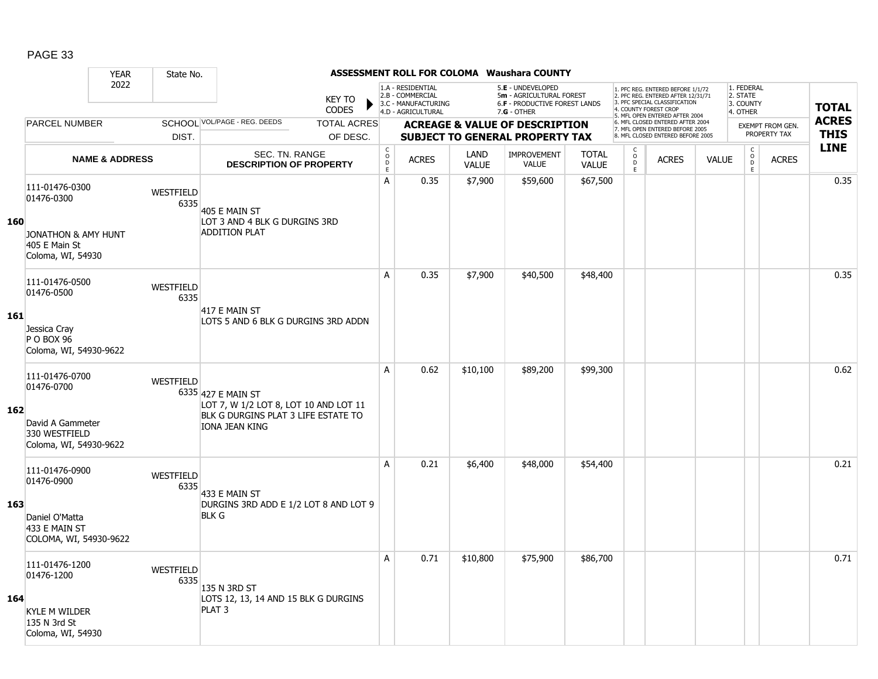# ASSESSMENT ROLL FOR COLOMA Waushara COUNTY

YEAR: 2022 | State No.

KEY TO CODES: 1.A - RESIDENTIAL, 2.B - COMMERCIAL, 3.C - MANUFACTURING, 4.D - AGRICULTURAL, 5.E - UNDEVELOPED, 5m - AGRICULTURAL FOREST, 6.F - PRODUCTIVE FOREST LANDS, 7.G - OTHER

1. PFC REG. ENTERED BEFORE 1/1/72, 2. PFC REG. ENTERED AFTER 12/31/71, 3. PFC SPECIAL CLASSIFICATION, 4. COUNTY FOREST CROP, 5. MFL OPEN ENTERED AFTER 2004, 6. MFL CLOSED ENTERED AFTER 2004, 7. MFL OPEN ENTERED BEFORE 2005, 8. MFL CLOSED ENTERED BEFORE 2005

1. FEDERAL, 2. STATE, 3. COUNTY, 4. OTHER

| Line | PARCEL NUMBER / NAME & ADDRESS | SCHOOL DIST. | VOL/PAGE - REG. DEEDS / SEC. TN. RANGE / DESCRIPTION OF PROPERTY | CODE | ACRES | LAND VALUE | IMPROVEMENT VALUE | TOTAL VALUE | CODE | ACRES | VALUE | CODE | EXEMPT ACRES | TOTAL ACRES THIS LINE |
|---|---|---|---|---|---|---|---|---|---|---|---|---|---|---|
| 160 | 111-01476-0300<br>01476-0300<br>JONATHON & AMY HUNT<br>405 E Main St<br>Coloma, WI, 54930 | WESTFIELD 6335 | 405 E MAIN ST<br>LOT 3 AND 4 BLK G DURGINS 3RD ADDITION PLAT | A | 0.35 | $7,900 | $59,600 | $67,500 | | | | | | 0.35 |
| 161 | 111-01476-0500<br>01476-0500<br>Jessica Cray<br>P O BOX 96<br>Coloma, WI, 54930-9622 | WESTFIELD 6335 | 417 E MAIN ST<br>LOTS 5 AND 6 BLK G DURGINS 3RD ADDN | A | 0.35 | $7,900 | $40,500 | $48,400 | | | | | | 0.35 |
| 162 | 111-01476-0700<br>01476-0700<br>David A Gammeter<br>330 WESTFIELD<br>Coloma, WI, 54930-9622 | WESTFIELD 6335 | 427 E MAIN ST<br>LOT 7, W 1/2 LOT 8, LOT 10 AND LOT 11 BLK G DURGINS PLAT 3 LIFE ESTATE TO IONA JEAN KING | A | 0.62 | $10,100 | $89,200 | $99,300 | | | | | | 0.62 |
| 163 | 111-01476-0900<br>01476-0900<br>Daniel O'Matta<br>433 E MAIN ST<br>COLOMA, WI, 54930-9622 | WESTFIELD 6335 | 433 E MAIN ST<br>DURGINS 3RD ADD E 1/2 LOT 8 AND LOT 9 BLK G | A | 0.21 | $6,400 | $48,000 | $54,400 | | | | | | 0.21 |
| 164 | 111-01476-1200<br>01476-1200<br>KYLE M WILDER<br>135 N 3rd St<br>Coloma, WI, 54930 | WESTFIELD 6335 | 135 N 3RD ST<br>LOTS 12, 13, 14 AND 15 BLK G DURGINS PLAT 3 | A | 0.71 | $10,800 | $75,900 | $86,700 | | | | | | 0.71 |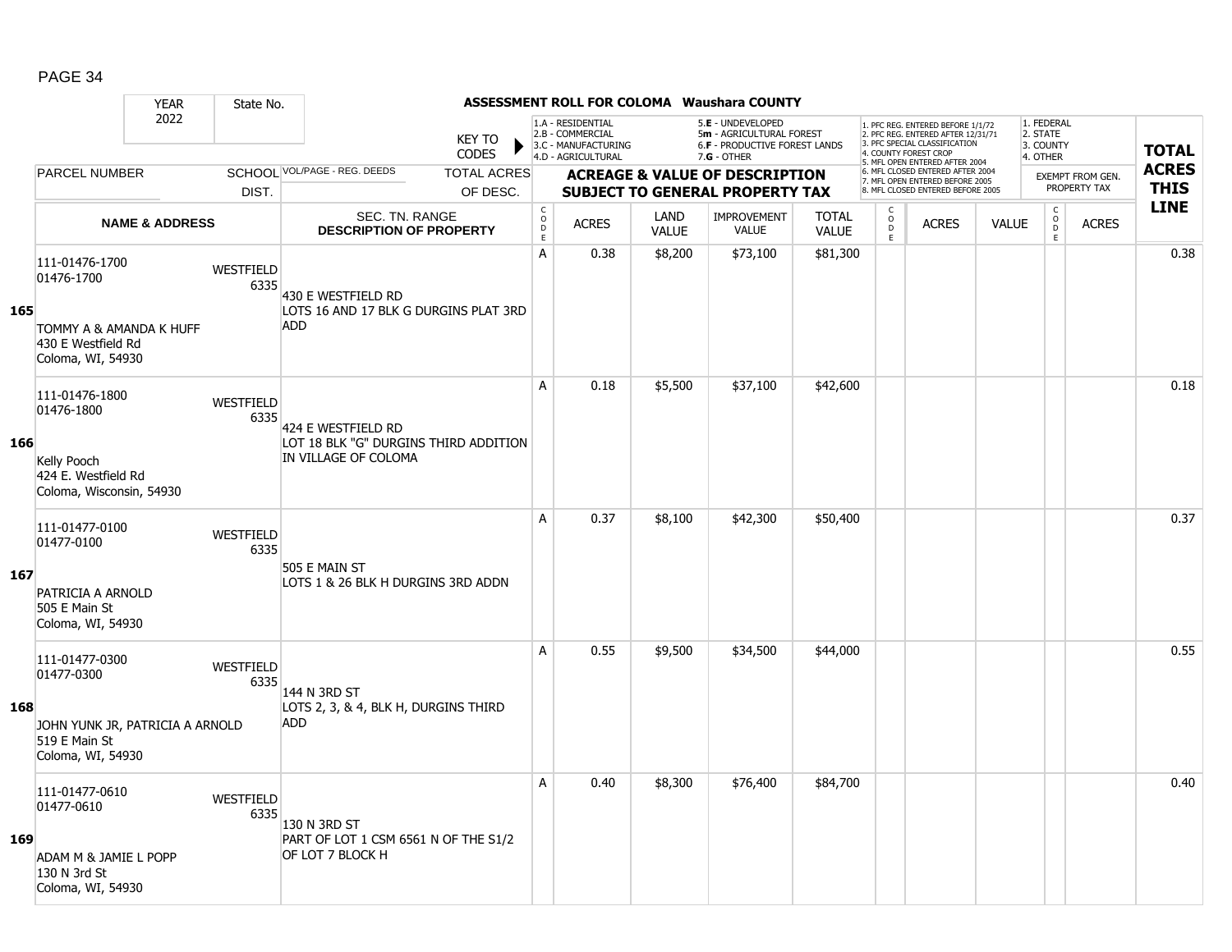# ASSESSMENT ROLL FOR COLOMA Waushara COUNTY

| YEAR | State No. |
|---|---|
| 2022 | |

KEY TO CODES:
- 1.A - RESIDENTIAL
- 2.B - COMMERCIAL
- 3.C - MANUFACTURING
- 4.D - AGRICULTURAL
- 5.E - UNDEVELOPED
- 5m - AGRICULTURAL FOREST
- 6.F - PRODUCTIVE FOREST LANDS
- 7.G - OTHER

- 1. PFC REG. ENTERED BEFORE 1/1/72
- 2. PFC REG. ENTERED AFTER 12/31/71
- 3. PFC SPECIAL CLASSIFICATION
- 4. COUNTY FOREST CROP
- 5. MFL OPEN ENTERED AFTER 2004
- 6. MFL CLOSED ENTERED AFTER 2004
- 7. MFL OPEN ENTERED BEFORE 2005
- 8. MFL CLOSED ENTERED BEFORE 2005

- 1. FEDERAL
- 2. STATE
- 3. COUNTY
- 4. OTHER

| | PARCEL NUMBER / NAME & ADDRESS | SCHOOL DIST. | VOL/PAGE - REG. DEEDS / SEC. TN. RANGE / DESCRIPTION OF PROPERTY | CODE | ACRES | LAND VALUE | IMPROVEMENT VALUE | TOTAL VALUE | CODE | ACRES | VALUE | CODE | EXEMPT FROM GEN. PROPERTY TAX ACRES | TOTAL ACRES THIS LINE |
|---|---|---|---|---|---|---|---|---|---|---|---|---|---|---|
| 165 | 111-01476-1700<br>01476-1700<br><br>TOMMY A & AMANDA K HUFF<br>430 E Westfield Rd<br>Coloma, WI, 54930 | WESTFIELD 6335 | 430 E WESTFIELD RD<br>LOTS 16 AND 17 BLK G DURGINS PLAT 3RD ADD | A | 0.38 | $8,200 | $73,100 | $81,300 | | | | | | 0.38 |
| 166 | 111-01476-1800<br>01476-1800<br><br>Kelly Pooch<br>424 E. Westfield Rd<br>Coloma, Wisconsin, 54930 | WESTFIELD 6335 | 424 E WESTFIELD RD<br>LOT 18 BLK "G" DURGINS THIRD ADDITION IN VILLAGE OF COLOMA | A | 0.18 | $5,500 | $37,100 | $42,600 | | | | | | 0.18 |
| 167 | 111-01477-0100<br>01477-0100<br><br>PATRICIA A ARNOLD<br>505 E Main St<br>Coloma, WI, 54930 | WESTFIELD 6335 | 505 E MAIN ST<br>LOTS 1 & 26 BLK H DURGINS 3RD ADDN | A | 0.37 | $8,100 | $42,300 | $50,400 | | | | | | 0.37 |
| 168 | 111-01477-0300<br>01477-0300<br><br>JOHN YUNK JR, PATRICIA A ARNOLD<br>519 E Main St<br>Coloma, WI, 54930 | WESTFIELD 6335 | 144 N 3RD ST<br>LOTS 2, 3, & 4, BLK H, DURGINS THIRD ADD | A | 0.55 | $9,500 | $34,500 | $44,000 | | | | | | 0.55 |
| 169 | 111-01477-0610<br>01477-0610<br><br>ADAM M & JAMIE L POPP<br>130 N 3rd St<br>Coloma, WI, 54930 | WESTFIELD 6335 | 130 N 3RD ST<br>PART OF LOT 1 CSM 6561 N OF THE S1/2 OF LOT 7 BLOCK H | A | 0.40 | $8,300 | $76,400 | $84,700 | | | | | | 0.40 |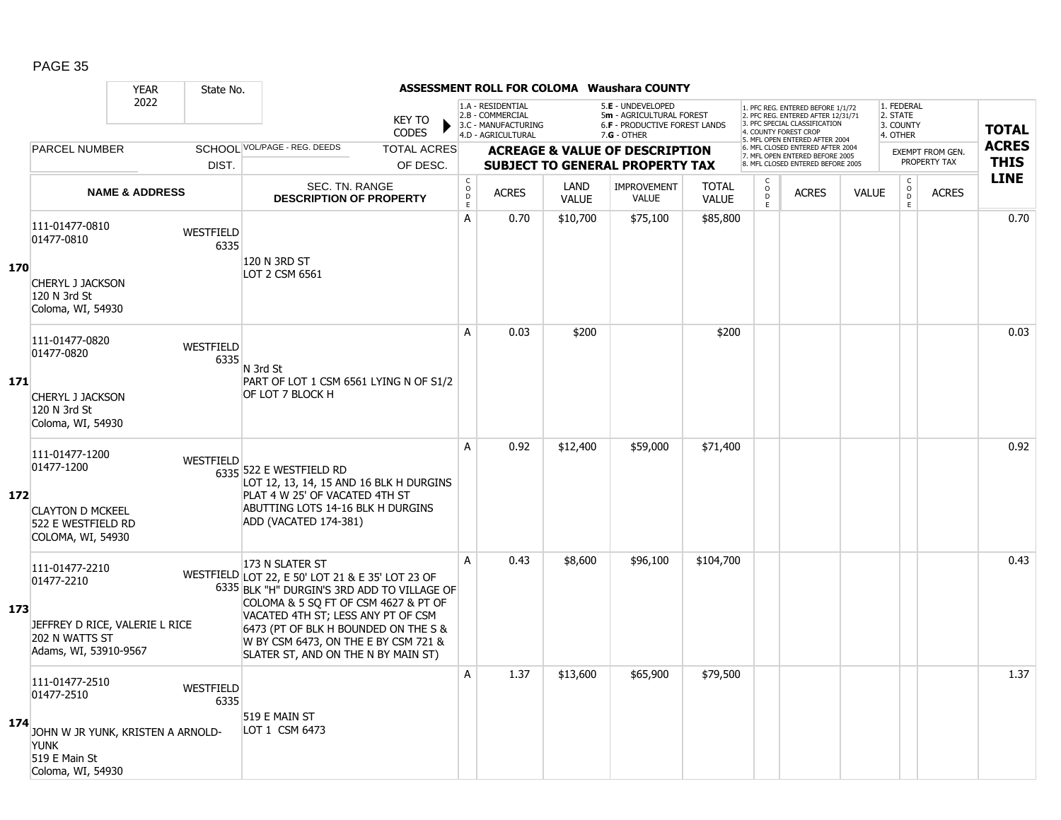# ASSESSMENT ROLL FOR COLOMA Waushara COUNTY

| YEAR | State No. | | | | | | | | | | | | | |
|---|---|---|---|---|---|---|---|---|---|---|---|---|---|---|
| 2022 | | | | | | | | | | | | | | |

KEY TO CODES: 1.A - RESIDENTIAL, 2.B - COMMERCIAL, 3.C - MANUFACTURING, 4.D - AGRICULTURAL, 5.E - UNDEVELOPED, 5m - AGRICULTURAL FOREST, 6.F - PRODUCTIVE FOREST LANDS, 7.G - OTHER

1. PFC REG. ENTERED BEFORE 1/1/72, 2. PFC REG. ENTERED AFTER 12/31/71, 3. PFC SPECIAL CLASSIFICATION, 4. COUNTY FOREST CROP, 5. MFL OPEN ENTERED AFTER 2004, 6. MFL CLOSED ENTERED AFTER 2004, 7. MFL OPEN ENTERED BEFORE 2005, 8. MFL CLOSED ENTERED BEFORE 2005

1. FEDERAL, 2. STATE, 3. COUNTY, 4. OTHER — EXEMPT FROM GEN. PROPERTY TAX

| LINE | PARCEL NUMBER / NAME & ADDRESS | SCHOOL DIST. | VOL/PAGE - REG. DEEDS / SEC. TN. RANGE / DESCRIPTION OF PROPERTY | CODE | ACRES | LAND VALUE | IMPROVEMENT VALUE | TOTAL VALUE | CODE | ACRES | VALUE | CODE | ACRES | TOTAL ACRES THIS LINE |
|---|---|---|---|---|---|---|---|---|---|---|---|---|---|---|
| 170 | 111-01477-0810<br>01477-0810<br><br>CHERYL J JACKSON<br>120 N 3rd St<br>Coloma, WI, 54930 | WESTFIELD 6335 | 120 N 3RD ST<br>LOT 2 CSM 6561 | A | 0.70 | $10,700 | $75,100 | $85,800 | | | | | | 0.70 |
| 171 | 111-01477-0820<br>01477-0820<br><br>CHERYL J JACKSON<br>120 N 3rd St<br>Coloma, WI, 54930 | WESTFIELD 6335 | N 3rd St<br>PART OF LOT 1 CSM 6561 LYING N OF S1/2 OF LOT 7 BLOCK H | A | 0.03 | $200 | | $200 | | | | | | 0.03 |
| 172 | 111-01477-1200<br>01477-1200<br><br>CLAYTON D MCKEEL<br>522 E WESTFIELD RD<br>COLOMA, WI, 54930 | WESTFIELD 6335 | 522 E WESTFIELD RD<br>LOT 12, 13, 14, 15 AND 16 BLK H DURGINS PLAT 4 W 25' OF VACATED 4TH ST ABUTTING LOTS 14-16 BLK H DURGINS ADD (VACATED 174-381) | A | 0.92 | $12,400 | $59,000 | $71,400 | | | | | | 0.92 |
| 173 | 111-01477-2210<br>01477-2210<br><br>JEFFREY D RICE, VALERIE L RICE<br>202 N WATTS ST<br>Adams, WI, 53910-9567 | WESTFIELD 6335 | 173 N SLATER ST<br>LOT 22, E 50' LOT 21 & E 35' LOT 23 OF BLK "H" DURGIN'S 3RD ADD TO VILLAGE OF COLOMA & 5 SQ FT OF CSM 4627 & PT OF VACATED 4TH ST; LESS ANY PT OF CSM 6473 (PT OF BLK H BOUNDED ON THE S & W BY CSM 6473, ON THE E BY CSM 721 & SLATER ST, AND ON THE N BY MAIN ST) | A | 0.43 | $8,600 | $96,100 | $104,700 | | | | | | 0.43 |
| 174 | 111-01477-2510<br>01477-2510<br><br>JOHN W JR YUNK, KRISTEN A ARNOLD-YUNK<br>519 E Main St<br>Coloma, WI, 54930 | WESTFIELD 6335 | 519 E MAIN ST<br>LOT 1 CSM 6473 | A | 1.37 | $13,600 | $65,900 | $79,500 | | | | | | 1.37 |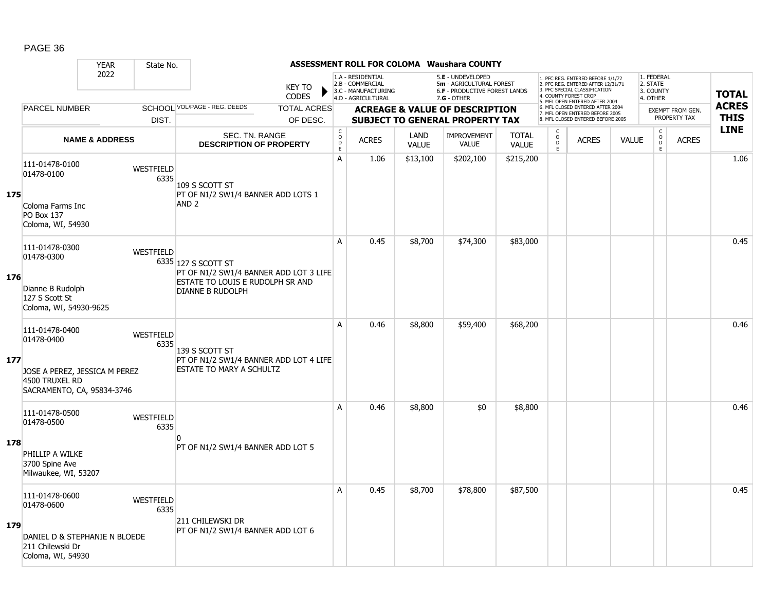**ASSESSMENT ROLL FOR COLOMA Waushara COUNTY**

YEAR 2022 | State No.

KEY TO CODES: 1.A - RESIDENTIAL, 2.B - COMMERCIAL, 3.C - MANUFACTURING, 4.D - AGRICULTURAL, 5.E - UNDEVELOPED, 5m - AGRICULTURAL FOREST, 6.F - PRODUCTIVE FOREST LANDS, 7.G - OTHER

1. PFC REG. ENTERED BEFORE 1/1/72, 2. PFC REG. ENTERED AFTER 12/31/71, 3. PFC SPECIAL CLASSIFICATION, 4. COUNTY FOREST CROP, 5. MFL OPEN ENTERED AFTER 2004, 6. MFL CLOSED ENTERED AFTER 2004, 7. MFL OPEN ENTERED BEFORE 2005, 8. MFL CLOSED ENTERED BEFORE 2005

1. FEDERAL, 2. STATE, 3. COUNTY, 4. OTHER

| | PARCEL NUMBER / NAME & ADDRESS | SCHOOL DIST. | VOL/PAGE - REG. DEEDS / SEC. TN. RANGE / DESCRIPTION OF PROPERTY | CODE | ACRES | LAND VALUE | IMPROVEMENT VALUE | TOTAL VALUE | CODE | ACRES | VALUE | CODE | ACRES (EXEMPT FROM GEN. PROPERTY TAX) | TOTAL ACRES THIS LINE |
|---|---|---|---|---|---|---|---|---|---|---|---|---|---|---|
| 175 | 111-01478-0100<br>01478-0100<br><br>Coloma Farms Inc<br>PO Box 137<br>Coloma, WI, 54930 | WESTFIELD 6335 | 109 S SCOTT ST<br>PT OF N1/2 SW1/4 BANNER ADD LOTS 1 AND 2 | A | 1.06 | $13,100 | $202,100 | $215,200 | | | | | | 1.06 |
| 176 | 111-01478-0300<br>01478-0300<br><br>Dianne B Rudolph<br>127 S Scott St<br>Coloma, WI, 54930-9625 | WESTFIELD 6335 | 127 S SCOTT ST<br>PT OF N1/2 SW1/4 BANNER ADD LOT 3 LIFE ESTATE TO LOUIS E RUDOLPH SR AND DIANNE B RUDOLPH | A | 0.45 | $8,700 | $74,300 | $83,000 | | | | | | 0.45 |
| 177 | 111-01478-0400<br>01478-0400<br><br>JOSE A PEREZ, JESSICA M PEREZ<br>4500 TRUXEL RD<br>SACRAMENTO, CA, 95834-3746 | WESTFIELD 6335 | 139 S SCOTT ST<br>PT OF N1/2 SW1/4 BANNER ADD LOT 4 LIFE ESTATE TO MARY A SCHULTZ | A | 0.46 | $8,800 | $59,400 | $68,200 | | | | | | 0.46 |
| 178 | 111-01478-0500<br>01478-0500<br><br>PHILLIP A WILKE<br>3700 Spine Ave<br>Milwaukee, WI, 53207 | WESTFIELD 6335 | 0<br>PT OF N1/2 SW1/4 BANNER ADD LOT 5 | A | 0.46 | $8,800 | $0 | $8,800 | | | | | | 0.46 |
| 179 | 111-01478-0600<br>01478-0600<br><br>DANIEL D & STEPHANIE N BLOEDE<br>211 Chilewski Dr<br>Coloma, WI, 54930 | WESTFIELD 6335 | 211 CHILEWSKI DR<br>PT OF N1/2 SW1/4 BANNER ADD LOT 6 | A | 0.45 | $8,700 | $78,800 | $87,500 | | | | | | 0.45 |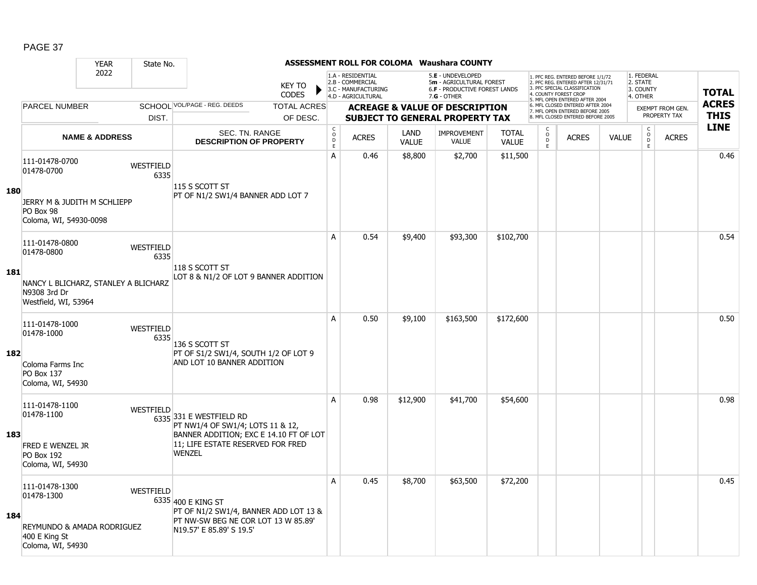**ASSESSMENT ROLL FOR COLOMA Waushara COUNTY**

YEAR: 2022 | State No.

KEY TO CODES:
- 1.A - RESIDENTIAL
- 2.B - COMMERCIAL
- 3.C - MANUFACTURING
- 4.D - AGRICULTURAL
- 5.E - UNDEVELOPED
- 5m - AGRICULTURAL FOREST
- 6.F - PRODUCTIVE FOREST LANDS
- 7.G - OTHER

Exempt codes:
1. PFC REG. ENTERED BEFORE 1/1/72
2. PFC REG. ENTERED AFTER 12/31/71
3. PFC SPECIAL CLASSIFICATION
4. COUNTY FOREST CROP
5. MFL OPEN ENTERED AFTER 2004
6. MFL CLOSED ENTERED AFTER 2004
7. MFL OPEN ENTERED BEFORE 2005
8. MFL CLOSED ENTERED BEFORE 2005

Exempt from gen. property tax:
1. FEDERAL
2. STATE
3. COUNTY
4. OTHER

| LINE | PARCEL NUMBER / NAME & ADDRESS | SCHOOL DIST. | VOL/PAGE - REG. DEEDS / SEC. TN. RANGE / DESCRIPTION OF PROPERTY | CODE | ACRES | LAND VALUE | IMPROVEMENT VALUE | TOTAL VALUE | CODE | ACRES | VALUE | CODE | ACRES | TOTAL ACRES THIS LINE |
|---|---|---|---|---|---|---|---|---|---|---|---|---|---|---|
| 180 | 111-01478-0700<br>01478-0700<br>JERRY M & JUDITH M SCHLIEPP<br>PO Box 98<br>Coloma, WI, 54930-0098 | WESTFIELD 6335 | 115 S SCOTT ST<br>PT OF N1/2 SW1/4 BANNER ADD LOT 7 | A | 0.46 | $8,800 | $2,700 | $11,500 | | | | | | 0.46 |
| 181 | 111-01478-0800<br>01478-0800<br>NANCY L BLICHARZ, STANLEY A BLICHARZ<br>N9308 3rd Dr<br>Westfield, WI, 53964 | WESTFIELD 6335 | 118 S SCOTT ST<br>LOT 8 & N1/2 OF LOT 9 BANNER ADDITION | A | 0.54 | $9,400 | $93,300 | $102,700 | | | | | | 0.54 |
| 182 | 111-01478-1000<br>01478-1000<br>Coloma Farms Inc<br>PO Box 137<br>Coloma, WI, 54930 | WESTFIELD 6335 | 136 S SCOTT ST<br>PT OF S1/2 SW1/4, SOUTH 1/2 OF LOT 9 AND LOT 10 BANNER ADDITION | A | 0.50 | $9,100 | $163,500 | $172,600 | | | | | | 0.50 |
| 183 | 111-01478-1100<br>01478-1100<br>FRED E WENZEL JR<br>PO Box 192<br>Coloma, WI, 54930 | WESTFIELD 6335 | 331 E WESTFIELD RD<br>PT NW1/4 OF SW1/4; LOTS 11 & 12, BANNER ADDITION; EXC E 14.10 FT OF LOT 11; LIFE ESTATE RESERVED FOR FRED WENZEL | A | 0.98 | $12,900 | $41,700 | $54,600 | | | | | | 0.98 |
| 184 | 111-01478-1300<br>01478-1300<br>REYMUNDO & AMADA RODRIGUEZ<br>400 E King St<br>Coloma, WI, 54930 | WESTFIELD 6335 | 400 E KING ST<br>PT OF N1/2 SW1/4, BANNER ADD LOT 13 & PT NW-SW BEG NE COR LOT 13 W 85.89' N19.57' E 85.89' S 19.5' | A | 0.45 | $8,700 | $63,500 | $72,200 | | | | | | 0.45 |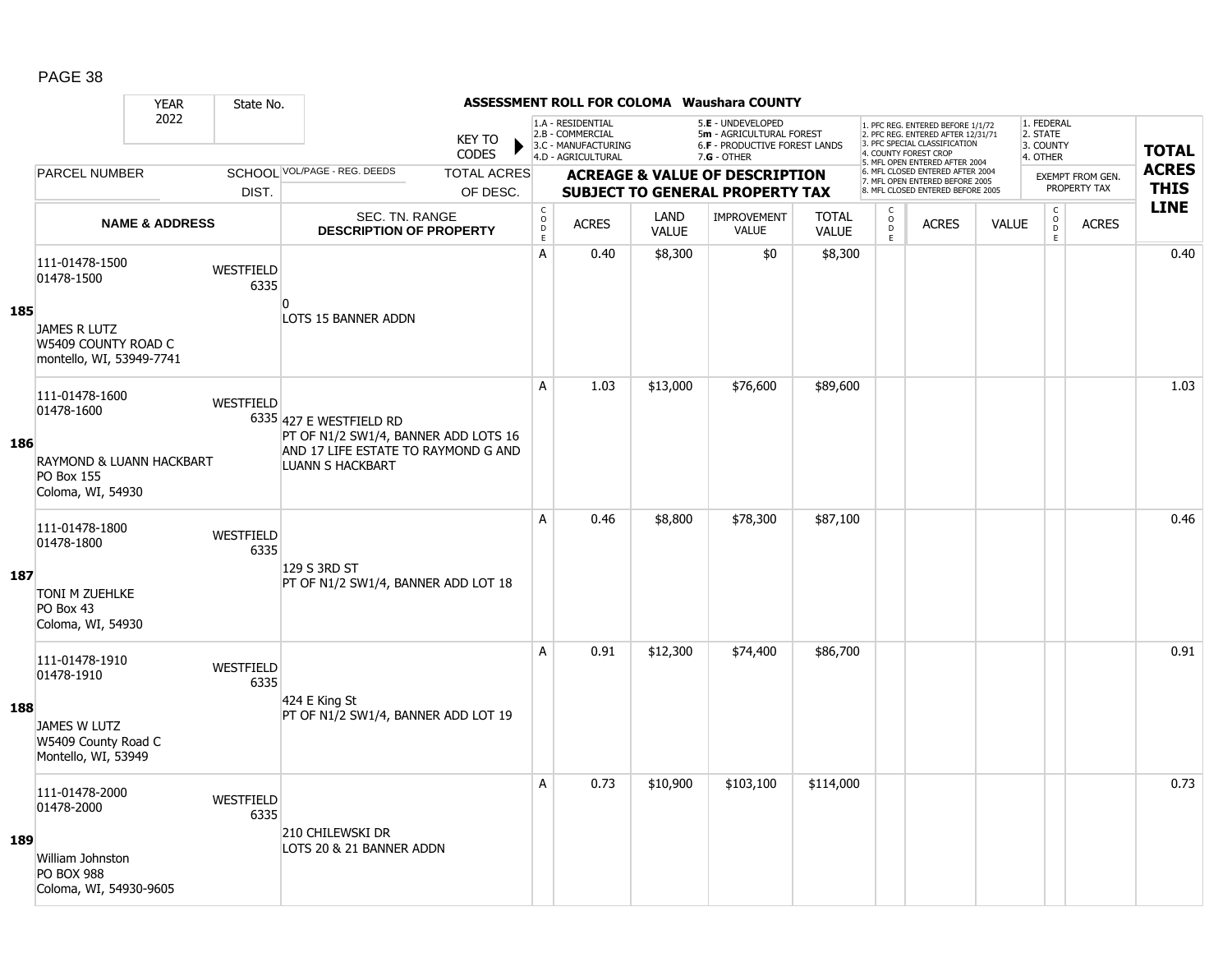# ASSESSMENT ROLL FOR COLOMA Waushara COUNTY

| YEAR | State No. |
|---|---|
| 2022 | |

KEY TO CODES:
- 1.A - RESIDENTIAL
- 2.B - COMMERCIAL
- 3.C - MANUFACTURING
- 4.D - AGRICULTURAL
- 5.E - UNDEVELOPED
- 5m - AGRICULTURAL FOREST
- 6.F - PRODUCTIVE FOREST LANDS
- 7.G - OTHER

1. PFC REG. ENTERED BEFORE 1/1/72
2. PFC REG. ENTERED AFTER 12/31/71
3. PFC SPECIAL CLASSIFICATION
4. COUNTY FOREST CROP
5. MFL OPEN ENTERED AFTER 2004
6. MFL CLOSED ENTERED AFTER 2004
7. MFL OPEN ENTERED BEFORE 2005
8. MFL CLOSED ENTERED BEFORE 2005

1. FEDERAL
2. STATE
3. COUNTY
4. OTHER

| LINE | PARCEL NUMBER / NAME & ADDRESS | SCHOOL DIST. | VOL/PAGE - REG. DEEDS / SEC. TN. RANGE / DESCRIPTION OF PROPERTY | CODE | ACRES | LAND VALUE | IMPROVEMENT VALUE | TOTAL VALUE | CODE | ACRES | VALUE | CODE | EXEMPT FROM GEN. PROPERTY TAX ACRES | TOTAL ACRES THIS LINE |
|---|---|---|---|---|---|---|---|---|---|---|---|---|---|---|
| 185 | 111-01478-1500<br>01478-1500<br><br>JAMES R LUTZ<br>W5409 COUNTY ROAD C<br>montello, WI, 53949-7741 | WESTFIELD 6335 | 0<br>LOTS 15 BANNER ADDN | A | 0.40 | $8,300 | $0 | $8,300 | | | | | | 0.40 |
| 186 | 111-01478-1600<br>01478-1600<br><br>RAYMOND & LUANN HACKBART<br>PO Box 155<br>Coloma, WI, 54930 | WESTFIELD 6335 | 427 E WESTFIELD RD<br>PT OF N1/2 SW1/4, BANNER ADD LOTS 16 AND 17 LIFE ESTATE TO RAYMOND G AND LUANN S HACKBART | A | 1.03 | $13,000 | $76,600 | $89,600 | | | | | | 1.03 |
| 187 | 111-01478-1800<br>01478-1800<br><br>TONI M ZUEHLKE<br>PO Box 43<br>Coloma, WI, 54930 | WESTFIELD 6335 | 129 S 3RD ST<br>PT OF N1/2 SW1/4, BANNER ADD LOT 18 | A | 0.46 | $8,800 | $78,300 | $87,100 | | | | | | 0.46 |
| 188 | 111-01478-1910<br>01478-1910<br><br>JAMES W LUTZ<br>W5409 County Road C<br>Montello, WI, 53949 | WESTFIELD 6335 | 424 E King St<br>PT OF N1/2 SW1/4, BANNER ADD LOT 19 | A | 0.91 | $12,300 | $74,400 | $86,700 | | | | | | 0.91 |
| 189 | 111-01478-2000<br>01478-2000<br><br>William Johnston<br>PO BOX 988<br>Coloma, WI, 54930-9605 | WESTFIELD 6335 | 210 CHILEWSKI DR<br>LOTS 20 & 21 BANNER ADDN | A | 0.73 | $10,900 | $103,100 | $114,000 | | | | | | 0.73 |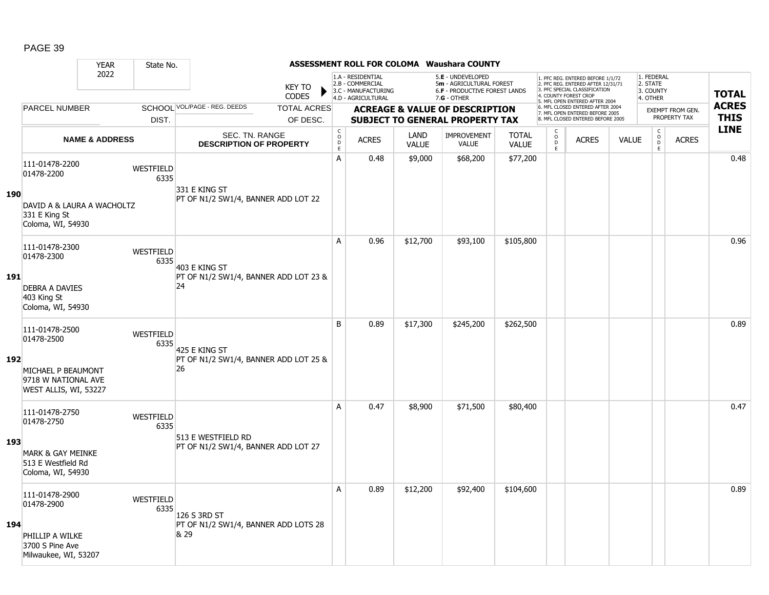# ASSESSMENT ROLL FOR COLOMA Waushara COUNTY

YEAR 2022 | State No.

KEY TO CODES: 1.A - RESIDENTIAL, 2.B - COMMERCIAL, 3.C - MANUFACTURING, 4.D - AGRICULTURAL, 5.E - UNDEVELOPED, 5m - AGRICULTURAL FOREST, 6.F - PRODUCTIVE FOREST LANDS, 7.G - OTHER

1. PFC REG. ENTERED BEFORE 1/1/72, 2. PFC REG. ENTERED AFTER 12/31/71, 3. PFC SPECIAL CLASSIFICATION, 4. COUNTY FOREST CROP, 5. MFL OPEN ENTERED AFTER 2004, 6. MFL CLOSED ENTERED AFTER 2004, 7. MFL OPEN ENTERED BEFORE 2005, 8. MFL CLOSED ENTERED BEFORE 2005

1. FEDERAL, 2. STATE, 3. COUNTY, 4. OTHER — EXEMPT FROM GEN. PROPERTY TAX

| LINE | PARCEL NUMBER / NAME & ADDRESS | SCHOOL DIST. | VOL/PAGE - REG. DEEDS / SEC. TN. RANGE / DESCRIPTION OF PROPERTY | CODE | ACRES | LAND VALUE | IMPROVEMENT VALUE | TOTAL VALUE | CODE | ACRES | VALUE | CODE | ACRES | TOTAL ACRES THIS LINE |
|---|---|---|---|---|---|---|---|---|---|---|---|---|---|---|
| 190 | 111-01478-2200<br>01478-2200<br>DAVID A & LAURA A WACHOLTZ<br>331 E King St<br>Coloma, WI, 54930 | WESTFIELD 6335 | 331 E KING ST<br>PT OF N1/2 SW1/4, BANNER ADD LOT 22 | A | 0.48 | $9,000 | $68,200 | $77,200 | | | | | | 0.48 |
| 191 | 111-01478-2300<br>01478-2300<br>DEBRA A DAVIES<br>403 King St<br>Coloma, WI, 54930 | WESTFIELD 6335 | 403 E KING ST<br>PT OF N1/2 SW1/4, BANNER ADD LOT 23 & 24 | A | 0.96 | $12,700 | $93,100 | $105,800 | | | | | | 0.96 |
| 192 | 111-01478-2500<br>01478-2500<br>MICHAEL P BEAUMONT<br>9718 W NATIONAL AVE<br>WEST ALLIS, WI, 53227 | WESTFIELD 6335 | 425 E KING ST<br>PT OF N1/2 SW1/4, BANNER ADD LOT 25 & 26 | B | 0.89 | $17,300 | $245,200 | $262,500 | | | | | | 0.89 |
| 193 | 111-01478-2750<br>01478-2750<br>MARK & GAY MEINKE<br>513 E Westfield Rd<br>Coloma, WI, 54930 | WESTFIELD 6335 | 513 E WESTFIELD RD<br>PT OF N1/2 SW1/4, BANNER ADD LOT 27 | A | 0.47 | $8,900 | $71,500 | $80,400 | | | | | | 0.47 |
| 194 | 111-01478-2900<br>01478-2900<br>PHILLIP A WILKE<br>3700 S Pine Ave<br>Milwaukee, WI, 53207 | WESTFIELD 6335 | 126 S 3RD ST<br>PT OF N1/2 SW1/4, BANNER ADD LOTS 28 & 29 | A | 0.89 | $12,200 | $92,400 | $104,600 | | | | | | 0.89 |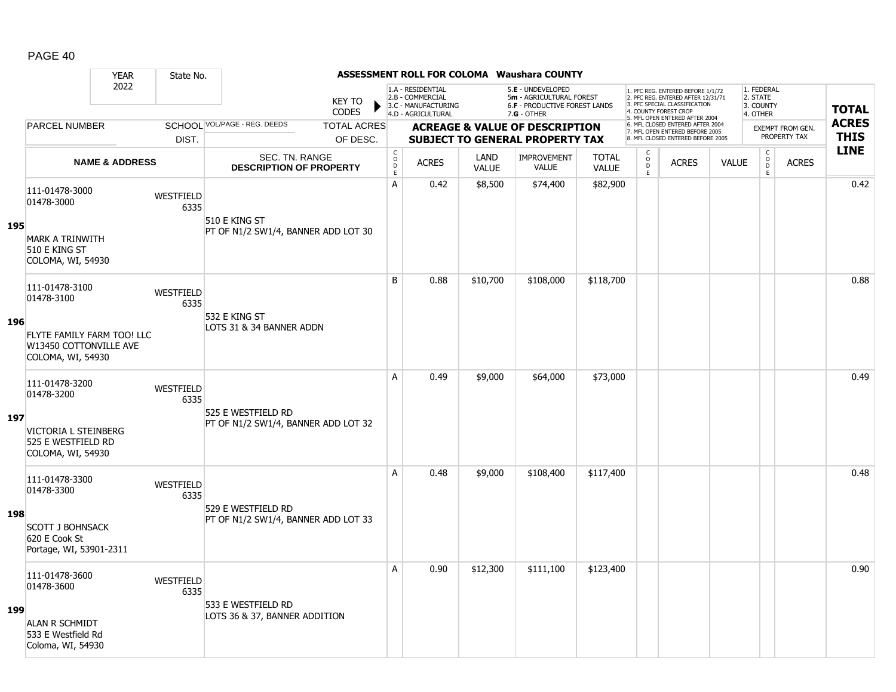# ASSESSMENT ROLL FOR COLOMA Waushara COUNTY

YEAR 2022 | State No.

KEY TO CODES:
- 1.A - RESIDENTIAL
- 2.B - COMMERCIAL
- 3.C - MANUFACTURING
- 4.D - AGRICULTURAL
- 5.E - UNDEVELOPED
- 5m - AGRICULTURAL FOREST
- 6.F - PRODUCTIVE FOREST LANDS
- 7.G - OTHER

- 1. PFC REG. ENTERED BEFORE 1/1/72
- 2. PFC REG. ENTERED AFTER 12/31/71
- 3. PFC SPECIAL CLASSIFICATION
- 4. COUNTY FOREST CROP
- 5. MFL OPEN ENTERED AFTER 2004
- 6. MFL CLOSED ENTERED AFTER 2004
- 7. MFL OPEN ENTERED BEFORE 2005
- 8. MFL CLOSED ENTERED BEFORE 2005

- 1. FEDERAL
- 2. STATE
- 3. COUNTY
- 4. OTHER

| | PARCEL NUMBER / NAME & ADDRESS | SCHOOL DIST. | VOL/PAGE - REG. DEEDS / SEC. TN. RANGE / DESCRIPTION OF PROPERTY | TOTAL ACRES OF DESC. | CODE | ACRES | LAND VALUE | IMPROVEMENT VALUE | TOTAL VALUE | CODE | ACRES | VALUE | CODE | ACRES (EXEMPT FROM GEN. PROPERTY TAX) | TOTAL ACRES THIS LINE |
|---|---|---|---|---|---|---|---|---|---|---|---|---|---|---|---|
| 195 | 111-01478-3000<br>01478-3000<br><br>MARK A TRINWITH<br>510 E KING ST<br>COLOMA, WI, 54930 | WESTFIELD 6335 | 510 E KING ST<br>PT OF N1/2 SW1/4, BANNER ADD LOT 30 | | A | 0.42 | $8,500 | $74,400 | $82,900 | | | | | | 0.42 |
| 196 | 111-01478-3100<br>01478-3100<br><br>FLYTE FAMILY FARM TOO! LLC<br>W13450 COTTONVILLE AVE<br>COLOMA, WI, 54930 | WESTFIELD 6335 | 532 E KING ST<br>LOTS 31 & 34 BANNER ADDN | | B | 0.88 | $10,700 | $108,000 | $118,700 | | | | | | 0.88 |
| 197 | 111-01478-3200<br>01478-3200<br><br>VICTORIA L STEINBERG<br>525 E WESTFIELD RD<br>COLOMA, WI, 54930 | WESTFIELD 6335 | 525 E WESTFIELD RD<br>PT OF N1/2 SW1/4, BANNER ADD LOT 32 | | A | 0.49 | $9,000 | $64,000 | $73,000 | | | | | | 0.49 |
| 198 | 111-01478-3300<br>01478-3300<br><br>SCOTT J BOHNSACK<br>620 E Cook St<br>Portage, WI, 53901-2311 | WESTFIELD 6335 | 529 E WESTFIELD RD<br>PT OF N1/2 SW1/4, BANNER ADD LOT 33 | | A | 0.48 | $9,000 | $108,400 | $117,400 | | | | | | 0.48 |
| 199 | 111-01478-3600<br>01478-3600<br><br>ALAN R SCHMIDT<br>533 E Westfield Rd<br>Coloma, WI, 54930 | WESTFIELD 6335 | 533 E WESTFIELD RD<br>LOTS 36 & 37, BANNER ADDITION | | A | 0.90 | $12,300 | $111,100 | $123,400 | | | | | | 0.90 |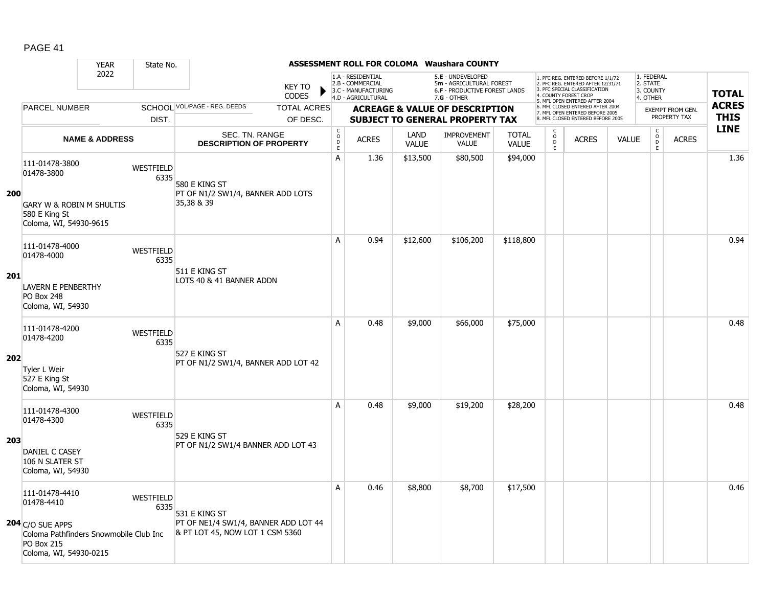# ASSESSMENT ROLL FOR COLOMA Waushara COUNTY

| YEAR | State No. |
|---|---|
| 2022 | |

KEY TO CODES: 1.A - RESIDENTIAL, 2.B - COMMERCIAL, 3.C - MANUFACTURING, 4.D - AGRICULTURAL, 5.E - UNDEVELOPED, 5m - AGRICULTURAL FOREST, 6.F - PRODUCTIVE FOREST LANDS, 7.G - OTHER

1. PFC REG. ENTERED BEFORE 1/1/72, 2. PFC REG. ENTERED AFTER 12/31/71, 3. PFC SPECIAL CLASSIFICATION, 4. COUNTY FOREST CROP, 5. MFL OPEN ENTERED AFTER 2004, 6. MFL CLOSED ENTERED AFTER 2004, 7. MFL OPEN ENTERED BEFORE 2005, 8. MFL CLOSED ENTERED BEFORE 2005

1. FEDERAL, 2. STATE, 3. COUNTY, 4. OTHER

| LINE | PARCEL NUMBER / NAME & ADDRESS | SCHOOL DIST. | VOL/PAGE - REG. DEEDS / SEC. TN. RANGE / DESCRIPTION OF PROPERTY | CODE | ACRES | LAND VALUE | IMPROVEMENT VALUE | TOTAL VALUE | CODE | ACRES | VALUE | CODE | ACRES (EXEMPT FROM GEN. PROPERTY TAX) | TOTAL ACRES THIS LINE |
|---|---|---|---|---|---|---|---|---|---|---|---|---|---|---|
| 200 | 111-01478-3800<br>01478-3800<br>GARY W & ROBIN M SHULTIS<br>580 E King St<br>Coloma, WI, 54930-9615 | WESTFIELD 6335 | 580 E KING ST<br>PT OF N1/2 SW1/4, BANNER ADD LOTS 35,38 & 39 | A | 1.36 | $13,500 | $80,500 | $94,000 | | | | | | 1.36 |
| 201 | 111-01478-4000<br>01478-4000<br>LAVERN E PENBERTHY<br>PO Box 248<br>Coloma, WI, 54930 | WESTFIELD 6335 | 511 E KING ST<br>LOTS 40 & 41 BANNER ADDN | A | 0.94 | $12,600 | $106,200 | $118,800 | | | | | | 0.94 |
| 202 | 111-01478-4200<br>01478-4200<br>Tyler L Weir<br>527 E King St<br>Coloma, WI, 54930 | WESTFIELD 6335 | 527 E KING ST<br>PT OF N1/2 SW1/4, BANNER ADD LOT 42 | A | 0.48 | $9,000 | $66,000 | $75,000 | | | | | | 0.48 |
| 203 | 111-01478-4300<br>01478-4300<br>DANIEL C CASEY<br>106 N SLATER ST<br>Coloma, WI, 54930 | WESTFIELD 6335 | 529 E KING ST<br>PT OF N1/2 SW1/4 BANNER ADD LOT 43 | A | 0.48 | $9,000 | $19,200 | $28,200 | | | | | | 0.48 |
| 204 | 111-01478-4410<br>01478-4410<br>C/O SUE APPS<br>Coloma Pathfinders Snowmobile Club Inc<br>PO Box 215<br>Coloma, WI, 54930-0215 | WESTFIELD 6335 | 531 E KING ST<br>PT OF NE1/4 SW1/4, BANNER ADD LOT 44 & PT LOT 45, NOW LOT 1 CSM 5360 | A | 0.46 | $8,800 | $8,700 | $17,500 | | | | | | 0.46 |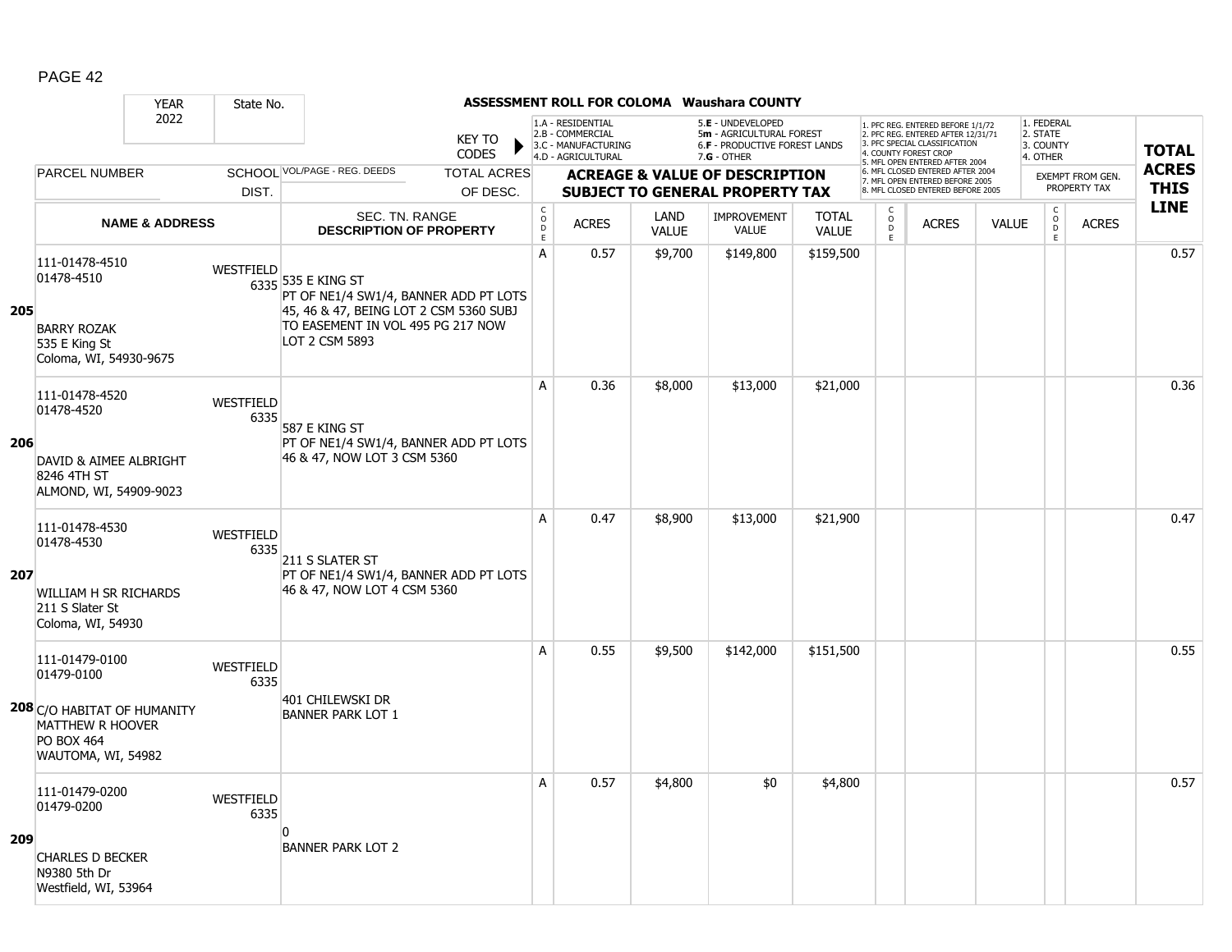**ASSESSMENT ROLL FOR COLOMA Waushara COUNTY**

YEAR 2022 | State No.

KEY TO CODES: 1.A - RESIDENTIAL, 2.B - COMMERCIAL, 3.C - MANUFACTURING, 4.D - AGRICULTURAL, 5.E - UNDEVELOPED, 5m - AGRICULTURAL FOREST, 6.F - PRODUCTIVE FOREST LANDS, 7.G - OTHER

1. PFC REG. ENTERED BEFORE 1/1/72, 2. PFC REG. ENTERED AFTER 12/31/71, 3. PFC SPECIAL CLASSIFICATION, 4. COUNTY FOREST CROP, 5. MFL OPEN ENTERED AFTER 2004, 6. MFL CLOSED ENTERED AFTER 2004, 7. MFL OPEN ENTERED BEFORE 2005, 8. MFL CLOSED ENTERED BEFORE 2005

1. FEDERAL, 2. STATE, 3. COUNTY, 4. OTHER

| | PARCEL NUMBER / NAME & ADDRESS | SCHOOL DIST. | VOL/PAGE - REG. DEEDS / SEC. TN. RANGE DESCRIPTION OF PROPERTY | CODE | ACRES | LAND VALUE | IMPROVEMENT VALUE | TOTAL VALUE | CODE | ACRES | VALUE | CODE | EXEMPT ACRES | TOTAL ACRES THIS LINE |
|---|---|---|---|---|---|---|---|---|---|---|---|---|---|---|
| 205 | 111-01478-4510<br>01478-4510<br><br>BARRY ROZAK<br>535 E King St<br>Coloma, WI, 54930-9675 | WESTFIELD 6335 | 535 E KING ST<br>PT OF NE1/4 SW1/4, BANNER ADD PT LOTS 45, 46 & 47, BEING LOT 2 CSM 5360 SUBJ TO EASEMENT IN VOL 495 PG 217 NOW LOT 2 CSM 5893 | A | 0.57 | $9,700 | $149,800 | $159,500 | | | | | | 0.57 |
| 206 | 111-01478-4520<br>01478-4520<br><br>DAVID & AIMEE ALBRIGHT<br>8246 4TH ST<br>ALMOND, WI, 54909-9023 | WESTFIELD 6335 | 587 E KING ST<br>PT OF NE1/4 SW1/4, BANNER ADD PT LOTS 46 & 47, NOW LOT 3 CSM 5360 | A | 0.36 | $8,000 | $13,000 | $21,000 | | | | | | 0.36 |
| 207 | 111-01478-4530<br>01478-4530<br><br>WILLIAM H SR RICHARDS<br>211 S Slater St<br>Coloma, WI, 54930 | WESTFIELD 6335 | 211 S SLATER ST<br>PT OF NE1/4 SW1/4, BANNER ADD PT LOTS 46 & 47, NOW LOT 4 CSM 5360 | A | 0.47 | $8,900 | $13,000 | $21,900 | | | | | | 0.47 |
| 208 | 111-01479-0100<br>01479-0100<br><br>C/O HABITAT OF HUMANITY<br>MATTHEW R HOOVER<br>PO BOX 464<br>WAUTOMA, WI, 54982 | WESTFIELD 6335 | 401 CHILEWSKI DR<br>BANNER PARK LOT 1 | A | 0.55 | $9,500 | $142,000 | $151,500 | | | | | | 0.55 |
| 209 | 111-01479-0200<br>01479-0200<br><br>CHARLES D BECKER<br>N9380 5th Dr<br>Westfield, WI, 53964 | WESTFIELD 6335 | 0<br>BANNER PARK LOT 2 | A | 0.57 | $4,800 | $0 | $4,800 | | | | | | 0.57 |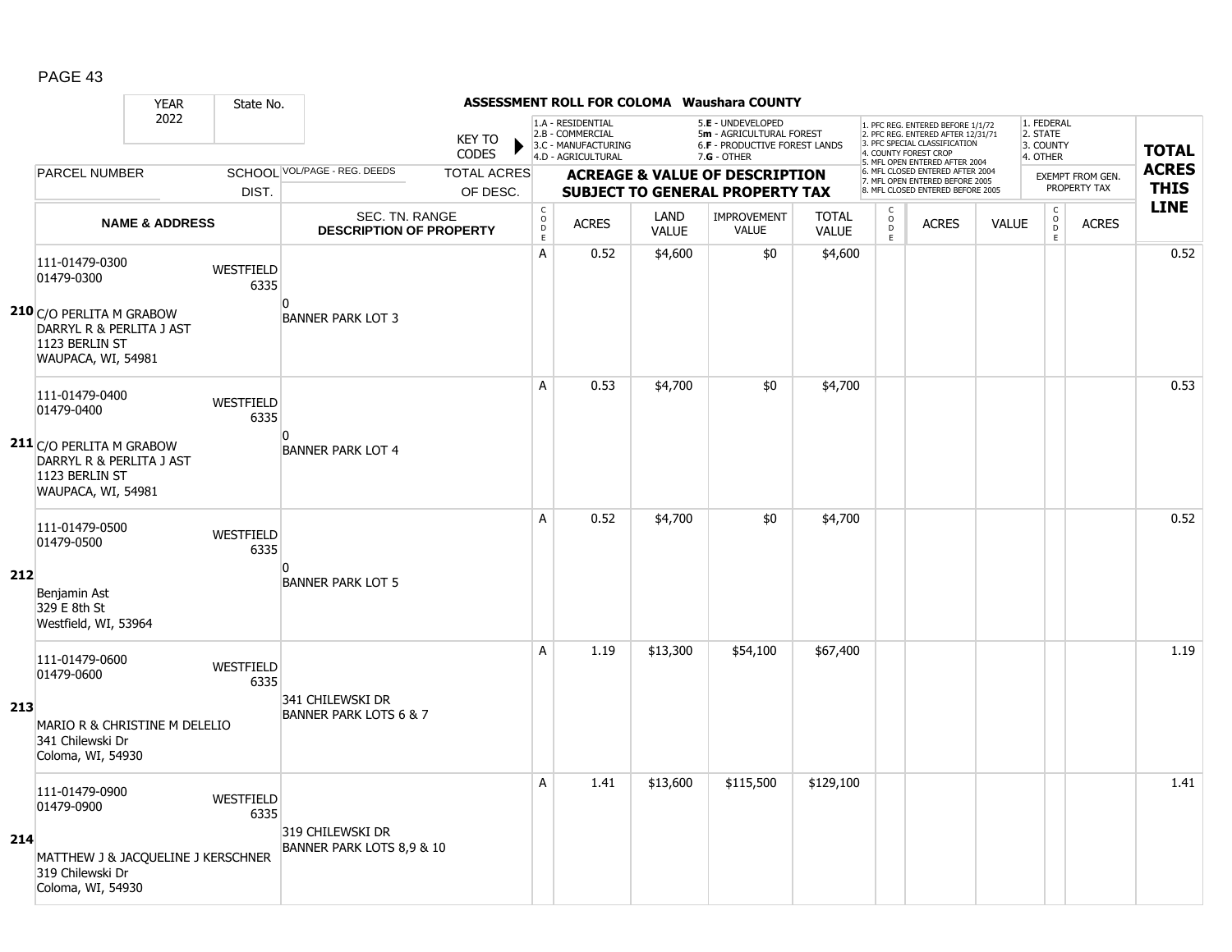# ASSESSMENT ROLL FOR COLOMA Waushara COUNTY

| YEAR | State No. |
|---|---|
| 2022 | |

KEY TO CODES: 1.A - RESIDENTIAL, 2.B - COMMERCIAL, 3.C - MANUFACTURING, 4.D - AGRICULTURAL, 5.E - UNDEVELOPED, 5m - AGRICULTURAL FOREST, 6.F - PRODUCTIVE FOREST LANDS, 7.G - OTHER

1. PFC REG. ENTERED BEFORE 1/1/72, 2. PFC REG. ENTERED AFTER 12/31/71, 3. PFC SPECIAL CLASSIFICATION, 4. COUNTY FOREST CROP, 5. MFL OPEN ENTERED AFTER 2004, 6. MFL CLOSED ENTERED AFTER 2004, 7. MFL OPEN ENTERED BEFORE 2005, 8. MFL CLOSED ENTERED BEFORE 2005

1. FEDERAL, 2. STATE, 3. COUNTY, 4. OTHER

| LINE | PARCEL NUMBER / NAME & ADDRESS | SCHOOL DIST. | VOL/PAGE - REG. DEEDS / SEC. TN. RANGE / DESCRIPTION OF PROPERTY | TOTAL ACRES OF DESC. | CODE | ACRES | LAND VALUE | IMPROVEMENT VALUE | TOTAL VALUE | CODE | ACRES | VALUE | CODE (EXEMPT) | ACRES (EXEMPT) | TOTAL ACRES THIS LINE |
|---|---|---|---|---|---|---|---|---|---|---|---|---|---|---|---|
| 210 | 111-01479-0300<br>01479-0300<br>C/O PERLITA M GRABOW<br>DARRYL R & PERLITA J AST<br>1123 BERLIN ST<br>WAUPACA, WI, 54981 | WESTFIELD 6335 | 0<br>BANNER PARK LOT 3 | | A | 0.52 | $4,600 | $0 | $4,600 | | | | | | 0.52 |
| 211 | 111-01479-0400<br>01479-0400<br>C/O PERLITA M GRABOW<br>DARRYL R & PERLITA J AST<br>1123 BERLIN ST<br>WAUPACA, WI, 54981 | WESTFIELD 6335 | 0<br>BANNER PARK LOT 4 | | A | 0.53 | $4,700 | $0 | $4,700 | | | | | | 0.53 |
| 212 | 111-01479-0500<br>01479-0500<br>Benjamin Ast<br>329 E 8th St<br>Westfield, WI, 53964 | WESTFIELD 6335 | 0<br>BANNER PARK LOT 5 | | A | 0.52 | $4,700 | $0 | $4,700 | | | | | | 0.52 |
| 213 | 111-01479-0600<br>01479-0600<br>MARIO R & CHRISTINE M DELELIO<br>341 Chilewski Dr<br>Coloma, WI, 54930 | WESTFIELD 6335 | 341 CHILEWSKI DR<br>BANNER PARK LOTS 6 & 7 | | A | 1.19 | $13,300 | $54,100 | $67,400 | | | | | | 1.19 |
| 214 | 111-01479-0900<br>01479-0900<br>MATTHEW J & JACQUELINE J KERSCHNER<br>319 Chilewski Dr<br>Coloma, WI, 54930 | WESTFIELD 6335 | 319 CHILEWSKI DR<br>BANNER PARK LOTS 8,9 & 10 | | A | 1.41 | $13,600 | $115,500 | $129,100 | | | | | | 1.41 |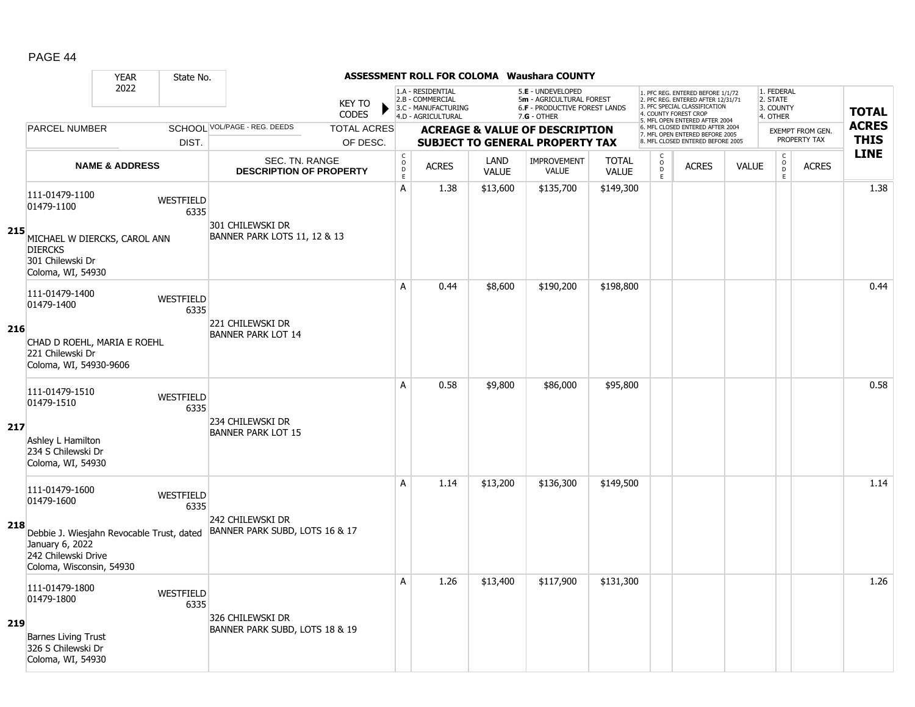## ASSESSMENT ROLL FOR COLOMA Waushara COUNTY

| YEAR | State No. |
|---|---|
| 2022 | |

KEY TO CODES:
- 1.A - RESIDENTIAL
- 2.B - COMMERCIAL
- 3.C - MANUFACTURING
- 4.D - AGRICULTURAL
- 5.E - UNDEVELOPED
- 5m - AGRICULTURAL FOREST
- 6.F - PRODUCTIVE FOREST LANDS
- 7.G - OTHER

- 1. PFC REG. ENTERED BEFORE 1/1/72
- 2. PFC REG. ENTERED AFTER 12/31/71
- 3. PFC SPECIAL CLASSIFICATION
- 4. COUNTY FOREST CROP
- 5. MFL OPEN ENTERED AFTER 2004
- 6. MFL CLOSED ENTERED AFTER 2004
- 7. MFL OPEN ENTERED BEFORE 2005
- 8. MFL CLOSED ENTERED BEFORE 2005

- 1. FEDERAL
- 2. STATE
- 3. COUNTY
- 4. OTHER

| LINE | PARCEL NUMBER / NAME & ADDRESS | SCHOOL DIST. | VOL/PAGE - REG. DEEDS / SEC. TN. RANGE / DESCRIPTION OF PROPERTY | TOTAL ACRES OF DESC. | CODE | ACRES | LAND VALUE | IMPROVEMENT VALUE | TOTAL VALUE | CODE | ACRES | VALUE | CODE | ACRES (EXEMPT FROM GEN. PROPERTY TAX) | TOTAL ACRES THIS LINE |
|---|---|---|---|---|---|---|---|---|---|---|---|---|---|---|---|
| 215 | 111-01479-1100<br>01479-1100<br>MICHAEL W DIERCKS, CAROL ANN DIERCKS<br>301 Chilewski Dr<br>Coloma, WI, 54930 | WESTFIELD 6335 | 301 CHILEWSKI DR<br>BANNER PARK LOTS 11, 12 & 13 | | A | 1.38 | $13,600 | $135,700 | $149,300 | | | | | | 1.38 |
| 216 | 111-01479-1400<br>01479-1400<br>CHAD D ROEHL, MARIA E ROEHL<br>221 Chilewski Dr<br>Coloma, WI, 54930-9606 | WESTFIELD 6335 | 221 CHILEWSKI DR<br>BANNER PARK LOT 14 | | A | 0.44 | $8,600 | $190,200 | $198,800 | | | | | | 0.44 |
| 217 | 111-01479-1510<br>01479-1510<br>Ashley L Hamilton<br>234 S Chilewski Dr<br>Coloma, WI, 54930 | WESTFIELD 6335 | 234 CHILEWSKI DR<br>BANNER PARK LOT 15 | | A | 0.58 | $9,800 | $86,000 | $95,800 | | | | | | 0.58 |
| 218 | 111-01479-1600<br>01479-1600<br>Debbie J. Wiesjahn Revocable Trust, dated January 6, 2022<br>242 Chilewski Drive<br>Coloma, Wisconsin, 54930 | WESTFIELD 6335 | 242 CHILEWSKI DR<br>BANNER PARK SUBD, LOTS 16 & 17 | | A | 1.14 | $13,200 | $136,300 | $149,500 | | | | | | 1.14 |
| 219 | 111-01479-1800<br>01479-1800<br>Barnes Living Trust<br>326 S Chilewski Dr<br>Coloma, WI, 54930 | WESTFIELD 6335 | 326 CHILEWSKI DR<br>BANNER PARK SUBD, LOTS 18 & 19 | | A | 1.26 | $13,400 | $117,900 | $131,300 | | | | | | 1.26 |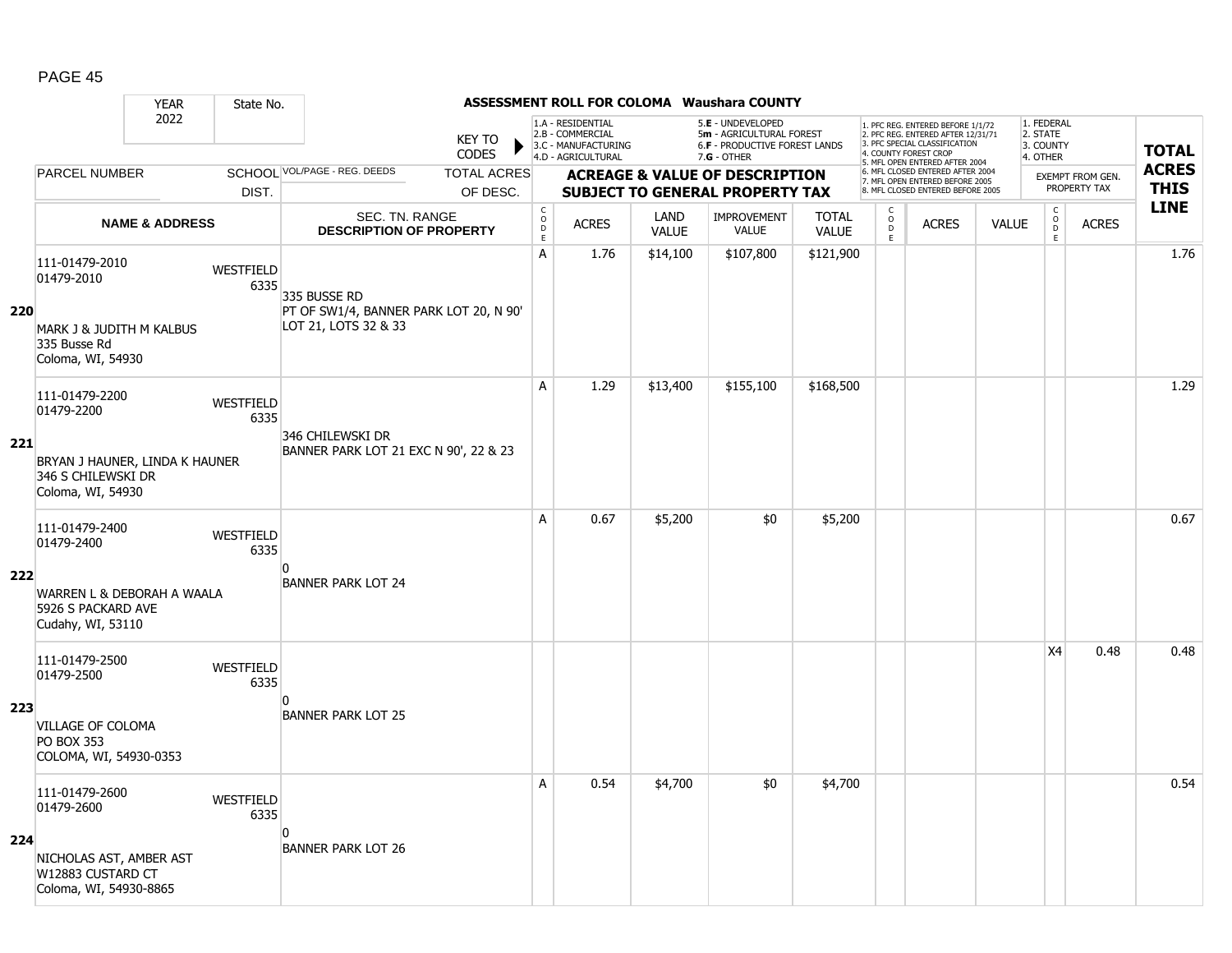## ASSESSMENT ROLL FOR COLOMA Waushara COUNTY

YEAR 2022 | State No.

KEY TO CODES:
- 1.A - RESIDENTIAL
- 2.B - COMMERCIAL
- 3.C - MANUFACTURING
- 4.D - AGRICULTURAL
- 5.E - UNDEVELOPED
- 5m - AGRICULTURAL FOREST
- 6.F - PRODUCTIVE FOREST LANDS
- 7.G - OTHER

1. PFC REG. ENTERED BEFORE 1/1/72
2. PFC REG. ENTERED AFTER 12/31/71
3. PFC SPECIAL CLASSIFICATION
4. COUNTY FOREST CROP
5. MFL OPEN ENTERED AFTER 2004
6. MFL CLOSED ENTERED AFTER 2004
7. MFL OPEN ENTERED BEFORE 2005
8. MFL CLOSED ENTERED BEFORE 2005

1. FEDERAL
2. STATE
3. COUNTY
4. OTHER

| | PARCEL NUMBER / NAME & ADDRESS | SCHOOL DIST. | VOL/PAGE - REG. DEEDS / SEC. TN. RANGE / DESCRIPTION OF PROPERTY | CODE | ACRES | LAND VALUE | IMPROVEMENT VALUE | TOTAL VALUE | CODE | ACRES | VALUE | CODE (EXEMPT) | ACRES (EXEMPT FROM GEN. PROPERTY TAX) | TOTAL ACRES THIS LINE |
|---|---|---|---|---|---|---|---|---|---|---|---|---|---|---|
| 220 | 111-01479-2010<br>01479-2010<br>MARK J & JUDITH M KALBUS<br>335 Busse Rd<br>Coloma, WI, 54930 | WESTFIELD 6335 | 335 BUSSE RD<br>PT OF SW1/4, BANNER PARK LOT 20, N 90' LOT 21, LOTS 32 & 33 | A | 1.76 | $14,100 | $107,800 | $121,900 | | | | | | 1.76 |
| 221 | 111-01479-2200<br>01479-2200<br>BRYAN J HAUNER, LINDA K HAUNER<br>346 S CHILEWSKI DR<br>Coloma, WI, 54930 | WESTFIELD 6335 | 346 CHILEWSKI DR<br>BANNER PARK LOT 21 EXC N 90', 22 & 23 | A | 1.29 | $13,400 | $155,100 | $168,500 | | | | | | 1.29 |
| 222 | 111-01479-2400<br>01479-2400<br>WARREN L & DEBORAH A WAALA<br>5926 S PACKARD AVE<br>Cudahy, WI, 53110 | WESTFIELD 6335 | 0<br>BANNER PARK LOT 24 | A | 0.67 | $5,200 | $0 | $5,200 | | | | | | 0.67 |
| 223 | 111-01479-2500<br>01479-2500<br>VILLAGE OF COLOMA<br>PO BOX 353<br>COLOMA, WI, 54930-0353 | WESTFIELD 6335 | 0<br>BANNER PARK LOT 25 | | | | | | | | | X4 | 0.48 | 0.48 |
| 224 | 111-01479-2600<br>01479-2600<br>NICHOLAS AST, AMBER AST<br>W12883 CUSTARD CT<br>Coloma, WI, 54930-8865 | WESTFIELD 6335 | 0<br>BANNER PARK LOT 26 | A | 0.54 | $4,700 | $0 | $4,700 | | | | | | 0.54 |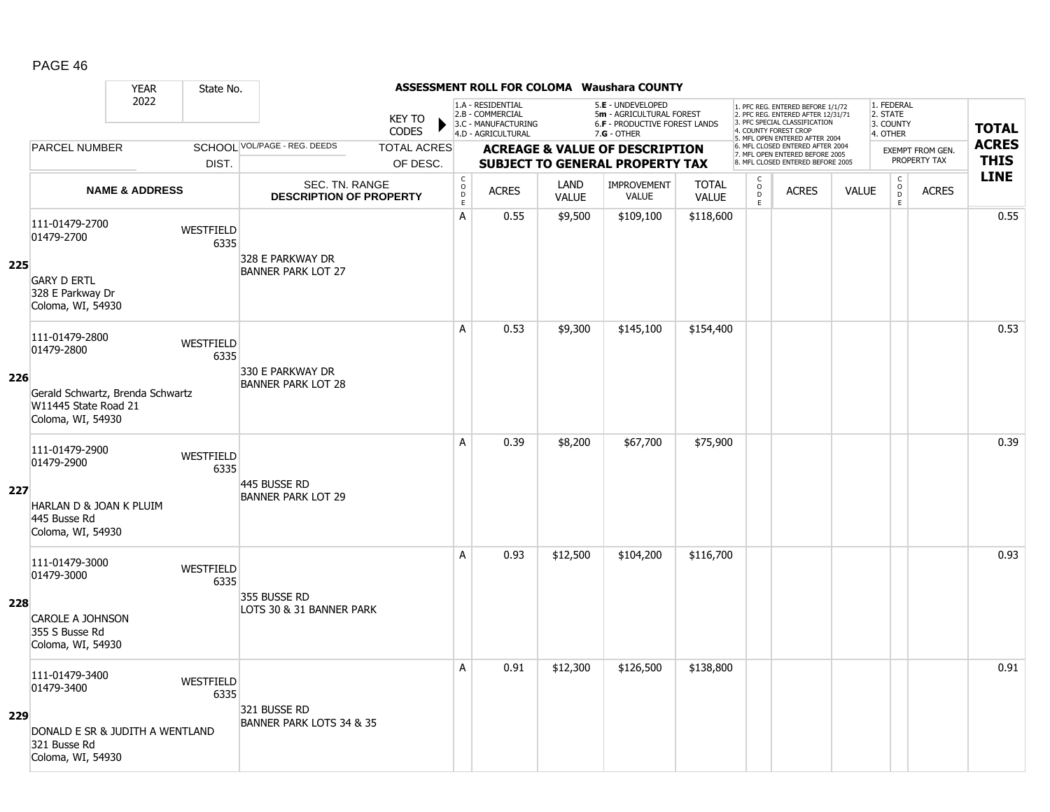## ASSESSMENT ROLL FOR COLOMA Waushara COUNTY

YEAR 2022 | State No.

KEY TO CODES: 1.A - RESIDENTIAL, 2.B - COMMERCIAL, 3.C - MANUFACTURING, 4.D - AGRICULTURAL, 5.E - UNDEVELOPED, 5m - AGRICULTURAL FOREST, 6.F - PRODUCTIVE FOREST LANDS, 7.G - OTHER

1. PFC REG. ENTERED BEFORE 1/1/72, 2. PFC REG. ENTERED AFTER 12/31/71, 3. PFC SPECIAL CLASSIFICATION, 4. COUNTY FOREST CROP, 5. MFL OPEN ENTERED AFTER 2004, 6. MFL CLOSED ENTERED AFTER 2004, 7. MFL OPEN ENTERED BEFORE 2005, 8. MFL CLOSED ENTERED BEFORE 2005

1. FEDERAL, 2. STATE, 3. COUNTY, 4. OTHER

| Line | PARCEL NUMBER / NAME & ADDRESS | SCHOOL DIST. | VOL/PAGE - REG. DEEDS / SEC. TN. RANGE / DESCRIPTION OF PROPERTY | CODE | ACRES | LAND VALUE | IMPROVEMENT VALUE | TOTAL VALUE | CODE | ACRES | VALUE | CODE | EXEMPT ACRES | TOTAL ACRES THIS LINE |
|---|---|---|---|---|---|---|---|---|---|---|---|---|---|---|
| 225 | 111-01479-2700<br>01479-2700<br>GARY D ERTL<br>328 E Parkway Dr<br>Coloma, WI, 54930 | WESTFIELD 6335 | 328 E PARKWAY DR<br>BANNER PARK LOT 27 | A | 0.55 | $9,500 | $109,100 | $118,600 | | | | | | 0.55 |
| 226 | 111-01479-2800<br>01479-2800<br>Gerald Schwartz, Brenda Schwartz<br>W11445 State Road 21<br>Coloma, WI, 54930 | WESTFIELD 6335 | 330 E PARKWAY DR<br>BANNER PARK LOT 28 | A | 0.53 | $9,300 | $145,100 | $154,400 | | | | | | 0.53 |
| 227 | 111-01479-2900<br>01479-2900<br>HARLAN D & JOAN K PLUIM<br>445 Busse Rd<br>Coloma, WI, 54930 | WESTFIELD 6335 | 445 BUSSE RD<br>BANNER PARK LOT 29 | A | 0.39 | $8,200 | $67,700 | $75,900 | | | | | | 0.39 |
| 228 | 111-01479-3000<br>01479-3000<br>CAROLE A JOHNSON<br>355 S Busse Rd<br>Coloma, WI, 54930 | WESTFIELD 6335 | 355 BUSSE RD<br>LOTS 30 & 31 BANNER PARK | A | 0.93 | $12,500 | $104,200 | $116,700 | | | | | | 0.93 |
| 229 | 111-01479-3400<br>01479-3400<br>DONALD E SR & JUDITH A WENTLAND<br>321 Busse Rd<br>Coloma, WI, 54930 | WESTFIELD 6335 | 321 BUSSE RD<br>BANNER PARK LOTS 34 & 35 | A | 0.91 | $12,300 | $126,500 | $138,800 | | | | | | 0.91 |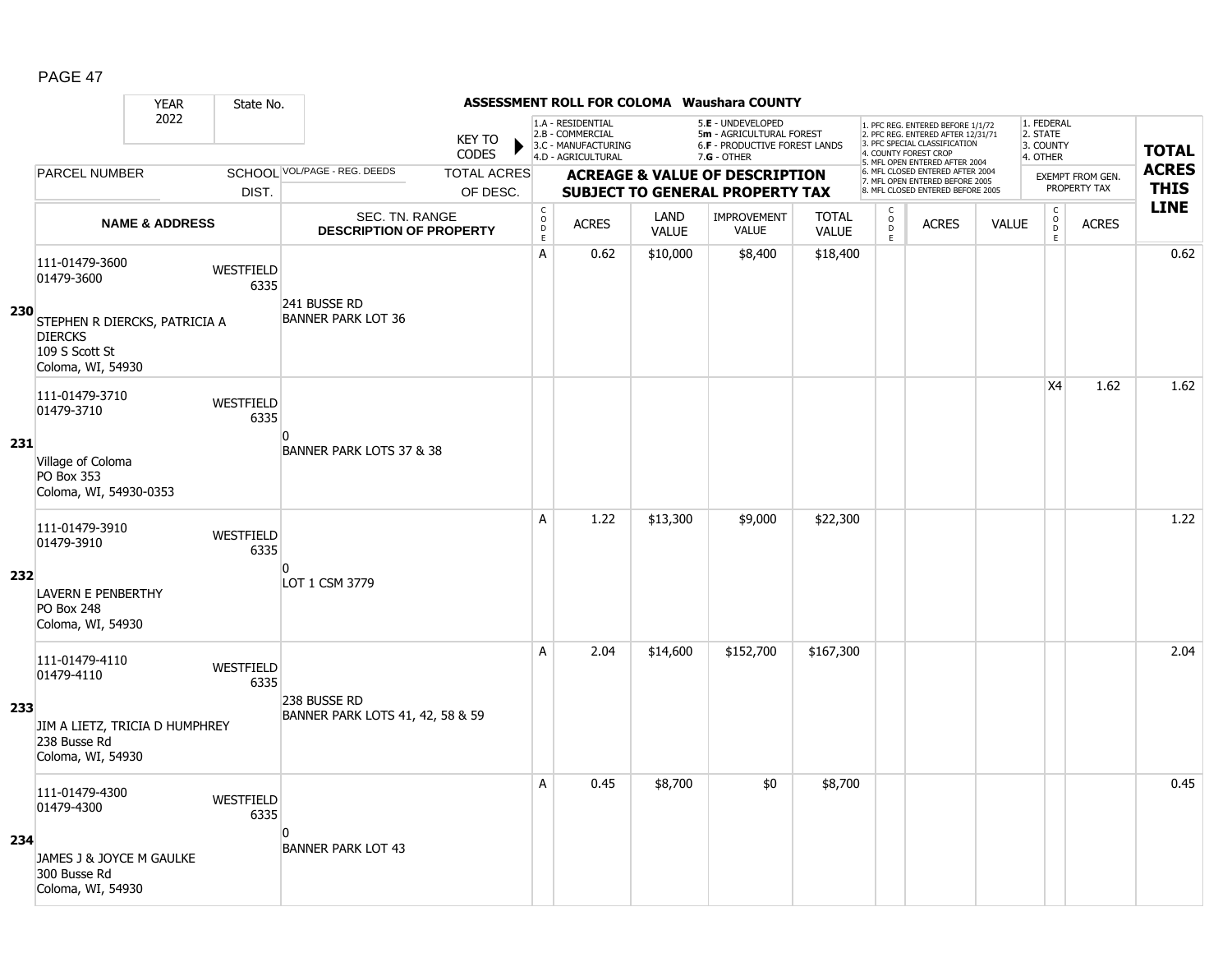# ASSESSMENT ROLL FOR COLOMA Waushara COUNTY

YEAR 2022 | State No.

KEY TO CODES:
- 1.A - RESIDENTIAL
- 2.B - COMMERCIAL
- 3.C - MANUFACTURING
- 4.D - AGRICULTURAL
- 5.E - UNDEVELOPED
- 5m - AGRICULTURAL FOREST
- 6.F - PRODUCTIVE FOREST LANDS
- 7.G - OTHER

Forest codes:
1. PFC REG. ENTERED BEFORE 1/1/72
2. PFC REG. ENTERED AFTER 12/31/71
3. PFC SPECIAL CLASSIFICATION
4. COUNTY FOREST CROP
5. MFL OPEN ENTERED AFTER 2004
6. MFL CLOSED ENTERED AFTER 2004
7. MFL OPEN ENTERED BEFORE 2005
8. MFL CLOSED ENTERED BEFORE 2005

Exempt codes:
1. FEDERAL
2. STATE
3. COUNTY
4. OTHER

| LINE | PARCEL NUMBER / NAME & ADDRESS | SCHOOL DIST. | VOL/PAGE - REG. DEEDS / SEC. TN. RANGE / DESCRIPTION OF PROPERTY | CODE | ACRES | LAND VALUE | IMPROVEMENT VALUE | TOTAL VALUE | CODE | ACRES | VALUE | CODE | EXEMPT ACRES | TOTAL ACRES THIS LINE |
|---|---|---|---|---|---|---|---|---|---|---|---|---|---|---|
| 230 | 111-01479-3600<br>01479-3600<br>STEPHEN R DIERCKS, PATRICIA A DIERCKS<br>109 S Scott St<br>Coloma, WI, 54930 | WESTFIELD 6335 | 241 BUSSE RD<br>BANNER PARK LOT 36 | A | 0.62 | $10,000 | $8,400 | $18,400 | | | | | | 0.62 |
| 231 | 111-01479-3710<br>01479-3710<br>Village of Coloma<br>PO Box 353<br>Coloma, WI, 54930-0353 | WESTFIELD 6335 | 0<br>BANNER PARK LOTS 37 & 38 | | | | | | | | | X4 | 1.62 | 1.62 |
| 232 | 111-01479-3910<br>01479-3910<br>LAVERN E PENBERTHY<br>PO Box 248<br>Coloma, WI, 54930 | WESTFIELD 6335 | 0<br>LOT 1 CSM 3779 | A | 1.22 | $13,300 | $9,000 | $22,300 | | | | | | 1.22 |
| 233 | 111-01479-4110<br>01479-4110<br>JIM A LIETZ, TRICIA D HUMPHREY<br>238 Busse Rd<br>Coloma, WI, 54930 | WESTFIELD 6335 | 238 BUSSE RD<br>BANNER PARK LOTS 41, 42, 58 & 59 | A | 2.04 | $14,600 | $152,700 | $167,300 | | | | | | 2.04 |
| 234 | 111-01479-4300<br>01479-4300<br>JAMES J & JOYCE M GAULKE<br>300 Busse Rd<br>Coloma, WI, 54930 | WESTFIELD 6335 | 0<br>BANNER PARK LOT 43 | A | 0.45 | $8,700 | $0 | $8,700 | | | | | | 0.45 |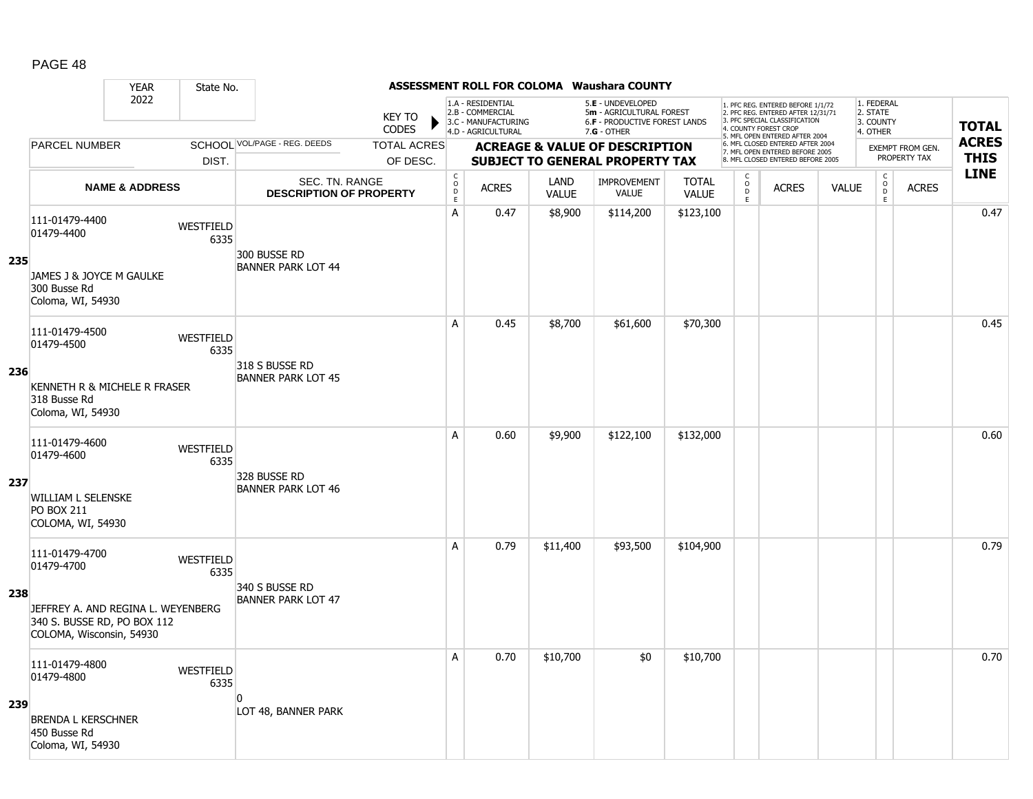# ASSESSMENT ROLL FOR COLOMA Waushara COUNTY

| YEAR | State No. |
|---|---|
| 2022 | |

KEY TO CODES:
1.A - RESIDENTIAL
2.B - COMMERCIAL
3.C - MANUFACTURING
4.D - AGRICULTURAL
5.E - UNDEVELOPED
5m - AGRICULTURAL FOREST
6.F - PRODUCTIVE FOREST LANDS
7.G - OTHER

1. PFC REG. ENTERED BEFORE 1/1/72
2. PFC REG. ENTERED AFTER 12/31/71
3. PFC SPECIAL CLASSIFICATION
4. COUNTY FOREST CROP
5. MFL OPEN ENTERED AFTER 2004
6. MFL CLOSED ENTERED AFTER 2004
7. MFL OPEN ENTERED BEFORE 2005
8. MFL CLOSED ENTERED BEFORE 2005

1. FEDERAL
2. STATE
3. COUNTY
4. OTHER

| | PARCEL NUMBER / NAME & ADDRESS | SCHOOL DIST. | VOL/PAGE - REG. DEEDS / SEC. TN. RANGE / DESCRIPTION OF PROPERTY | TOTAL ACRES OF DESC. | ACREAGE & VALUE OF DESCRIPTION SUBJECT TO GENERAL PROPERTY TAX | | | | | FOREST | | | EXEMPT FROM GEN. PROPERTY TAX | | TOTAL ACRES THIS LINE |
|---|---|---|---|---|---|---|---|---|---|---|---|---|---|---|---|
| | | | | | CODE | ACRES | LAND VALUE | IMPROVEMENT VALUE | TOTAL VALUE | CODE | ACRES | VALUE | CODE | ACRES | |
| 235 | 111-01479-4400<br>01479-4400<br><br>JAMES J & JOYCE M GAULKE<br>300 Busse Rd<br>Coloma, WI, 54930 | WESTFIELD 6335 | 300 BUSSE RD<br>BANNER PARK LOT 44 | | A | 0.47 | $8,900 | $114,200 | $123,100 | | | | | | 0.47 |
| 236 | 111-01479-4500<br>01479-4500<br><br>KENNETH R & MICHELE R FRASER<br>318 Busse Rd<br>Coloma, WI, 54930 | WESTFIELD 6335 | 318 S BUSSE RD<br>BANNER PARK LOT 45 | | A | 0.45 | $8,700 | $61,600 | $70,300 | | | | | | 0.45 |
| 237 | 111-01479-4600<br>01479-4600<br><br>WILLIAM L SELENSKE<br>PO BOX 211<br>COLOMA, WI, 54930 | WESTFIELD 6335 | 328 BUSSE RD<br>BANNER PARK LOT 46 | | A | 0.60 | $9,900 | $122,100 | $132,000 | | | | | | 0.60 |
| 238 | 111-01479-4700<br>01479-4700<br><br>JEFFREY A. AND REGINA L. WEYENBERG<br>340 S. BUSSE RD, PO BOX 112<br>COLOMA, Wisconsin, 54930 | WESTFIELD 6335 | 340 S BUSSE RD<br>BANNER PARK LOT 47 | | A | 0.79 | $11,400 | $93,500 | $104,900 | | | | | | 0.79 |
| 239 | 111-01479-4800<br>01479-4800<br><br>BRENDA L KERSCHNER<br>450 Busse Rd<br>Coloma, WI, 54930 | WESTFIELD 6335 | 0<br>LOT 48, BANNER PARK | | A | 0.70 | $10,700 | $0 | $10,700 | | | | | | 0.70 |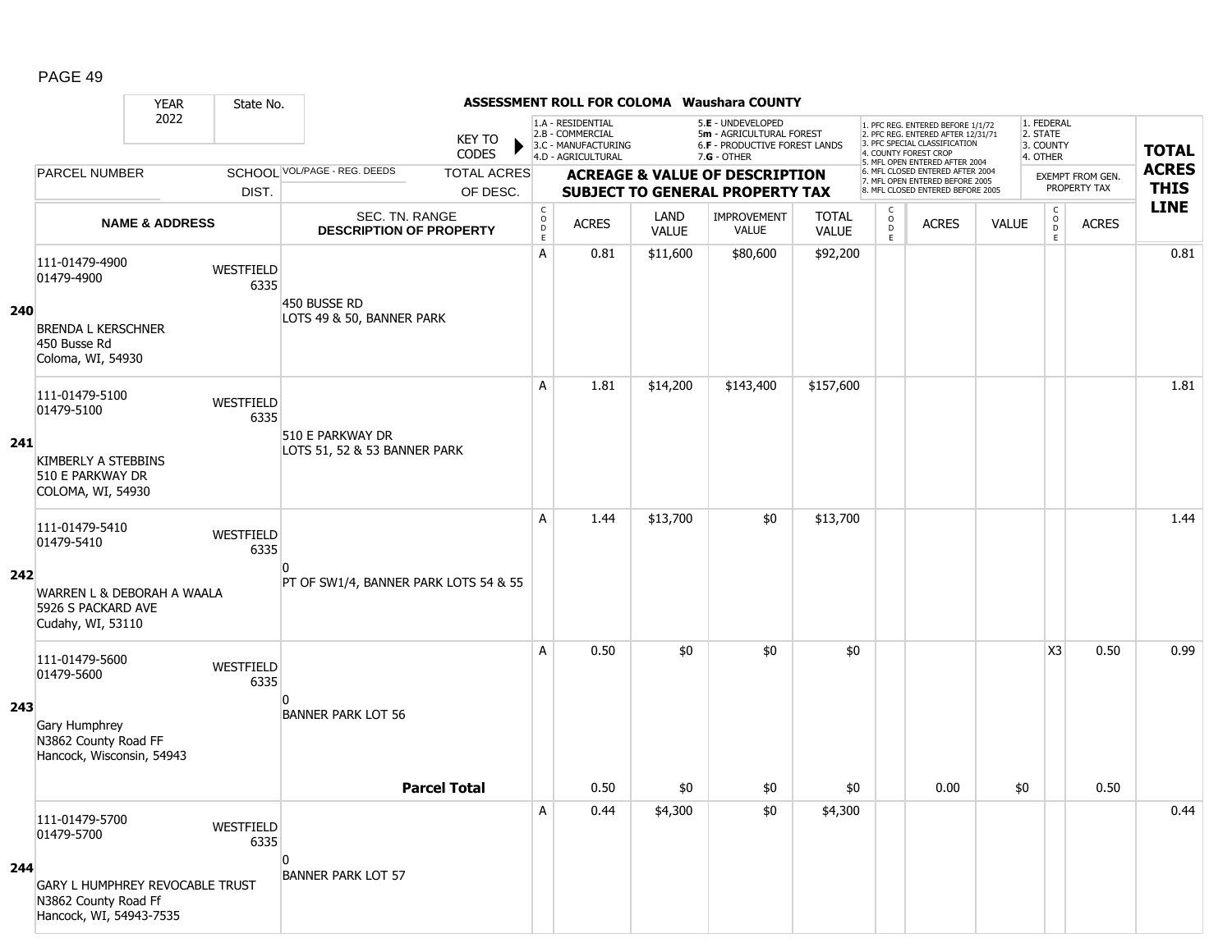# ASSESSMENT ROLL FOR COLOMA Waushara COUNTY

| YEAR | State No. |
|---|---|
| 2022 | |

KEY TO CODES:
- 1.A - RESIDENTIAL
- 2.B - COMMERCIAL
- 3.C - MANUFACTURING
- 4.D - AGRICULTURAL
- 5.E - UNDEVELOPED
- 5m - AGRICULTURAL FOREST
- 6.F - PRODUCTIVE FOREST LANDS
- 7.G - OTHER

- 1. PFC REG. ENTERED BEFORE 1/1/72
- 2. PFC REG. ENTERED AFTER 12/31/71
- 3. PFC SPECIAL CLASSIFICATION
- 4. COUNTY FOREST CROP
- 5. MFL OPEN ENTERED AFTER 2004
- 6. MFL CLOSED ENTERED AFTER 2004
- 7. MFL OPEN ENTERED BEFORE 2005
- 8. MFL CLOSED ENTERED BEFORE 2005

- 1. FEDERAL
- 2. STATE
- 3. COUNTY
- 4. OTHER

| | PARCEL NUMBER / NAME & ADDRESS | SCHOOL DIST. | VOL/PAGE - REG. DEEDS / SEC. TN. RANGE / DESCRIPTION OF PROPERTY | TOTAL ACRES OF DESC. | CODE | ACRES | LAND VALUE | IMPROVEMENT VALUE | TOTAL VALUE | CODE | ACRES | VALUE | CODE (EXEMPT) | ACRES (EXEMPT FROM GEN. PROPERTY TAX) | TOTAL ACRES THIS LINE |
|---|---|---|---|---|---|---|---|---|---|---|---|---|---|---|---|
| 240 | 111-01479-4900<br>01479-4900<br>BRENDA L KERSCHNER<br>450 Busse Rd<br>Coloma, WI, 54930 | WESTFIELD 6335 | 450 BUSSE RD<br>LOTS 49 & 50, BANNER PARK | | A | 0.81 | $11,600 | $80,600 | $92,200 | | | | | | 0.81 |
| 241 | 111-01479-5100<br>01479-5100<br>KIMBERLY A STEBBINS<br>510 E PARKWAY DR<br>COLOMA, WI, 54930 | WESTFIELD 6335 | 510 E PARKWAY DR<br>LOTS 51, 52 & 53 BANNER PARK | | A | 1.81 | $14,200 | $143,400 | $157,600 | | | | | | 1.81 |
| 242 | 111-01479-5410<br>01479-5410<br>WARREN L & DEBORAH A WAALA<br>5926 S PACKARD AVE<br>Cudahy, WI, 53110 | WESTFIELD 6335 | 0<br>PT OF SW1/4, BANNER PARK LOTS 54 & 55 | | A | 1.44 | $13,700 | $0 | $13,700 | | | | | | 1.44 |
| 243 | 111-01479-5600<br>01479-5600<br>Gary Humphrey<br>N3862 County Road FF<br>Hancock, Wisconsin, 54943 | WESTFIELD 6335 | 0<br>BANNER PARK LOT 56 | | A | 0.50 | $0 | $0 | $0 | | | | X3 | 0.50 | 0.99 |
| | | | **Parcel Total** | | | 0.50 | $0 | $0 | $0 | | 0.00 | $0 | | 0.50 | |
| 244 | 111-01479-5700<br>01479-5700<br>GARY L HUMPHREY REVOCABLE TRUST<br>N3862 County Road Ff<br>Hancock, WI, 54943-7535 | WESTFIELD 6335 | 0<br>BANNER PARK LOT 57 | | A | 0.44 | $4,300 | $0 | $4,300 | | | | | | 0.44 |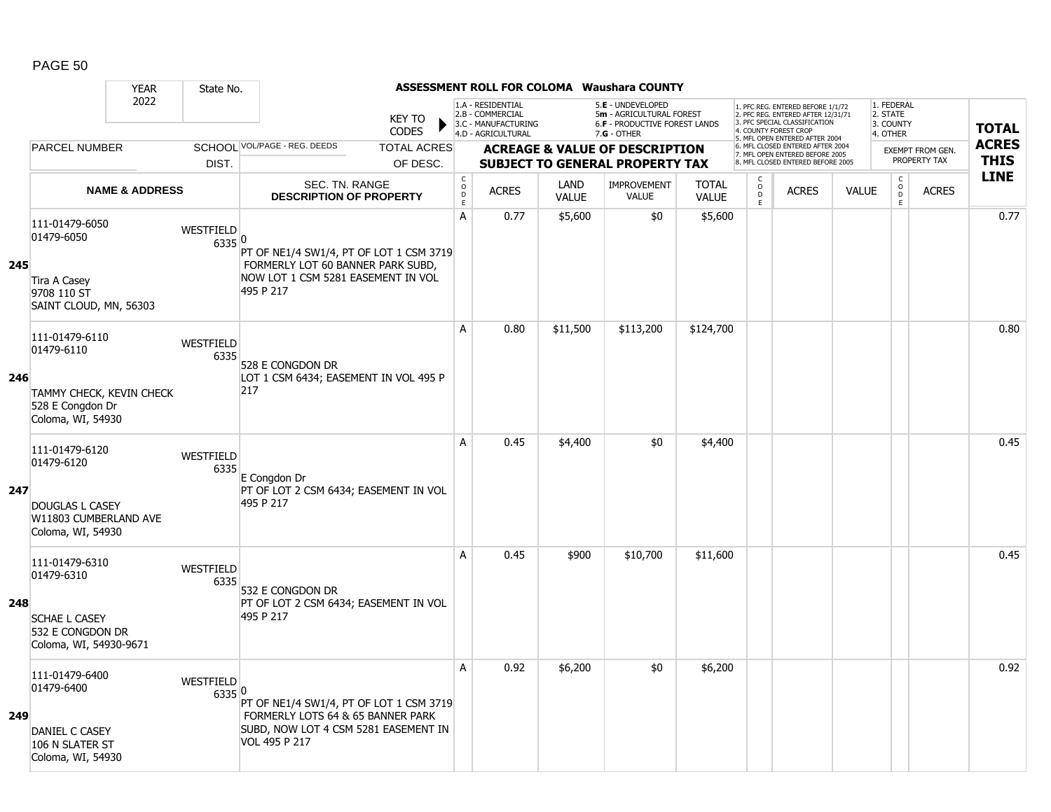**ASSESSMENT ROLL FOR COLOMA Waushara COUNTY**

| YEAR 2022 | State No. | KEY TO CODES | 1.A - RESIDENTIAL<br>2.B - COMMERCIAL<br>3.C - MANUFACTURING<br>4.D - AGRICULTURAL | | 5.E - UNDEVELOPED<br>5m - AGRICULTURAL FOREST<br>6.F - PRODUCTIVE FOREST LANDS<br>7.G - OTHER | | | 1. PFC REG. ENTERED BEFORE 1/1/72<br>2. PFC REG. ENTERED AFTER 12/31/71<br>3. PFC SPECIAL CLASSIFICATION<br>4. COUNTY FOREST CROP<br>5. MFL OPEN ENTERED AFTER 2004<br>6. MFL CLOSED ENTERED AFTER 2004<br>7. MFL OPEN ENTERED BEFORE 2005<br>8. MFL CLOSED ENTERED BEFORE 2005 | | | 1. FEDERAL<br>2. STATE<br>3. COUNTY<br>4. OTHER | | |
|---|---|---|---|---|---|---|---|---|---|---|---|---|---|
| PARCEL NUMBER | SCHOOL DIST. | VOL/PAGE - REG. DEEDS / TOTAL ACRES OF DESC. | ACREAGE & VALUE OF DESCRIPTION SUBJECT TO GENERAL PROPERTY TAX | | | | | | | | EXEMPT FROM GEN. PROPERTY TAX | | TOTAL ACRES THIS LINE |
| NAME & ADDRESS | | SEC. TN. RANGE DESCRIPTION OF PROPERTY | CODE | ACRES | LAND VALUE | IMPROVEMENT VALUE | TOTAL VALUE | CODE | ACRES | VALUE | CODE | ACRES | |
| **245** 111-01479-6050<br>01479-6050<br>Tira A Casey<br>9708 110 ST<br>SAINT CLOUD, MN, 56303 | WESTFIELD 6335 | 0<br>PT OF NE1/4 SW1/4, PT OF LOT 1 CSM 3719 FORMERLY LOT 60 BANNER PARK SUBD, NOW LOT 1 CSM 5281 EASEMENT IN VOL 495 P 217 | A | 0.77 | $5,600 | $0 | $5,600 | | | | | | 0.77 |
| **246** 111-01479-6110<br>01479-6110<br>TAMMY CHECK, KEVIN CHECK<br>528 E Congdon Dr<br>Coloma, WI, 54930 | WESTFIELD 6335 | 528 E CONGDON DR<br>LOT 1 CSM 6434; EASEMENT IN VOL 495 P 217 | A | 0.80 | $11,500 | $113,200 | $124,700 | | | | | | 0.80 |
| **247** 111-01479-6120<br>01479-6120<br>DOUGLAS L CASEY<br>W11803 CUMBERLAND AVE<br>Coloma, WI, 54930 | WESTFIELD 6335 | E Congdon Dr<br>PT OF LOT 2 CSM 6434; EASEMENT IN VOL 495 P 217 | A | 0.45 | $4,400 | $0 | $4,400 | | | | | | 0.45 |
| **248** 111-01479-6310<br>01479-6310<br>SCHAE L CASEY<br>532 E CONGDON DR<br>Coloma, WI, 54930-9671 | WESTFIELD 6335 | 532 E CONGDON DR<br>PT OF LOT 2 CSM 6434; EASEMENT IN VOL 495 P 217 | A | 0.45 | $900 | $10,700 | $11,600 | | | | | | 0.45 |
| **249** 111-01479-6400<br>01479-6400<br>DANIEL C CASEY<br>106 N SLATER ST<br>Coloma, WI, 54930 | WESTFIELD 6335 | 0<br>PT OF NE1/4 SW1/4, PT OF LOT 1 CSM 3719 FORMERLY LOTS 64 & 65 BANNER PARK SUBD, NOW LOT 4 CSM 5281 EASEMENT IN VOL 495 P 217 | A | 0.92 | $6,200 | $0 | $6,200 | | | | | | 0.92 |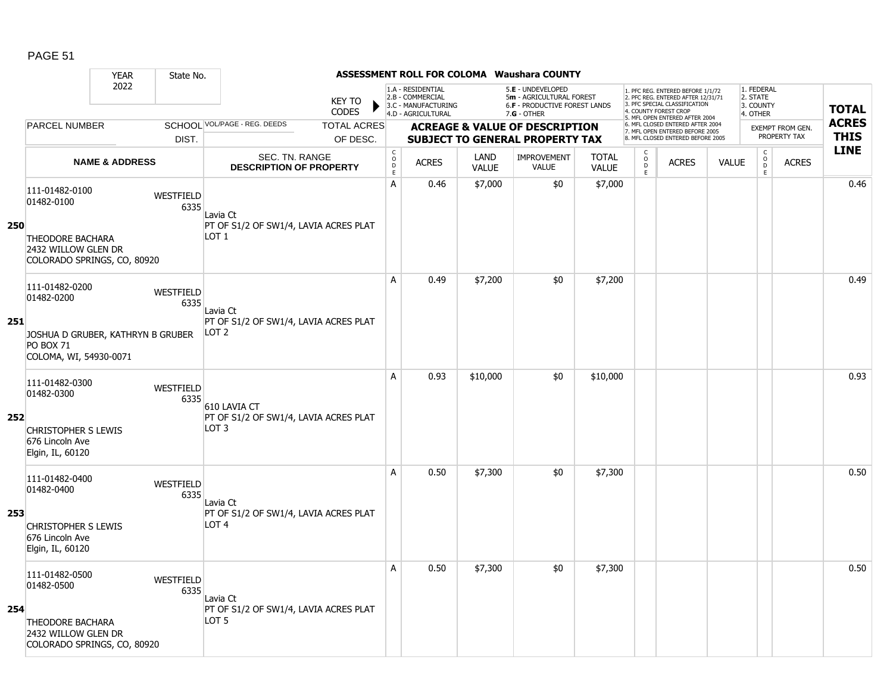# ASSESSMENT ROLL FOR COLOMA Waushara COUNTY

| YEAR | State No. | | KEY TO CODES | 1.A - RESIDENTIAL 2.B - COMMERCIAL 3.C - MANUFACTURING 4.D - AGRICULTURAL | | 5.E - UNDEVELOPED 5m - AGRICULTURAL FOREST 6.F - PRODUCTIVE FOREST LANDS 7.G - OTHER | | | 1. PFC REG. ENTERED BEFORE 1/1/72 2. PFC REG. ENTERED AFTER 12/31/71 3. PFC SPECIAL CLASSIFICATION 4. COUNTY FOREST CROP 5. MFL OPEN ENTERED AFTER 2004 6. MFL CLOSED ENTERED AFTER 2004 7. MFL OPEN ENTERED BEFORE 2005 8. MFL CLOSED ENTERED BEFORE 2005 | | | 1. FEDERAL 2. STATE 3. COUNTY 4. OTHER | | |
|---|---|---|---|---|---|---|---|---|---|---|---|---|---|---|
| 2022 | | | | | | | | | | | | | | |
| PARCEL NUMBER | SCHOOL DIST. | VOL/PAGE - REG. DEEDS | TOTAL ACRES OF DESC. | ACREAGE & VALUE OF DESCRIPTION SUBJECT TO GENERAL PROPERTY TAX | | | | | | | | EXEMPT FROM GEN. PROPERTY TAX | | TOTAL ACRES THIS LINE |
| NAME & ADDRESS | | SEC. TN. RANGE DESCRIPTION OF PROPERTY | | CODE | ACRES | LAND VALUE | IMPROVEMENT VALUE | TOTAL VALUE | CODE | ACRES | VALUE | CODE | ACRES | |
| **250** 111-01482-0100 01482-0100 THEODORE BACHARA 2432 WILLOW GLEN DR COLORADO SPRINGS, CO, 80920 | WESTFIELD 6335 | Lavia Ct PT OF S1/2 OF SW1/4, LAVIA ACRES PLAT LOT 1 | | A | 0.46 | $7,000 | $0 | $7,000 | | | | | | 0.46 |
| **251** 111-01482-0200 01482-0200 JOSHUA D GRUBER, KATHRYN B GRUBER PO BOX 71 COLOMA, WI, 54930-0071 | WESTFIELD 6335 | Lavia Ct PT OF S1/2 OF SW1/4, LAVIA ACRES PLAT LOT 2 | | A | 0.49 | $7,200 | $0 | $7,200 | | | | | | 0.49 |
| **252** 111-01482-0300 01482-0300 CHRISTOPHER S LEWIS 676 Lincoln Ave Elgin, IL, 60120 | WESTFIELD 6335 | 610 LAVIA CT PT OF S1/2 OF SW1/4, LAVIA ACRES PLAT LOT 3 | | A | 0.93 | $10,000 | $0 | $10,000 | | | | | | 0.93 |
| **253** 111-01482-0400 01482-0400 CHRISTOPHER S LEWIS 676 Lincoln Ave Elgin, IL, 60120 | WESTFIELD 6335 | Lavia Ct PT OF S1/2 OF SW1/4, LAVIA ACRES PLAT LOT 4 | | A | 0.50 | $7,300 | $0 | $7,300 | | | | | | 0.50 |
| **254** 111-01482-0500 01482-0500 THEODORE BACHARA 2432 WILLOW GLEN DR COLORADO SPRINGS, CO, 80920 | WESTFIELD 6335 | Lavia Ct PT OF S1/2 OF SW1/4, LAVIA ACRES PLAT LOT 5 | | A | 0.50 | $7,300 | $0 | $7,300 | | | | | | 0.50 |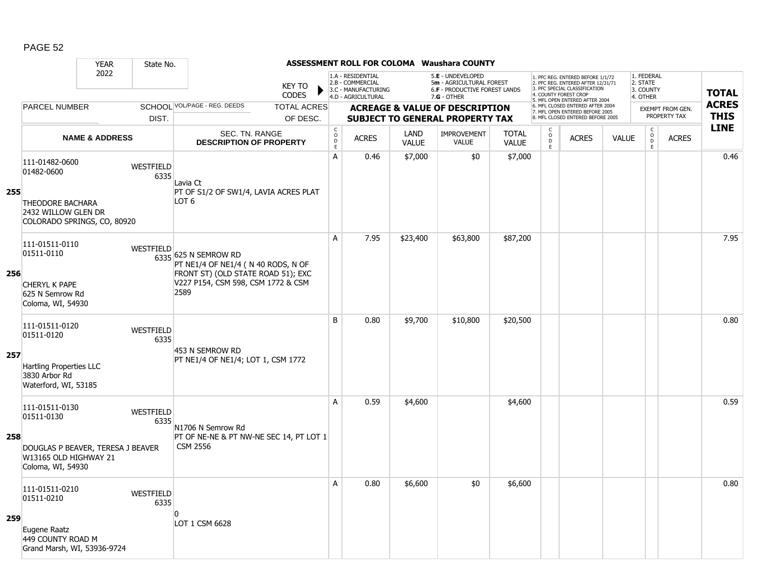**ASSESSMENT ROLL FOR COLOMA Waushara COUNTY**

YEAR 2022 | State No.

KEY TO CODES:
1.A - RESIDENTIAL
2.B - COMMERCIAL
3.C - MANUFACTURING
4.D - AGRICULTURAL
5.E - UNDEVELOPED
5m - AGRICULTURAL FOREST
6.F - PRODUCTIVE FOREST LANDS
7.G - OTHER

1. PFC REG. ENTERED BEFORE 1/1/72
2. PFC REG. ENTERED AFTER 12/31/71
3. PFC SPECIAL CLASSIFICATION
4. COUNTY FOREST CROP
5. MFL OPEN ENTERED AFTER 2004
6. MFL CLOSED ENTERED AFTER 2004
7. MFL OPEN ENTERED BEFORE 2005
8. MFL CLOSED ENTERED BEFORE 2005

1. FEDERAL
2. STATE
3. COUNTY
4. OTHER

| LINE | PARCEL NUMBER / NAME & ADDRESS | SCHOOL DIST. | VOL/PAGE - REG. DEEDS / SEC. TN. RANGE / DESCRIPTION OF PROPERTY | CODE | ACRES | LAND VALUE | IMPROVEMENT VALUE | TOTAL VALUE | CODE | ACRES | VALUE | CODE | EXEMPT ACRES | TOTAL ACRES THIS LINE |
|---|---|---|---|---|---|---|---|---|---|---|---|---|---|---|
| 255 | 111-01482-0600<br>01482-0600<br>THEODORE BACHARA<br>2432 WILLOW GLEN DR<br>COLORADO SPRINGS, CO, 80920 | WESTFIELD 6335 | Lavia Ct<br>PT OF S1/2 OF SW1/4, LAVIA ACRES PLAT LOT 6 | A | 0.46 | $7,000 | $0 | $7,000 | | | | | | 0.46 |
| 256 | 111-01511-0110<br>01511-0110<br>CHERYL K PAPE<br>625 N Semrow Rd<br>Coloma, WI, 54930 | WESTFIELD 6335 | 625 N SEMROW RD<br>PT NE1/4 OF NE1/4 ( N 40 RODS, N OF FRONT ST) (OLD STATE ROAD 51); EXC V227 P154, CSM 598, CSM 1772 & CSM 2589 | A | 7.95 | $23,400 | $63,800 | $87,200 | | | | | | 7.95 |
| 257 | 111-01511-0120<br>01511-0120<br>Hartling Properties LLC<br>3830 Arbor Rd<br>Waterford, WI, 53185 | WESTFIELD 6335 | 453 N SEMROW RD<br>PT NE1/4 OF NE1/4; LOT 1, CSM 1772 | B | 0.80 | $9,700 | $10,800 | $20,500 | | | | | | 0.80 |
| 258 | 111-01511-0130<br>01511-0130<br>DOUGLAS P BEAVER, TERESA J BEAVER<br>W13165 OLD HIGHWAY 21<br>Coloma, WI, 54930 | WESTFIELD 6335 | N1706 N Semrow Rd<br>PT OF NE-NE & PT NW-NE SEC 14, PT LOT 1 CSM 2556 | A | 0.59 | $4,600 | | $4,600 | | | | | | 0.59 |
| 259 | 111-01511-0210<br>01511-0210<br>Eugene Raatz<br>449 COUNTY ROAD M<br>Grand Marsh, WI, 53936-9724 | WESTFIELD 6335 | 0<br>LOT 1 CSM 6628 | A | 0.80 | $6,600 | $0 | $6,600 | | | | | | 0.80 |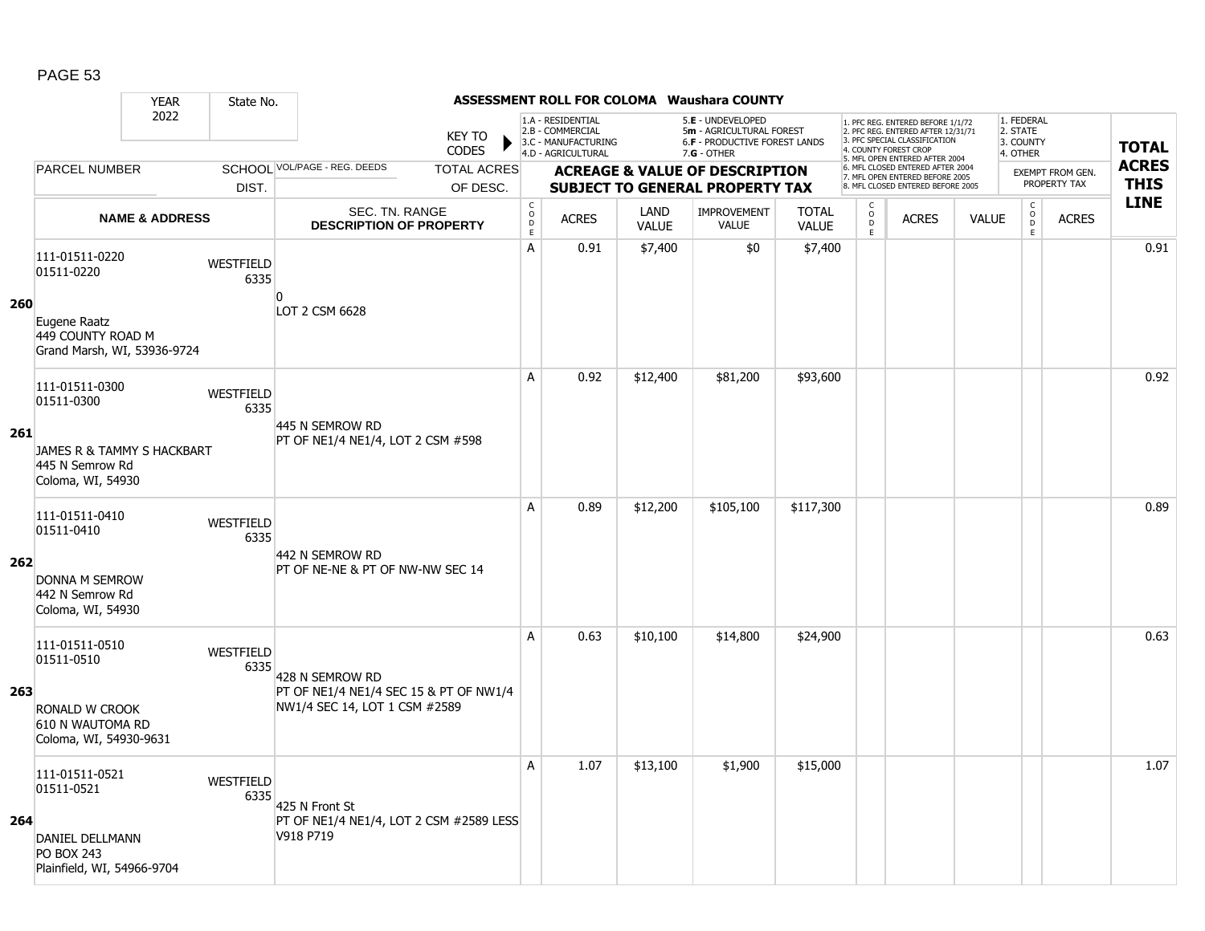PAGE 53

**ASSESSMENT ROLL FOR COLOMA Waushara COUNTY**

YEAR 2022 | State No.

KEY TO CODES: 1.A - RESIDENTIAL, 2.B - COMMERCIAL, 3.C - MANUFACTURING, 4.D - AGRICULTURAL, 5.E - UNDEVELOPED, 5m - AGRICULTURAL FOREST, 6.F - PRODUCTIVE FOREST LANDS, 7.G - OTHER

1. PFC REG. ENTERED BEFORE 1/1/72, 2. PFC REG. ENTERED AFTER 12/31/71, 3. PFC SPECIAL CLASSIFICATION, 4. COUNTY FOREST CROP, 5. MFL OPEN ENTERED AFTER 2004, 6. MFL CLOSED ENTERED AFTER 2004, 7. MFL OPEN ENTERED BEFORE 2005, 8. MFL CLOSED ENTERED BEFORE 2005

1. FEDERAL, 2. STATE, 3. COUNTY, 4. OTHER

| | PARCEL NUMBER / NAME & ADDRESS | SCHOOL DIST. | VOL/PAGE - REG. DEEDS / SEC. TN. RANGE / DESCRIPTION OF PROPERTY | CODE | ACRES | LAND VALUE | IMPROVEMENT VALUE | TOTAL VALUE | CODE | ACRES | VALUE | CODE | EXEMPT FROM GEN. PROPERTY TAX ACRES | TOTAL ACRES THIS LINE |
|---|---|---|---|---|---|---|---|---|---|---|---|---|---|---|
| 260 | 111-01511-0220<br>01511-0220<br><br>Eugene Raatz<br>449 COUNTY ROAD M<br>Grand Marsh, WI, 53936-9724 | WESTFIELD 6335 | 0<br>LOT 2 CSM 6628 | A | 0.91 | $7,400 | $0 | $7,400 | | | | | | 0.91 |
| 261 | 111-01511-0300<br>01511-0300<br><br>JAMES R & TAMMY S HACKBART<br>445 N Semrow Rd<br>Coloma, WI, 54930 | WESTFIELD 6335 | 445 N SEMROW RD<br>PT OF NE1/4 NE1/4, LOT 2 CSM #598 | A | 0.92 | $12,400 | $81,200 | $93,600 | | | | | | 0.92 |
| 262 | 111-01511-0410<br>01511-0410<br><br>DONNA M SEMROW<br>442 N Semrow Rd<br>Coloma, WI, 54930 | WESTFIELD 6335 | 442 N SEMROW RD<br>PT OF NE-NE & PT OF NW-NW SEC 14 | A | 0.89 | $12,200 | $105,100 | $117,300 | | | | | | 0.89 |
| 263 | 111-01511-0510<br>01511-0510<br><br>RONALD W CROOK<br>610 N WAUTOMA RD<br>Coloma, WI, 54930-9631 | WESTFIELD 6335 | 428 N SEMROW RD<br>PT OF NE1/4 NE1/4 SEC 15 & PT OF NW1/4 NW1/4 SEC 14, LOT 1 CSM #2589 | A | 0.63 | $10,100 | $14,800 | $24,900 | | | | | | 0.63 |
| 264 | 111-01511-0521<br>01511-0521<br><br>DANIEL DELLMANN<br>PO BOX 243<br>Plainfield, WI, 54966-9704 | WESTFIELD 6335 | 425 N Front St<br>PT OF NE1/4 NE1/4, LOT 2 CSM #2589 LESS V918 P719 | A | 1.07 | $13,100 | $1,900 | $15,000 | | | | | | 1.07 |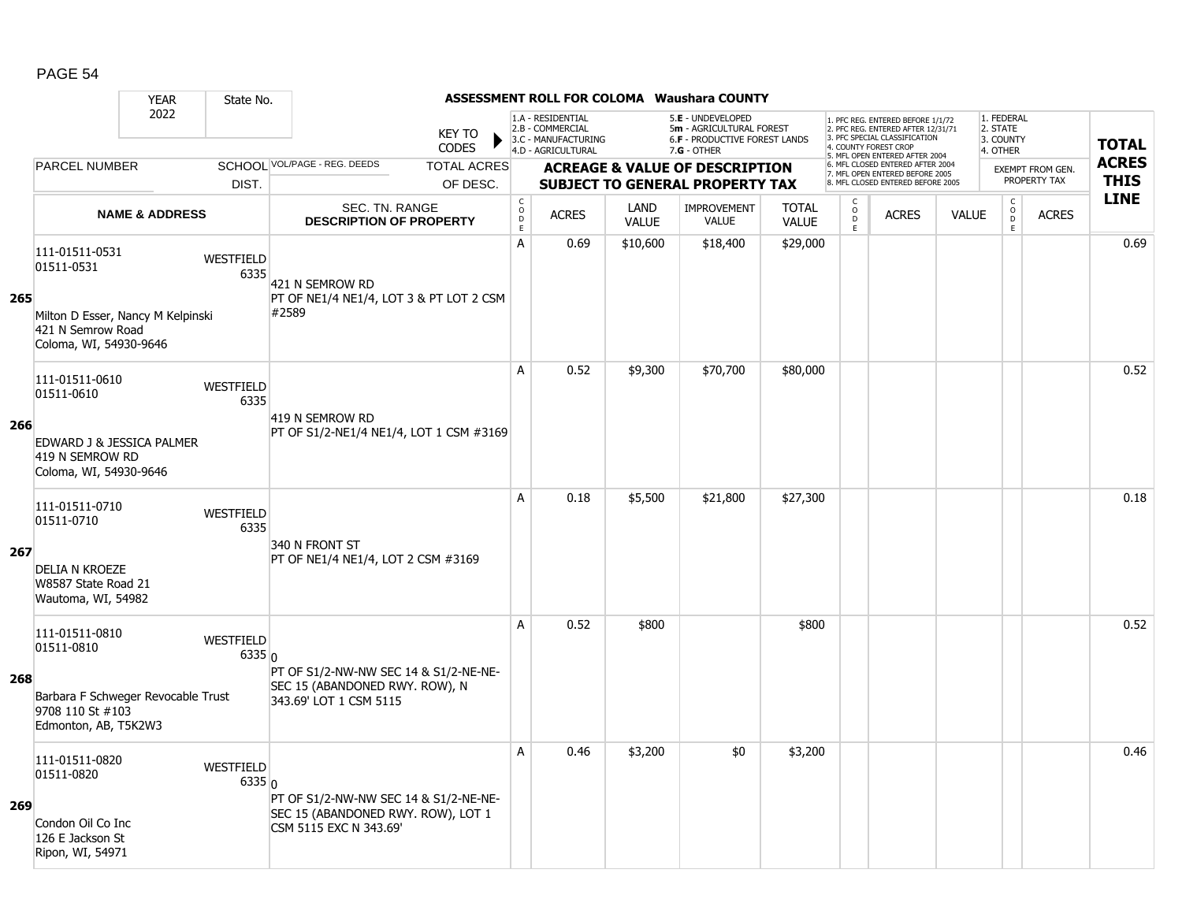# ASSESSMENT ROLL FOR COLOMA Waushara COUNTY

| YEAR | State No. | | |
|---|---|---|---|
| 2022 | | | |

KEY TO CODES:
- 1.A - RESIDENTIAL
- 2.B - COMMERCIAL
- 3.C - MANUFACTURING
- 4.D - AGRICULTURAL
- 5.E - UNDEVELOPED
- 5m - AGRICULTURAL FOREST
- 6.F - PRODUCTIVE FOREST LANDS
- 7.G - OTHER

- 1. PFC REG. ENTERED BEFORE 1/1/72
- 2. PFC REG. ENTERED AFTER 12/31/71
- 3. PFC SPECIAL CLASSIFICATION
- 4. COUNTY FOREST CROP
- 5. MFL OPEN ENTERED AFTER 2004
- 6. MFL CLOSED ENTERED AFTER 2004
- 7. MFL OPEN ENTERED BEFORE 2005
- 8. MFL CLOSED ENTERED BEFORE 2005

- 1. FEDERAL
- 2. STATE
- 3. COUNTY
- 4. OTHER

| | PARCEL NUMBER / NAME & ADDRESS | SCHOOL DIST. | VOL/PAGE - REG. DEEDS / SEC. TN. RANGE DESCRIPTION OF PROPERTY | CODE | ACRES | LAND VALUE | IMPROVEMENT VALUE | TOTAL VALUE | CODE | ACRES | VALUE | CODE | EXEMPT ACRES | TOTAL ACRES THIS LINE |
|---|---|---|---|---|---|---|---|---|---|---|---|---|---|---|
| 265 | 111-01511-0531<br>01511-0531<br>Milton D Esser, Nancy M Kelpinski<br>421 N Semrow Road<br>Coloma, WI, 54930-9646 | WESTFIELD 6335 | 421 N SEMROW RD<br>PT OF NE1/4 NE1/4, LOT 3 & PT LOT 2 CSM #2589 | A | 0.69 | $10,600 | $18,400 | $29,000 | | | | | | 0.69 |
| 266 | 111-01511-0610<br>01511-0610<br>EDWARD J & JESSICA PALMER<br>419 N SEMROW RD<br>Coloma, WI, 54930-9646 | WESTFIELD 6335 | 419 N SEMROW RD<br>PT OF S1/2-NE1/4 NE1/4, LOT 1 CSM #3169 | A | 0.52 | $9,300 | $70,700 | $80,000 | | | | | | 0.52 |
| 267 | 111-01511-0710<br>01511-0710<br>DELIA N KROEZE<br>W8587 State Road 21<br>Wautoma, WI, 54982 | WESTFIELD 6335 | 340 N FRONT ST<br>PT OF NE1/4 NE1/4, LOT 2 CSM #3169 | A | 0.18 | $5,500 | $21,800 | $27,300 | | | | | | 0.18 |
| 268 | 111-01511-0810<br>01511-0810<br>Barbara F Schweger Revocable Trust<br>9708 110 St #103<br>Edmonton, AB, T5K2W3 | WESTFIELD 6335 | 0<br>PT OF S1/2-NW-NW SEC 14 & S1/2-NE-NE-SEC 15 (ABANDONED RWY. ROW), N 343.69' LOT 1 CSM 5115 | A | 0.52 | $800 | | $800 | | | | | | 0.52 |
| 269 | 111-01511-0820<br>01511-0820<br>Condon Oil Co Inc<br>126 E Jackson St<br>Ripon, WI, 54971 | WESTFIELD 6335 | 0<br>PT OF S1/2-NW-NW SEC 14 & S1/2-NE-NE-SEC 15 (ABANDONED RWY. ROW), LOT 1 CSM 5115 EXC N 343.69' | A | 0.46 | $3,200 | $0 | $3,200 | | | | | | 0.46 |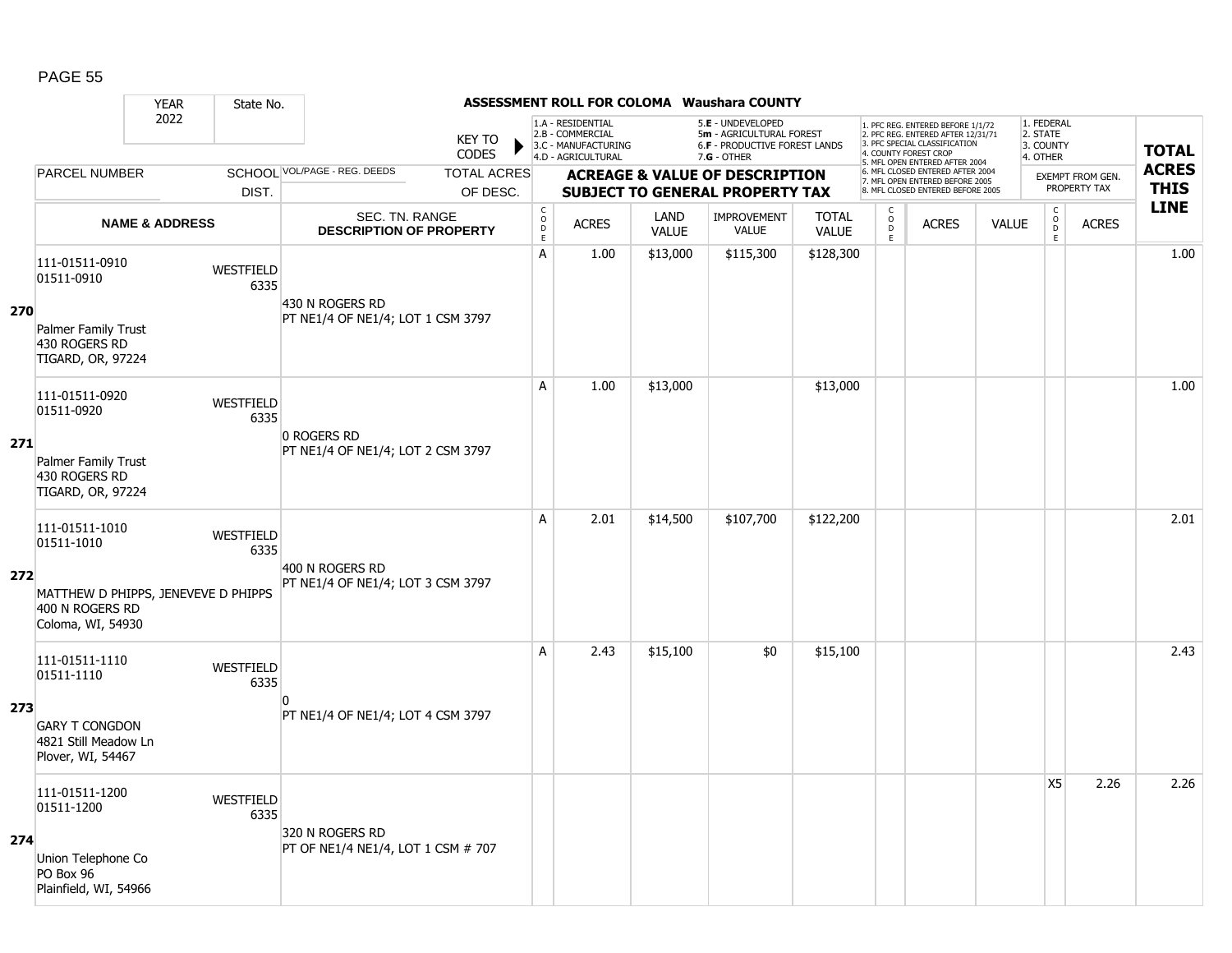# ASSESSMENT ROLL FOR COLOMA Waushara COUNTY

| YEAR | State No. | | | | | | | | | | | | | | |
|---|---|---|---|---|---|---|---|---|---|---|---|---|---|---|---|
| 2022 | | | | | | | | | | | | | | | |

KEY TO CODES: 1.A - RESIDENTIAL, 2.B - COMMERCIAL, 3.C - MANUFACTURING, 4.D - AGRICULTURAL, 5.E - UNDEVELOPED, 5m - AGRICULTURAL FOREST, 6.F - PRODUCTIVE FOREST LANDS, 7.G - OTHER

1. PFC REG. ENTERED BEFORE 1/1/72, 2. PFC REG. ENTERED AFTER 12/31/71, 3. PFC SPECIAL CLASSIFICATION, 4. COUNTY FOREST CROP, 5. MFL OPEN ENTERED AFTER 2004, 6. MFL CLOSED ENTERED AFTER 2004, 7. MFL OPEN ENTERED BEFORE 2005, 8. MFL CLOSED ENTERED BEFORE 2005

1. FEDERAL, 2. STATE, 3. COUNTY, 4. OTHER

| | PARCEL NUMBER / NAME & ADDRESS | SCHOOL DIST. | VOL/PAGE - REG. DEEDS / SEC. TN. RANGE / DESCRIPTION OF PROPERTY | CODE | ACRES | LAND VALUE | IMPROVEMENT VALUE | TOTAL VALUE | CODE | ACRES | VALUE | CODE | EXEMPT FROM GEN. PROPERTY TAX ACRES | TOTAL ACRES THIS LINE |
|---|---|---|---|---|---|---|---|---|---|---|---|---|---|---|
| 270 | 111-01511-0910<br>01511-0910<br><br>Palmer Family Trust<br>430 ROGERS RD<br>TIGARD, OR, 97224 | WESTFIELD 6335 | 430 N ROGERS RD<br>PT NE1/4 OF NE1/4; LOT 1 CSM 3797 | A | 1.00 | $13,000 | $115,300 | $128,300 | | | | | | 1.00 |
| 271 | 111-01511-0920<br>01511-0920<br><br>Palmer Family Trust<br>430 ROGERS RD<br>TIGARD, OR, 97224 | WESTFIELD 6335 | 0 ROGERS RD<br>PT NE1/4 OF NE1/4; LOT 2 CSM 3797 | A | 1.00 | $13,000 | | $13,000 | | | | | | 1.00 |
| 272 | 111-01511-1010<br>01511-1010<br><br>MATTHEW D PHIPPS, JENEVEVE D PHIPPS<br>400 N ROGERS RD<br>Coloma, WI, 54930 | WESTFIELD 6335 | 400 N ROGERS RD<br>PT NE1/4 OF NE1/4; LOT 3 CSM 3797 | A | 2.01 | $14,500 | $107,700 | $122,200 | | | | | | 2.01 |
| 273 | 111-01511-1110<br>01511-1110<br><br>GARY T CONGDON<br>4821 Still Meadow Ln<br>Plover, WI, 54467 | WESTFIELD 6335 | 0<br>PT NE1/4 OF NE1/4; LOT 4 CSM 3797 | A | 2.43 | $15,100 | $0 | $15,100 | | | | | | 2.43 |
| 274 | 111-01511-1200<br>01511-1200<br><br>Union Telephone Co<br>PO Box 96<br>Plainfield, WI, 54966 | WESTFIELD 6335 | 320 N ROGERS RD<br>PT OF NE1/4 NE1/4, LOT 1 CSM # 707 | | | | | | | | | X5 | 2.26 | 2.26 |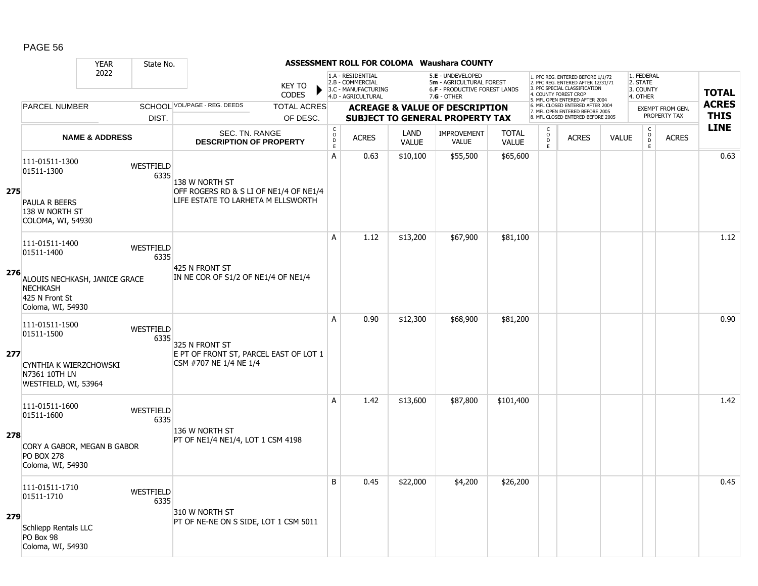# ASSESSMENT ROLL FOR COLOMA Waushara COUNTY

YEAR 2022 | State No.

KEY TO CODES:
- 1.A - RESIDENTIAL
- 2.B - COMMERCIAL
- 3.C - MANUFACTURING
- 4.D - AGRICULTURAL
- 5.E - UNDEVELOPED
- 5m - AGRICULTURAL FOREST
- 6.F - PRODUCTIVE FOREST LANDS
- 7.G - OTHER

Exempt codes:
1. PFC REG. ENTERED BEFORE 1/1/72
2. PFC REG. ENTERED AFTER 12/31/71
3. PFC SPECIAL CLASSIFICATION
4. COUNTY FOREST CROP
5. MFL OPEN ENTERED AFTER 2004
6. MFL CLOSED ENTERED AFTER 2004
7. MFL OPEN ENTERED BEFORE 2005
8. MFL CLOSED ENTERED BEFORE 2005

Exempt from general property tax:
1. FEDERAL
2. STATE
3. COUNTY
4. OTHER

| Line | PARCEL NUMBER / NAME & ADDRESS | SCHOOL DIST. | VOL/PAGE - REG. DEEDS / SEC. TN. RANGE / DESCRIPTION OF PROPERTY | CODE | ACRES | LAND VALUE | IMPROVEMENT VALUE | TOTAL VALUE | CODE | ACRES | VALUE | CODE | ACRES | TOTAL ACRES THIS LINE |
|---|---|---|---|---|---|---|---|---|---|---|---|---|---|---|
| 275 | 111-01511-1300<br>01511-1300<br>PAULA R BEERS<br>138 W NORTH ST<br>COLOMA, WI, 54930 | WESTFIELD 6335 | 138 W NORTH ST<br>OFF ROGERS RD & S LI OF NE1/4 OF NE1/4<br>LIFE ESTATE TO LARHETA M ELLSWORTH | A | 0.63 | $10,100 | $55,500 | $65,600 | | | | | | 0.63 |
| 276 | 111-01511-1400<br>01511-1400<br>ALOUIS NECHKASH, JANICE GRACE NECHKASH<br>425 N Front St<br>Coloma, WI, 54930 | WESTFIELD 6335 | 425 N FRONT ST<br>IN NE COR OF S1/2 OF NE1/4 OF NE1/4 | A | 1.12 | $13,200 | $67,900 | $81,100 | | | | | | 1.12 |
| 277 | 111-01511-1500<br>01511-1500<br>CYNTHIA K WIERZCHOWSKI<br>N7361 10TH LN<br>WESTFIELD, WI, 53964 | WESTFIELD 6335 | 325 N FRONT ST<br>E PT OF FRONT ST, PARCEL EAST OF LOT 1 CSM #707 NE 1/4 NE 1/4 | A | 0.90 | $12,300 | $68,900 | $81,200 | | | | | | 0.90 |
| 278 | 111-01511-1600<br>01511-1600<br>CORY A GABOR, MEGAN B GABOR<br>PO BOX 278<br>Coloma, WI, 54930 | WESTFIELD 6335 | 136 W NORTH ST<br>PT OF NE1/4 NE1/4, LOT 1 CSM 4198 | A | 1.42 | $13,600 | $87,800 | $101,400 | | | | | | 1.42 |
| 279 | 111-01511-1710<br>01511-1710<br>Schliepp Rentals LLC<br>PO Box 98<br>Coloma, WI, 54930 | WESTFIELD 6335 | 310 W NORTH ST<br>PT OF NE-NE ON S SIDE, LOT 1 CSM 5011 | B | 0.45 | $22,000 | $4,200 | $26,200 | | | | | | 0.45 |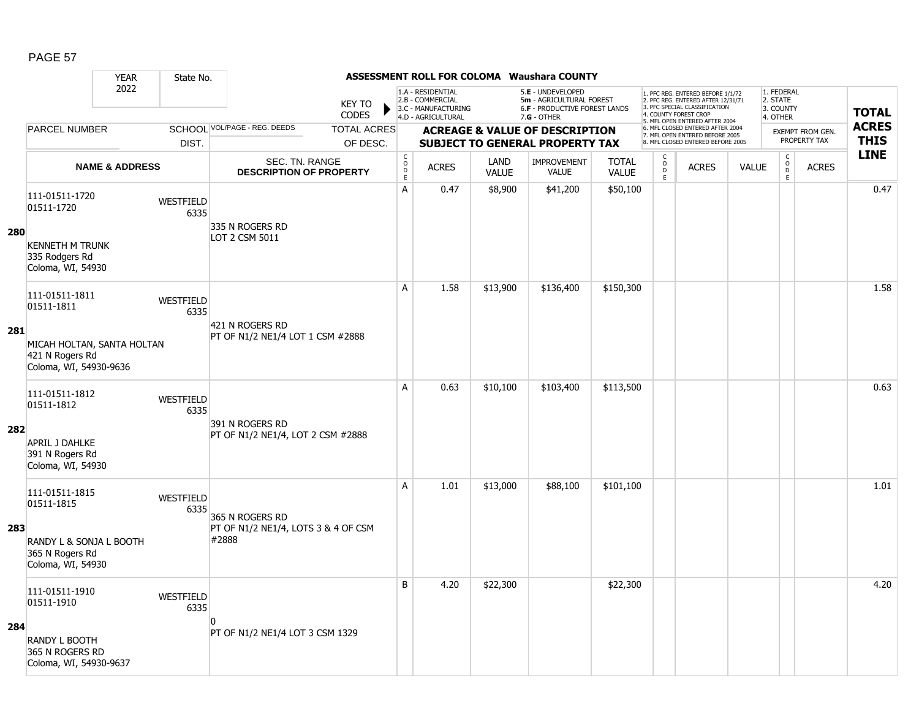## ASSESSMENT ROLL FOR COLOMA Waushara COUNTY

| YEAR | State No. | | | | | | | | | | | | | | |
|---|---|---|---|---|---|---|---|---|---|---|---|---|---|---|---|
| 2022 | | | | | | | | | | | | | | | |

KEY TO CODES: 1.A - RESIDENTIAL, 2.B - COMMERCIAL, 3.C - MANUFACTURING, 4.D - AGRICULTURAL, 5.E - UNDEVELOPED, 5m - AGRICULTURAL FOREST, 6.F - PRODUCTIVE FOREST LANDS, 7.G - OTHER

1. PFC REG. ENTERED BEFORE 1/1/72, 2. PFC REG. ENTERED AFTER 12/31/71, 3. PFC SPECIAL CLASSIFICATION, 4. COUNTY FOREST CROP, 5. MFL OPEN ENTERED AFTER 2004, 6. MFL CLOSED ENTERED AFTER 2004, 7. MFL OPEN ENTERED BEFORE 2005, 8. MFL CLOSED ENTERED BEFORE 2005

1. FEDERAL, 2. STATE, 3. COUNTY, 4. OTHER

| LINE | PARCEL NUMBER / NAME & ADDRESS | SCHOOL DIST. | VOL/PAGE - REG. DEEDS / SEC. TN. RANGE / DESCRIPTION OF PROPERTY | TOTAL ACRES OF DESC. | CODE | ACRES | LAND VALUE | IMPROVEMENT VALUE | TOTAL VALUE | CODE | ACRES | VALUE | CODE (EXEMPT) | ACRES (EXEMPT) | TOTAL ACRES THIS LINE |
|---|---|---|---|---|---|---|---|---|---|---|---|---|---|---|---|
| 280 | 111-01511-1720<br>01511-1720<br><br>KENNETH M TRUNK<br>335 Rodgers Rd<br>Coloma, WI, 54930 | WESTFIELD 6335 | 335 N ROGERS RD<br>LOT 2 CSM 5011 | | A | 0.47 | $8,900 | $41,200 | $50,100 | | | | | | 0.47 |
| 281 | 111-01511-1811<br>01511-1811<br><br>MICAH HOLTAN, SANTA HOLTAN<br>421 N Rogers Rd<br>Coloma, WI, 54930-9636 | WESTFIELD 6335 | 421 N ROGERS RD<br>PT OF N1/2 NE1/4 LOT 1 CSM #2888 | | A | 1.58 | $13,900 | $136,400 | $150,300 | | | | | | 1.58 |
| 282 | 111-01511-1812<br>01511-1812<br><br>APRIL J DAHLKE<br>391 N Rogers Rd<br>Coloma, WI, 54930 | WESTFIELD 6335 | 391 N ROGERS RD<br>PT OF N1/2 NE1/4, LOT 2 CSM #2888 | | A | 0.63 | $10,100 | $103,400 | $113,500 | | | | | | 0.63 |
| 283 | 111-01511-1815<br>01511-1815<br><br>RANDY L & SONJA L BOOTH<br>365 N Rogers Rd<br>Coloma, WI, 54930 | WESTFIELD 6335 | 365 N ROGERS RD<br>PT OF N1/2 NE1/4, LOTS 3 & 4 OF CSM #2888 | | A | 1.01 | $13,000 | $88,100 | $101,100 | | | | | | 1.01 |
| 284 | 111-01511-1910<br>01511-1910<br><br>RANDY L BOOTH<br>365 N ROGERS RD<br>Coloma, WI, 54930-9637 | WESTFIELD 6335 | 0<br>PT OF N1/2 NE1/4 LOT 3 CSM 1329 | | B | 4.20 | $22,300 | | $22,300 | | | | | | 4.20 |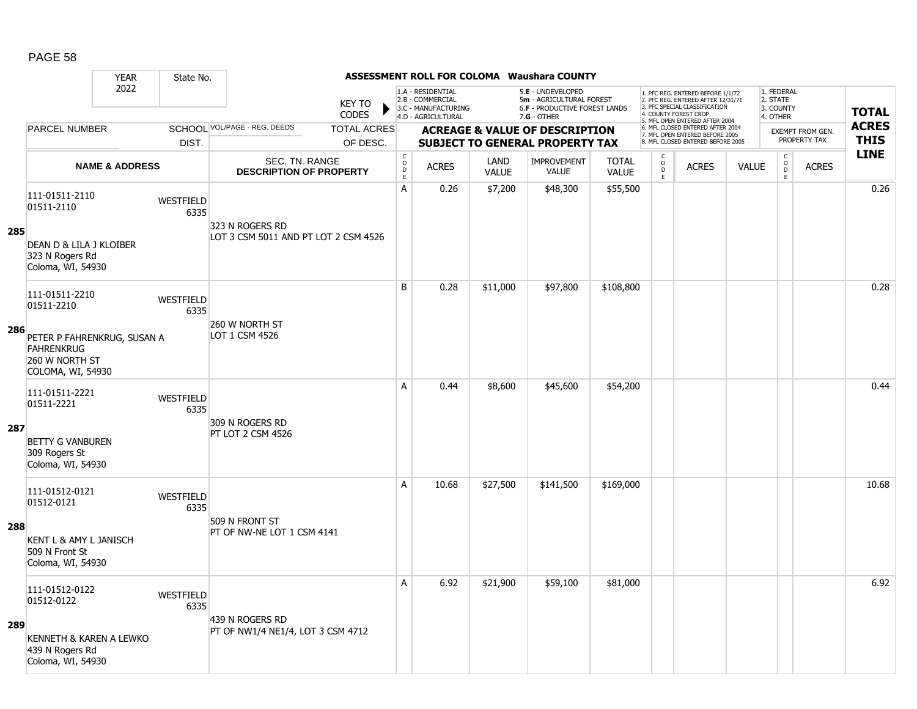# ASSESSMENT ROLL FOR COLOMA Waushara COUNTY

| YEAR | State No. |
|---|---|
| 2022 | |

KEY TO CODES:
- 1.A - RESIDENTIAL
- 2.B - COMMERCIAL
- 3.C - MANUFACTURING
- 4.D - AGRICULTURAL
- 5.E - UNDEVELOPED
- 5m - AGRICULTURAL FOREST
- 6.F - PRODUCTIVE FOREST LANDS
- 7.G - OTHER

1. PFC REG. ENTERED BEFORE 1/1/72
2. PFC REG. ENTERED AFTER 12/31/71
3. PFC SPECIAL CLASSIFICATION
4. COUNTY FOREST CROP
5. MFL OPEN ENTERED AFTER 2004
6. MFL CLOSED ENTERED AFTER 2004
7. MFL OPEN ENTERED BEFORE 2005
8. MFL CLOSED ENTERED BEFORE 2005

1. FEDERAL
2. STATE
3. COUNTY
4. OTHER

| LINE | PARCEL NUMBER / NAME & ADDRESS | SCHOOL DIST. | VOL/PAGE - REG. DEEDS / SEC. TN. RANGE / DESCRIPTION OF PROPERTY | TOTAL ACRES OF DESC. | CODE | ACRES | LAND VALUE | IMPROVEMENT VALUE | TOTAL VALUE | CODE | ACRES | VALUE | CODE | EXEMPT ACRES | TOTAL ACRES THIS LINE |
|---|---|---|---|---|---|---|---|---|---|---|---|---|---|---|---|
| 285 | 111-01511-2110<br>01511-2110<br>DEAN D & LILA J KLOIBER<br>323 N Rogers Rd<br>Coloma, WI, 54930 | WESTFIELD 6335 | 323 N ROGERS RD<br>LOT 3 CSM 5011 AND PT LOT 2 CSM 4526 | | A | 0.26 | $7,200 | $48,300 | $55,500 | | | | | | 0.26 |
| 286 | 111-01511-2210<br>01511-2210<br>PETER P FAHRENKRUG, SUSAN A FAHRENKRUG<br>260 W NORTH ST<br>COLOMA, WI, 54930 | WESTFIELD 6335 | 260 W NORTH ST<br>LOT 1 CSM 4526 | | B | 0.28 | $11,000 | $97,800 | $108,800 | | | | | | 0.28 |
| 287 | 111-01511-2221<br>01511-2221<br>BETTY G VANBUREN<br>309 Rogers St<br>Coloma, WI, 54930 | WESTFIELD 6335 | 309 N ROGERS RD<br>PT LOT 2 CSM 4526 | | A | 0.44 | $8,600 | $45,600 | $54,200 | | | | | | 0.44 |
| 288 | 111-01512-0121<br>01512-0121<br>KENT L & AMY L JANISCH<br>509 N Front St<br>Coloma, WI, 54930 | WESTFIELD 6335 | 509 N FRONT ST<br>PT OF NW-NE LOT 1 CSM 4141 | | A | 10.68 | $27,500 | $141,500 | $169,000 | | | | | | 10.68 |
| 289 | 111-01512-0122<br>01512-0122<br>KENNETH & KAREN A LEWKO<br>439 N Rogers Rd<br>Coloma, WI, 54930 | WESTFIELD 6335 | 439 N ROGERS RD<br>PT OF NW1/4 NE1/4, LOT 3 CSM 4712 | | A | 6.92 | $21,900 | $59,100 | $81,000 | | | | | | 6.92 |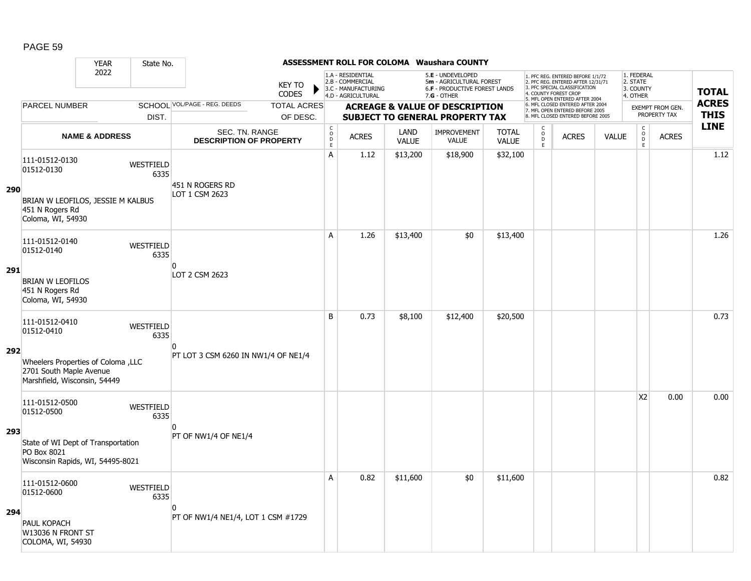# ASSESSMENT ROLL FOR COLOMA Waushara COUNTY

| YEAR | State No. |
|---|---|
| 2022 | |

KEY TO CODES:
- 1.A - RESIDENTIAL
- 2.B - COMMERCIAL
- 3.C - MANUFACTURING
- 4.D - AGRICULTURAL
- 5.E - UNDEVELOPED
- 5m - AGRICULTURAL FOREST
- 6.F - PRODUCTIVE FOREST LANDS
- 7.G - OTHER

- 1. PFC REG. ENTERED BEFORE 1/1/72
- 2. PFC REG. ENTERED AFTER 12/31/71
- 3. PFC SPECIAL CLASSIFICATION
- 4. COUNTY FOREST CROP
- 5. MFL OPEN ENTERED AFTER 2004
- 6. MFL CLOSED ENTERED AFTER 2004
- 7. MFL OPEN ENTERED BEFORE 2005
- 8. MFL CLOSED ENTERED BEFORE 2005

- 1. FEDERAL
- 2. STATE
- 3. COUNTY
- 4. OTHER

| | PARCEL NUMBER / NAME & ADDRESS | SCHOOL DIST. | VOL/PAGE - REG. DEEDS / SEC. TN. RANGE / DESCRIPTION OF PROPERTY | CODE | ACRES | LAND VALUE | IMPROVEMENT VALUE | TOTAL VALUE | CODE | ACRES | VALUE | CODE (EXEMPT) | ACRES (EXEMPT FROM GEN. PROPERTY TAX) | TOTAL ACRES THIS LINE |
|---|---|---|---|---|---|---|---|---|---|---|---|---|---|---|
| 290 | 111-01512-0130<br>01512-0130<br>BRIAN W LEOFILOS, JESSIE M KALBUS<br>451 N Rogers Rd<br>Coloma, WI, 54930 | WESTFIELD 6335 | 451 N ROGERS RD<br>LOT 1 CSM 2623 | A | 1.12 | $13,200 | $18,900 | $32,100 | | | | | | 1.12 |
| 291 | 111-01512-0140<br>01512-0140<br>BRIAN W LEOFILOS<br>451 N Rogers Rd<br>Coloma, WI, 54930 | WESTFIELD 6335 | 0<br>LOT 2 CSM 2623 | A | 1.26 | $13,400 | $0 | $13,400 | | | | | | 1.26 |
| 292 | 111-01512-0410<br>01512-0410<br>Wheelers Properties of Coloma ,LLC<br>2701 South Maple Avenue<br>Marshfield, Wisconsin, 54449 | WESTFIELD 6335 | 0<br>PT LOT 3 CSM 6260 IN NW1/4 OF NE1/4 | B | 0.73 | $8,100 | $12,400 | $20,500 | | | | | | 0.73 |
| 293 | 111-01512-0500<br>01512-0500<br>State of WI Dept of Transportation<br>PO Box 8021<br>Wisconsin Rapids, WI, 54495-8021 | WESTFIELD 6335 | 0<br>PT OF NW1/4 OF NE1/4 | | | | | | | | | X2 | 0.00 | 0.00 |
| 294 | 111-01512-0600<br>01512-0600<br>PAUL KOPACH<br>W13036 N FRONT ST<br>COLOMA, WI, 54930 | WESTFIELD 6335 | 0<br>PT OF NW1/4 NE1/4, LOT 1 CSM #1729 | A | 0.82 | $11,600 | $0 | $11,600 | | | | | | 0.82 |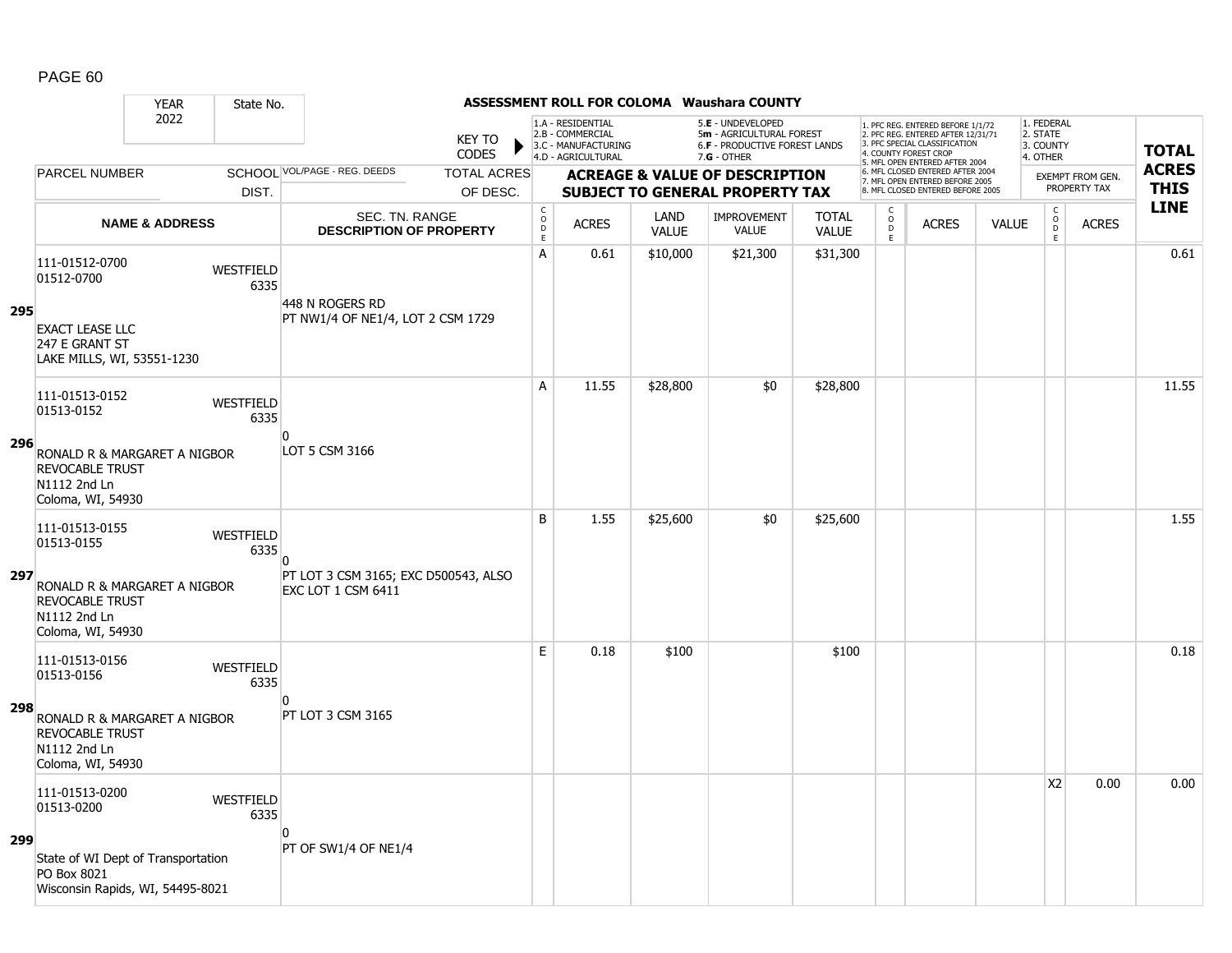# ASSESSMENT ROLL FOR COLOMA Waushara COUNTY

| YEAR | State No. |
|---|---|
| 2022 | |

KEY TO CODES:
- 1.A - RESIDENTIAL
- 2.B - COMMERCIAL
- 3.C - MANUFACTURING
- 4.D - AGRICULTURAL
- 5.E - UNDEVELOPED
- 5m - AGRICULTURAL FOREST
- 6.F - PRODUCTIVE FOREST LANDS
- 7.G - OTHER

- 1. PFC REG. ENTERED BEFORE 1/1/72
- 2. PFC REG. ENTERED AFTER 12/31/71
- 3. PFC SPECIAL CLASSIFICATION
- 4. COUNTY FOREST CROP
- 5. MFL OPEN ENTERED AFTER 2004
- 6. MFL CLOSED ENTERED AFTER 2004
- 7. MFL OPEN ENTERED BEFORE 2005
- 8. MFL CLOSED ENTERED BEFORE 2005

- 1. FEDERAL
- 2. STATE
- 3. COUNTY
- 4. OTHER

| LINE | PARCEL NUMBER / NAME & ADDRESS | SCHOOL DIST. | VOL/PAGE - REG. DEEDS / SEC. TN. RANGE / DESCRIPTION OF PROPERTY | CODE | ACRES | LAND VALUE | IMPROVEMENT VALUE | TOTAL VALUE | CODE | ACRES | VALUE | CODE (EXEMPT) | ACRES (EXEMPT) | TOTAL ACRES THIS LINE |
|---|---|---|---|---|---|---|---|---|---|---|---|---|---|---|
| 295 | 111-01512-0700<br>01512-0700<br><br>EXACT LEASE LLC<br>247 E GRANT ST<br>LAKE MILLS, WI, 53551-1230 | WESTFIELD 6335 | 448 N ROGERS RD<br>PT NW1/4 OF NE1/4, LOT 2 CSM 1729 | A | 0.61 | $10,000 | $21,300 | $31,300 | | | | | | 0.61 |
| 296 | 111-01513-0152<br>01513-0152<br><br>RONALD R & MARGARET A NIGBOR REVOCABLE TRUST<br>N1112 2nd Ln<br>Coloma, WI, 54930 | WESTFIELD 6335 | 0<br>LOT 5 CSM 3166 | A | 11.55 | $28,800 | $0 | $28,800 | | | | | | 11.55 |
| 297 | 111-01513-0155<br>01513-0155<br><br>RONALD R & MARGARET A NIGBOR REVOCABLE TRUST<br>N1112 2nd Ln<br>Coloma, WI, 54930 | WESTFIELD 6335 | 0<br>PT LOT 3 CSM 3165; EXC D500543, ALSO EXC LOT 1 CSM 6411 | B | 1.55 | $25,600 | $0 | $25,600 | | | | | | 1.55 |
| 298 | 111-01513-0156<br>01513-0156<br><br>RONALD R & MARGARET A NIGBOR REVOCABLE TRUST<br>N1112 2nd Ln<br>Coloma, WI, 54930 | WESTFIELD 6335 | 0<br>PT LOT 3 CSM 3165 | E | 0.18 | $100 | | $100 | | | | | | 0.18 |
| 299 | 111-01513-0200<br>01513-0200<br><br>State of WI Dept of Transportation<br>PO Box 8021<br>Wisconsin Rapids, WI, 54495-8021 | WESTFIELD 6335 | 0<br>PT OF SW1/4 OF NE1/4 | | | | | | | | | X2 | 0.00 | 0.00 |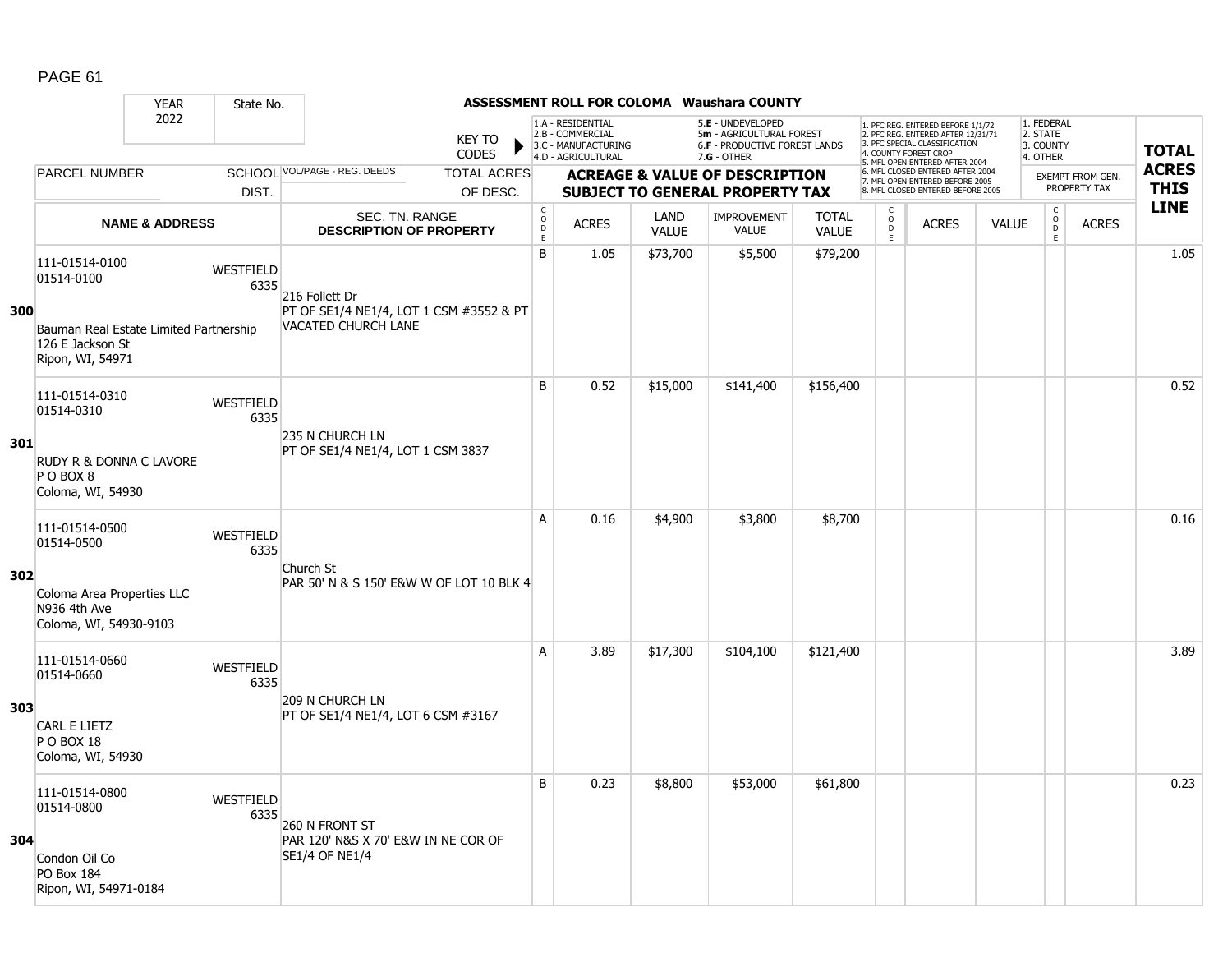## ASSESSMENT ROLL FOR COLOMA Waushara COUNTY

YEAR: 2022 | State No.

KEY TO CODES:
- 1.A - RESIDENTIAL
- 2.B - COMMERCIAL
- 3.C - MANUFACTURING
- 4.D - AGRICULTURAL
- 5.E - UNDEVELOPED
- 5m - AGRICULTURAL FOREST
- 6.F - PRODUCTIVE FOREST LANDS
- 7.G - OTHER

- 1. PFC REG. ENTERED BEFORE 1/1/72
- 2. PFC REG. ENTERED AFTER 12/31/71
- 3. PFC SPECIAL CLASSIFICATION
- 4. COUNTY FOREST CROP
- 5. MFL OPEN ENTERED AFTER 2004
- 6. MFL CLOSED ENTERED AFTER 2004
- 7. MFL OPEN ENTERED BEFORE 2005
- 8. MFL CLOSED ENTERED BEFORE 2005

- 1. FEDERAL
- 2. STATE
- 3. COUNTY
- 4. OTHER

| | PARCEL NUMBER / NAME & ADDRESS | SCHOOL DIST. | VOL/PAGE - REG. DEEDS / SEC. TN. RANGE / DESCRIPTION OF PROPERTY | CODE | ACRES | LAND VALUE | IMPROVEMENT VALUE | TOTAL VALUE | CODE | ACRES | VALUE | CODE | ACRES (EXEMPT FROM GEN. PROPERTY TAX) | TOTAL ACRES THIS LINE |
|---|---|---|---|---|---|---|---|---|---|---|---|---|---|---|
| 300 | 111-01514-0100<br>01514-0100<br><br>Bauman Real Estate Limited Partnership<br>126 E Jackson St<br>Ripon, WI, 54971 | WESTFIELD 6335 | 216 Follett Dr<br>PT OF SE1/4 NE1/4, LOT 1 CSM #3552 & PT VACATED CHURCH LANE | B | 1.05 | $73,700 | $5,500 | $79,200 | | | | | | 1.05 |
| 301 | 111-01514-0310<br>01514-0310<br><br>RUDY R & DONNA C LAVORE<br>P O BOX 8<br>Coloma, WI, 54930 | WESTFIELD 6335 | 235 N CHURCH LN<br>PT OF SE1/4 NE1/4, LOT 1 CSM 3837 | B | 0.52 | $15,000 | $141,400 | $156,400 | | | | | | 0.52 |
| 302 | 111-01514-0500<br>01514-0500<br><br>Coloma Area Properties LLC<br>N936 4th Ave<br>Coloma, WI, 54930-9103 | WESTFIELD 6335 | Church St<br>PAR 50' N & S 150' E&W W OF LOT 10 BLK 4 | A | 0.16 | $4,900 | $3,800 | $8,700 | | | | | | 0.16 |
| 303 | 111-01514-0660<br>01514-0660<br><br>CARL E LIETZ<br>P O BOX 18<br>Coloma, WI, 54930 | WESTFIELD 6335 | 209 N CHURCH LN<br>PT OF SE1/4 NE1/4, LOT 6 CSM #3167 | A | 3.89 | $17,300 | $104,100 | $121,400 | | | | | | 3.89 |
| 304 | 111-01514-0800<br>01514-0800<br><br>Condon Oil Co<br>PO Box 184<br>Ripon, WI, 54971-0184 | WESTFIELD 6335 | 260 N FRONT ST<br>PAR 120' N&S X 70' E&W IN NE COR OF SE1/4 OF NE1/4 | B | 0.23 | $8,800 | $53,000 | $61,800 | | | | | | 0.23 |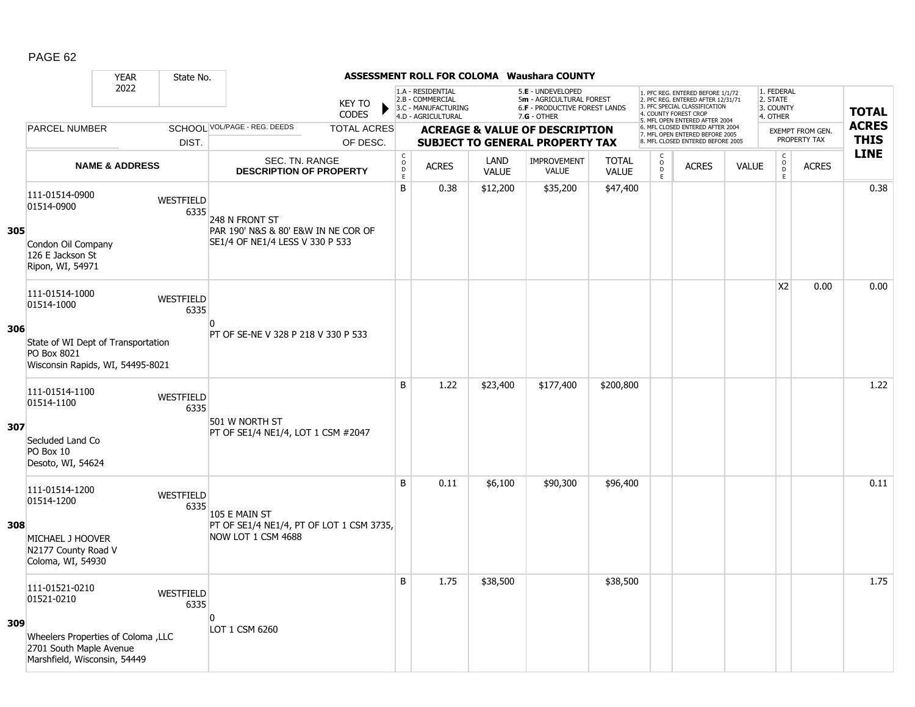## ASSESSMENT ROLL FOR COLOMA Waushara COUNTY

YEAR 2022 | State No.

KEY TO CODES:
1.A - RESIDENTIAL
2.B - COMMERCIAL
3.C - MANUFACTURING
4.D - AGRICULTURAL
5.E - UNDEVELOPED
5m - AGRICULTURAL FOREST
6.F - PRODUCTIVE FOREST LANDS
7.G - OTHER

1. PFC REG. ENTERED BEFORE 1/1/72
2. PFC REG. ENTERED AFTER 12/31/71
3. PFC SPECIAL CLASSIFICATION
4. COUNTY FOREST CROP
5. MFL OPEN ENTERED AFTER 2004
6. MFL CLOSED ENTERED AFTER 2004
7. MFL OPEN ENTERED BEFORE 2005
8. MFL CLOSED ENTERED BEFORE 2005

1. FEDERAL
2. STATE
3. COUNTY
4. OTHER

| Line | PARCEL NUMBER / NAME & ADDRESS | SCHOOL DIST. | VOL/PAGE - REG. DEEDS / SEC. TN. RANGE / DESCRIPTION OF PROPERTY | CODE | ACRES | LAND VALUE | IMPROVEMENT VALUE | TOTAL VALUE | CODE | ACRES | VALUE | EXEMPT CODE | EXEMPT ACRES | TOTAL ACRES THIS LINE |
|---|---|---|---|---|---|---|---|---|---|---|---|---|---|---|
| 305 | 111-01514-0900<br>01514-0900<br><br>Condon Oil Company<br>126 E Jackson St<br>Ripon, WI, 54971 | WESTFIELD 6335 | 248 N FRONT ST<br>PAR 190' N&S & 80' E&W IN NE COR OF SE1/4 OF NE1/4 LESS V 330 P 533 | B | 0.38 | $12,200 | $35,200 | $47,400 | | | | | | 0.38 |
| 306 | 111-01514-1000<br>01514-1000<br><br>State of WI Dept of Transportation<br>PO Box 8021<br>Wisconsin Rapids, WI, 54495-8021 | WESTFIELD 6335 | 0<br>PT OF SE-NE V 328 P 218 V 330 P 533 | | | | | | | | | X2 | 0.00 | 0.00 |
| 307 | 111-01514-1100<br>01514-1100<br><br>Secluded Land Co<br>PO Box 10<br>Desoto, WI, 54624 | WESTFIELD 6335 | 501 W NORTH ST<br>PT OF SE1/4 NE1/4, LOT 1 CSM #2047 | B | 1.22 | $23,400 | $177,400 | $200,800 | | | | | | 1.22 |
| 308 | 111-01514-1200<br>01514-1200<br><br>MICHAEL J HOOVER<br>N2177 County Road V<br>Coloma, WI, 54930 | WESTFIELD 6335 | 105 E MAIN ST<br>PT OF SE1/4 NE1/4, PT OF LOT 1 CSM 3735, NOW LOT 1 CSM 4688 | B | 0.11 | $6,100 | $90,300 | $96,400 | | | | | | 0.11 |
| 309 | 111-01521-0210<br>01521-0210<br><br>Wheelers Properties of Coloma ,LLC<br>2701 South Maple Avenue<br>Marshfield, Wisconsin, 54449 | WESTFIELD 6335 | 0<br>LOT 1 CSM 6260 | B | 1.75 | $38,500 | | $38,500 | | | | | | 1.75 |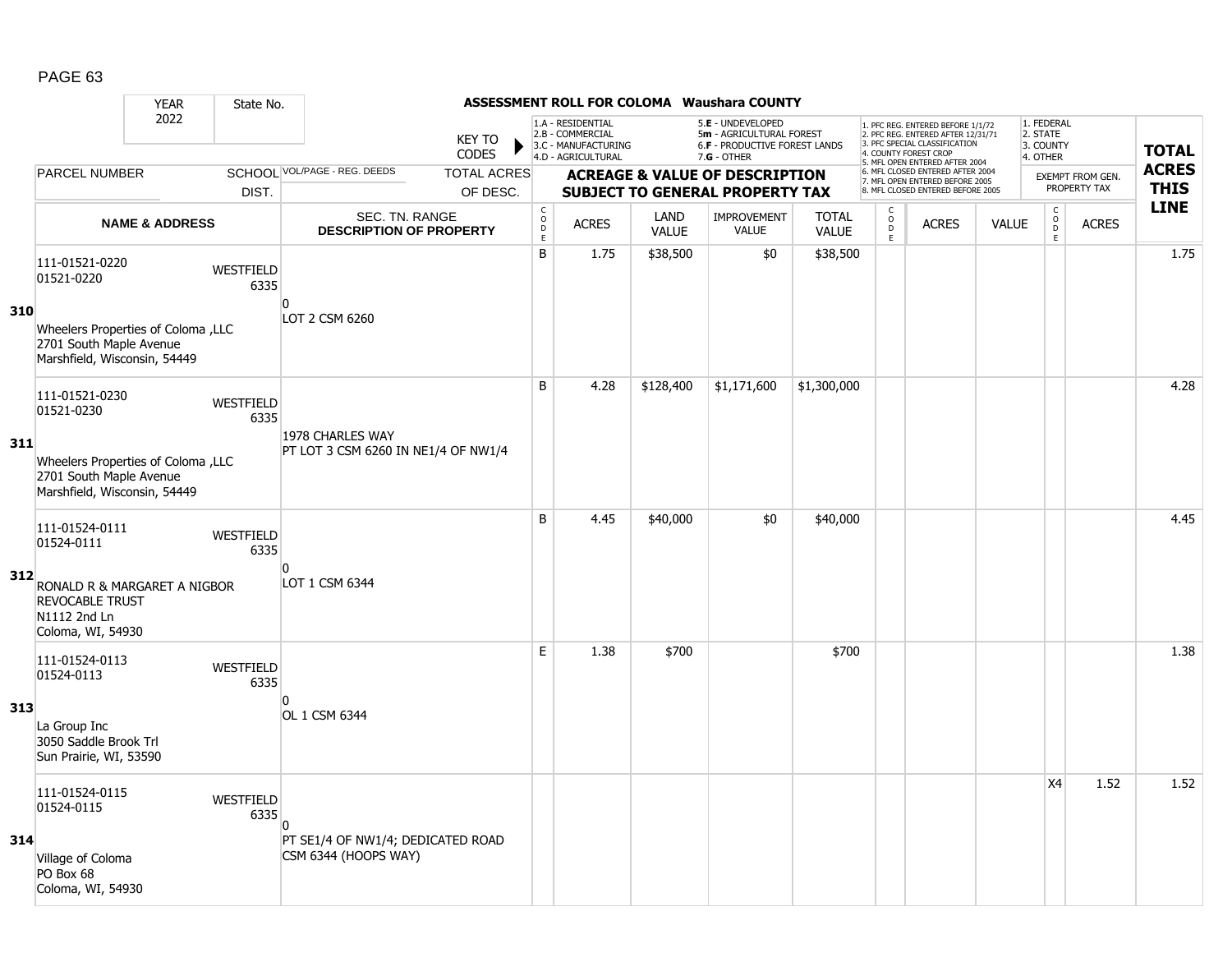# ASSESSMENT ROLL FOR COLOMA Waushara COUNTY

YEAR: 2022 | State No.

KEY TO CODES:
- 1.A - RESIDENTIAL
- 2.B - COMMERCIAL
- 3.C - MANUFACTURING
- 4.D - AGRICULTURAL
- 5.E - UNDEVELOPED
- 5m - AGRICULTURAL FOREST
- 6.F - PRODUCTIVE FOREST LANDS
- 7.G - OTHER

- 1. PFC REG. ENTERED BEFORE 1/1/72
- 2. PFC REG. ENTERED AFTER 12/31/71
- 3. PFC SPECIAL CLASSIFICATION
- 4. COUNTY FOREST CROP
- 5. MFL OPEN ENTERED AFTER 2004
- 6. MFL CLOSED ENTERED AFTER 2004
- 7. MFL OPEN ENTERED BEFORE 2005
- 8. MFL CLOSED ENTERED BEFORE 2005

- 1. FEDERAL
- 2. STATE
- 3. COUNTY
- 4. OTHER

| Line | PARCEL NUMBER / NAME & ADDRESS | SCHOOL DIST. | VOL/PAGE - REG. DEEDS / SEC. TN. RANGE / DESCRIPTION OF PROPERTY | CODE | ACRES | LAND VALUE | IMPROVEMENT VALUE | TOTAL VALUE | CODE | ACRES | VALUE | CODE (EXEMPT) | ACRES (EXEMPT) | TOTAL ACRES THIS LINE |
|---|---|---|---|---|---|---|---|---|---|---|---|---|---|---|
| 310 | 111-01521-0220<br>01521-0220<br><br>Wheelers Properties of Coloma ,LLC<br>2701 South Maple Avenue<br>Marshfield, Wisconsin, 54449 | WESTFIELD 6335 | 0<br>LOT 2 CSM 6260 | B | 1.75 | $38,500 | $0 | $38,500 | | | | | | 1.75 |
| 311 | 111-01521-0230<br>01521-0230<br><br>Wheelers Properties of Coloma ,LLC<br>2701 South Maple Avenue<br>Marshfield, Wisconsin, 54449 | WESTFIELD 6335 | 1978 CHARLES WAY<br>PT LOT 3 CSM 6260 IN NE1/4 OF NW1/4 | B | 4.28 | $128,400 | $1,171,600 | $1,300,000 | | | | | | 4.28 |
| 312 | 111-01524-0111<br>01524-0111<br><br>RONALD R & MARGARET A NIGBOR REVOCABLE TRUST<br>N1112 2nd Ln<br>Coloma, WI, 54930 | WESTFIELD 6335 | 0<br>LOT 1 CSM 6344 | B | 4.45 | $40,000 | $0 | $40,000 | | | | | | 4.45 |
| 313 | 111-01524-0113<br>01524-0113<br><br>La Group Inc<br>3050 Saddle Brook Trl<br>Sun Prairie, WI, 53590 | WESTFIELD 6335 | 0<br>OL 1 CSM 6344 | E | 1.38 | $700 | | $700 | | | | | | 1.38 |
| 314 | 111-01524-0115<br>01524-0115<br><br>Village of Coloma<br>PO Box 68<br>Coloma, WI, 54930 | WESTFIELD 6335 | 0<br>PT SE1/4 OF NW1/4; DEDICATED ROAD CSM 6344 (HOOPS WAY) | | | | | | | | | X4 | 1.52 | 1.52 |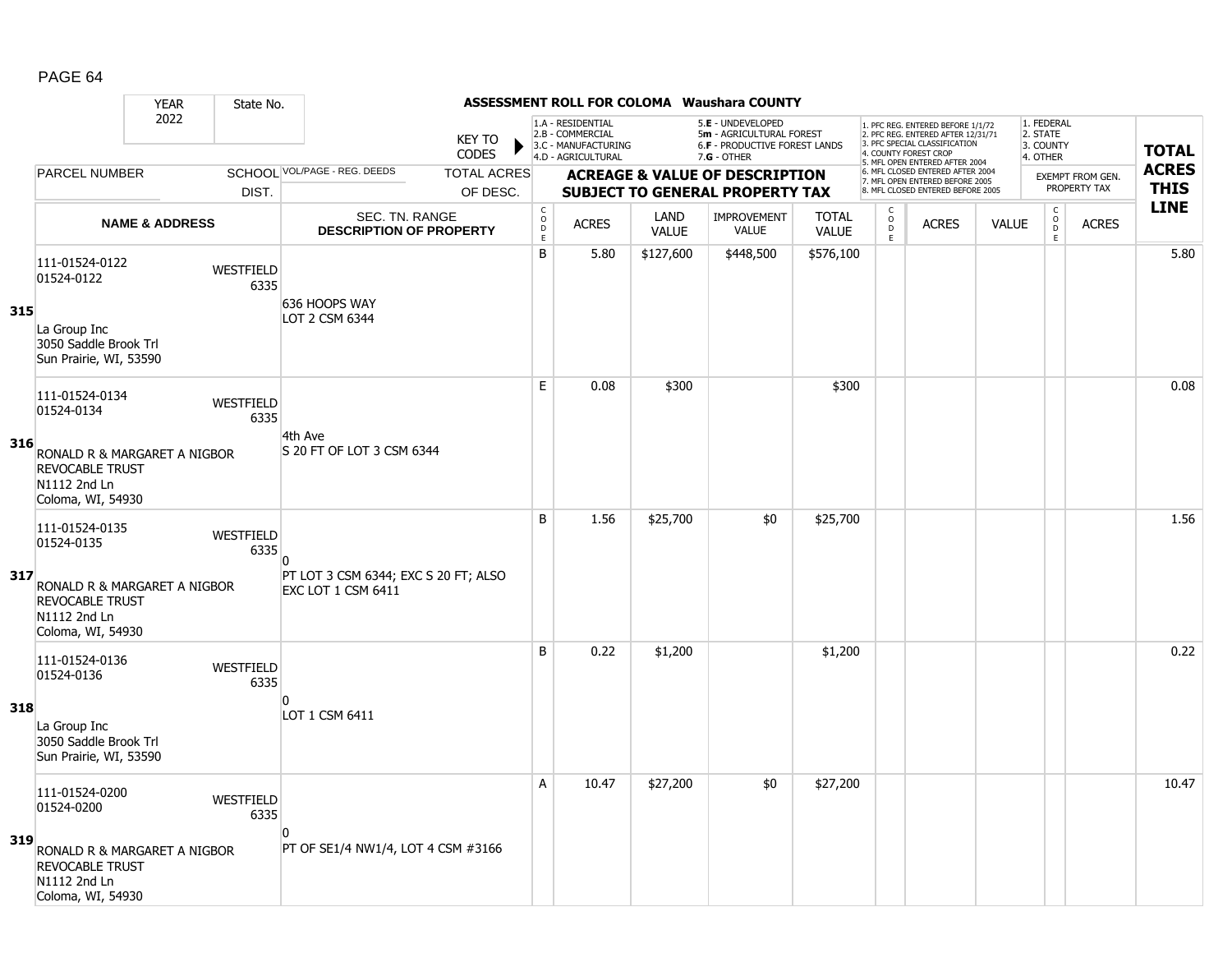**ASSESSMENT ROLL FOR COLOMA Waushara COUNTY**

YEAR 2022 | State No.

KEY TO CODES: 1.A - RESIDENTIAL, 2.B - COMMERCIAL, 3.C - MANUFACTURING, 4.D - AGRICULTURAL, 5.E - UNDEVELOPED, 5m - AGRICULTURAL FOREST, 6.F - PRODUCTIVE FOREST LANDS, 7.G - OTHER

1. PFC REG. ENTERED BEFORE 1/1/72, 2. PFC REG. ENTERED AFTER 12/31/71, 3. PFC SPECIAL CLASSIFICATION, 4. COUNTY FOREST CROP, 5. MFL OPEN ENTERED AFTER 2004, 6. MFL CLOSED ENTERED AFTER 2004, 7. MFL OPEN ENTERED BEFORE 2005, 8. MFL CLOSED ENTERED BEFORE 2005

1. FEDERAL, 2. STATE, 3. COUNTY, 4. OTHER

| | PARCEL NUMBER / NAME & ADDRESS | SCHOOL DIST. | VOL/PAGE - REG. DEEDS / SEC. TN. RANGE / DESCRIPTION OF PROPERTY | CODE | ACRES | LAND VALUE | IMPROVEMENT VALUE | TOTAL VALUE | CODE | ACRES | VALUE | CODE | ACRES (EXEMPT FROM GEN. PROPERTY TAX) | TOTAL ACRES THIS LINE |
|---|---|---|---|---|---|---|---|---|---|---|---|---|---|---|
| 315 | 111-01524-0122<br>01524-0122<br><br>La Group Inc<br>3050 Saddle Brook Trl<br>Sun Prairie, WI, 53590 | WESTFIELD 6335 | 636 HOOPS WAY<br>LOT 2 CSM 6344 | B | 5.80 | $127,600 | $448,500 | $576,100 | | | | | | 5.80 |
| 316 | 111-01524-0134<br>01524-0134<br><br>RONALD R & MARGARET A NIGBOR REVOCABLE TRUST<br>N1112 2nd Ln<br>Coloma, WI, 54930 | WESTFIELD 6335 | 4th Ave<br>S 20 FT OF LOT 3 CSM 6344 | E | 0.08 | $300 | | $300 | | | | | | 0.08 |
| 317 | 111-01524-0135<br>01524-0135<br><br>RONALD R & MARGARET A NIGBOR REVOCABLE TRUST<br>N1112 2nd Ln<br>Coloma, WI, 54930 | WESTFIELD 6335 | 0<br>PT LOT 3 CSM 6344; EXC S 20 FT; ALSO EXC LOT 1 CSM 6411 | B | 1.56 | $25,700 | $0 | $25,700 | | | | | | 1.56 |
| 318 | 111-01524-0136<br>01524-0136<br><br>La Group Inc<br>3050 Saddle Brook Trl<br>Sun Prairie, WI, 53590 | WESTFIELD 6335 | 0<br>LOT 1 CSM 6411 | B | 0.22 | $1,200 | | $1,200 | | | | | | 0.22 |
| 319 | 111-01524-0200<br>01524-0200<br><br>RONALD R & MARGARET A NIGBOR REVOCABLE TRUST<br>N1112 2nd Ln<br>Coloma, WI, 54930 | WESTFIELD 6335 | 0<br>PT OF SE1/4 NW1/4, LOT 4 CSM #3166 | A | 10.47 | $27,200 | $0 | $27,200 | | | | | | 10.47 |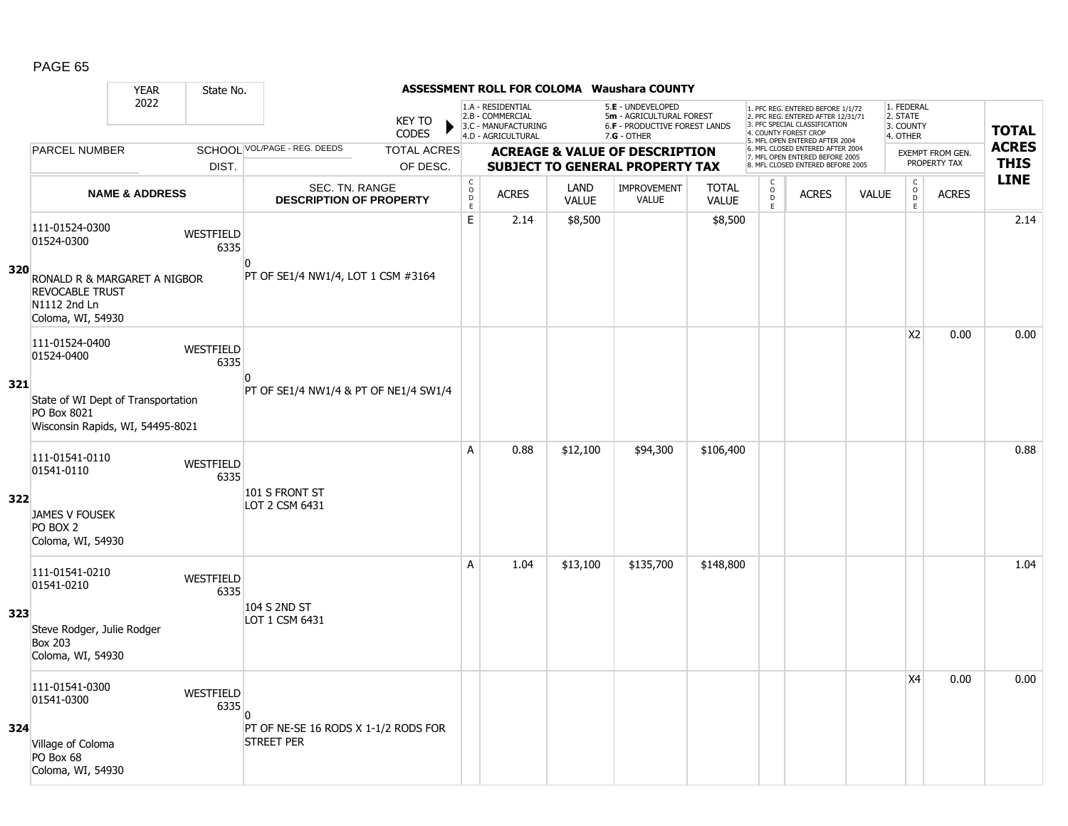# ASSESSMENT ROLL FOR COLOMA Waushara COUNTY

YEAR 2022 | State No.

KEY TO CODES: 1.A - RESIDENTIAL, 2.B - COMMERCIAL, 3.C - MANUFACTURING, 4.D - AGRICULTURAL, 5.E - UNDEVELOPED, 5m - AGRICULTURAL FOREST, 6.F - PRODUCTIVE FOREST LANDS, 7.G - OTHER

1. PFC REG. ENTERED BEFORE 1/1/72, 2. PFC REG. ENTERED AFTER 12/31/71, 3. PFC SPECIAL CLASSIFICATION, 4. COUNTY FOREST CROP, 5. MFL OPEN ENTERED AFTER 2004, 6. MFL CLOSED ENTERED AFTER 2004, 7. MFL OPEN ENTERED BEFORE 2005, 8. MFL CLOSED ENTERED BEFORE 2005

1. FEDERAL, 2. STATE, 3. COUNTY, 4. OTHER

| Line | PARCEL NUMBER / NAME & ADDRESS | SCHOOL DIST. | VOL/PAGE - REG. DEEDS / SEC. TN. RANGE / DESCRIPTION OF PROPERTY | TOTAL ACRES OF DESC. | CODE | ACRES | LAND VALUE | IMPROVEMENT VALUE | TOTAL VALUE | CODE | ACRES | VALUE | CODE (EXEMPT) | ACRES (EXEMPT FROM GEN. PROPERTY TAX) | TOTAL ACRES THIS LINE |
|---|---|---|---|---|---|---|---|---|---|---|---|---|---|---|---|
| 320 | 111-01524-0300<br>01524-0300<br>RONALD R & MARGARET A NIGBOR REVOCABLE TRUST<br>N1112 2nd Ln<br>Coloma, WI, 54930 | WESTFIELD 6335 | 0<br>PT OF SE1/4 NW1/4, LOT 1 CSM #3164 | | E | 2.14 | $8,500 | | $8,500 | | | | | | 2.14 |
| 321 | 111-01524-0400<br>01524-0400<br>State of WI Dept of Transportation<br>PO Box 8021<br>Wisconsin Rapids, WI, 54495-8021 | WESTFIELD 6335 | 0<br>PT OF SE1/4 NW1/4 & PT OF NE1/4 SW1/4 | | | | | | | | | | X2 | 0.00 | 0.00 |
| 322 | 111-01541-0110<br>01541-0110<br>JAMES V FOUSEK<br>PO BOX 2<br>Coloma, WI, 54930 | WESTFIELD 6335 | 101 S FRONT ST<br>LOT 2 CSM 6431 | | A | 0.88 | $12,100 | $94,300 | $106,400 | | | | | | 0.88 |
| 323 | 111-01541-0210<br>01541-0210<br>Steve Rodger, Julie Rodger<br>Box 203<br>Coloma, WI, 54930 | WESTFIELD 6335 | 104 S 2ND ST<br>LOT 1 CSM 6431 | | A | 1.04 | $13,100 | $135,700 | $148,800 | | | | | | 1.04 |
| 324 | 111-01541-0300<br>01541-0300<br>Village of Coloma<br>PO Box 68<br>Coloma, WI, 54930 | WESTFIELD 6335 | 0<br>PT OF NE-SE 16 RODS X 1-1/2 RODS FOR STREET PER | | | | | | | | | | X4 | 0.00 | 0.00 |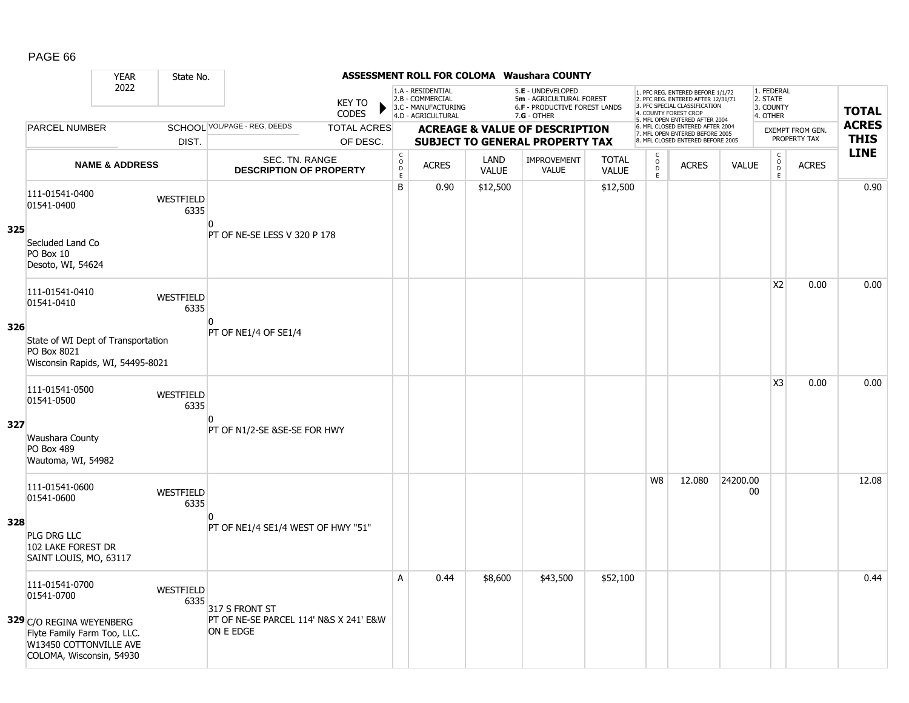## ASSESSMENT ROLL FOR COLOMA Waushara COUNTY

| YEAR | State No. |
|---|---|
| 2022 | |

KEY TO CODES:
- 1.A - RESIDENTIAL, 2.B - COMMERCIAL, 3.C - MANUFACTURING, 4.D - AGRICULTURAL
- 5.E - UNDEVELOPED, 5m - AGRICULTURAL FOREST, 6.F - PRODUCTIVE FOREST LANDS, 7.G - OTHER
- 1. PFC REG. ENTERED BEFORE 1/1/72, 2. PFC REG. ENTERED AFTER 12/31/71, 3. PFC SPECIAL CLASSIFICATION, 4. COUNTY FOREST CROP, 5. MFL OPEN ENTERED AFTER 2004, 6. MFL CLOSED ENTERED AFTER 2004, 7. MFL OPEN ENTERED BEFORE 2005, 8. MFL CLOSED ENTERED BEFORE 2005
- 1. FEDERAL, 2. STATE, 3. COUNTY, 4. OTHER

| | PARCEL NUMBER / NAME & ADDRESS | SCHOOL DIST. | VOL/PAGE - REG. DEEDS / SEC. TN. RANGE / DESCRIPTION OF PROPERTY | CODE | ACRES | LAND VALUE | IMPROVEMENT VALUE | TOTAL VALUE | CODE | ACRES | VALUE | CODE | EXEMPT ACRES | TOTAL ACRES THIS LINE |
|---|---|---|---|---|---|---|---|---|---|---|---|---|---|---|
| 325 | 111-01541-0400<br>01541-0400<br>Secluded Land Co<br>PO Box 10<br>Desoto, WI, 54624 | WESTFIELD 6335 | 0<br>PT OF NE-SE LESS V 320 P 178 | B | 0.90 | $12,500 | | $12,500 | | | | | | 0.90 |
| 326 | 111-01541-0410<br>01541-0410<br>State of WI Dept of Transportation<br>PO Box 8021<br>Wisconsin Rapids, WI, 54495-8021 | WESTFIELD 6335 | 0<br>PT OF NE1/4 OF SE1/4 | | | | | | | | | X2 | 0.00 | 0.00 |
| 327 | 111-01541-0500<br>01541-0500<br>Waushara County<br>PO Box 489<br>Wautoma, WI, 54982 | WESTFIELD 6335 | 0<br>PT OF N1/2-SE &SE-SE FOR HWY | | | | | | | | | X3 | 0.00 | 0.00 |
| 328 | 111-01541-0600<br>01541-0600<br>PLG DRG LLC<br>102 LAKE FOREST DR<br>SAINT LOUIS, MO, 63117 | WESTFIELD 6335 | 0<br>PT OF NE1/4 SE1/4 WEST OF HWY "51" | | | | | | W8 | 12.080 | 24200.0000 | | | 12.08 |
| 329 | 111-01541-0700<br>01541-0700<br>C/O REGINA WEYENBERG<br>Flyte Family Farm Too, LLC.<br>W13450 COTTONVILLE AVE<br>COLOMA, Wisconsin, 54930 | WESTFIELD 6335 | 317 S FRONT ST<br>PT OF NE-SE PARCEL 114' N&S X 241' E&W ON E EDGE | A | 0.44 | $8,600 | $43,500 | $52,100 | | | | | | 0.44 |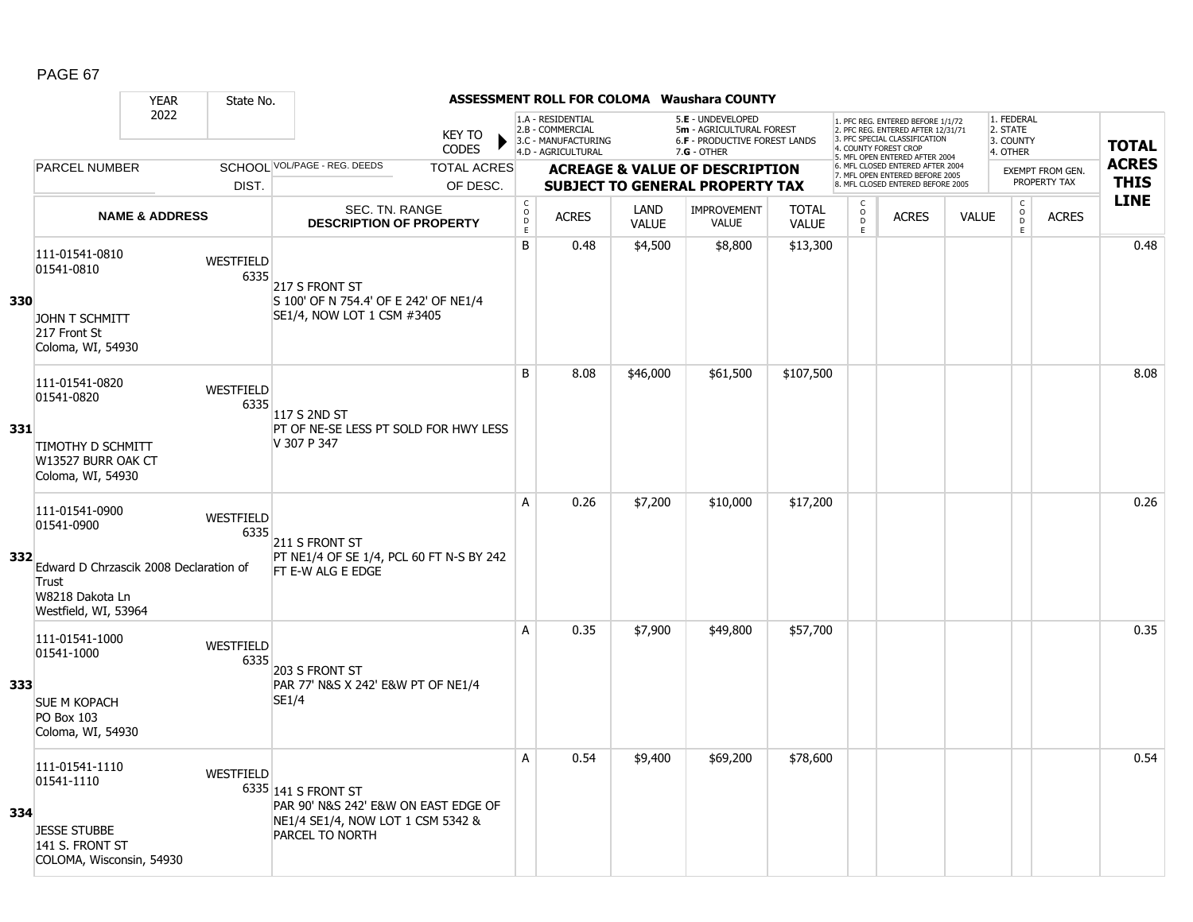# ASSESSMENT ROLL FOR COLOMA Waushara COUNTY

| YEAR | State No. |
|---|---|
| 2022 | |

KEY TO CODES:
- 1.A - RESIDENTIAL
- 2.B - COMMERCIAL
- 3.C - MANUFACTURING
- 4.D - AGRICULTURAL
- 5.E - UNDEVELOPED
- 5m - AGRICULTURAL FOREST
- 6.F - PRODUCTIVE FOREST LANDS
- 7.G - OTHER

1. PFC REG. ENTERED BEFORE 1/1/72
2. PFC REG. ENTERED AFTER 12/31/71
3. PFC SPECIAL CLASSIFICATION
4. COUNTY FOREST CROP
5. MFL OPEN ENTERED AFTER 2004
6. MFL CLOSED ENTERED AFTER 2004
7. MFL OPEN ENTERED BEFORE 2005
8. MFL CLOSED ENTERED BEFORE 2005

1. FEDERAL
2. STATE
3. COUNTY
4. OTHER

| | PARCEL NUMBER / NAME & ADDRESS | SCHOOL DIST. | VOL/PAGE - REG. DEEDS / SEC. TN. RANGE / DESCRIPTION OF PROPERTY | CODE | ACRES | LAND VALUE | IMPROVEMENT VALUE | TOTAL VALUE | CODE | ACRES | VALUE | CODE | ACRES (EXEMPT FROM GEN. PROPERTY TAX) | TOTAL ACRES THIS LINE |
|---|---|---|---|---|---|---|---|---|---|---|---|---|---|---|
| 330 | 111-01541-0810<br>01541-0810<br>JOHN T SCHMITT<br>217 Front St<br>Coloma, WI, 54930 | WESTFIELD 6335 | 217 S FRONT ST<br>S 100' OF N 754.4' OF E 242' OF NE1/4 SE1/4, NOW LOT 1 CSM #3405 | B | 0.48 | $4,500 | $8,800 | $13,300 | | | | | | 0.48 |
| 331 | 111-01541-0820<br>01541-0820<br>TIMOTHY D SCHMITT<br>W13527 BURR OAK CT<br>Coloma, WI, 54930 | WESTFIELD 6335 | 117 S 2ND ST<br>PT OF NE-SE LESS PT SOLD FOR HWY LESS V 307 P 347 | B | 8.08 | $46,000 | $61,500 | $107,500 | | | | | | 8.08 |
| 332 | 111-01541-0900<br>01541-0900<br>Edward D Chrzascik 2008 Declaration of Trust<br>W8218 Dakota Ln<br>Westfield, WI, 53964 | WESTFIELD 6335 | 211 S FRONT ST<br>PT NE1/4 OF SE 1/4, PCL 60 FT N-S BY 242 FT E-W ALG E EDGE | A | 0.26 | $7,200 | $10,000 | $17,200 | | | | | | 0.26 |
| 333 | 111-01541-1000<br>01541-1000<br>SUE M KOPACH<br>PO Box 103<br>Coloma, WI, 54930 | WESTFIELD 6335 | 203 S FRONT ST<br>PAR 77' N&S X 242' E&W PT OF NE1/4 SE1/4 | A | 0.35 | $7,900 | $49,800 | $57,700 | | | | | | 0.35 |
| 334 | 111-01541-1110<br>01541-1110<br>JESSE STUBBE<br>141 S. FRONT ST<br>COLOMA, Wisconsin, 54930 | WESTFIELD 6335 | 141 S FRONT ST<br>PAR 90' N&S 242' E&W ON EAST EDGE OF NE1/4 SE1/4, NOW LOT 1 CSM 5342 & PARCEL TO NORTH | A | 0.54 | $9,400 | $69,200 | $78,600 | | | | | | 0.54 |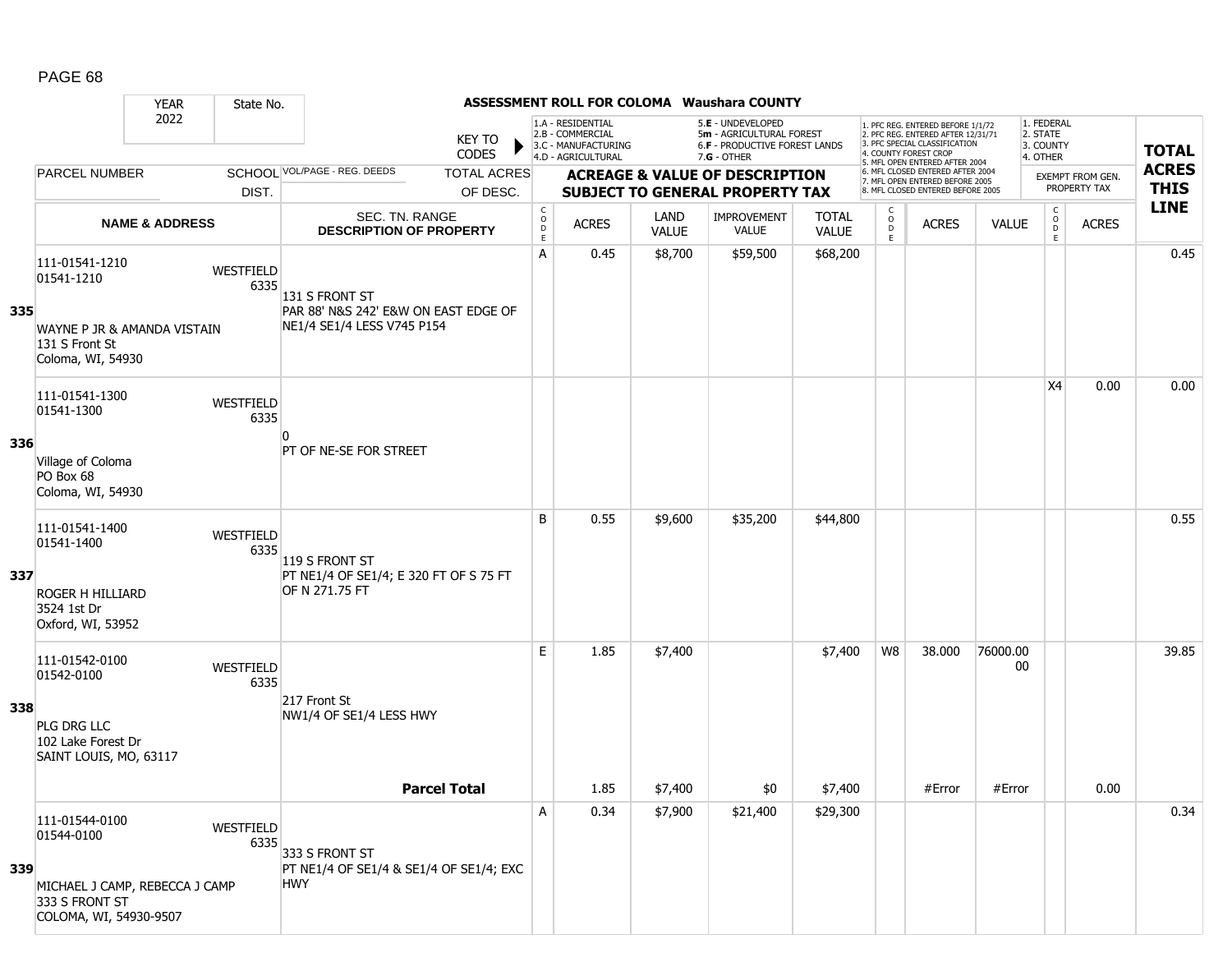PAGE 68

**ASSESSMENT ROLL FOR COLOMA Waushara COUNTY**

| YEAR | State No. |
|---|---|
| 2022 | |

KEY TO CODES:
- 1.A - RESIDENTIAL
- 2.B - COMMERCIAL
- 3.C - MANUFACTURING
- 4.D - AGRICULTURAL
- 5.E - UNDEVELOPED
- 5m - AGRICULTURAL FOREST
- 6.F - PRODUCTIVE FOREST LANDS
- 7.G - OTHER

- 1. PFC REG. ENTERED BEFORE 1/1/72
- 2. PFC REG. ENTERED AFTER 12/31/71
- 3. PFC SPECIAL CLASSIFICATION
- 4. COUNTY FOREST CROP
- 5. MFL OPEN ENTERED AFTER 2004
- 6. MFL CLOSED ENTERED AFTER 2004
- 7. MFL OPEN ENTERED BEFORE 2005
- 8. MFL CLOSED ENTERED BEFORE 2005

- 1. FEDERAL
- 2. STATE
- 3. COUNTY
- 4. OTHER

| Line | PARCEL NUMBER / NAME & ADDRESS | SCHOOL DIST. | VOL/PAGE - REG. DEEDS / SEC. TN. RANGE / DESCRIPTION OF PROPERTY | CODE | ACRES | LAND VALUE | IMPROVEMENT VALUE | TOTAL VALUE | CODE | ACRES | VALUE | CODE | EXEMPT FROM GEN. PROPERTY TAX ACRES | TOTAL ACRES THIS LINE |
|---|---|---|---|---|---|---|---|---|---|---|---|---|---|---|
| 335 | 111-01541-1210<br>01541-1210<br><br>WAYNE P JR & AMANDA VISTAIN<br>131 S Front St<br>Coloma, WI, 54930 | WESTFIELD 6335 | 131 S FRONT ST<br>PAR 88' N&S 242' E&W ON EAST EDGE OF NE1/4 SE1/4 LESS V745 P154 | A | 0.45 | $8,700 | $59,500 | $68,200 | | | | | | 0.45 |
| 336 | 111-01541-1300<br>01541-1300<br><br>Village of Coloma<br>PO Box 68<br>Coloma, WI, 54930 | WESTFIELD 6335 | 0<br>PT OF NE-SE FOR STREET | | | | | | | | | X4 | 0.00 | 0.00 |
| 337 | 111-01541-1400<br>01541-1400<br><br>ROGER H HILLIARD<br>3524 1st Dr<br>Oxford, WI, 53952 | WESTFIELD 6335 | 119 S FRONT ST<br>PT NE1/4 OF SE1/4; E 320 FT OF S 75 FT OF N 271.75 FT | B | 0.55 | $9,600 | $35,200 | $44,800 | | | | | | 0.55 |
| 338 | 111-01542-0100<br>01542-0100<br><br>PLG DRG LLC<br>102 Lake Forest Dr<br>SAINT LOUIS, MO, 63117 | WESTFIELD 6335 | 217 Front St<br>NW1/4 OF SE1/4 LESS HWY | E | 1.85 | $7,400 | | $7,400 | W8 | 38.000 | 76000.00 00 | | | 39.85 |
| | | | **Parcel Total** | | 1.85 | $7,400 | $0 | $7,400 | | #Error | #Error | | 0.00 | |
| 339 | 111-01544-0100<br>01544-0100<br><br>MICHAEL J CAMP, REBECCA J CAMP<br>333 S FRONT ST<br>COLOMA, WI, 54930-9507 | WESTFIELD 6335 | 333 S FRONT ST<br>PT NE1/4 OF SE1/4 & SE1/4 OF SE1/4; EXC HWY | A | 0.34 | $7,900 | $21,400 | $29,300 | | | | | | 0.34 |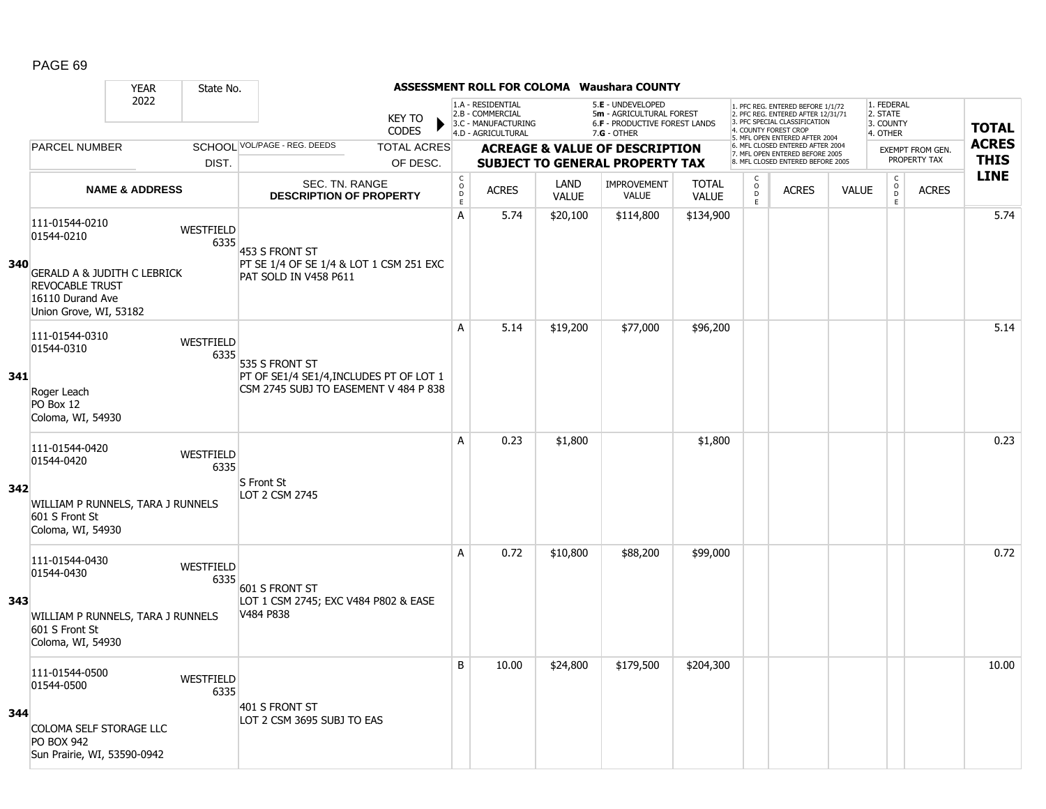# ASSESSMENT ROLL FOR COLOMA Waushara COUNTY

| YEAR | State No. |
|---|---|
| 2022 | |

KEY TO CODES:
- 1.A - RESIDENTIAL
- 2.B - COMMERCIAL
- 3.C - MANUFACTURING
- 4.D - AGRICULTURAL
- 5.E - UNDEVELOPED
- 5m - AGRICULTURAL FOREST
- 6.F - PRODUCTIVE FOREST LANDS
- 7.G - OTHER

- 1. PFC REG. ENTERED BEFORE 1/1/72
- 2. PFC REG. ENTERED AFTER 12/31/71
- 3. PFC SPECIAL CLASSIFICATION
- 4. COUNTY FOREST CROP
- 5. MFL OPEN ENTERED AFTER 2004
- 6. MFL CLOSED ENTERED AFTER 2004
- 7. MFL OPEN ENTERED BEFORE 2005
- 8. MFL CLOSED ENTERED BEFORE 2005

- 1. FEDERAL
- 2. STATE
- 3. COUNTY
- 4. OTHER

| | PARCEL NUMBER / NAME & ADDRESS | SCHOOL DIST. | VOL/PAGE - REG. DEEDS / SEC. TN. RANGE / DESCRIPTION OF PROPERTY | CODE | ACRES | LAND VALUE | IMPROVEMENT VALUE | TOTAL VALUE | CODE | ACRES | VALUE | CODE | ACRES (EXEMPT FROM GEN. PROPERTY TAX) | TOTAL ACRES THIS LINE |
|---|---|---|---|---|---|---|---|---|---|---|---|---|---|---|
| 340 | 111-01544-0210<br>01544-0210<br>GERALD A & JUDITH C LEBRICK REVOCABLE TRUST<br>16110 Durand Ave<br>Union Grove, WI, 53182 | WESTFIELD 6335 | 453 S FRONT ST<br>PT SE 1/4 OF SE 1/4 & LOT 1 CSM 251 EXC PAT SOLD IN V458 P611 | A | 5.74 | $20,100 | $114,800 | $134,900 | | | | | | 5.74 |
| 341 | 111-01544-0310<br>01544-0310<br>Roger Leach<br>PO Box 12<br>Coloma, WI, 54930 | WESTFIELD 6335 | 535 S FRONT ST<br>PT OF SE1/4 SE1/4,INCLUDES PT OF LOT 1 CSM 2745 SUBJ TO EASEMENT V 484 P 838 | A | 5.14 | $19,200 | $77,000 | $96,200 | | | | | | 5.14 |
| 342 | 111-01544-0420<br>01544-0420<br>WILLIAM P RUNNELS, TARA J RUNNELS<br>601 S Front St<br>Coloma, WI, 54930 | WESTFIELD 6335 | S Front St<br>LOT 2 CSM 2745 | A | 0.23 | $1,800 | | $1,800 | | | | | | 0.23 |
| 343 | 111-01544-0430<br>01544-0430<br>WILLIAM P RUNNELS, TARA J RUNNELS<br>601 S Front St<br>Coloma, WI, 54930 | WESTFIELD 6335 | 601 S FRONT ST<br>LOT 1 CSM 2745; EXC V484 P802 & EASE V484 P838 | A | 0.72 | $10,800 | $88,200 | $99,000 | | | | | | 0.72 |
| 344 | 111-01544-0500<br>01544-0500<br>COLOMA SELF STORAGE LLC<br>PO BOX 942<br>Sun Prairie, WI, 53590-0942 | WESTFIELD 6335 | 401 S FRONT ST<br>LOT 2 CSM 3695 SUBJ TO EAS | B | 10.00 | $24,800 | $179,500 | $204,300 | | | | | | 10.00 |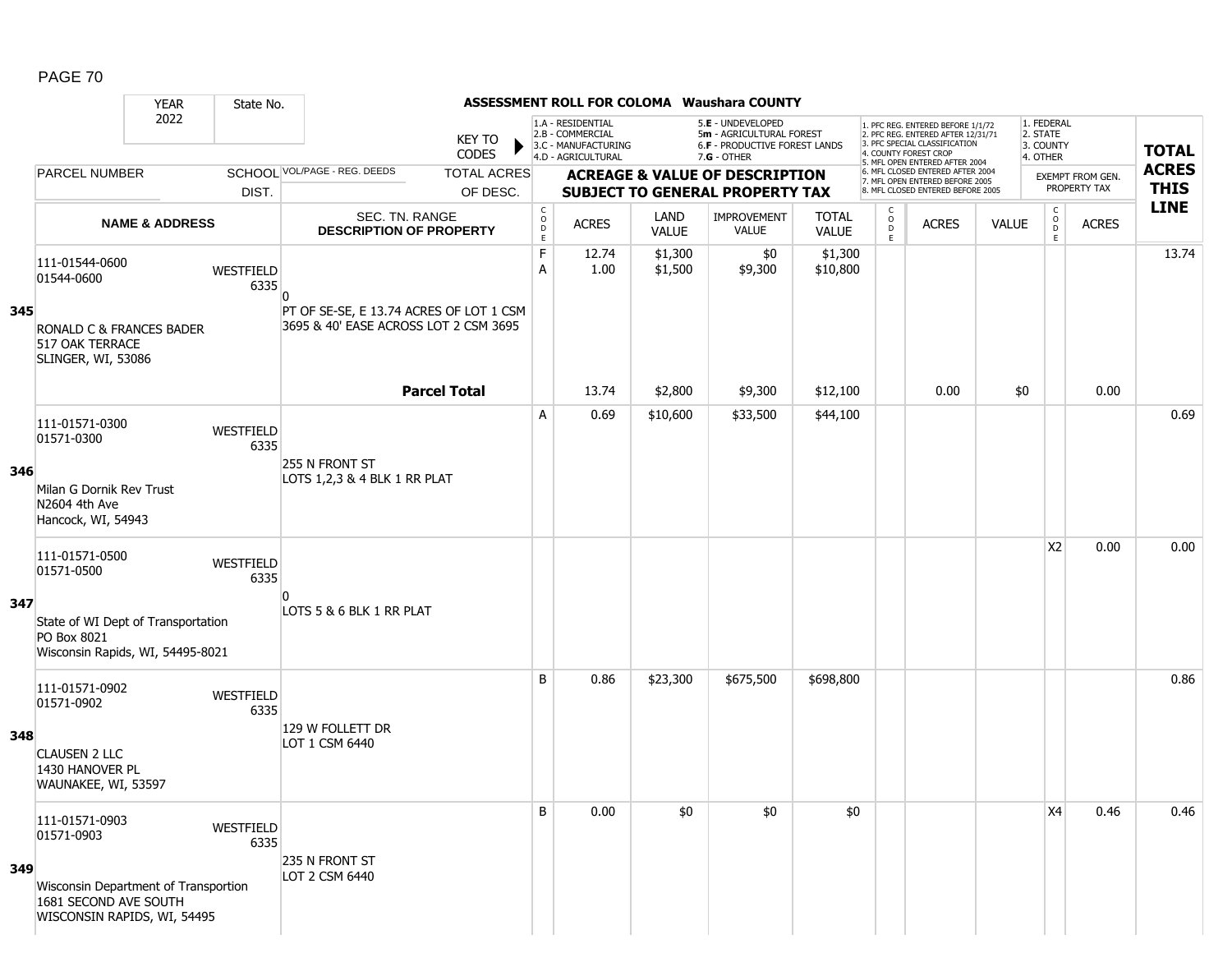# ASSESSMENT ROLL FOR COLOMA Waushara COUNTY

YEAR 2022 | State No.

KEY TO CODES:
- 1.A - RESIDENTIAL
- 2.B - COMMERCIAL
- 3.C - MANUFACTURING
- 4.D - AGRICULTURAL
- 5.E - UNDEVELOPED
- 5m - AGRICULTURAL FOREST
- 6.F - PRODUCTIVE FOREST LANDS
- 7.G - OTHER

Special codes:
1. PFC REG. ENTERED BEFORE 1/1/72
2. PFC REG. ENTERED AFTER 12/31/71
3. PFC SPECIAL CLASSIFICATION
4. COUNTY FOREST CROP
5. MFL OPEN ENTERED AFTER 2004
6. MFL CLOSED ENTERED AFTER 2004
7. MFL OPEN ENTERED BEFORE 2005
8. MFL CLOSED ENTERED BEFORE 2005

Exempt codes:
1. FEDERAL
2. STATE
3. COUNTY
4. OTHER

| Line | PARCEL NUMBER / NAME & ADDRESS | SCHOOL DIST. | VOL/PAGE - REG. DEEDS / SEC. TN. RANGE / DESCRIPTION OF PROPERTY | CODE | ACRES | LAND VALUE | IMPROVEMENT VALUE | TOTAL VALUE | CODE | ACRES | VALUE | CODE | EXEMPT ACRES | TOTAL ACRES THIS LINE |
|---|---|---|---|---|---|---|---|---|---|---|---|---|---|---|
| 345 | 111-01544-0600<br>01544-0600<br>RONALD C & FRANCES BADER<br>517 OAK TERRACE<br>SLINGER, WI, 53086 | WESTFIELD 6335 | 0<br>PT OF SE-SE, E 13.74 ACRES OF LOT 1 CSM 3695 & 40' EASE ACROSS LOT 2 CSM 3695 | F | 12.74 | $1,300 | $0 | $1,300 | | | | | | 13.74 |
| | | | | A | 1.00 | $1,500 | $9,300 | $10,800 | | | | | | |
| | | | **Parcel Total** | | 13.74 | $2,800 | $9,300 | $12,100 | | 0.00 | $0 | | 0.00 | |
| 346 | 111-01571-0300<br>01571-0300<br>Milan G Dornik Rev Trust<br>N2604 4th Ave<br>Hancock, WI, 54943 | WESTFIELD 6335 | 255 N FRONT ST<br>LOTS 1,2,3 & 4 BLK 1 RR PLAT | A | 0.69 | $10,600 | $33,500 | $44,100 | | | | | | 0.69 |
| 347 | 111-01571-0500<br>01571-0500<br>State of WI Dept of Transportation<br>PO Box 8021<br>Wisconsin Rapids, WI, 54495-8021 | WESTFIELD 6335 | 0<br>LOTS 5 & 6 BLK 1 RR PLAT | | | | | | | | | X2 | 0.00 | 0.00 |
| 348 | 111-01571-0902<br>01571-0902<br>CLAUSEN 2 LLC<br>1430 HANOVER PL<br>WAUNAKEE, WI, 53597 | WESTFIELD 6335 | 129 W FOLLETT DR<br>LOT 1 CSM 6440 | B | 0.86 | $23,300 | $675,500 | $698,800 | | | | | | 0.86 |
| 349 | 111-01571-0903<br>01571-0903<br>Wisconsin Department of Transportion<br>1681 SECOND AVE SOUTH<br>WISCONSIN RAPIDS, WI, 54495 | WESTFIELD 6335 | 235 N FRONT ST<br>LOT 2 CSM 6440 | B | 0.00 | $0 | $0 | $0 | | | | X4 | 0.46 | 0.46 |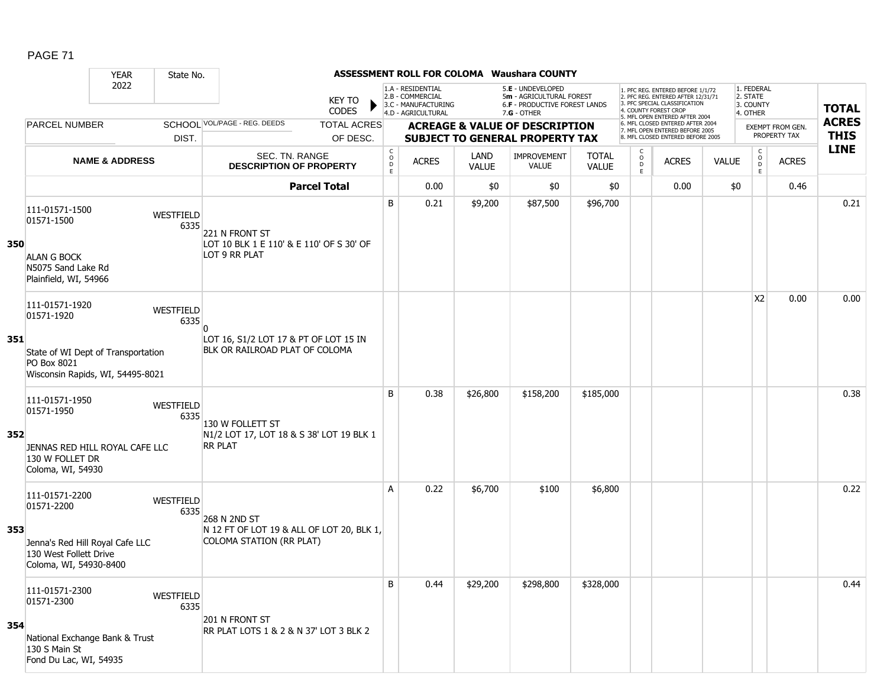**ASSESSMENT ROLL FOR COLOMA Waushara COUNTY**

| YEAR 2022 | State No. | | KEY TO CODES: 1.A - RESIDENTIAL, 2.B - COMMERCIAL, 3.C - MANUFACTURING, 4.D - AGRICULTURAL, 5.E - UNDEVELOPED, 5m - AGRICULTURAL FOREST, 6.F - PRODUCTIVE FOREST LANDS, 7.G - OTHER | | | | | | 1. PFC REG. ENTERED BEFORE 1/1/72, 2. PFC REG. ENTERED AFTER 12/31/71, 3. PFC SPECIAL CLASSIFICATION, 4. COUNTY FOREST CROP, 5. MFL OPEN ENTERED AFTER 2004, 6. MFL CLOSED ENTERED AFTER 2004, 7. MFL OPEN ENTERED BEFORE 2005, 8. MFL CLOSED ENTERED BEFORE 2005 | | | 1. FEDERAL, 2. STATE, 3. COUNTY, 4. OTHER | | |
|---|---|---|---|---|---|---|---|---|---|---|---|---|---|---|
| PARCEL NUMBER | SCHOOL DIST. | VOL/PAGE - REG. DEEDS / TOTAL ACRES OF DESC. | ACREAGE & VALUE OF DESCRIPTION SUBJECT TO GENERAL PROPERTY TAX | | | | | | | | | EXEMPT FROM GEN. PROPERTY TAX | | TOTAL ACRES THIS LINE |
| NAME & ADDRESS | | SEC. TN. RANGE DESCRIPTION OF PROPERTY | CODE | ACRES | LAND VALUE | IMPROVEMENT VALUE | TOTAL VALUE | CODE | ACRES | VALUE | | CODE | ACRES | |
| | | **Parcel Total** | | 0.00 | $0 | $0 | $0 | | 0.00 | $0 | | | 0.46 | |
| **350** 111-01571-1500 01571-1500 ALAN G BOCK N5075 Sand Lake Rd Plainfield, WI, 54966 | WESTFIELD 6335 | 221 N FRONT ST LOT 10 BLK 1 E 110' & E 110' OF S 30' OF LOT 9 RR PLAT | B | 0.21 | $9,200 | $87,500 | $96,700 | | | | | | | 0.21 |
| **351** 111-01571-1920 01571-1920 State of WI Dept of Transportation PO Box 8021 Wisconsin Rapids, WI, 54495-8021 | WESTFIELD 6335 | 0 LOT 16, S1/2 LOT 17 & PT OF LOT 15 IN BLK OR RAILROAD PLAT OF COLOMA | | | | | | | | | | X2 | 0.00 | 0.00 |
| **352** 111-01571-1950 01571-1950 JENNAS RED HILL ROYAL CAFE LLC 130 W FOLLET DR Coloma, WI, 54930 | WESTFIELD 6335 | 130 W FOLLETT ST N1/2 LOT 17, LOT 18 & S 38' LOT 19 BLK 1 RR PLAT | B | 0.38 | $26,800 | $158,200 | $185,000 | | | | | | | 0.38 |
| **353** 111-01571-2200 01571-2200 Jenna's Red Hill Royal Cafe LLC 130 West Follett Drive Coloma, WI, 54930-8400 | WESTFIELD 6335 | 268 N 2ND ST N 12 FT OF LOT 19 & ALL OF LOT 20, BLK 1, COLOMA STATION (RR PLAT) | A | 0.22 | $6,700 | $100 | $6,800 | | | | | | | 0.22 |
| **354** 111-01571-2300 01571-2300 National Exchange Bank & Trust 130 S Main St Fond Du Lac, WI, 54935 | WESTFIELD 6335 | 201 N FRONT ST RR PLAT LOTS 1 & 2 & N 37' LOT 3 BLK 2 | B | 0.44 | $29,200 | $298,800 | $328,000 | | | | | | | 0.44 |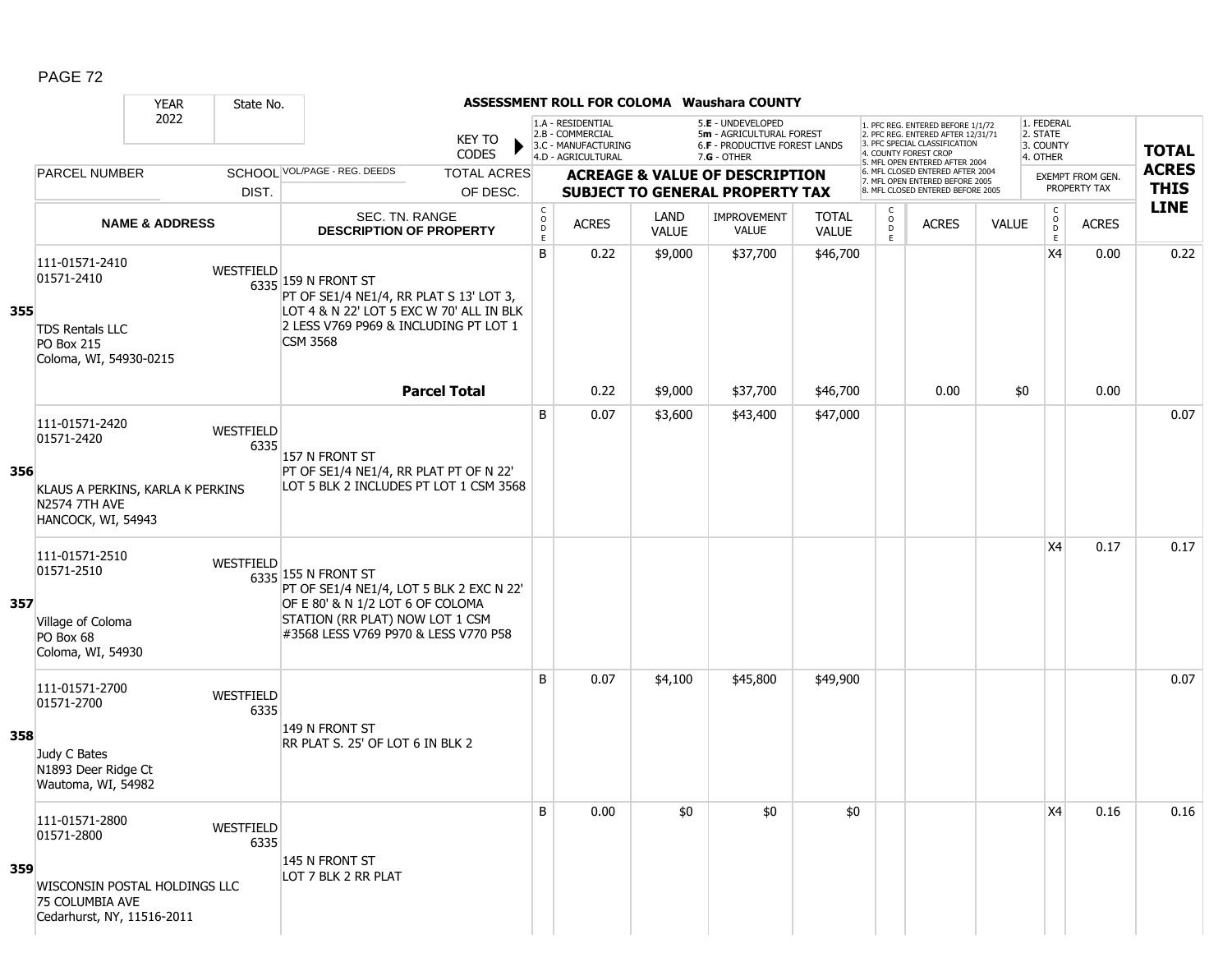# ASSESSMENT ROLL FOR COLOMA Waushara COUNTY

| YEAR | State No. | | | |
|---|---|---|---|---|
| 2022 | | | | |

KEY TO CODES:
- 1.A - RESIDENTIAL
- 2.B - COMMERCIAL
- 3.C - MANUFACTURING
- 4.D - AGRICULTURAL
- 5.E - UNDEVELOPED
- 5m - AGRICULTURAL FOREST
- 6.F - PRODUCTIVE FOREST LANDS
- 7.G - OTHER

- 1. PFC REG. ENTERED BEFORE 1/1/72
- 2. PFC REG. ENTERED AFTER 12/31/71
- 3. PFC SPECIAL CLASSIFICATION
- 4. COUNTY FOREST CROP
- 5. MFL OPEN ENTERED AFTER 2004
- 6. MFL CLOSED ENTERED AFTER 2004
- 7. MFL OPEN ENTERED BEFORE 2005
- 8. MFL CLOSED ENTERED BEFORE 2005

- 1. FEDERAL
- 2. STATE
- 3. COUNTY
- 4. OTHER

| Line | PARCEL NUMBER / NAME & ADDRESS | SCHOOL DIST. | VOL/PAGE - REG. DEEDS / SEC. TN. RANGE / DESCRIPTION OF PROPERTY | CODE | ACRES | LAND VALUE | IMPROVEMENT VALUE | TOTAL VALUE | CODE | ACRES | VALUE | CODE | EXEMPT ACRES | TOTAL ACRES THIS LINE |
|---|---|---|---|---|---|---|---|---|---|---|---|---|---|---|
| 355 | 111-01571-2410<br>01571-2410<br><br>TDS Rentals LLC<br>PO Box 215<br>Coloma, WI, 54930-0215 | WESTFIELD 6335 | 159 N FRONT ST<br>PT OF SE1/4 NE1/4, RR PLAT S 13' LOT 3, LOT 4 & N 22' LOT 5 EXC W 70' ALL IN BLK 2 LESS V769 P969 & INCLUDING PT LOT 1 CSM 3568 | B | 0.22 | $9,000 | $37,700 | $46,700 | | | | X4 | 0.00 | 0.22 |
| | | | **Parcel Total** | | 0.22 | $9,000 | $37,700 | $46,700 | | 0.00 | $0 | | 0.00 | |
| 356 | 111-01571-2420<br>01571-2420<br><br>KLAUS A PERKINS, KARLA K PERKINS<br>N2574 7TH AVE<br>HANCOCK, WI, 54943 | WESTFIELD 6335 | 157 N FRONT ST<br>PT OF SE1/4 NE1/4, RR PLAT PT OF N 22' LOT 5 BLK 2 INCLUDES PT LOT 1 CSM 3568 | B | 0.07 | $3,600 | $43,400 | $47,000 | | | | | | 0.07 |
| 357 | 111-01571-2510<br>01571-2510<br><br>Village of Coloma<br>PO Box 68<br>Coloma, WI, 54930 | WESTFIELD 6335 | 155 N FRONT ST<br>PT OF SE1/4 NE1/4, LOT 5 BLK 2 EXC N 22' OF E 80' & N 1/2 LOT 6 OF COLOMA STATION (RR PLAT) NOW LOT 1 CSM #3568 LESS V769 P970 & LESS V770 P58 | | | | | | | | | X4 | 0.17 | 0.17 |
| 358 | 111-01571-2700<br>01571-2700<br><br>Judy C Bates<br>N1893 Deer Ridge Ct<br>Wautoma, WI, 54982 | WESTFIELD 6335 | 149 N FRONT ST<br>RR PLAT S. 25' OF LOT 6 IN BLK 2 | B | 0.07 | $4,100 | $45,800 | $49,900 | | | | | | 0.07 |
| 359 | 111-01571-2800<br>01571-2800<br><br>WISCONSIN POSTAL HOLDINGS LLC<br>75 COLUMBIA AVE<br>Cedarhurst, NY, 11516-2011 | WESTFIELD 6335 | 145 N FRONT ST<br>LOT 7 BLK 2 RR PLAT | B | 0.00 | $0 | $0 | $0 | | | | X4 | 0.16 | 0.16 |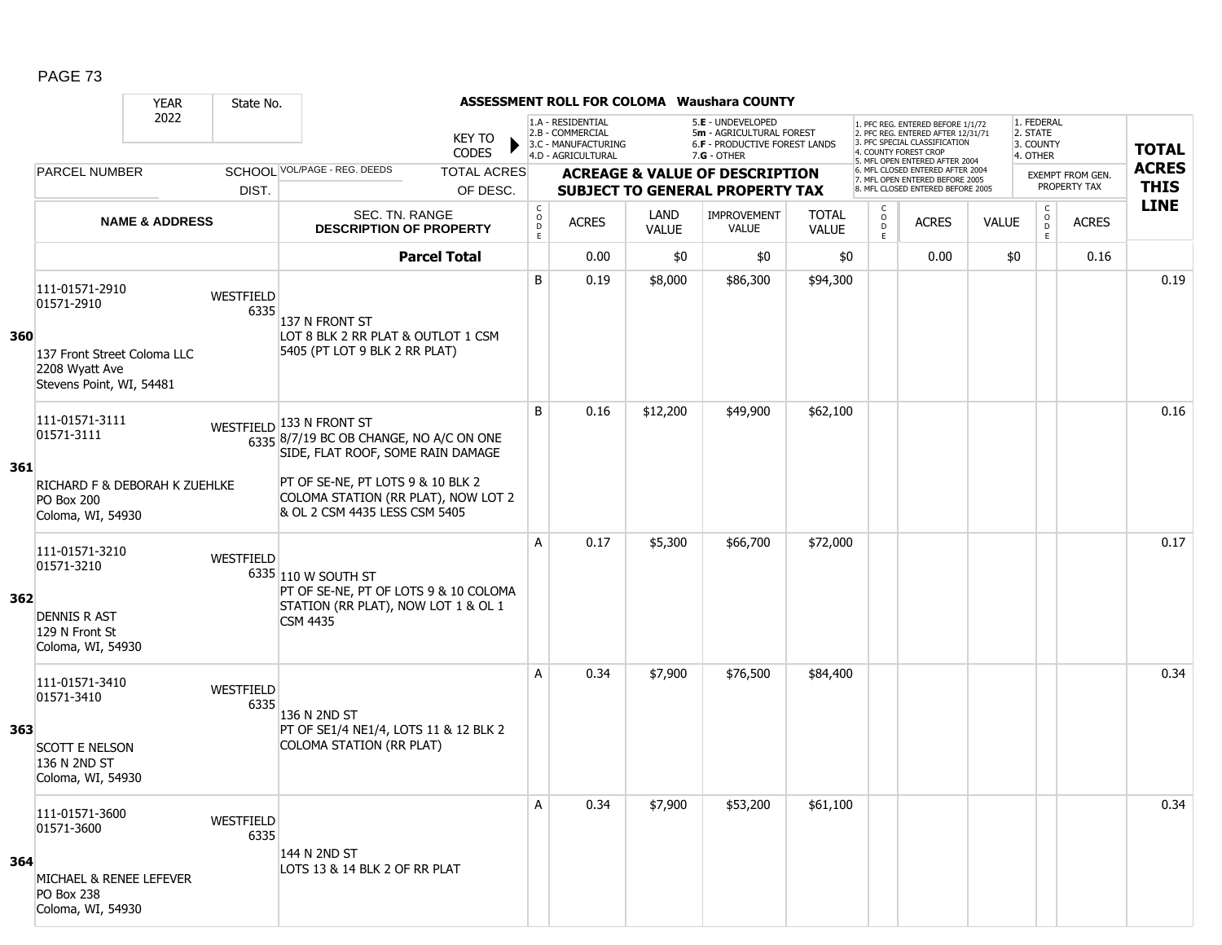# ASSESSMENT ROLL FOR COLOMA Waushara COUNTY

YEAR 2022 | State No.

KEY TO CODES:
- 1.A - RESIDENTIAL
- 2.B - COMMERCIAL
- 3.C - MANUFACTURING
- 4.D - AGRICULTURAL
- 5.E - UNDEVELOPED
- 5m - AGRICULTURAL FOREST
- 6.F - PRODUCTIVE FOREST LANDS
- 7.G - OTHER

- 1. PFC REG. ENTERED BEFORE 1/1/72
- 2. PFC REG. ENTERED AFTER 12/31/71
- 3. PFC SPECIAL CLASSIFICATION
- 4. COUNTY FOREST CROP
- 5. MFL OPEN ENTERED AFTER 2004
- 6. MFL CLOSED ENTERED AFTER 2004
- 7. MFL OPEN ENTERED BEFORE 2005
- 8. MFL CLOSED ENTERED BEFORE 2005

- 1. FEDERAL
- 2. STATE
- 3. COUNTY
- 4. OTHER

| | PARCEL NUMBER / NAME & ADDRESS | SCHOOL DIST. | VOL/PAGE - REG. DEEDS / SEC. TN. RANGE / DESCRIPTION OF PROPERTY | CODE | ACRES | LAND VALUE | IMPROVEMENT VALUE | TOTAL VALUE | CODE | ACRES | VALUE | CODE | EXEMPT FROM GEN. PROPERTY TAX ACRES | TOTAL ACRES THIS LINE |
|---|---|---|---|---|---|---|---|---|---|---|---|---|---|---|
| | | | **Parcel Total** | | 0.00 | $0 | $0 | $0 | | 0.00 | $0 | | 0.16 | |
| 360 | 111-01571-2910<br>01571-2910<br><br>137 Front Street Coloma LLC<br>2208 Wyatt Ave<br>Stevens Point, WI, 54481 | WESTFIELD 6335 | 137 N FRONT ST<br>LOT 8 BLK 2 RR PLAT & OUTLOT 1 CSM 5405 (PT LOT 9 BLK 2 RR PLAT) | B | 0.19 | $8,000 | $86,300 | $94,300 | | | | | | 0.19 |
| 361 | 111-01571-3111<br>01571-3111<br><br>RICHARD F & DEBORAH K ZUEHLKE<br>PO Box 200<br>Coloma, WI, 54930 | WESTFIELD 6335 | 133 N FRONT ST<br>8/7/19 BC OB CHANGE, NO A/C ON ONE SIDE, FLAT ROOF, SOME RAIN DAMAGE<br><br>PT OF SE-NE, PT LOTS 9 & 10 BLK 2 COLOMA STATION (RR PLAT), NOW LOT 2 & OL 2 CSM 4435 LESS CSM 5405 | B | 0.16 | $12,200 | $49,900 | $62,100 | | | | | | 0.16 |
| 362 | 111-01571-3210<br>01571-3210<br><br>DENNIS R AST<br>129 N Front St<br>Coloma, WI, 54930 | WESTFIELD 6335 | 110 W SOUTH ST<br>PT OF SE-NE, PT OF LOTS 9 & 10 COLOMA STATION (RR PLAT), NOW LOT 1 & OL 1 CSM 4435 | A | 0.17 | $5,300 | $66,700 | $72,000 | | | | | | 0.17 |
| 363 | 111-01571-3410<br>01571-3410<br><br>SCOTT E NELSON<br>136 N 2ND ST<br>Coloma, WI, 54930 | WESTFIELD 6335 | 136 N 2ND ST<br>PT OF SE1/4 NE1/4, LOTS 11 & 12 BLK 2 COLOMA STATION (RR PLAT) | A | 0.34 | $7,900 | $76,500 | $84,400 | | | | | | 0.34 |
| 364 | 111-01571-3600<br>01571-3600<br><br>MICHAEL & RENEE LEFEVER<br>PO Box 238<br>Coloma, WI, 54930 | WESTFIELD 6335 | 144 N 2ND ST<br>LOTS 13 & 14 BLK 2 OF RR PLAT | A | 0.34 | $7,900 | $53,200 | $61,100 | | | | | | 0.34 |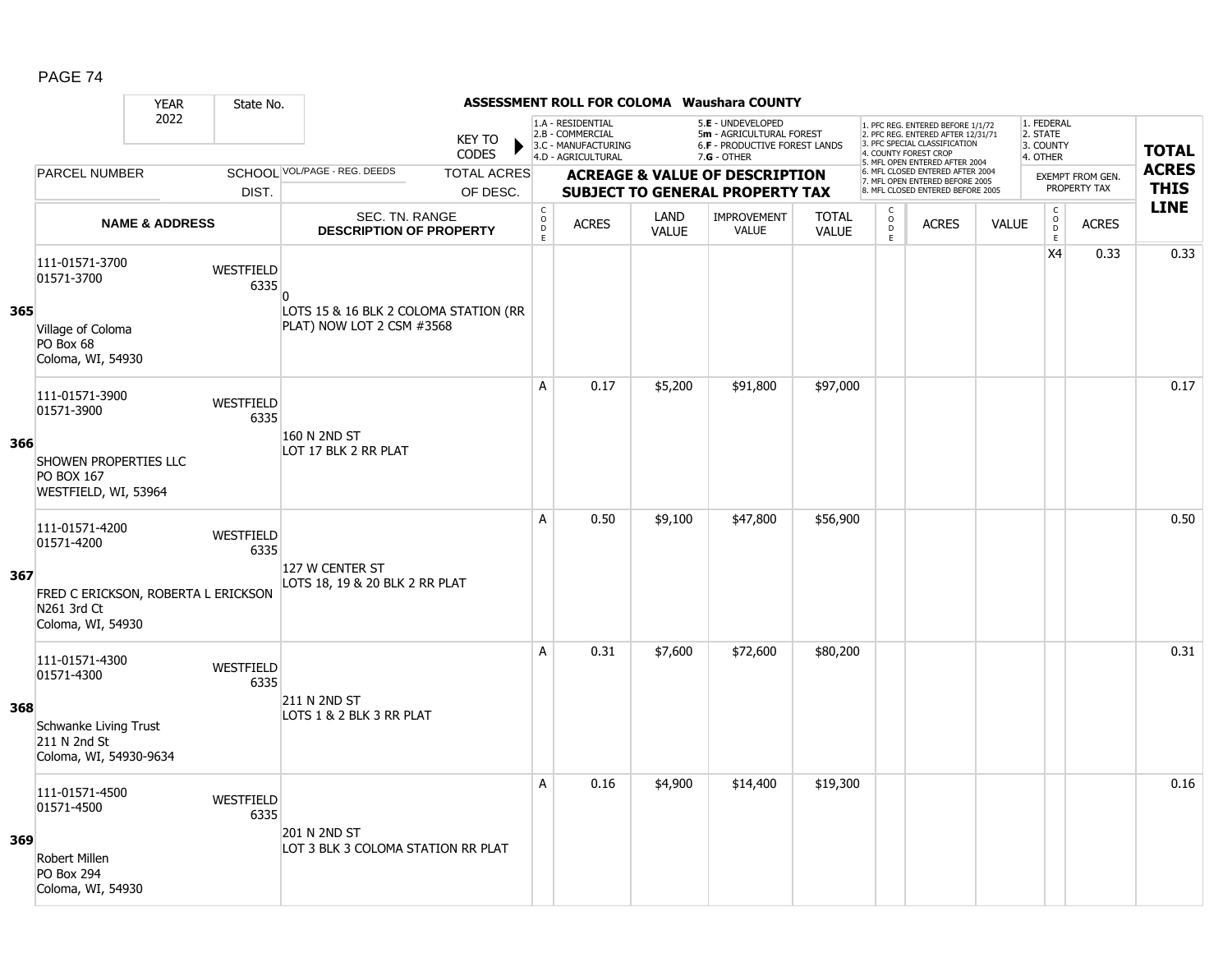# ASSESSMENT ROLL FOR COLOMA Waushara COUNTY

YEAR 2022 | State No.

KEY TO CODES:
1.A - RESIDENTIAL
2.B - COMMERCIAL
3.C - MANUFACTURING
4.D - AGRICULTURAL
5.E - UNDEVELOPED
5m - AGRICULTURAL FOREST
6.F - PRODUCTIVE FOREST LANDS
7.G - OTHER

1. PFC REG. ENTERED BEFORE 1/1/72
2. PFC REG. ENTERED AFTER 12/31/71
3. PFC SPECIAL CLASSIFICATION
4. COUNTY FOREST CROP
5. MFL OPEN ENTERED AFTER 2004
6. MFL CLOSED ENTERED AFTER 2004
7. MFL OPEN ENTERED BEFORE 2005
8. MFL CLOSED ENTERED BEFORE 2005

1. FEDERAL
2. STATE
3. COUNTY
4. OTHER

| LINE | PARCEL NUMBER / NAME & ADDRESS | SCHOOL DIST. | VOL/PAGE - REG. DEEDS / SEC. TN. RANGE / DESCRIPTION OF PROPERTY | CODE | ACRES | LAND VALUE | IMPROVEMENT VALUE | TOTAL VALUE | CODE | ACRES | VALUE | CODE (EXEMPT) | ACRES (EXEMPT FROM GEN. PROPERTY TAX) | TOTAL ACRES THIS LINE |
|---|---|---|---|---|---|---|---|---|---|---|---|---|---|---|
| 365 | 111-01571-3700<br>01571-3700<br>Village of Coloma<br>PO Box 68<br>Coloma, WI, 54930 | WESTFIELD 6335 | 0<br>LOTS 15 & 16 BLK 2 COLOMA STATION (RR PLAT) NOW LOT 2 CSM #3568 | | | | | | | | | X4 | 0.33 | 0.33 |
| 366 | 111-01571-3900<br>01571-3900<br>SHOWEN PROPERTIES LLC<br>PO BOX 167<br>WESTFIELD, WI, 53964 | WESTFIELD 6335 | 160 N 2ND ST<br>LOT 17 BLK 2 RR PLAT | A | 0.17 | $5,200 | $91,800 | $97,000 | | | | | | 0.17 |
| 367 | 111-01571-4200<br>01571-4200<br>FRED C ERICKSON, ROBERTA L ERICKSON<br>N261 3rd Ct<br>Coloma, WI, 54930 | WESTFIELD 6335 | 127 W CENTER ST<br>LOTS 18, 19 & 20 BLK 2 RR PLAT | A | 0.50 | $9,100 | $47,800 | $56,900 | | | | | | 0.50 |
| 368 | 111-01571-4300<br>01571-4300<br>Schwanke Living Trust<br>211 N 2nd St<br>Coloma, WI, 54930-9634 | WESTFIELD 6335 | 211 N 2ND ST<br>LOTS 1 & 2 BLK 3 RR PLAT | A | 0.31 | $7,600 | $72,600 | $80,200 | | | | | | 0.31 |
| 369 | 111-01571-4500<br>01571-4500<br>Robert Millen<br>PO Box 294<br>Coloma, WI, 54930 | WESTFIELD 6335 | 201 N 2ND ST<br>LOT 3 BLK 3 COLOMA STATION RR PLAT | A | 0.16 | $4,900 | $14,400 | $19,300 | | | | | | 0.16 |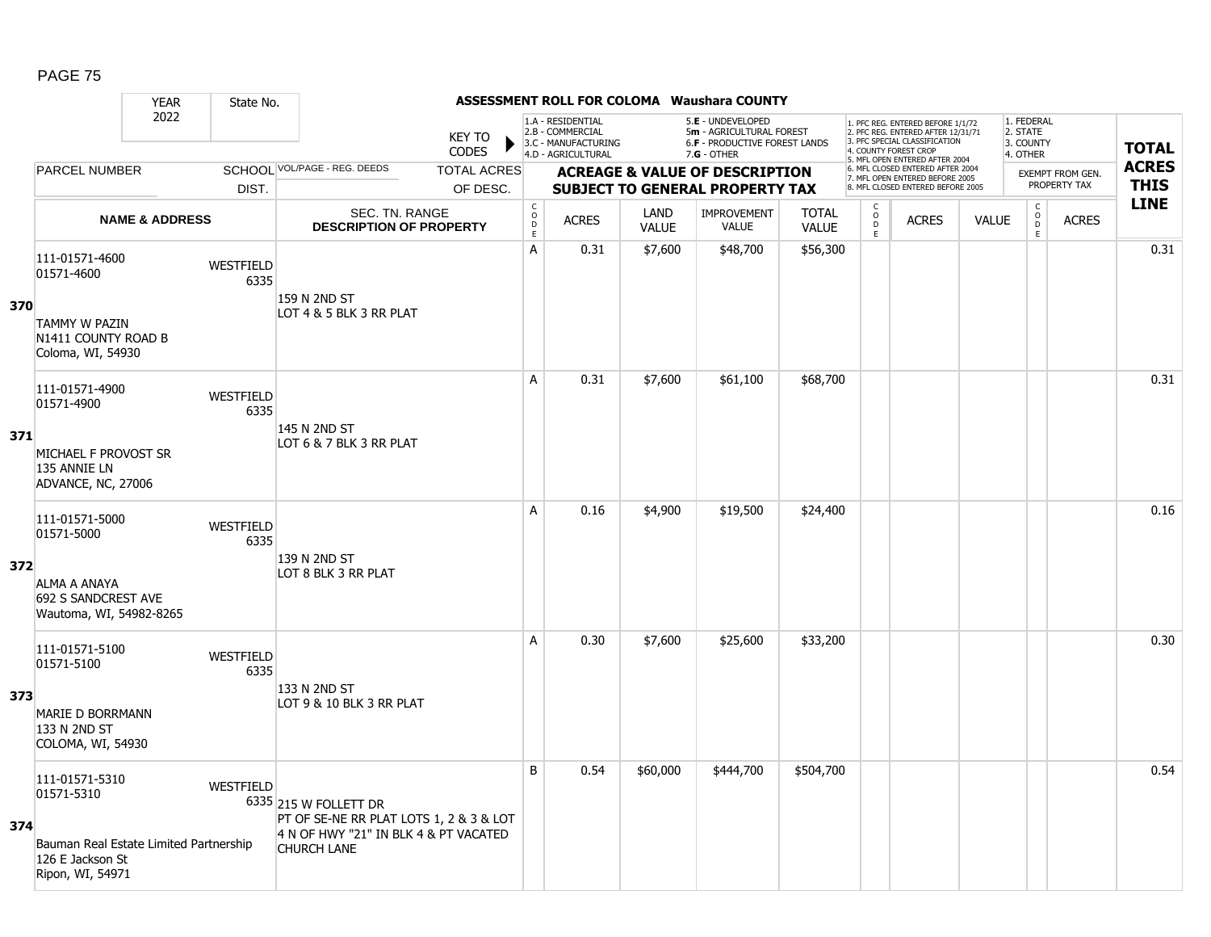# ASSESSMENT ROLL FOR COLOMA Waushara COUNTY

YEAR 2022 | State No.

KEY TO CODES:
- 1.A - RESIDENTIAL
- 2.B - COMMERCIAL
- 3.C - MANUFACTURING
- 4.D - AGRICULTURAL
- 5.E - UNDEVELOPED
- 5m - AGRICULTURAL FOREST
- 6.F - PRODUCTIVE FOREST LANDS
- 7.G - OTHER

- 1. PFC REG. ENTERED BEFORE 1/1/72
- 2. PFC REG. ENTERED AFTER 12/31/71
- 3. PFC SPECIAL CLASSIFICATION
- 4. COUNTY FOREST CROP
- 5. MFL OPEN ENTERED AFTER 2004
- 6. MFL CLOSED ENTERED AFTER 2004
- 7. MFL OPEN ENTERED BEFORE 2005
- 8. MFL CLOSED ENTERED BEFORE 2005

- 1. FEDERAL
- 2. STATE
- 3. COUNTY
- 4. OTHER

| | PARCEL NUMBER / NAME & ADDRESS | SCHOOL DIST. | VOL/PAGE - REG. DEEDS / SEC. TN. RANGE / DESCRIPTION OF PROPERTY | CODE | ACRES | LAND VALUE | IMPROVEMENT VALUE | TOTAL VALUE | CODE | ACRES | VALUE | CODE (EXEMPT) | ACRES (EXEMPT FROM GEN. PROPERTY TAX) | TOTAL ACRES THIS LINE |
|---|---|---|---|---|---|---|---|---|---|---|---|---|---|---|
| 370 | 111-01571-4600<br>01571-4600<br>TAMMY W PAZIN<br>N1411 COUNTY ROAD B<br>Coloma, WI, 54930 | WESTFIELD 6335 | 159 N 2ND ST<br>LOT 4 & 5 BLK 3 RR PLAT | A | 0.31 | $7,600 | $48,700 | $56,300 | | | | | | 0.31 |
| 371 | 111-01571-4900<br>01571-4900<br>MICHAEL F PROVOST SR<br>135 ANNIE LN<br>ADVANCE, NC, 27006 | WESTFIELD 6335 | 145 N 2ND ST<br>LOT 6 & 7 BLK 3 RR PLAT | A | 0.31 | $7,600 | $61,100 | $68,700 | | | | | | 0.31 |
| 372 | 111-01571-5000<br>01571-5000<br>ALMA A ANAYA<br>692 S SANDCREST AVE<br>Wautoma, WI, 54982-8265 | WESTFIELD 6335 | 139 N 2ND ST<br>LOT 8 BLK 3 RR PLAT | A | 0.16 | $4,900 | $19,500 | $24,400 | | | | | | 0.16 |
| 373 | 111-01571-5100<br>01571-5100<br>MARIE D BORRMANN<br>133 N 2ND ST<br>COLOMA, WI, 54930 | WESTFIELD 6335 | 133 N 2ND ST<br>LOT 9 & 10 BLK 3 RR PLAT | A | 0.30 | $7,600 | $25,600 | $33,200 | | | | | | 0.30 |
| 374 | 111-01571-5310<br>01571-5310<br>Bauman Real Estate Limited Partnership<br>126 E Jackson St<br>Ripon, WI, 54971 | WESTFIELD 6335 | 215 W FOLLETT DR<br>PT OF SE-NE RR PLAT LOTS 1, 2 & 3 & LOT 4 N OF HWY "21" IN BLK 4 & PT VACATED CHURCH LANE | B | 0.54 | $60,000 | $444,700 | $504,700 | | | | | | 0.54 |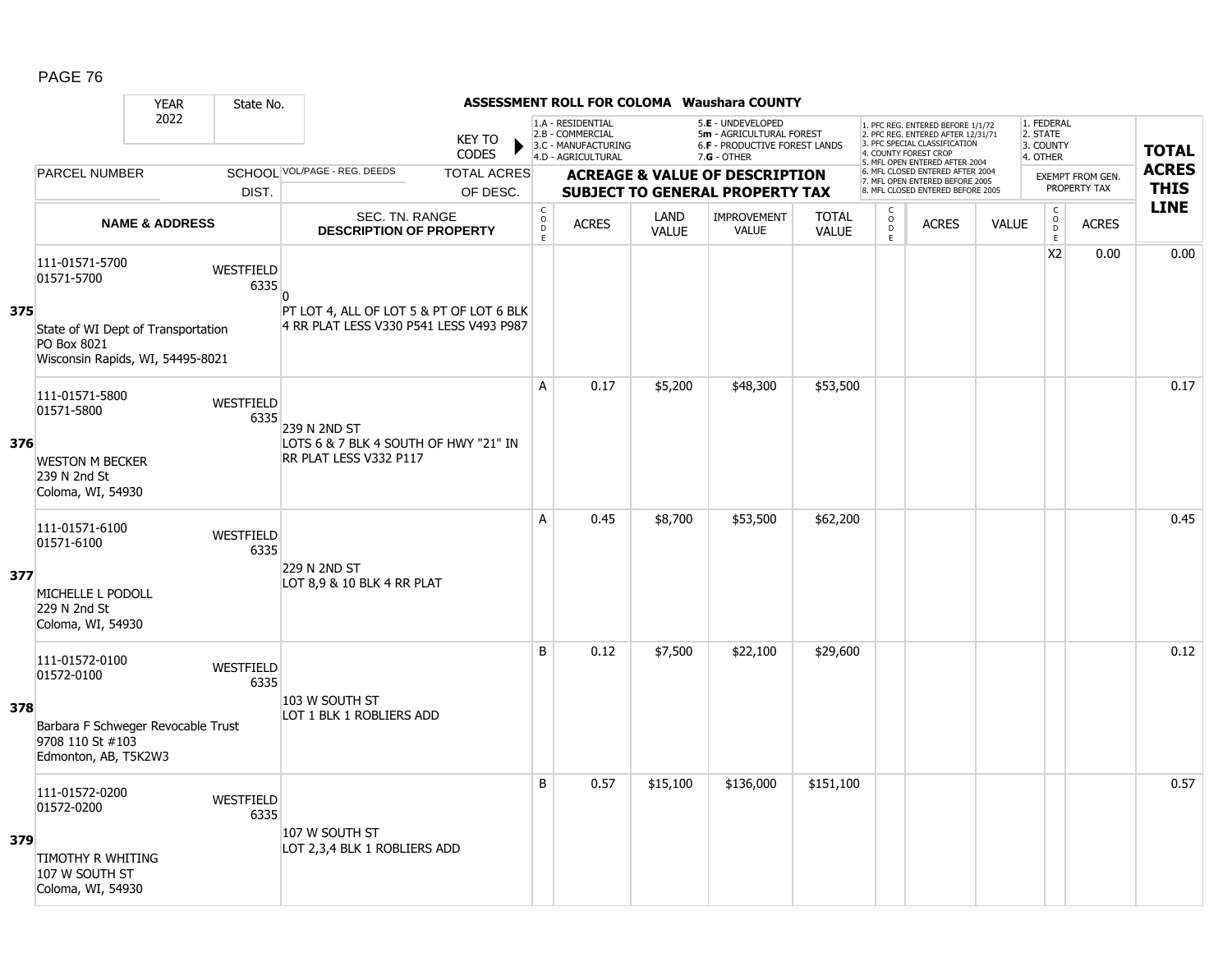**ASSESSMENT ROLL FOR COLOMA Waushara COUNTY**

| YEAR 2022 | State No. | | KEY TO CODES | 1.A - RESIDENTIAL 2.B - COMMERCIAL 3.C - MANUFACTURING 4.D - AGRICULTURAL | | 5.E - UNDEVELOPED 5m - AGRICULTURAL FOREST 6.F - PRODUCTIVE FOREST LANDS 7.G - OTHER | | | 1. PFC REG. ENTERED BEFORE 1/1/72 2. PFC REG. ENTERED AFTER 12/31/71 3. PFC SPECIAL CLASSIFICATION 4. COUNTY FOREST CROP 5. MFL OPEN ENTERED AFTER 2004 6. MFL CLOSED ENTERED AFTER 2004 7. MFL OPEN ENTERED BEFORE 2005 8. MFL CLOSED ENTERED BEFORE 2005 | | | 1. FEDERAL 2. STATE 3. COUNTY 4. OTHER | | TOTAL |
|---|---|---|---|---|---|---|---|---|---|---|---|---|---|---|
| PARCEL NUMBER | SCHOOL DIST. | VOL/PAGE - REG. DEEDS | TOTAL ACRES OF DESC. | ACREAGE & VALUE OF DESCRIPTION SUBJECT TO GENERAL PROPERTY TAX | | | | | | | | EXEMPT FROM GEN. PROPERTY TAX | | ACRES THIS LINE |
| NAME & ADDRESS | | SEC. TN. RANGE DESCRIPTION OF PROPERTY | | CODE | ACRES | LAND VALUE | IMPROVEMENT VALUE | TOTAL VALUE | CODE | ACRES | VALUE | CODE | ACRES | |
| **375** 111-01571-5700 01571-5700 State of WI Dept of Transportation PO Box 8021 Wisconsin Rapids, WI, 54495-8021 | WESTFIELD 6335 | 0 PT LOT 4, ALL OF LOT 5 & PT OF LOT 6 BLK 4 RR PLAT LESS V330 P541 LESS V493 P987 | | | | | | | | | | X2 | 0.00 | 0.00 |
| **376** 111-01571-5800 01571-5800 WESTON M BECKER 239 N 2nd St Coloma, WI, 54930 | WESTFIELD 6335 | 239 N 2ND ST LOTS 6 & 7 BLK 4 SOUTH OF HWY "21" IN RR PLAT LESS V332 P117 | | A | 0.17 | $5,200 | $48,300 | $53,500 | | | | | | 0.17 |
| **377** 111-01571-6100 01571-6100 MICHELLE L PODOLL 229 N 2nd St Coloma, WI, 54930 | WESTFIELD 6335 | 229 N 2ND ST LOT 8,9 & 10 BLK 4 RR PLAT | | A | 0.45 | $8,700 | $53,500 | $62,200 | | | | | | 0.45 |
| **378** 111-01572-0100 01572-0100 Barbara F Schweger Revocable Trust 9708 110 St #103 Edmonton, AB, T5K2W3 | WESTFIELD 6335 | 103 W SOUTH ST LOT 1 BLK 1 ROBLIERS ADD | | B | 0.12 | $7,500 | $22,100 | $29,600 | | | | | | 0.12 |
| **379** 111-01572-0200 01572-0200 TIMOTHY R WHITING 107 W SOUTH ST Coloma, WI, 54930 | WESTFIELD 6335 | 107 W SOUTH ST LOT 2,3,4 BLK 1 ROBLIERS ADD | | B | 0.57 | $15,100 | $136,000 | $151,100 | | | | | | 0.57 |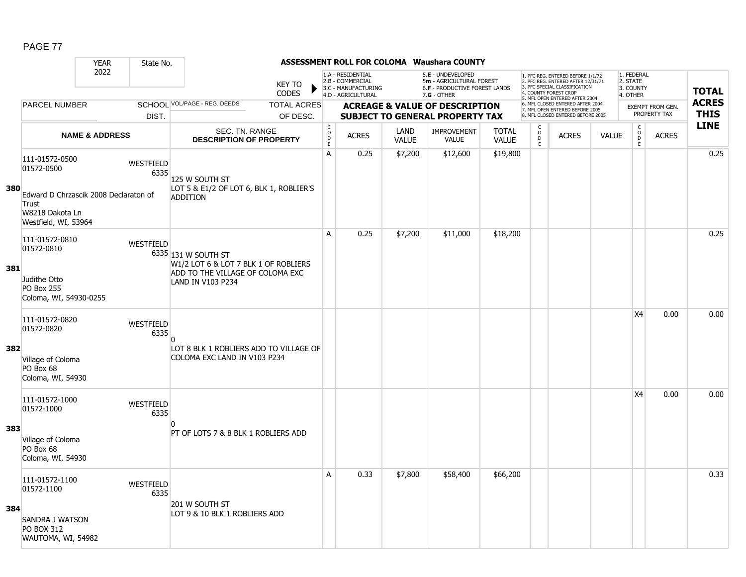# ASSESSMENT ROLL FOR COLOMA Waushara COUNTY

| YEAR | State No. |
|---|---|
| 2022 | |

KEY TO CODES:
- 1.A - RESIDENTIAL
- 2.B - COMMERCIAL
- 3.C - MANUFACTURING
- 4.D - AGRICULTURAL
- 5.E - UNDEVELOPED
- 5m - AGRICULTURAL FOREST
- 6.F - PRODUCTIVE FOREST LANDS
- 7.G - OTHER

- 1. PFC REG. ENTERED BEFORE 1/1/72
- 2. PFC REG. ENTERED AFTER 12/31/71
- 3. PFC SPECIAL CLASSIFICATION
- 4. COUNTY FOREST CROP
- 5. MFL OPEN ENTERED AFTER 2004
- 6. MFL CLOSED ENTERED AFTER 2004
- 7. MFL OPEN ENTERED BEFORE 2005
- 8. MFL CLOSED ENTERED BEFORE 2005

- 1. FEDERAL
- 2. STATE
- 3. COUNTY
- 4. OTHER

| | PARCEL NUMBER / NAME & ADDRESS | SCHOOL DIST. | VOL/PAGE - REG. DEEDS / SEC. TN. RANGE / DESCRIPTION OF PROPERTY | ACREAGE & VALUE OF DESCRIPTION SUBJECT TO GENERAL PROPERTY TAX: CODE | ACRES | LAND VALUE | IMPROVEMENT VALUE | TOTAL VALUE | CODE | ACRES | VALUE | EXEMPT FROM GEN. PROPERTY TAX: CODE | ACRES | TOTAL ACRES THIS LINE |
|---|---|---|---|---|---|---|---|---|---|---|---|---|---|---|
| 380 | 111-01572-0500<br>01572-0500<br><br>Edward D Chrzascik 2008 Declaraton of Trust<br>W8218 Dakota Ln<br>Westfield, WI, 53964 | WESTFIELD 6335 | 125 W SOUTH ST<br>LOT 5 & E1/2 OF LOT 6, BLK 1, ROBLIER'S ADDITION | A | 0.25 | $7,200 | $12,600 | $19,800 | | | | | | 0.25 |
| 381 | 111-01572-0810<br>01572-0810<br><br>Judithe Otto<br>PO Box 255<br>Coloma, WI, 54930-0255 | WESTFIELD 6335 | 131 W SOUTH ST<br>W1/2 LOT 6 & LOT 7 BLK 1 OF ROBLIERS ADD TO THE VILLAGE OF COLOMA EXC LAND IN V103 P234 | A | 0.25 | $7,200 | $11,000 | $18,200 | | | | | | 0.25 |
| 382 | 111-01572-0820<br>01572-0820<br><br>Village of Coloma<br>PO Box 68<br>Coloma, WI, 54930 | WESTFIELD 6335 | 0<br>LOT 8 BLK 1 ROBLIERS ADD TO VILLAGE OF COLOMA EXC LAND IN V103 P234 | | | | | | | | | X4 | 0.00 | 0.00 |
| 383 | 111-01572-1000<br>01572-1000<br><br>Village of Coloma<br>PO Box 68<br>Coloma, WI, 54930 | WESTFIELD 6335 | 0<br>PT OF LOTS 7 & 8 BLK 1 ROBLIERS ADD | | | | | | | | | X4 | 0.00 | 0.00 |
| 384 | 111-01572-1100<br>01572-1100<br><br>SANDRA J WATSON<br>PO BOX 312<br>WAUTOMA, WI, 54982 | WESTFIELD 6335 | 201 W SOUTH ST<br>LOT 9 & 10 BLK 1 ROBLIERS ADD | A | 0.33 | $7,800 | $58,400 | $66,200 | | | | | | 0.33 |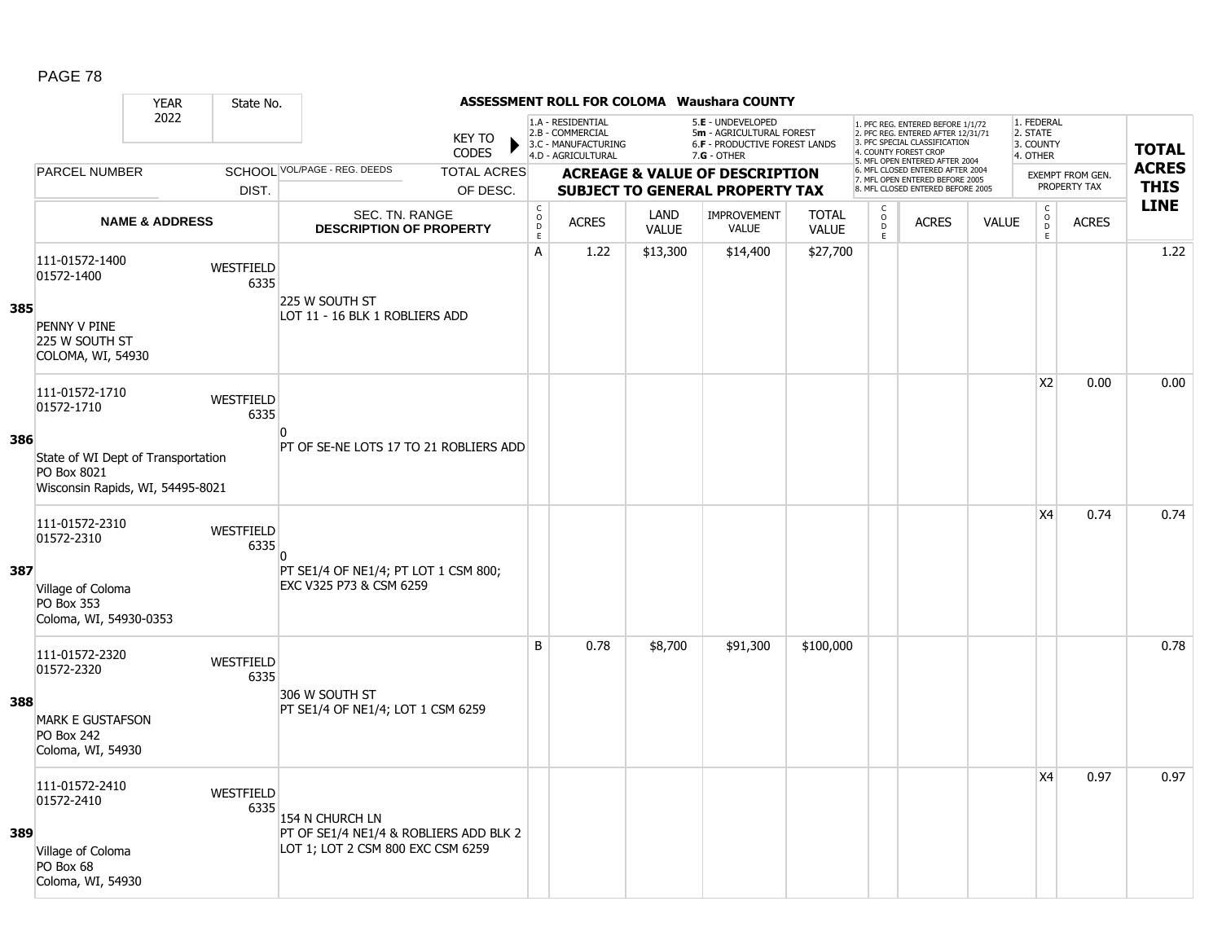# ASSESSMENT ROLL FOR COLOMA Waushara COUNTY

YEAR 2022 | State No.

KEY TO CODES:
1.A - RESIDENTIAL
2.B - COMMERCIAL
3.C - MANUFACTURING
4.D - AGRICULTURAL
5.E - UNDEVELOPED
5m - AGRICULTURAL FOREST
6.F - PRODUCTIVE FOREST LANDS
7.G - OTHER

1. PFC REG. ENTERED BEFORE 1/1/72
2. PFC REG. ENTERED AFTER 12/31/71
3. PFC SPECIAL CLASSIFICATION
4. COUNTY FOREST CROP
5. MFL OPEN ENTERED AFTER 2004
6. MFL CLOSED ENTERED AFTER 2004
7. MFL OPEN ENTERED BEFORE 2005
8. MFL CLOSED ENTERED BEFORE 2005

1. FEDERAL
2. STATE
3. COUNTY
4. OTHER

| LINE | PARCEL NUMBER / NAME & ADDRESS | SCHOOL DIST. | VOL/PAGE - REG. DEEDS / SEC. TN. RANGE / DESCRIPTION OF PROPERTY | CODE | ACRES | LAND VALUE | IMPROVEMENT VALUE | TOTAL VALUE | CODE | ACRES | VALUE | CODE (EXEMPT) | ACRES (EXEMPT FROM GEN. PROPERTY TAX) | TOTAL ACRES THIS LINE |
|---|---|---|---|---|---|---|---|---|---|---|---|---|---|---|
| 385 | 111-01572-1400<br>01572-1400<br>PENNY V PINE<br>225 W SOUTH ST<br>COLOMA, WI, 54930 | WESTFIELD 6335 | 225 W SOUTH ST<br>LOT 11 - 16 BLK 1 ROBLIERS ADD | A | 1.22 | $13,300 | $14,400 | $27,700 | | | | | | 1.22 |
| 386 | 111-01572-1710<br>01572-1710<br>State of WI Dept of Transportation<br>PO Box 8021<br>Wisconsin Rapids, WI, 54495-8021 | WESTFIELD 6335 | 0<br>PT OF SE-NE LOTS 17 TO 21 ROBLIERS ADD | | | | | | | | | X2 | 0.00 | 0.00 |
| 387 | 111-01572-2310<br>01572-2310<br>Village of Coloma<br>PO Box 353<br>Coloma, WI, 54930-0353 | WESTFIELD 6335 | 0<br>PT SE1/4 OF NE1/4; PT LOT 1 CSM 800; EXC V325 P73 & CSM 6259 | | | | | | | | | X4 | 0.74 | 0.74 |
| 388 | 111-01572-2320<br>01572-2320<br>MARK E GUSTAFSON<br>PO Box 242<br>Coloma, WI, 54930 | WESTFIELD 6335 | 306 W SOUTH ST<br>PT SE1/4 OF NE1/4; LOT 1 CSM 6259 | B | 0.78 | $8,700 | $91,300 | $100,000 | | | | | | 0.78 |
| 389 | 111-01572-2410<br>01572-2410<br>Village of Coloma<br>PO Box 68<br>Coloma, WI, 54930 | WESTFIELD 6335 | 154 N CHURCH LN<br>PT OF SE1/4 NE1/4 & ROBLIERS ADD BLK 2 LOT 1; LOT 2 CSM 800 EXC CSM 6259 | | | | | | | | | X4 | 0.97 | 0.97 |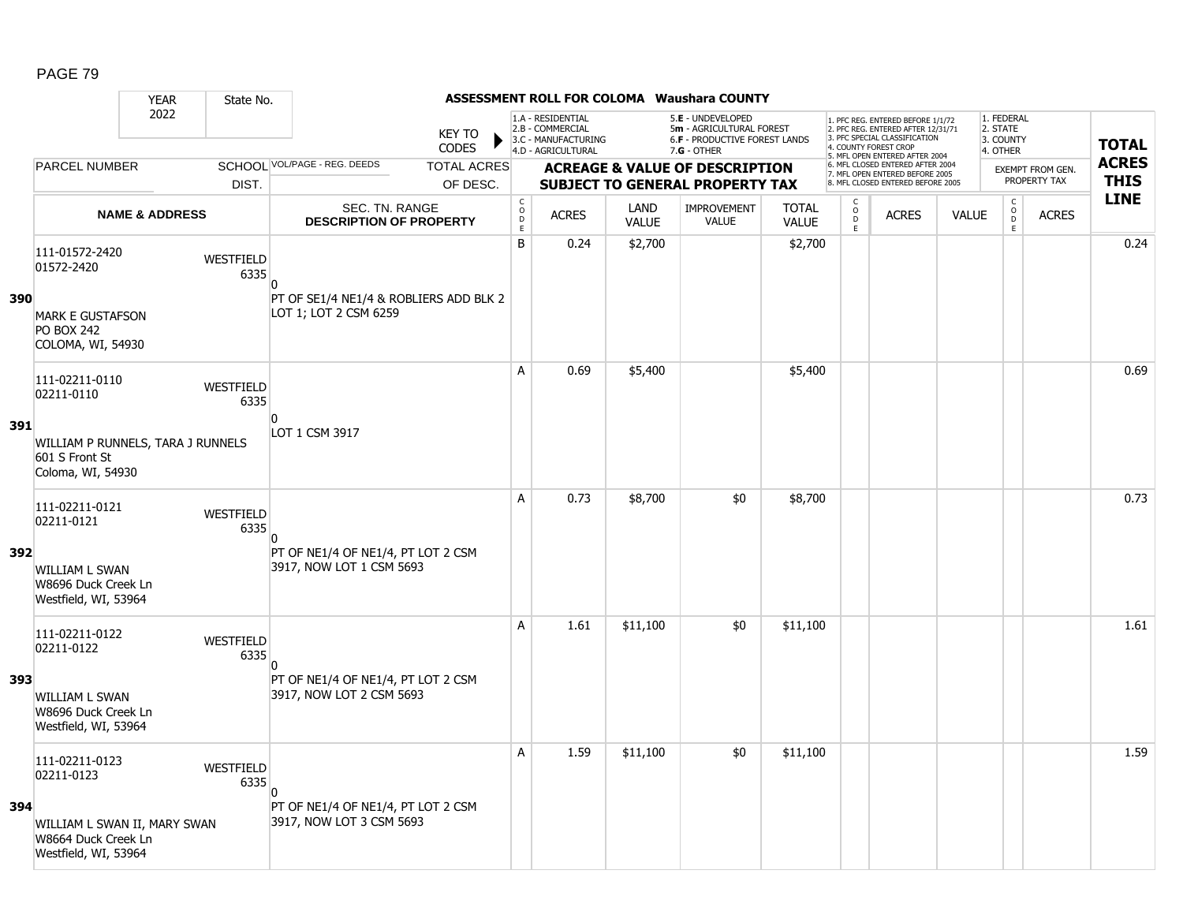**ASSESSMENT ROLL FOR COLOMA Waushara COUNTY**

| YEAR 2022 | State No. | | KEY TO CODES | 1.A - RESIDENTIAL 2.B - COMMERCIAL 3.C - MANUFACTURING 4.D - AGRICULTURAL | | 5.E - UNDEVELOPED 5m - AGRICULTURAL FOREST 6.F - PRODUCTIVE FOREST LANDS 7.G - OTHER | | | 1. PFC REG. ENTERED BEFORE 1/1/72 2. PFC REG. ENTERED AFTER 12/31/71 3. PFC SPECIAL CLASSIFICATION 4. COUNTY FOREST CROP 5. MFL OPEN ENTERED AFTER 2004 6. MFL CLOSED ENTERED AFTER 2004 7. MFL OPEN ENTERED BEFORE 2005 8. MFL CLOSED ENTERED BEFORE 2005 | | | 1. FEDERAL 2. STATE 3. COUNTY 4. OTHER | | |
|---|---|---|---|---|---|---|---|---|---|---|---|---|---|---|
| PARCEL NUMBER | SCHOOL DIST. | VOL/PAGE - REG. DEEDS | TOTAL ACRES OF DESC. | ACREAGE & VALUE OF DESCRIPTION SUBJECT TO GENERAL PROPERTY TAX | | | | | | | | EXEMPT FROM GEN. PROPERTY TAX | | TOTAL ACRES THIS LINE |
| NAME & ADDRESS | | SEC. TN. RANGE DESCRIPTION OF PROPERTY | CODE | ACRES | LAND VALUE | IMPROVEMENT VALUE | TOTAL VALUE | CODE | ACRES | VALUE | CODE | ACRES | | |
| **390** 111-01572-2420 01572-2420 MARK E GUSTAFSON PO BOX 242 COLOMA, WI, 54930 | WESTFIELD 6335 | 0 PT OF SE1/4 NE1/4 & ROBLIERS ADD BLK 2 LOT 1; LOT 2 CSM 6259 | B | 0.24 | $2,700 | | $2,700 | | | | | | | 0.24 |
| **391** 111-02211-0110 02211-0110 WILLIAM P RUNNELS, TARA J RUNNELS 601 S Front St Coloma, WI, 54930 | WESTFIELD 6335 | 0 LOT 1 CSM 3917 | A | 0.69 | $5,400 | | $5,400 | | | | | | | 0.69 |
| **392** 111-02211-0121 02211-0121 WILLIAM L SWAN W8696 Duck Creek Ln Westfield, WI, 53964 | WESTFIELD 6335 | 0 PT OF NE1/4 OF NE1/4, PT LOT 2 CSM 3917, NOW LOT 1 CSM 5693 | A | 0.73 | $8,700 | $0 | $8,700 | | | | | | | 0.73 |
| **393** 111-02211-0122 02211-0122 WILLIAM L SWAN W8696 Duck Creek Ln Westfield, WI, 53964 | WESTFIELD 6335 | 0 PT OF NE1/4 OF NE1/4, PT LOT 2 CSM 3917, NOW LOT 2 CSM 5693 | A | 1.61 | $11,100 | $0 | $11,100 | | | | | | | 1.61 |
| **394** 111-02211-0123 02211-0123 WILLIAM L SWAN II, MARY SWAN W8664 Duck Creek Ln Westfield, WI, 53964 | WESTFIELD 6335 | 0 PT OF NE1/4 OF NE1/4, PT LOT 2 CSM 3917, NOW LOT 3 CSM 5693 | A | 1.59 | $11,100 | $0 | $11,100 | | | | | | | 1.59 |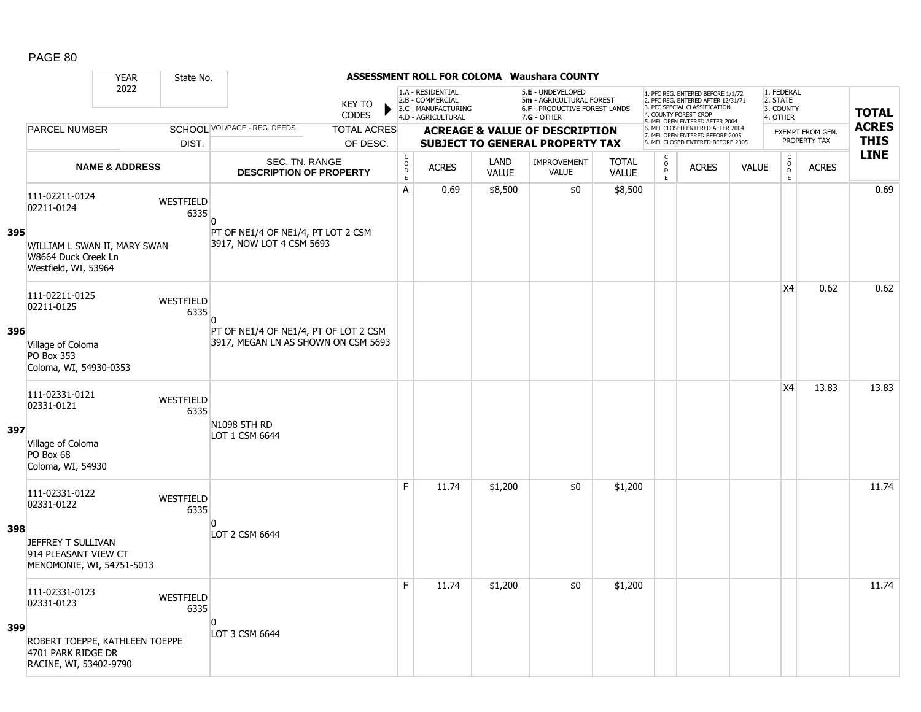# ASSESSMENT ROLL FOR COLOMA Waushara COUNTY

YEAR 2022 | State No.

KEY TO CODES:
- 1.A - RESIDENTIAL
- 2.B - COMMERCIAL
- 3.C - MANUFACTURING
- 4.D - AGRICULTURAL
- 5.E - UNDEVELOPED
- 5m - AGRICULTURAL FOREST
- 6.F - PRODUCTIVE FOREST LANDS
- 7.G - OTHER

- 1. PFC REG. ENTERED BEFORE 1/1/72
- 2. PFC REG. ENTERED AFTER 12/31/71
- 3. PFC SPECIAL CLASSIFICATION
- 4. COUNTY FOREST CROP
- 5. MFL OPEN ENTERED AFTER 2004
- 6. MFL CLOSED ENTERED AFTER 2004
- 7. MFL OPEN ENTERED BEFORE 2005
- 8. MFL CLOSED ENTERED BEFORE 2005

- 1. FEDERAL
- 2. STATE
- 3. COUNTY
- 4. OTHER

| | PARCEL NUMBER / NAME & ADDRESS | SCHOOL DIST. | VOL/PAGE - REG. DEEDS / TOTAL ACRES OF DESC. / SEC. TN. RANGE / DESCRIPTION OF PROPERTY | CODE | ACRES | LAND VALUE | IMPROVEMENT VALUE | TOTAL VALUE | CODE | ACRES | VALUE | CODE (EXEMPT FROM GEN. PROPERTY TAX) | ACRES | TOTAL ACRES THIS LINE |
|---|---|---|---|---|---|---|---|---|---|---|---|---|---|---|
| 395 | 111-02211-0124<br>02211-0124<br><br>WILLIAM L SWAN II, MARY SWAN<br>W8664 Duck Creek Ln<br>Westfield, WI, 53964 | WESTFIELD 6335 | 0<br>PT OF NE1/4 OF NE1/4, PT LOT 2 CSM 3917, NOW LOT 4 CSM 5693 | A | 0.69 | $8,500 | $0 | $8,500 | | | | | | 0.69 |
| 396 | 111-02211-0125<br>02211-0125<br><br>Village of Coloma<br>PO Box 353<br>Coloma, WI, 54930-0353 | WESTFIELD 6335 | 0<br>PT OF NE1/4 OF NE1/4, PT OF LOT 2 CSM 3917, MEGAN LN AS SHOWN ON CSM 5693 | | | | | | | | | X4 | 0.62 | 0.62 |
| 397 | 111-02331-0121<br>02331-0121<br><br>Village of Coloma<br>PO Box 68<br>Coloma, WI, 54930 | WESTFIELD 6335 | N1098 5TH RD<br>LOT 1 CSM 6644 | | | | | | | | | X4 | 13.83 | 13.83 |
| 398 | 111-02331-0122<br>02331-0122<br><br>JEFFREY T SULLIVAN<br>914 PLEASANT VIEW CT<br>MENOMONIE, WI, 54751-5013 | WESTFIELD 6335 | 0<br>LOT 2 CSM 6644 | F | 11.74 | $1,200 | $0 | $1,200 | | | | | | 11.74 |
| 399 | 111-02331-0123<br>02331-0123<br><br>ROBERT TOEPPE, KATHLEEN TOEPPE<br>4701 PARK RIDGE DR<br>RACINE, WI, 53402-9790 | WESTFIELD 6335 | 0<br>LOT 3 CSM 6644 | F | 11.74 | $1,200 | $0 | $1,200 | | | | | | 11.74 |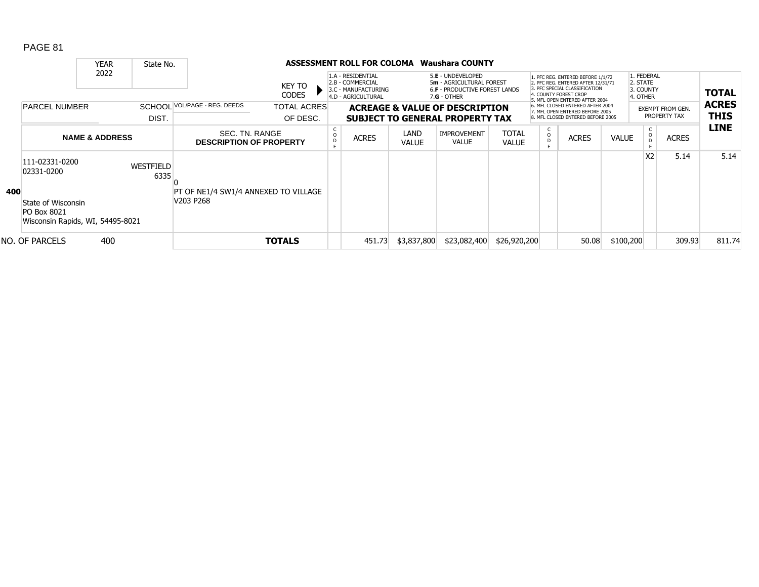**ASSESSMENT ROLL FOR COLOMA Waushara COUNTY**

| YEAR | State No. |
|---|---|
| 2022 | |

KEY TO CODES:
- 1.A - RESIDENTIAL
- 2.B - COMMERCIAL
- 3.C - MANUFACTURING
- 4.D - AGRICULTURAL
- 5.E - UNDEVELOPED
- 5m - AGRICULTURAL FOREST
- 6.F - PRODUCTIVE FOREST LANDS
- 7.G - OTHER

- 1. PFC REG. ENTERED BEFORE 1/1/72
- 2. PFC REG. ENTERED AFTER 12/31/71
- 3. PFC SPECIAL CLASSIFICATION
- 4. COUNTY FOREST CROP
- 5. MFL OPEN ENTERED AFTER 2004
- 6. MFL CLOSED ENTERED AFTER 2004
- 7. MFL OPEN ENTERED BEFORE 2005
- 8. MFL CLOSED ENTERED BEFORE 2005

- 1. FEDERAL
- 2. STATE
- 3. COUNTY
- 4. OTHER

| | PARCEL NUMBER / NAME & ADDRESS | SCHOOL DIST. | VOL/PAGE - REG. DEEDS / SEC. TN. RANGE / DESCRIPTION OF PROPERTY | TOTAL ACRES OF DESC. | CODE | ACRES | LAND VALUE | IMPROVEMENT VALUE | TOTAL VALUE | CODE | ACRES | VALUE | CODE | EXEMPT FROM GEN. PROPERTY TAX ACRES | TOTAL ACRES THIS LINE |
|---|---|---|---|---|---|---|---|---|---|---|---|---|---|---|---|
| 400 | 111-02331-0200<br>02331-0200<br><br>State of Wisconsin<br>PO Box 8021<br>Wisconsin Rapids, WI, 54495-8021 | WESTFIELD 6335 | 0<br>PT OF NE1/4 SW1/4 ANNEXED TO VILLAGE<br>V203 P268 | | | | | | | | | | X2 | 5.14 | 5.14 |
| NO. OF PARCELS | 400 | | | **TOTALS** | | 451.73 | $3,837,800 | $23,082,400 | $26,920,200 | | 50.08 | $100,200 | | 309.93 | 811.74 |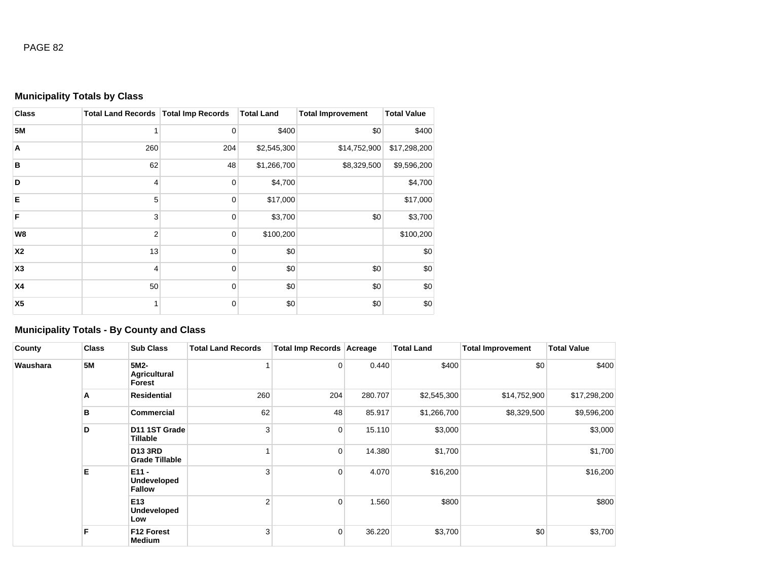### Municipality Totals by Class

| Class | Total Land Records | Total Imp Records | Total Land | Total Improvement | Total Value |
|---|---|---|---|---|---|
| 5M | 1 | 0 | $400 | $0 | $400 |
| A | 260 | 204 | $2,545,300 | $14,752,900 | $17,298,200 |
| B | 62 | 48 | $1,266,700 | $8,329,500 | $9,596,200 |
| D | 4 | 0 | $4,700 | | $4,700 |
| E | 5 | 0 | $17,000 | | $17,000 |
| F | 3 | 0 | $3,700 | $0 | $3,700 |
| W8 | 2 | 0 | $100,200 | | $100,200 |
| X2 | 13 | 0 | $0 | | $0 |
| X3 | 4 | 0 | $0 | $0 | $0 |
| X4 | 50 | 0 | $0 | $0 | $0 |
| X5 | 1 | 0 | $0 | $0 | $0 |

### Municipality Totals - By County and Class

| County | Class | Sub Class | Total Land Records | Total Imp Records | Acreage | Total Land | Total Improvement | Total Value |
|---|---|---|---|---|---|---|---|---|
| Waushara | 5M | 5M2-Agricultural Forest | 1 | 0 | 0.440 | $400 | $0 | $400 |
| | A | Residential | 260 | 204 | 280.707 | $2,545,300 | $14,752,900 | $17,298,200 |
| | B | Commercial | 62 | 48 | 85.917 | $1,266,700 | $8,329,500 | $9,596,200 |
| | D | D11 1ST Grade Tillable | 3 | 0 | 15.110 | $3,000 | | $3,000 |
| | | D13 3RD Grade Tillable | 1 | 0 | 14.380 | $1,700 | | $1,700 |
| | E | E11 - Undeveloped Fallow | 3 | 0 | 4.070 | $16,200 | | $16,200 |
| | | E13 Undeveloped Low | 2 | 0 | 1.560 | $800 | | $800 |
| | F | F12 Forest Medium | 3 | 0 | 36.220 | $3,700 | $0 | $3,700 |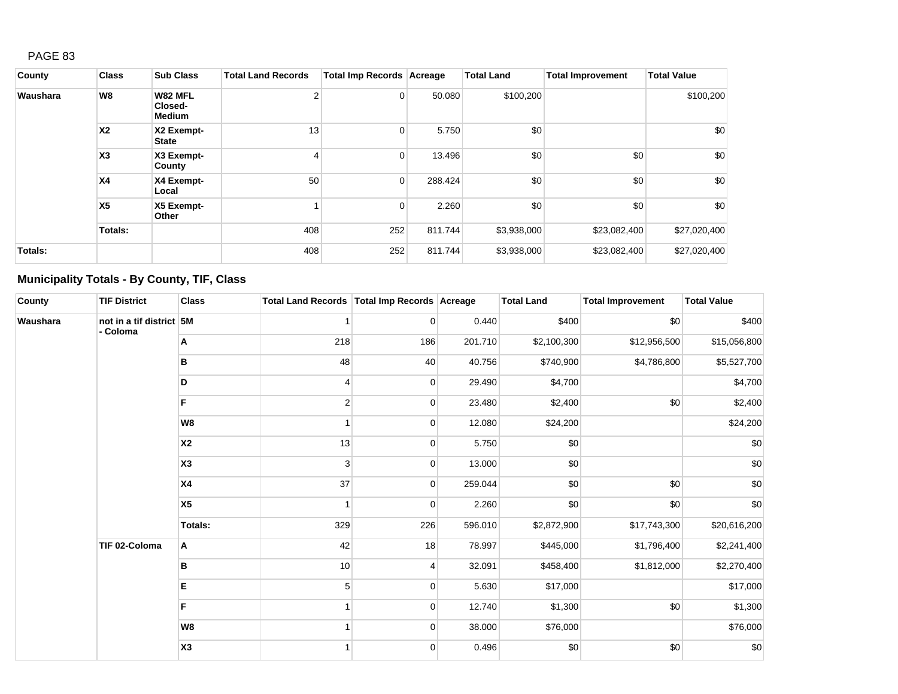| County | Class | Sub Class | Total Land Records | Total Imp Records | Acreage | Total Land | Total Improvement | Total Value |
|---|---|---|---|---|---|---|---|---|
| Waushara | W8 | W82 MFL Closed-Medium | 2 | 0 | 50.080 | $100,200 | | $100,200 |
| | X2 | X2 Exempt-State | 13 | 0 | 5.750 | $0 | | $0 |
| | X3 | X3 Exempt-County | 4 | 0 | 13.496 | $0 | $0 | $0 |
| | X4 | X4 Exempt-Local | 50 | 0 | 288.424 | $0 | $0 | $0 |
| | X5 | X5 Exempt-Other | 1 | 0 | 2.260 | $0 | $0 | $0 |
| | Totals: | | 408 | 252 | 811.744 | $3,938,000 | $23,082,400 | $27,020,400 |
| Totals: | | | 408 | 252 | 811.744 | $3,938,000 | $23,082,400 | $27,020,400 |

### Municipality Totals - By County, TIF, Class

| County | TIF District | Class | Total Land Records | Total Imp Records | Acreage | Total Land | Total Improvement | Total Value |
|---|---|---|---|---|---|---|---|---|
| Waushara | not in a tif district - Coloma | 5M | 1 | 0 | 0.440 | $400 | $0 | $400 |
| | | A | 218 | 186 | 201.710 | $2,100,300 | $12,956,500 | $15,056,800 |
| | | B | 48 | 40 | 40.756 | $740,900 | $4,786,800 | $5,527,700 |
| | | D | 4 | 0 | 29.490 | $4,700 | | $4,700 |
| | | F | 2 | 0 | 23.480 | $2,400 | $0 | $2,400 |
| | | W8 | 1 | 0 | 12.080 | $24,200 | | $24,200 |
| | | X2 | 13 | 0 | 5.750 | $0 | | $0 |
| | | X3 | 3 | 0 | 13.000 | $0 | | $0 |
| | | X4 | 37 | 0 | 259.044 | $0 | $0 | $0 |
| | | X5 | 1 | 0 | 2.260 | $0 | $0 | $0 |
| | | Totals: | 329 | 226 | 596.010 | $2,872,900 | $17,743,300 | $20,616,200 |
| | TIF 02-Coloma | A | 42 | 18 | 78.997 | $445,000 | $1,796,400 | $2,241,400 |
| | | B | 10 | 4 | 32.091 | $458,400 | $1,812,000 | $2,270,400 |
| | | E | 5 | 0 | 5.630 | $17,000 | | $17,000 |
| | | F | 1 | 0 | 12.740 | $1,300 | $0 | $1,300 |
| | | W8 | 1 | 0 | 38.000 | $76,000 | | $76,000 |
| | | X3 | 1 | 0 | 0.496 | $0 | $0 | $0 |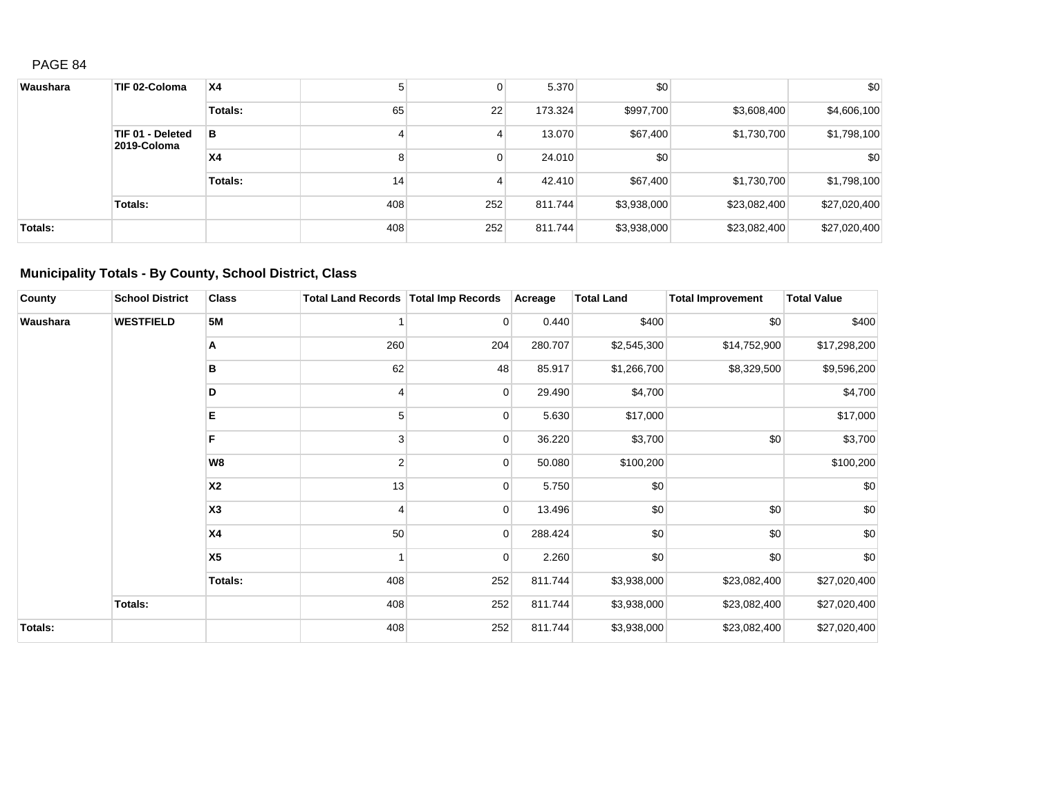| | | | | | | | | |
|---|---|---|---|---|---|---|---|---|
| Waushara | TIF 02-Coloma | X4 | 5 | 0 | 5.370 | $0 | | $0 |
| | | Totals: | 65 | 22 | 173.324 | $997,700 | $3,608,400 | $4,606,100 |
| | TIF 01 - Deleted 2019-Coloma | B | 4 | 4 | 13.070 | $67,400 | $1,730,700 | $1,798,100 |
| | | X4 | 8 | 0 | 24.010 | $0 | | $0 |
| | | Totals: | 14 | 4 | 42.410 | $67,400 | $1,730,700 | $1,798,100 |
| | Totals: | | 408 | 252 | 811.744 | $3,938,000 | $23,082,400 | $27,020,400 |
| Totals: | | | 408 | 252 | 811.744 | $3,938,000 | $23,082,400 | $27,020,400 |

## Municipality Totals - By County, School District, Class

| County | School District | Class | Total Land Records | Total Imp Records | Acreage | Total Land | Total Improvement | Total Value |
|---|---|---|---|---|---|---|---|---|
| Waushara | WESTFIELD | 5M | 1 | 0 | 0.440 | $400 | $0 | $400 |
| | | A | 260 | 204 | 280.707 | $2,545,300 | $14,752,900 | $17,298,200 |
| | | B | 62 | 48 | 85.917 | $1,266,700 | $8,329,500 | $9,596,200 |
| | | D | 4 | 0 | 29.490 | $4,700 | | $4,700 |
| | | E | 5 | 0 | 5.630 | $17,000 | | $17,000 |
| | | F | 3 | 0 | 36.220 | $3,700 | $0 | $3,700 |
| | | W8 | 2 | 0 | 50.080 | $100,200 | | $100,200 |
| | | X2 | 13 | 0 | 5.750 | $0 | | $0 |
| | | X3 | 4 | 0 | 13.496 | $0 | $0 | $0 |
| | | X4 | 50 | 0 | 288.424 | $0 | $0 | $0 |
| | | X5 | 1 | 0 | 2.260 | $0 | $0 | $0 |
| | | Totals: | 408 | 252 | 811.744 | $3,938,000 | $23,082,400 | $27,020,400 |
| | Totals: | | 408 | 252 | 811.744 | $3,938,000 | $23,082,400 | $27,020,400 |
| Totals: | | | 408 | 252 | 811.744 | $3,938,000 | $23,082,400 | $27,020,400 |